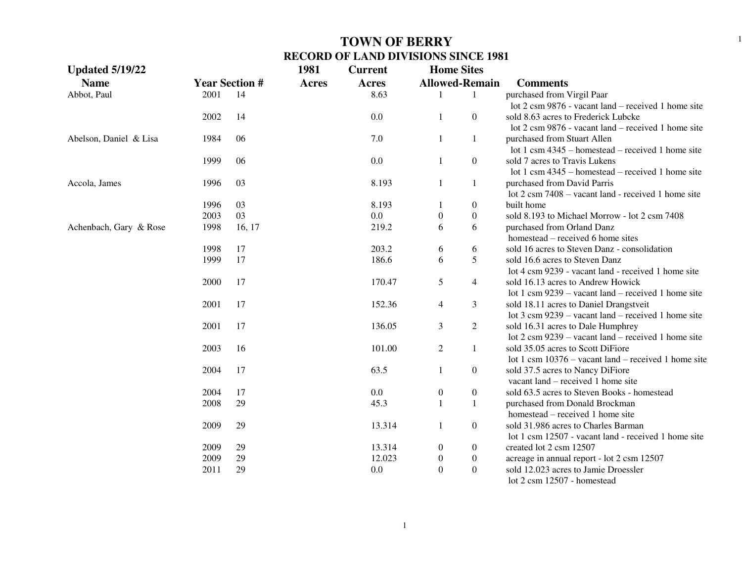# TOWN OF BERRY
## RECORD OF LAND DIVISIONS SINCE 1981

**Updated 5/19/22**

| Name | Year | Section # | 1981 Acres | Current Acres | Home Sites Allowed | Home Sites Remain | Comments |
|---|---|---|---|---|---|---|---|
| Abbot, Paul | 2001 | 14 | | 8.63 | 1 | 1 | purchased from Virgil Paar<br>lot 2 csm 9876 - vacant land – received 1 home site |
| | 2002 | 14 | | 0.0 | 1 | 0 | sold 8.63 acres to Frederick Lubcke<br>lot 2 csm 9876 - vacant land – received 1 home site |
| Abelson, Daniel & Lisa | 1984 | 06 | | 7.0 | 1 | 1 | purchased from Stuart Allen<br>lot 1 csm 4345 – homestead – received 1 home site |
| | 1999 | 06 | | 0.0 | 1 | 0 | sold 7 acres to Travis Lukens<br>lot 1 csm 4345 – homestead – received 1 home site |
| Accola, James | 1996 | 03 | | 8.193 | 1 | 1 | purchased from David Parris<br>lot 2 csm 7408 – vacant land - received 1 home site |
| | 1996 | 03 | | 8.193 | 1 | 0 | built home |
| | 2003 | 03 | | 0.0 | 0 | 0 | sold 8.193 to Michael Morrow - lot 2 csm 7408 |
| Achenbach, Gary & Rose | 1998 | 16, 17 | | 219.2 | 6 | 6 | purchased from Orland Danz<br>homestead – received 6 home sites |
| | 1998 | 17 | | 203.2 | 6 | 6 | sold 16 acres to Steven Danz - consolidation |
| | 1999 | 17 | | 186.6 | 6 | 5 | sold 16.6 acres to Steven Danz<br>lot 4 csm 9239 - vacant land - received 1 home site |
| | 2000 | 17 | | 170.47 | 5 | 4 | sold 16.13 acres to Andrew Howick<br>lot 1 csm 9239 – vacant land – received 1 home site |
| | 2001 | 17 | | 152.36 | 4 | 3 | sold 18.11 acres to Daniel Drangstveit<br>lot 3 csm 9239 – vacant land – received 1 home site |
| | 2001 | 17 | | 136.05 | 3 | 2 | sold 16.31 acres to Dale Humphrey<br>lot 2 csm 9239 – vacant land – received 1 home site |
| | 2003 | 16 | | 101.00 | 2 | 1 | sold 35.05 acres to Scott DiFiore<br>lot 1 csm 10376 – vacant land – received 1 home site |
| | 2004 | 17 | | 63.5 | 1 | 0 | sold 37.5 acres to Nancy DiFiore<br>vacant land – received 1 home site |
| | 2004 | 17 | | 0.0 | 0 | 0 | sold 63.5 acres to Steven Books - homestead |
| | 2008 | 29 | | 45.3 | 1 | 1 | purchased from Donald Brockman<br>homestead – received 1 home site |
| | 2009 | 29 | | 13.314 | 1 | 0 | sold 31.986 acres to Charles Barman<br>lot 1 csm 12507 - vacant land - received 1 home site |
| | 2009 | 29 | | 13.314 | 0 | 0 | created lot 2 csm 12507 |
| | 2009 | 29 | | 12.023 | 0 | 0 | acreage in annual report - lot 2 csm 12507 |
| | 2011 | 29 | | 0.0 | 0 | 0 | sold 12.023 acres to Jamie Droessler<br>lot 2 csm 12507 - homestead |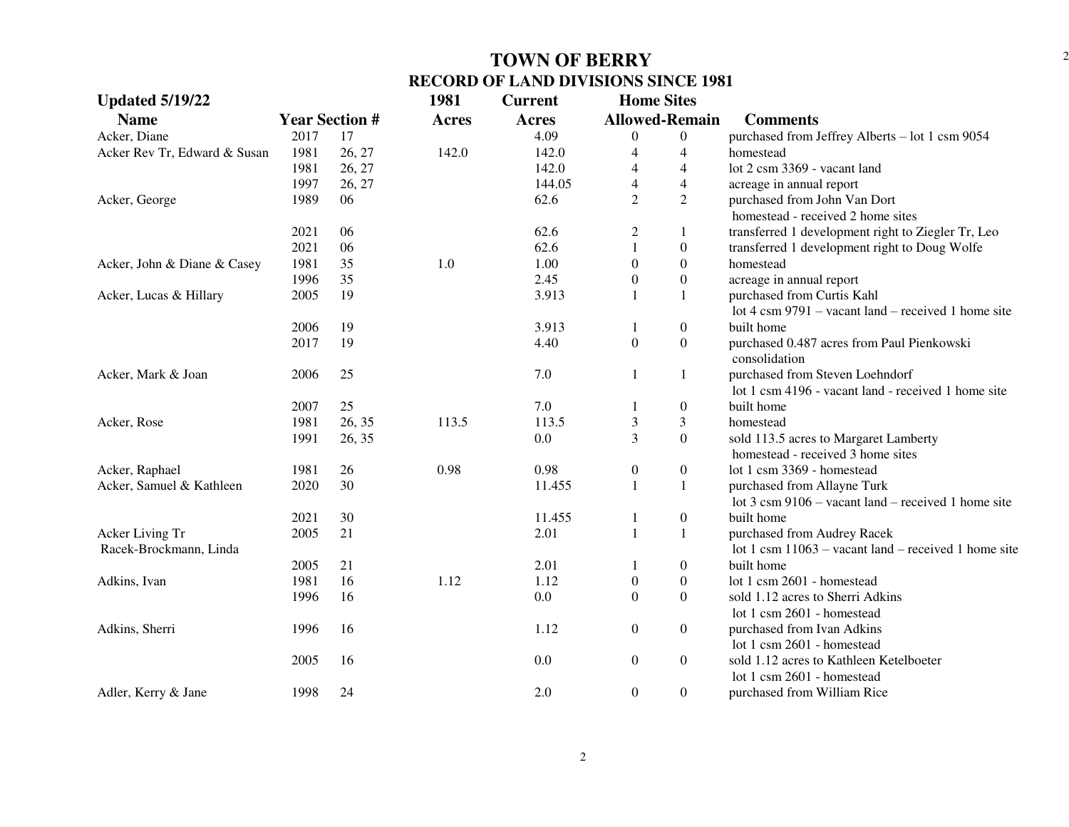# TOWN OF BERRY

## RECORD OF LAND DIVISIONS SINCE 1981

**Updated 5/19/22**

| Name | Year | Section # | 1981 Acres | Current Acres | Home Sites Allowed | Home Sites Remain | Comments |
|---|---|---|---|---|---|---|---|
| Acker, Diane | 2017 | 17 | | 4.09 | 0 | 0 | purchased from Jeffrey Alberts – lot 1 csm 9054 |
| Acker Rev Tr, Edward & Susan | 1981 | 26, 27 | 142.0 | 142.0 | 4 | 4 | homestead |
| | 1981 | 26, 27 | | 142.0 | 4 | 4 | lot 2 csm 3369 - vacant land |
| | 1997 | 26, 27 | | 144.05 | 4 | 4 | acreage in annual report |
| Acker, George | 1989 | 06 | | 62.6 | 2 | 2 | purchased from John Van Dort<br>homestead - received 2 home sites |
| | 2021 | 06 | | 62.6 | 2 | 1 | transferred 1 development right to Ziegler Tr, Leo |
| | 2021 | 06 | | 62.6 | 1 | 0 | transferred 1 development right to Doug Wolfe |
| Acker, John & Diane & Casey | 1981 | 35 | 1.0 | 1.00 | 0 | 0 | homestead |
| | 1996 | 35 | | 2.45 | 0 | 0 | acreage in annual report |
| Acker, Lucas & Hillary | 2005 | 19 | | 3.913 | 1 | 1 | purchased from Curtis Kahl<br>lot 4 csm 9791 – vacant land – received 1 home site |
| | 2006 | 19 | | 3.913 | 1 | 0 | built home |
| | 2017 | 19 | | 4.40 | 0 | 0 | purchased 0.487 acres from Paul Pienkowski<br>consolidation |
| Acker, Mark & Joan | 2006 | 25 | | 7.0 | 1 | 1 | purchased from Steven Loehndorf<br>lot 1 csm 4196 - vacant land - received 1 home site |
| | 2007 | 25 | | 7.0 | 1 | 0 | built home |
| Acker, Rose | 1981 | 26, 35 | 113.5 | 113.5 | 3 | 3 | homestead |
| | 1991 | 26, 35 | | 0.0 | 3 | 0 | sold 113.5 acres to Margaret Lamberty<br>homestead - received 3 home sites |
| Acker, Raphael | 1981 | 26 | 0.98 | 0.98 | 0 | 0 | lot 1 csm 3369 - homestead |
| Acker, Samuel & Kathleen | 2020 | 30 | | 11.455 | 1 | 1 | purchased from Allayne Turk<br>lot 3 csm 9106 – vacant land – received 1 home site |
| | 2021 | 30 | | 11.455 | 1 | 0 | built home |
| Acker Living Tr<br>Racek-Brockmann, Linda | 2005 | 21 | | 2.01 | 1 | 1 | purchased from Audrey Racek<br>lot 1 csm 11063 – vacant land – received 1 home site |
| | 2005 | 21 | | 2.01 | 1 | 0 | built home |
| Adkins, Ivan | 1981 | 16 | 1.12 | 1.12 | 0 | 0 | lot 1 csm 2601 - homestead |
| | 1996 | 16 | | 0.0 | 0 | 0 | sold 1.12 acres to Sherri Adkins<br>lot 1 csm 2601 - homestead |
| Adkins, Sherri | 1996 | 16 | | 1.12 | 0 | 0 | purchased from Ivan Adkins<br>lot 1 csm 2601 - homestead |
| | 2005 | 16 | | 0.0 | 0 | 0 | sold 1.12 acres to Kathleen Ketelboeter<br>lot 1 csm 2601 - homestead |
| Adler, Kerry & Jane | 1998 | 24 | | 2.0 | 0 | 0 | purchased from William Rice |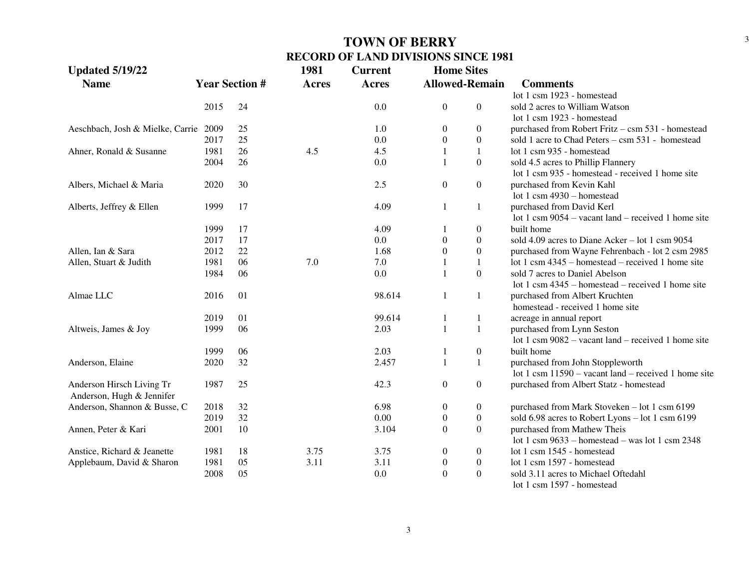# TOWN OF BERRY

## RECORD OF LAND DIVISIONS SINCE 1981

**Updated 5/19/22**

| Name | Year | Section # | 1981 Acres | Current Acres | Home Sites Allowed | Home Sites Remain | Comments |
|---|---|---|---|---|---|---|---|
| | | | | | | | lot 1 csm 1923 - homestead |
| | 2015 | 24 | | 0.0 | 0 | 0 | sold 2 acres to William Watson |
| | | | | | | | lot 1 csm 1923 - homestead |
| Aeschbach, Josh & Mielke, Carrie | 2009 | 25 | | 1.0 | 0 | 0 | purchased from Robert Fritz – csm 531 - homestead |
| | 2017 | 25 | | 0.0 | 0 | 0 | sold 1 acre to Chad Peters – csm 531 - homestead |
| Ahner, Ronald & Susanne | 1981 | 26 | 4.5 | 4.5 | 1 | 1 | lot 1 csm 935 - homestead |
| | 2004 | 26 | | 0.0 | 1 | 0 | sold 4.5 acres to Phillip Flannery |
| | | | | | | | lot 1 csm 935 - homestead - received 1 home site |
| Albers, Michael & Maria | 2020 | 30 | | 2.5 | 0 | 0 | purchased from Kevin Kahl |
| | | | | | | | lot 1 csm 4930 – homestead |
| Alberts, Jeffrey & Ellen | 1999 | 17 | | 4.09 | 1 | 1 | purchased from David Kerl |
| | | | | | | | lot 1 csm 9054 – vacant land – received 1 home site |
| | 1999 | 17 | | 4.09 | 1 | 0 | built home |
| | 2017 | 17 | | 0.0 | 0 | 0 | sold 4.09 acres to Diane Acker – lot 1 csm 9054 |
| Allen, Ian & Sara | 2012 | 22 | | 1.68 | 0 | 0 | purchased from Wayne Fehrenbach - lot 2 csm 2985 |
| Allen, Stuart & Judith | 1981 | 06 | 7.0 | 7.0 | 1 | 1 | lot 1 csm 4345 – homestead – received 1 home site |
| | 1984 | 06 | | 0.0 | 1 | 0 | sold 7 acres to Daniel Abelson |
| | | | | | | | lot 1 csm 4345 – homestead – received 1 home site |
| Almae LLC | 2016 | 01 | | 98.614 | 1 | 1 | purchased from Albert Kruchten |
| | | | | | | | homestead - received 1 home site |
| | 2019 | 01 | | 99.614 | 1 | 1 | acreage in annual report |
| Altweis, James & Joy | 1999 | 06 | | 2.03 | 1 | 1 | purchased from Lynn Seston |
| | | | | | | | lot 1 csm 9082 – vacant land – received 1 home site |
| | 1999 | 06 | | 2.03 | 1 | 0 | built home |
| Anderson, Elaine | 2020 | 32 | | 2.457 | 1 | 1 | purchased from John Stoppleworth |
| | | | | | | | lot 1 csm 11590 – vacant land – received 1 home site |
| Anderson Hirsch Living Tr | 1987 | 25 | | 42.3 | 0 | 0 | purchased from Albert Statz - homestead |
| Anderson, Hugh & Jennifer | | | | | | | |
| Anderson, Shannon & Busse, C | 2018 | 32 | | 6.98 | 0 | 0 | purchased from Mark Stoveken – lot 1 csm 6199 |
| | 2019 | 32 | | 0.00 | 0 | 0 | sold 6.98 acres to Robert Lyons – lot 1 csm 6199 |
| Annen, Peter & Kari | 2001 | 10 | | 3.104 | 0 | 0 | purchased from Mathew Theis |
| | | | | | | | lot 1 csm 9633 – homestead – was lot 1 csm 2348 |
| Anstice, Richard & Jeanette | 1981 | 18 | 3.75 | 3.75 | 0 | 0 | lot 1 csm 1545 - homestead |
| Applebaum, David & Sharon | 1981 | 05 | 3.11 | 3.11 | 0 | 0 | lot 1 csm 1597 - homestead |
| | 2008 | 05 | | 0.0 | 0 | 0 | sold 3.11 acres to Michael Oftedahl |
| | | | | | | | lot 1 csm 1597 - homestead |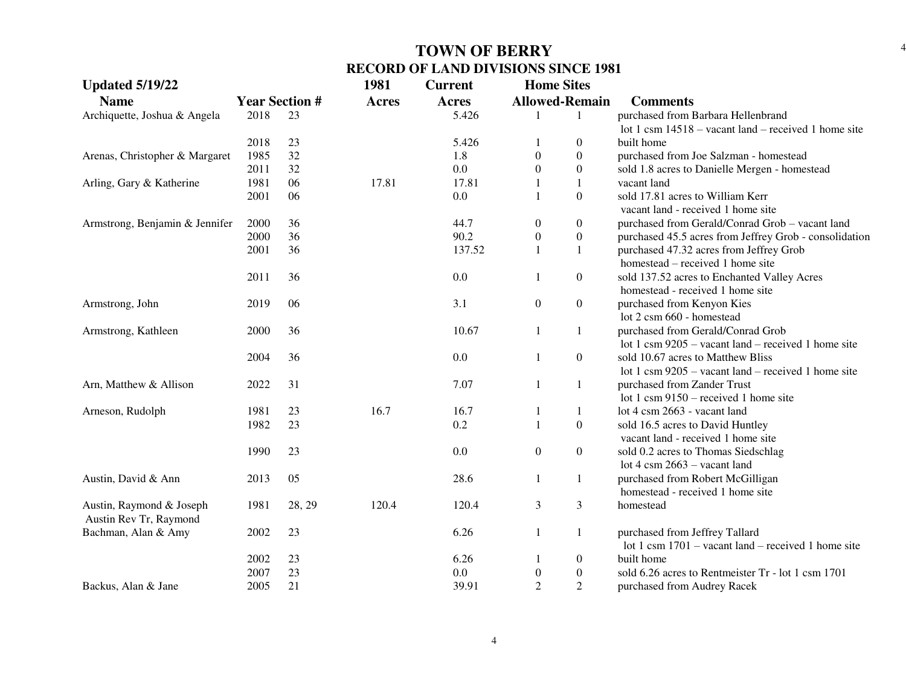# TOWN OF BERRY

## RECORD OF LAND DIVISIONS SINCE 1981

**Updated 5/19/22**

| Name | Year | Section # | 1981 Acres | Current Acres | Home Sites Allowed | Home Sites Remain | Comments |
|---|---|---|---|---|---|---|---|
| Archiquette, Joshua & Angela | 2018 | 23 | | 5.426 | 1 | 1 | purchased from Barbara Hellenbrand lot 1 csm 14518 – vacant land – received 1 home site |
| | 2018 | 23 | | 5.426 | 1 | 0 | built home |
| Arenas, Christopher & Margaret | 1985 | 32 | | 1.8 | 0 | 0 | purchased from Joe Salzman - homestead |
| | 2011 | 32 | | 0.0 | 0 | 0 | sold 1.8 acres to Danielle Mergen - homestead |
| Arling, Gary & Katherine | 1981 | 06 | 17.81 | 17.81 | 1 | 1 | vacant land |
| | 2001 | 06 | | 0.0 | 1 | 0 | sold 17.81 acres to William Kerr vacant land - received 1 home site |
| Armstrong, Benjamin & Jennifer | 2000 | 36 | | 44.7 | 0 | 0 | purchased from Gerald/Conrad Grob – vacant land |
| | 2000 | 36 | | 90.2 | 0 | 0 | purchased 45.5 acres from Jeffrey Grob - consolidation |
| | 2001 | 36 | | 137.52 | 1 | 1 | purchased 47.32 acres from Jeffrey Grob homestead – received 1 home site |
| | 2011 | 36 | | 0.0 | 1 | 0 | sold 137.52 acres to Enchanted Valley Acres homestead - received 1 home site |
| Armstrong, John | 2019 | 06 | | 3.1 | 0 | 0 | purchased from Kenyon Kies lot 2 csm 660 - homestead |
| Armstrong, Kathleen | 2000 | 36 | | 10.67 | 1 | 1 | purchased from Gerald/Conrad Grob lot 1 csm 9205 – vacant land – received 1 home site |
| | 2004 | 36 | | 0.0 | 1 | 0 | sold 10.67 acres to Matthew Bliss lot 1 csm 9205 – vacant land – received 1 home site |
| Arn, Matthew & Allison | 2022 | 31 | | 7.07 | 1 | 1 | purchased from Zander Trust lot 1 csm 9150 – received 1 home site |
| Arneson, Rudolph | 1981 | 23 | 16.7 | 16.7 | 1 | 1 | lot 4 csm 2663 - vacant land |
| | 1982 | 23 | | 0.2 | 1 | 0 | sold 16.5 acres to David Huntley vacant land - received 1 home site |
| | 1990 | 23 | | 0.0 | 0 | 0 | sold 0.2 acres to Thomas Siedschlag lot 4 csm 2663 – vacant land |
| Austin, David & Ann | 2013 | 05 | | 28.6 | 1 | 1 | purchased from Robert McGilligan homestead - received 1 home site |
| Austin, Raymond & Joseph Austin Rev Tr, Raymond | 1981 | 28, 29 | 120.4 | 120.4 | 3 | 3 | homestead |
| Bachman, Alan & Amy | 2002 | 23 | | 6.26 | 1 | 1 | purchased from Jeffrey Tallard lot 1 csm 1701 – vacant land – received 1 home site |
| | 2002 | 23 | | 6.26 | 1 | 0 | built home |
| | 2007 | 23 | | 0.0 | 0 | 0 | sold 6.26 acres to Rentmeister Tr - lot 1 csm 1701 |
| Backus, Alan & Jane | 2005 | 21 | | 39.91 | 2 | 2 | purchased from Audrey Racek |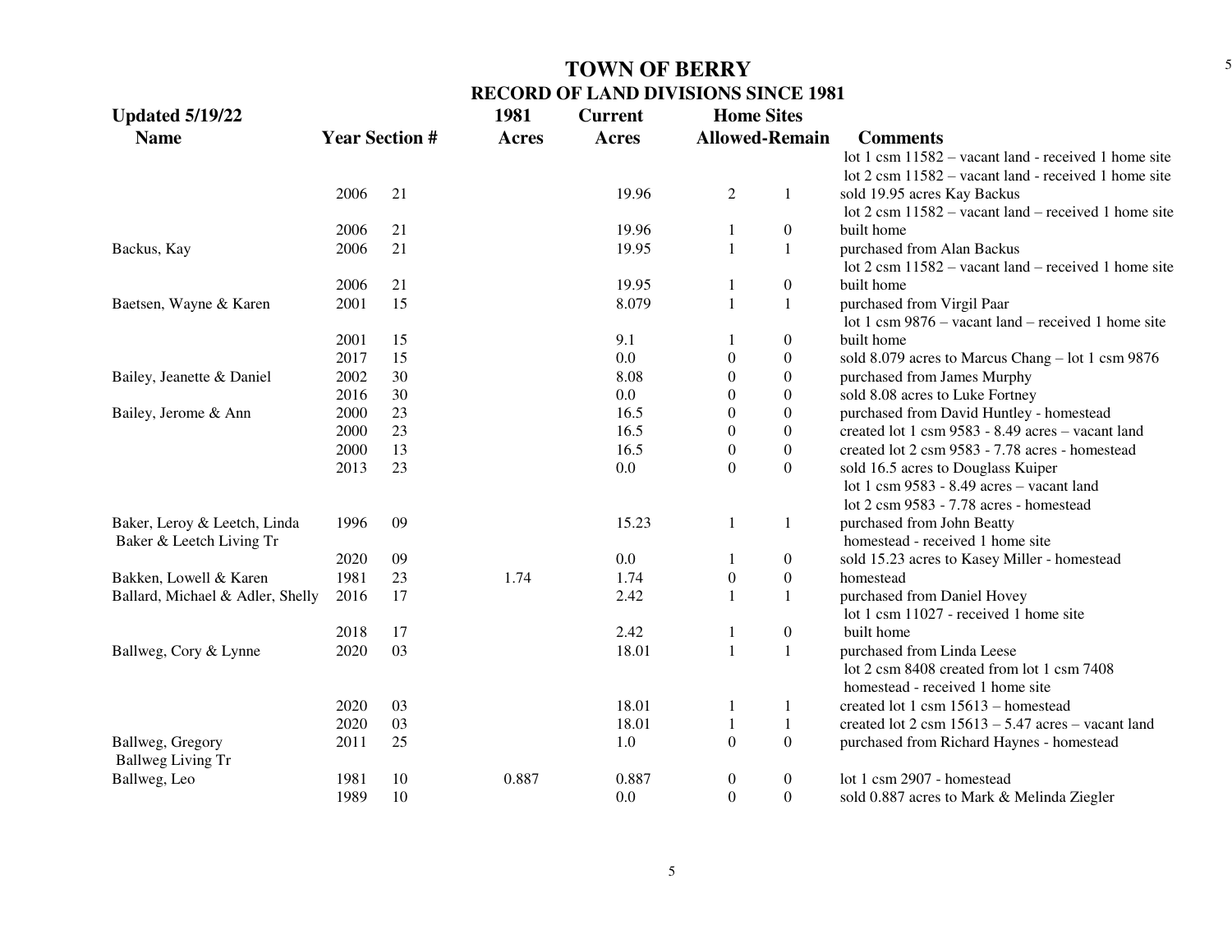# TOWN OF BERRY
## RECORD OF LAND DIVISIONS SINCE 1981

**Updated 5/19/22**

| Name | Year | Section # | 1981 Acres | Current Acres | Home Sites Allowed | Home Sites Remain | Comments |
|---|---|---|---|---|---|---|---|
| | | | | | | | lot 1 csm 11582 – vacant land - received 1 home site |
| | | | | | | | lot 2 csm 11582 – vacant land - received 1 home site |
| | 2006 | 21 | | 19.96 | 2 | 1 | sold 19.95 acres Kay Backus |
| | | | | | | | lot 2 csm 11582 – vacant land – received 1 home site |
| | 2006 | 21 | | 19.96 | 1 | 0 | built home |
| Backus, Kay | 2006 | 21 | | 19.95 | 1 | 1 | purchased from Alan Backus |
| | | | | | | | lot 2 csm 11582 – vacant land – received 1 home site |
| | 2006 | 21 | | 19.95 | 1 | 0 | built home |
| Baetsen, Wayne & Karen | 2001 | 15 | | 8.079 | 1 | 1 | purchased from Virgil Paar |
| | | | | | | | lot 1 csm 9876 – vacant land – received 1 home site |
| | 2001 | 15 | | 9.1 | 1 | 0 | built home |
| | 2017 | 15 | | 0.0 | 0 | 0 | sold 8.079 acres to Marcus Chang – lot 1 csm 9876 |
| Bailey, Jeanette & Daniel | 2002 | 30 | | 8.08 | 0 | 0 | purchased from James Murphy |
| | 2016 | 30 | | 0.0 | 0 | 0 | sold 8.08 acres to Luke Fortney |
| Bailey, Jerome & Ann | 2000 | 23 | | 16.5 | 0 | 0 | purchased from David Huntley - homestead |
| | 2000 | 23 | | 16.5 | 0 | 0 | created lot 1 csm 9583 - 8.49 acres – vacant land |
| | 2000 | 13 | | 16.5 | 0 | 0 | created lot 2 csm 9583 - 7.78 acres - homestead |
| | 2013 | 23 | | 0.0 | 0 | 0 | sold 16.5 acres to Douglass Kuiper |
| | | | | | | | lot 1 csm 9583 - 8.49 acres – vacant land |
| | | | | | | | lot 2 csm 9583 - 7.78 acres - homestead |
| Baker, Leroy & Leetch, Linda | 1996 | 09 | | 15.23 | 1 | 1 | purchased from John Beatty |
| Baker & Leetch Living Tr | | | | | | | homestead - received 1 home site |
| | 2020 | 09 | | 0.0 | 1 | 0 | sold 15.23 acres to Kasey Miller - homestead |
| Bakken, Lowell & Karen | 1981 | 23 | 1.74 | 1.74 | 0 | 0 | homestead |
| Ballard, Michael & Adler, Shelly | 2016 | 17 | | 2.42 | 1 | 1 | purchased from Daniel Hovey |
| | | | | | | | lot 1 csm 11027 - received 1 home site |
| | 2018 | 17 | | 2.42 | 1 | 0 | built home |
| Ballweg, Cory & Lynne | 2020 | 03 | | 18.01 | 1 | 1 | purchased from Linda Leese |
| | | | | | | | lot 2 csm 8408 created from lot 1 csm 7408 |
| | | | | | | | homestead - received 1 home site |
| | 2020 | 03 | | 18.01 | 1 | 1 | created lot 1 csm 15613 – homestead |
| | 2020 | 03 | | 18.01 | 1 | 1 | created lot 2 csm 15613 – 5.47 acres – vacant land |
| Ballweg, Gregory | 2011 | 25 | | 1.0 | 0 | 0 | purchased from Richard Haynes - homestead |
| Ballweg Living Tr | | | | | | | |
| Ballweg, Leo | 1981 | 10 | 0.887 | 0.887 | 0 | 0 | lot 1 csm 2907 - homestead |
| | 1989 | 10 | | 0.0 | 0 | 0 | sold 0.887 acres to Mark & Melinda Ziegler |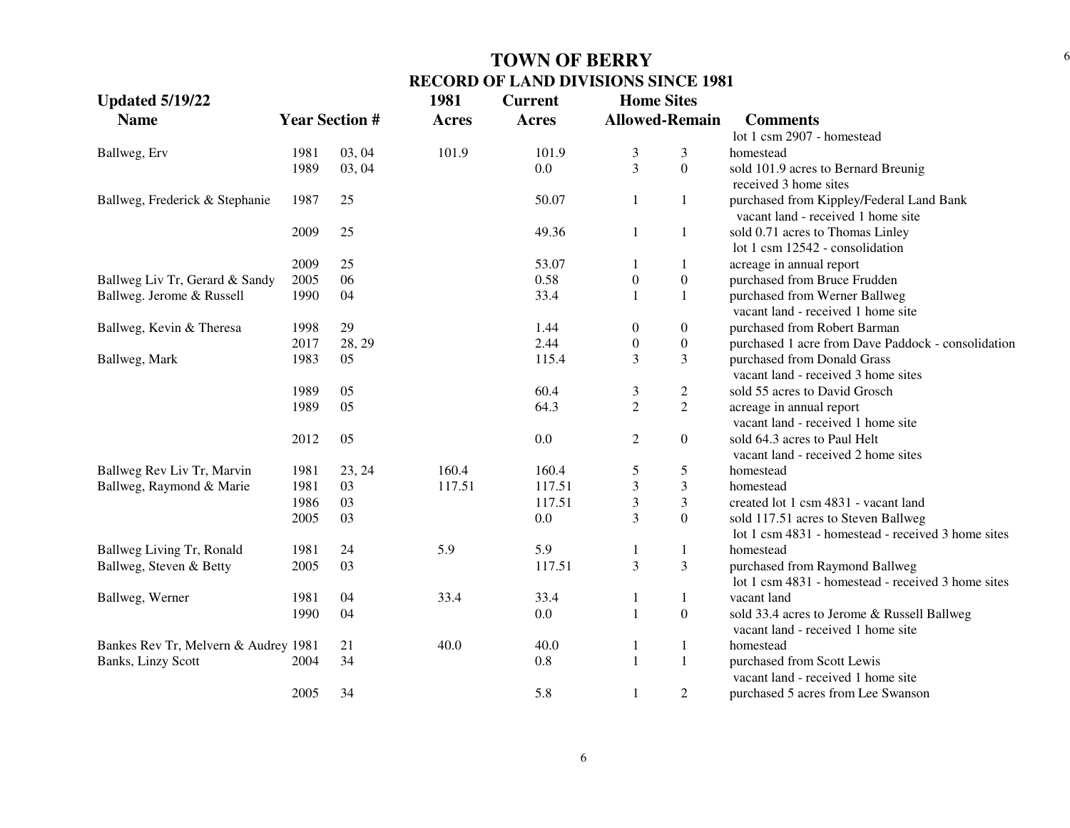# TOWN OF BERRY

## RECORD OF LAND DIVISIONS SINCE 1981

**Updated 5/19/22**

| Name | Year | Section # | 1981 Acres | Current Acres | Home Sites Allowed | Home Sites Remain | Comments |
|---|---|---|---|---|---|---|---|
| | | | | | | | lot 1 csm 2907 - homestead |
| Ballweg, Erv | 1981 | 03, 04 | 101.9 | 101.9 | 3 | 3 | homestead |
| | 1989 | 03, 04 | | 0.0 | 3 | 0 | sold 101.9 acres to Bernard Breunig received 3 home sites |
| Ballweg, Frederick & Stephanie | 1987 | 25 | | 50.07 | 1 | 1 | purchased from Kippley/Federal Land Bank vacant land - received 1 home site |
| | 2009 | 25 | | 49.36 | 1 | 1 | sold 0.71 acres to Thomas Linley lot 1 csm 12542 - consolidation |
| | 2009 | 25 | | 53.07 | 1 | 1 | acreage in annual report |
| Ballweg Liv Tr, Gerard & Sandy | 2005 | 06 | | 0.58 | 0 | 0 | purchased from Bruce Frudden |
| Ballweg. Jerome & Russell | 1990 | 04 | | 33.4 | 1 | 1 | purchased from Werner Ballweg vacant land - received 1 home site |
| Ballweg, Kevin & Theresa | 1998 | 29 | | 1.44 | 0 | 0 | purchased from Robert Barman |
| | 2017 | 28, 29 | | 2.44 | 0 | 0 | purchased 1 acre from Dave Paddock - consolidation |
| Ballweg, Mark | 1983 | 05 | | 115.4 | 3 | 3 | purchased from Donald Grass vacant land - received 3 home sites |
| | 1989 | 05 | | 60.4 | 3 | 2 | sold 55 acres to David Grosch |
| | 1989 | 05 | | 64.3 | 2 | 2 | acreage in annual report vacant land - received 1 home site |
| | 2012 | 05 | | 0.0 | 2 | 0 | sold 64.3 acres to Paul Helt vacant land - received 2 home sites |
| Ballweg Rev Liv Tr, Marvin | 1981 | 23, 24 | 160.4 | 160.4 | 5 | 5 | homestead |
| Ballweg, Raymond & Marie | 1981 | 03 | 117.51 | 117.51 | 3 | 3 | homestead |
| | 1986 | 03 | | 117.51 | 3 | 3 | created lot 1 csm 4831 - vacant land |
| | 2005 | 03 | | 0.0 | 3 | 0 | sold 117.51 acres to Steven Ballweg lot 1 csm 4831 - homestead - received 3 home sites |
| Ballweg Living Tr, Ronald | 1981 | 24 | 5.9 | 5.9 | 1 | 1 | homestead |
| Ballweg, Steven & Betty | 2005 | 03 | | 117.51 | 3 | 3 | purchased from Raymond Ballweg lot 1 csm 4831 - homestead - received 3 home sites |
| Ballweg, Werner | 1981 | 04 | 33.4 | 33.4 | 1 | 1 | vacant land |
| | 1990 | 04 | | 0.0 | 1 | 0 | sold 33.4 acres to Jerome & Russell Ballweg vacant land - received 1 home site |
| Bankes Rev Tr, Melvern & Audrey | 1981 | 21 | 40.0 | 40.0 | 1 | 1 | homestead |
| Banks, Linzy Scott | 2004 | 34 | | 0.8 | 1 | 1 | purchased from Scott Lewis vacant land - received 1 home site |
| | 2005 | 34 | | 5.8 | 1 | 2 | purchased 5 acres from Lee Swanson |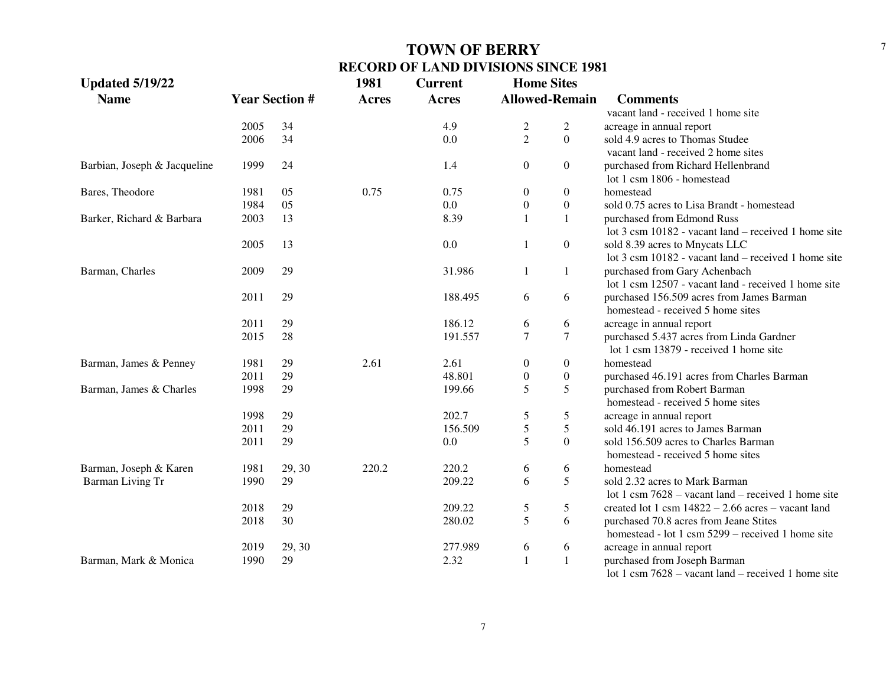# TOWN OF BERRY

## RECORD OF LAND DIVISIONS SINCE 1981

**Updated 5/19/22**

| Name | Year | Section # | 1981 Acres | Current Acres | Home Sites Allowed | Home Sites Remain | Comments |
|---|---|---|---|---|---|---|---|
| | | | | | | | vacant land - received 1 home site |
| | 2005 | 34 | | 4.9 | 2 | 2 | acreage in annual report |
| | 2006 | 34 | | 0.0 | 2 | 0 | sold 4.9 acres to Thomas Studee |
| | | | | | | | vacant land - received 2 home sites |
| Barbian, Joseph & Jacqueline | 1999 | 24 | | 1.4 | 0 | 0 | purchased from Richard Hellenbrand |
| | | | | | | | lot 1 csm 1806 - homestead |
| Bares, Theodore | 1981 | 05 | 0.75 | 0.75 | 0 | 0 | homestead |
| | 1984 | 05 | | 0.0 | 0 | 0 | sold 0.75 acres to Lisa Brandt - homestead |
| Barker, Richard & Barbara | 2003 | 13 | | 8.39 | 1 | 1 | purchased from Edmond Russ |
| | | | | | | | lot 3 csm 10182 - vacant land – received 1 home site |
| | 2005 | 13 | | 0.0 | 1 | 0 | sold 8.39 acres to Mnycats LLC |
| | | | | | | | lot 3 csm 10182 - vacant land – received 1 home site |
| Barman, Charles | 2009 | 29 | | 31.986 | 1 | 1 | purchased from Gary Achenbach |
| | | | | | | | lot 1 csm 12507 - vacant land - received 1 home site |
| | 2011 | 29 | | 188.495 | 6 | 6 | purchased 156.509 acres from James Barman |
| | | | | | | | homestead - received 5 home sites |
| | 2011 | 29 | | 186.12 | 6 | 6 | acreage in annual report |
| | 2015 | 28 | | 191.557 | 7 | 7 | purchased 5.437 acres from Linda Gardner |
| | | | | | | | lot 1 csm 13879 - received 1 home site |
| Barman, James & Penney | 1981 | 29 | 2.61 | 2.61 | 0 | 0 | homestead |
| | 2011 | 29 | | 48.801 | 0 | 0 | purchased 46.191 acres from Charles Barman |
| Barman, James & Charles | 1998 | 29 | | 199.66 | 5 | 5 | purchased from Robert Barman |
| | | | | | | | homestead - received 5 home sites |
| | 1998 | 29 | | 202.7 | 5 | 5 | acreage in annual report |
| | 2011 | 29 | | 156.509 | 5 | 5 | sold 46.191 acres to James Barman |
| | 2011 | 29 | | 0.0 | 5 | 0 | sold 156.509 acres to Charles Barman |
| | | | | | | | homestead - received 5 home sites |
| Barman, Joseph & Karen | 1981 | 29, 30 | 220.2 | 220.2 | 6 | 6 | homestead |
| Barman Living Tr | 1990 | 29 | | 209.22 | 6 | 5 | sold 2.32 acres to Mark Barman |
| | | | | | | | lot 1 csm 7628 – vacant land – received 1 home site |
| | 2018 | 29 | | 209.22 | 5 | 5 | created lot 1 csm 14822 – 2.66 acres – vacant land |
| | 2018 | 30 | | 280.02 | 5 | 6 | purchased 70.8 acres from Jeane Stites |
| | | | | | | | homestead - lot 1 csm 5299 – received 1 home site |
| | 2019 | 29, 30 | | 277.989 | 6 | 6 | acreage in annual report |
| Barman, Mark & Monica | 1990 | 29 | | 2.32 | 1 | 1 | purchased from Joseph Barman |
| | | | | | | | lot 1 csm 7628 – vacant land – received 1 home site |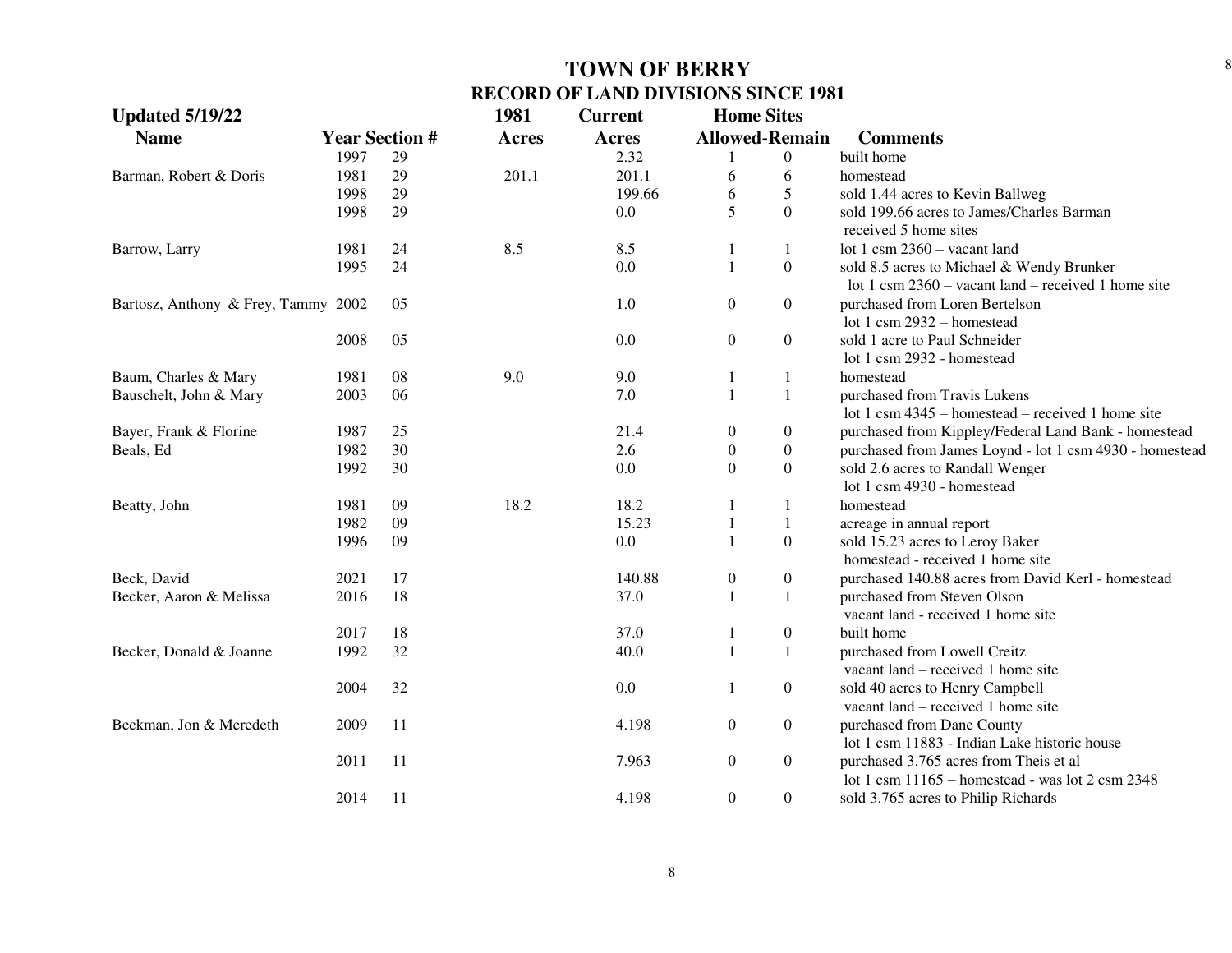# TOWN OF BERRY

## RECORD OF LAND DIVISIONS SINCE 1981

**Updated 5/19/22**

| Name | Year | Section # | 1981 Acres | Current Acres | Home Sites Allowed | Home Sites Remain | Comments |
|---|---|---|---|---|---|---|---|
| | 1997 | 29 | | 2.32 | 1 | 0 | built home |
| Barman, Robert & Doris | 1981 | 29 | 201.1 | 201.1 | 6 | 6 | homestead |
| | 1998 | 29 | | 199.66 | 6 | 5 | sold 1.44 acres to Kevin Ballweg |
| | 1998 | 29 | | 0.0 | 5 | 0 | sold 199.66 acres to James/Charles Barman received 5 home sites |
| Barrow, Larry | 1981 | 24 | 8.5 | 8.5 | 1 | 1 | lot 1 csm 2360 – vacant land |
| | 1995 | 24 | | 0.0 | 1 | 0 | sold 8.5 acres to Michael & Wendy Brunker lot 1 csm 2360 – vacant land – received 1 home site |
| Bartosz, Anthony & Frey, Tammy | 2002 | 05 | | 1.0 | 0 | 0 | purchased from Loren Bertelson lot 1 csm 2932 – homestead |
| | 2008 | 05 | | 0.0 | 0 | 0 | sold 1 acre to Paul Schneider lot 1 csm 2932 - homestead |
| Baum, Charles & Mary | 1981 | 08 | 9.0 | 9.0 | 1 | 1 | homestead |
| Bauschelt, John & Mary | 2003 | 06 | | 7.0 | 1 | 1 | purchased from Travis Lukens lot 1 csm 4345 – homestead – received 1 home site |
| Bayer, Frank & Florine | 1987 | 25 | | 21.4 | 0 | 0 | purchased from Kippley/Federal Land Bank - homestead |
| Beals, Ed | 1982 | 30 | | 2.6 | 0 | 0 | purchased from James Loynd - lot 1 csm 4930 - homestead |
| | 1992 | 30 | | 0.0 | 0 | 0 | sold 2.6 acres to Randall Wenger lot 1 csm 4930 - homestead |
| Beatty, John | 1981 | 09 | 18.2 | 18.2 | 1 | 1 | homestead |
| | 1982 | 09 | | 15.23 | 1 | 1 | acreage in annual report |
| | 1996 | 09 | | 0.0 | 1 | 0 | sold 15.23 acres to Leroy Baker homestead - received 1 home site |
| Beck, David | 2021 | 17 | | 140.88 | 0 | 0 | purchased 140.88 acres from David Kerl - homestead |
| Becker, Aaron & Melissa | 2016 | 18 | | 37.0 | 1 | 1 | purchased from Steven Olson vacant land - received 1 home site |
| | 2017 | 18 | | 37.0 | 1 | 0 | built home |
| Becker, Donald & Joanne | 1992 | 32 | | 40.0 | 1 | 1 | purchased from Lowell Creitz vacant land – received 1 home site |
| | 2004 | 32 | | 0.0 | 1 | 0 | sold 40 acres to Henry Campbell vacant land – received 1 home site |
| Beckman, Jon & Meredeth | 2009 | 11 | | 4.198 | 0 | 0 | purchased from Dane County lot 1 csm 11883 - Indian Lake historic house |
| | 2011 | 11 | | 7.963 | 0 | 0 | purchased 3.765 acres from Theis et al lot 1 csm 11165 – homestead - was lot 2 csm 2348 |
| | 2014 | 11 | | 4.198 | 0 | 0 | sold 3.765 acres to Philip Richards |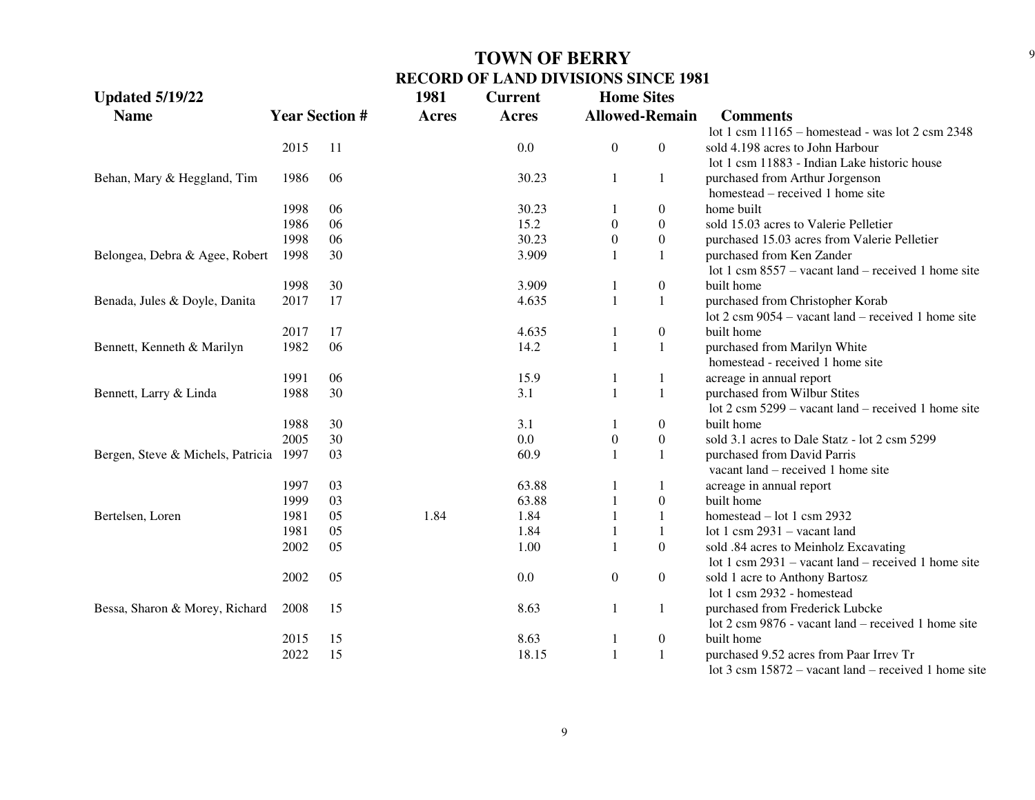# TOWN OF BERRY
## RECORD OF LAND DIVISIONS SINCE 1981

**Updated 5/19/22**

| Name | Year | Section # | 1981 Acres | Current Acres | Home Sites Allowed | Home Sites Remain | Comments |
|---|---|---|---|---|---|---|---|
| | | | | | | | lot 1 csm 11165 – homestead - was lot 2 csm 2348 |
| | 2015 | 11 | | 0.0 | 0 | 0 | sold 4.198 acres to John Harbour |
| | | | | | | | lot 1 csm 11883 - Indian Lake historic house |
| Behan, Mary & Heggland, Tim | 1986 | 06 | | 30.23 | 1 | 1 | purchased from Arthur Jorgenson |
| | | | | | | | homestead – received 1 home site |
| | 1998 | 06 | | 30.23 | 1 | 0 | home built |
| | 1986 | 06 | | 15.2 | 0 | 0 | sold 15.03 acres to Valerie Pelletier |
| | 1998 | 06 | | 30.23 | 0 | 0 | purchased 15.03 acres from Valerie Pelletier |
| Belongea, Debra & Agee, Robert | 1998 | 30 | | 3.909 | 1 | 1 | purchased from Ken Zander |
| | | | | | | | lot 1 csm 8557 – vacant land – received 1 home site |
| | 1998 | 30 | | 3.909 | 1 | 0 | built home |
| Benada, Jules & Doyle, Danita | 2017 | 17 | | 4.635 | 1 | 1 | purchased from Christopher Korab |
| | | | | | | | lot 2 csm 9054 – vacant land – received 1 home site |
| | 2017 | 17 | | 4.635 | 1 | 0 | built home |
| Bennett, Kenneth & Marilyn | 1982 | 06 | | 14.2 | 1 | 1 | purchased from Marilyn White |
| | | | | | | | homestead - received 1 home site |
| | 1991 | 06 | | 15.9 | 1 | 1 | acreage in annual report |
| Bennett, Larry & Linda | 1988 | 30 | | 3.1 | 1 | 1 | purchased from Wilbur Stites |
| | | | | | | | lot 2 csm 5299 – vacant land – received 1 home site |
| | 1988 | 30 | | 3.1 | 1 | 0 | built home |
| | 2005 | 30 | | 0.0 | 0 | 0 | sold 3.1 acres to Dale Statz - lot 2 csm 5299 |
| Bergen, Steve & Michels, Patricia | 1997 | 03 | | 60.9 | 1 | 1 | purchased from David Parris |
| | | | | | | | vacant land – received 1 home site |
| | 1997 | 03 | | 63.88 | 1 | 1 | acreage in annual report |
| | 1999 | 03 | | 63.88 | 1 | 0 | built home |
| Bertelsen, Loren | 1981 | 05 | 1.84 | 1.84 | 1 | 1 | homestead – lot 1 csm 2932 |
| | 1981 | 05 | | 1.84 | 1 | 1 | lot 1 csm 2931 – vacant land |
| | 2002 | 05 | | 1.00 | 1 | 0 | sold .84 acres to Meinholz Excavating |
| | | | | | | | lot 1 csm 2931 – vacant land – received 1 home site |
| | 2002 | 05 | | 0.0 | 0 | 0 | sold 1 acre to Anthony Bartosz |
| | | | | | | | lot 1 csm 2932 - homestead |
| Bessa, Sharon & Morey, Richard | 2008 | 15 | | 8.63 | 1 | 1 | purchased from Frederick Lubcke |
| | | | | | | | lot 2 csm 9876 - vacant land – received 1 home site |
| | 2015 | 15 | | 8.63 | 1 | 0 | built home |
| | 2022 | 15 | | 18.15 | 1 | 1 | purchased 9.52 acres from Paar Irrev Tr |
| | | | | | | | lot 3 csm 15872 – vacant land – received 1 home site |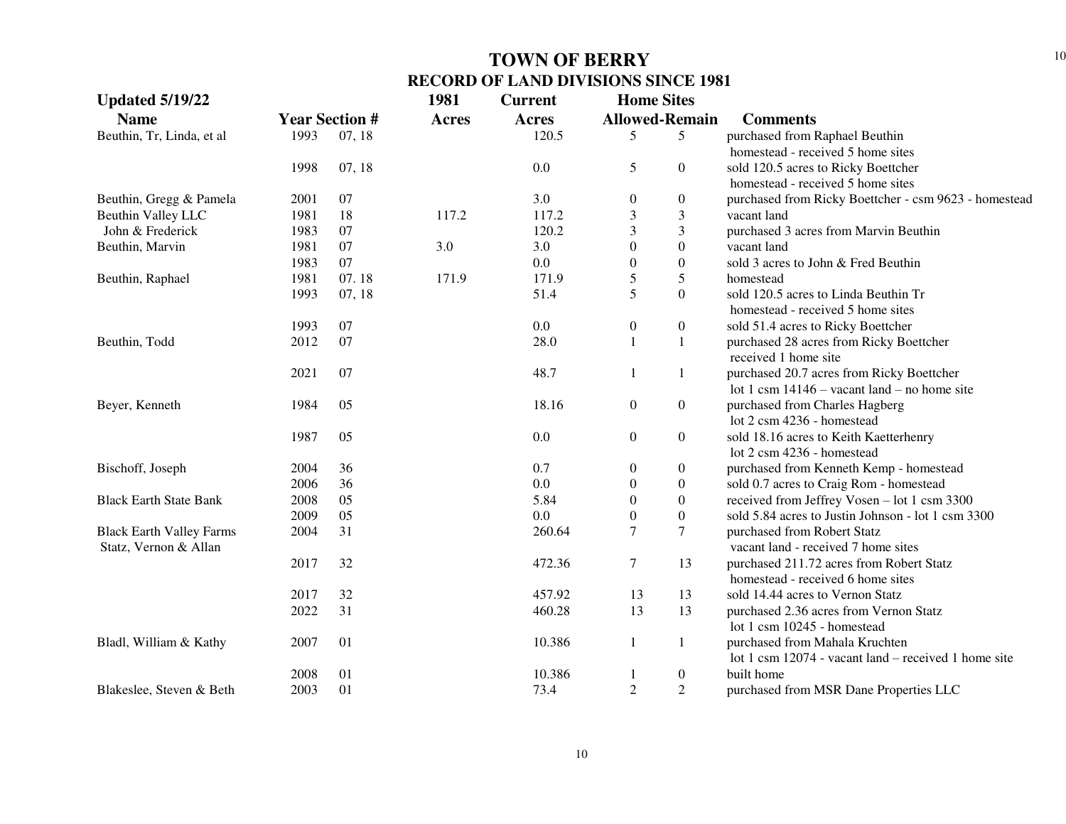# TOWN OF BERRY

## RECORD OF LAND DIVISIONS SINCE 1981

**Updated 5/19/22**

| Name | Year | Section # | 1981 Acres | Current Acres | Home Sites Allowed | Home Sites Remain | Comments |
|---|---|---|---|---|---|---|---|
| Beuthin, Tr, Linda, et al | 1993 | 07, 18 | | 120.5 | 5 | 5 | purchased from Raphael Beuthin homestead - received 5 home sites |
| | 1998 | 07, 18 | | 0.0 | 5 | 0 | sold 120.5 acres to Ricky Boettcher homestead - received 5 home sites |
| Beuthin, Gregg & Pamela | 2001 | 07 | | 3.0 | 0 | 0 | purchased from Ricky Boettcher - csm 9623 - homestead |
| Beuthin Valley LLC | 1981 | 18 | 117.2 | 117.2 | 3 | 3 | vacant land |
| John & Frederick | 1983 | 07 | | 120.2 | 3 | 3 | purchased 3 acres from Marvin Beuthin |
| Beuthin, Marvin | 1981 | 07 | 3.0 | 3.0 | 0 | 0 | vacant land |
| | 1983 | 07 | | 0.0 | 0 | 0 | sold 3 acres to John & Fred Beuthin |
| Beuthin, Raphael | 1981 | 07. 18 | 171.9 | 171.9 | 5 | 5 | homestead |
| | 1993 | 07, 18 | | 51.4 | 5 | 0 | sold 120.5 acres to Linda Beuthin Tr homestead - received 5 home sites |
| | 1993 | 07 | | 0.0 | 0 | 0 | sold 51.4 acres to Ricky Boettcher |
| Beuthin, Todd | 2012 | 07 | | 28.0 | 1 | 1 | purchased 28 acres from Ricky Boettcher received 1 home site |
| | 2021 | 07 | | 48.7 | 1 | 1 | purchased 20.7 acres from Ricky Boettcher lot 1 csm 14146 – vacant land – no home site |
| Beyer, Kenneth | 1984 | 05 | | 18.16 | 0 | 0 | purchased from Charles Hagberg lot 2 csm 4236 - homestead |
| | 1987 | 05 | | 0.0 | 0 | 0 | sold 18.16 acres to Keith Kaetterhenry lot 2 csm 4236 - homestead |
| Bischoff, Joseph | 2004 | 36 | | 0.7 | 0 | 0 | purchased from Kenneth Kemp - homestead |
| | 2006 | 36 | | 0.0 | 0 | 0 | sold 0.7 acres to Craig Rom - homestead |
| Black Earth State Bank | 2008 | 05 | | 5.84 | 0 | 0 | received from Jeffrey Vosen – lot 1 csm 3300 |
| | 2009 | 05 | | 0.0 | 0 | 0 | sold 5.84 acres to Justin Johnson - lot 1 csm 3300 |
| Black Earth Valley Farms Statz, Vernon & Allan | 2004 | 31 | | 260.64 | 7 | 7 | purchased from Robert Statz vacant land - received 7 home sites |
| | 2017 | 32 | | 472.36 | 7 | 13 | purchased 211.72 acres from Robert Statz homestead - received 6 home sites |
| | 2017 | 32 | | 457.92 | 13 | 13 | sold 14.44 acres to Vernon Statz |
| | 2022 | 31 | | 460.28 | 13 | 13 | purchased 2.36 acres from Vernon Statz lot 1 csm 10245 - homestead |
| Bladl, William & Kathy | 2007 | 01 | | 10.386 | 1 | 1 | purchased from Mahala Kruchten lot 1 csm 12074 - vacant land – received 1 home site |
| | 2008 | 01 | | 10.386 | 1 | 0 | built home |
| Blakeslee, Steven & Beth | 2003 | 01 | | 73.4 | 2 | 2 | purchased from MSR Dane Properties LLC |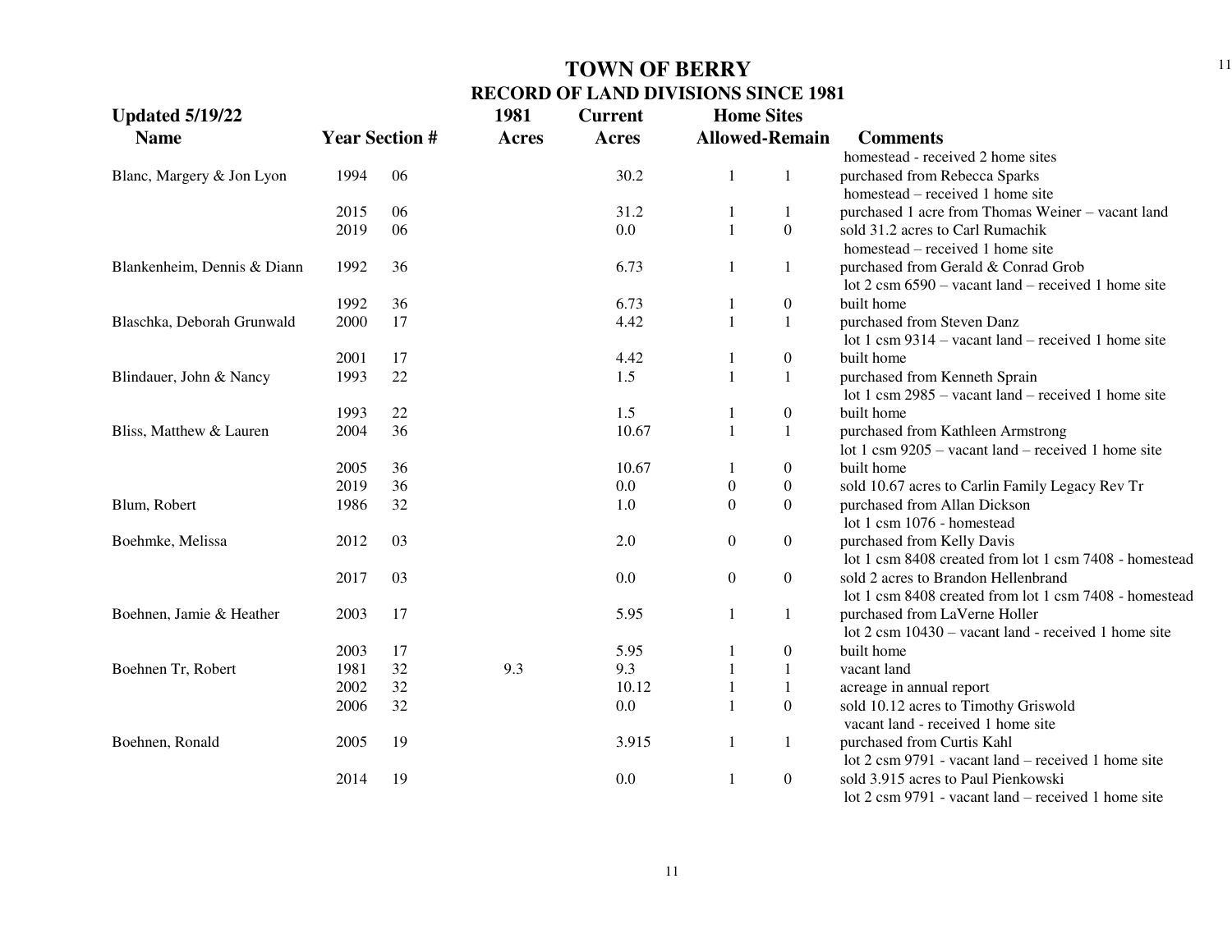# TOWN OF BERRY

## RECORD OF LAND DIVISIONS SINCE 1981

**Updated 5/19/22**

| Name | Year | Section # | 1981 Acres | Current Acres | Home Sites Allowed | Home Sites Remain | Comments |
|---|---|---|---|---|---|---|---|
| | | | | | | | homestead - received 2 home sites |
| Blanc, Margery & Jon Lyon | 1994 | 06 | | 30.2 | 1 | 1 | purchased from Rebecca Sparks |
| | | | | | | | homestead – received 1 home site |
| | 2015 | 06 | | 31.2 | 1 | 1 | purchased 1 acre from Thomas Weiner – vacant land |
| | 2019 | 06 | | 0.0 | 1 | 0 | sold 31.2 acres to Carl Rumachik |
| | | | | | | | homestead – received 1 home site |
| Blankenheim, Dennis & Diann | 1992 | 36 | | 6.73 | 1 | 1 | purchased from Gerald & Conrad Grob |
| | | | | | | | lot 2 csm 6590 – vacant land – received 1 home site |
| | 1992 | 36 | | 6.73 | 1 | 0 | built home |
| Blaschka, Deborah Grunwald | 2000 | 17 | | 4.42 | 1 | 1 | purchased from Steven Danz |
| | | | | | | | lot 1 csm 9314 – vacant land – received 1 home site |
| | 2001 | 17 | | 4.42 | 1 | 0 | built home |
| Blindauer, John & Nancy | 1993 | 22 | | 1.5 | 1 | 1 | purchased from Kenneth Sprain |
| | | | | | | | lot 1 csm 2985 – vacant land – received 1 home site |
| | 1993 | 22 | | 1.5 | 1 | 0 | built home |
| Bliss, Matthew & Lauren | 2004 | 36 | | 10.67 | 1 | 1 | purchased from Kathleen Armstrong |
| | | | | | | | lot 1 csm 9205 – vacant land – received 1 home site |
| | 2005 | 36 | | 10.67 | 1 | 0 | built home |
| | 2019 | 36 | | 0.0 | 0 | 0 | sold 10.67 acres to Carlin Family Legacy Rev Tr |
| Blum, Robert | 1986 | 32 | | 1.0 | 0 | 0 | purchased from Allan Dickson |
| | | | | | | | lot 1 csm 1076 - homestead |
| Boehmke, Melissa | 2012 | 03 | | 2.0 | 0 | 0 | purchased from Kelly Davis |
| | | | | | | | lot 1 csm 8408 created from lot 1 csm 7408 - homestead |
| | 2017 | 03 | | 0.0 | 0 | 0 | sold 2 acres to Brandon Hellenbrand |
| | | | | | | | lot 1 csm 8408 created from lot 1 csm 7408 - homestead |
| Boehnen, Jamie & Heather | 2003 | 17 | | 5.95 | 1 | 1 | purchased from LaVerne Holler |
| | | | | | | | lot 2 csm 10430 – vacant land - received 1 home site |
| | 2003 | 17 | | 5.95 | 1 | 0 | built home |
| Boehnen Tr, Robert | 1981 | 32 | 9.3 | 9.3 | 1 | 1 | vacant land |
| | 2002 | 32 | | 10.12 | 1 | 1 | acreage in annual report |
| | 2006 | 32 | | 0.0 | 1 | 0 | sold 10.12 acres to Timothy Griswold |
| | | | | | | | vacant land - received 1 home site |
| Boehnen, Ronald | 2005 | 19 | | 3.915 | 1 | 1 | purchased from Curtis Kahl |
| | | | | | | | lot 2 csm 9791 - vacant land – received 1 home site |
| | 2014 | 19 | | 0.0 | 1 | 0 | sold 3.915 acres to Paul Pienkowski |
| | | | | | | | lot 2 csm 9791 - vacant land – received 1 home site |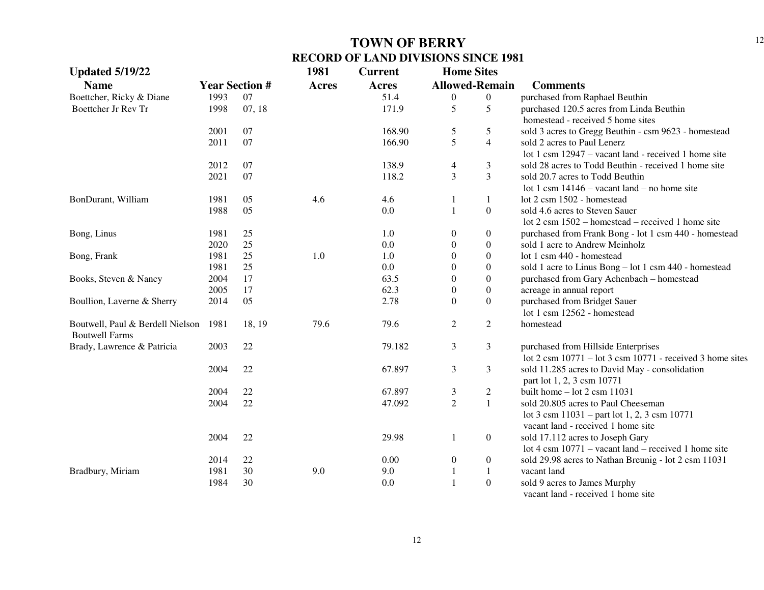# TOWN OF BERRY

## RECORD OF LAND DIVISIONS SINCE 1981

**Updated 5/19/22**

| Name | Year | Section # | 1981 Acres | Current Acres | Home Sites Allowed | Home Sites Remain | Comments |
|---|---|---|---|---|---|---|---|
| Boettcher, Ricky & Diane | 1993 | 07 | | 51.4 | 0 | 0 | purchased from Raphael Beuthin |
| Boettcher Jr Rev Tr | 1998 | 07, 18 | | 171.9 | 5 | 5 | purchased 120.5 acres from Linda Beuthin homestead - received 5 home sites |
| | 2001 | 07 | | 168.90 | 5 | 5 | sold 3 acres to Gregg Beuthin - csm 9623 - homestead |
| | 2011 | 07 | | 166.90 | 5 | 4 | sold 2 acres to Paul Lenerz lot 1 csm 12947 – vacant land - received 1 home site |
| | 2012 | 07 | | 138.9 | 4 | 3 | sold 28 acres to Todd Beuthin - received 1 home site |
| | 2021 | 07 | | 118.2 | 3 | 3 | sold 20.7 acres to Todd Beuthin lot 1 csm 14146 – vacant land – no home site |
| BonDurant, William | 1981 | 05 | 4.6 | 4.6 | 1 | 1 | lot 2 csm 1502 - homestead |
| | 1988 | 05 | | 0.0 | 1 | 0 | sold 4.6 acres to Steven Sauer lot 2 csm 1502 – homestead – received 1 home site |
| Bong, Linus | 1981 | 25 | | 1.0 | 0 | 0 | purchased from Frank Bong - lot 1 csm 440 - homestead |
| | 2020 | 25 | | 0.0 | 0 | 0 | sold 1 acre to Andrew Meinholz |
| Bong, Frank | 1981 | 25 | 1.0 | 1.0 | 0 | 0 | lot 1 csm 440 - homestead |
| | 1981 | 25 | | 0.0 | 0 | 0 | sold 1 acre to Linus Bong – lot 1 csm 440 - homestead |
| Books, Steven & Nancy | 2004 | 17 | | 63.5 | 0 | 0 | purchased from Gary Achenbach – homestead |
| | 2005 | 17 | | 62.3 | 0 | 0 | acreage in annual report |
| Boullion, Laverne & Sherry | 2014 | 05 | | 2.78 | 0 | 0 | purchased from Bridget Sauer lot 1 csm 12562 - homestead |
| Boutwell, Paul & Berdell Nielson Boutwell Farms | 1981 | 18, 19 | 79.6 | 79.6 | 2 | 2 | homestead |
| Brady, Lawrence & Patricia | 2003 | 22 | | 79.182 | 3 | 3 | purchased from Hillside Enterprises lot 2 csm 10771 – lot 3 csm 10771 - received 3 home sites |
| | 2004 | 22 | | 67.897 | 3 | 3 | sold 11.285 acres to David May - consolidation part lot 1, 2, 3 csm 10771 |
| | 2004 | 22 | | 67.897 | 3 | 2 | built home – lot 2 csm 11031 |
| | 2004 | 22 | | 47.092 | 2 | 1 | sold 20.805 acres to Paul Cheeseman lot 3 csm 11031 – part lot 1, 2, 3 csm 10771 vacant land - received 1 home site |
| | 2004 | 22 | | 29.98 | 1 | 0 | sold 17.112 acres to Joseph Gary lot 4 csm 10771 – vacant land – received 1 home site |
| | 2014 | 22 | | 0.00 | 0 | 0 | sold 29.98 acres to Nathan Breunig - lot 2 csm 11031 |
| Bradbury, Miriam | 1981 | 30 | 9.0 | 9.0 | 1 | 1 | vacant land |
| | 1984 | 30 | | 0.0 | 1 | 0 | sold 9 acres to James Murphy vacant land - received 1 home site |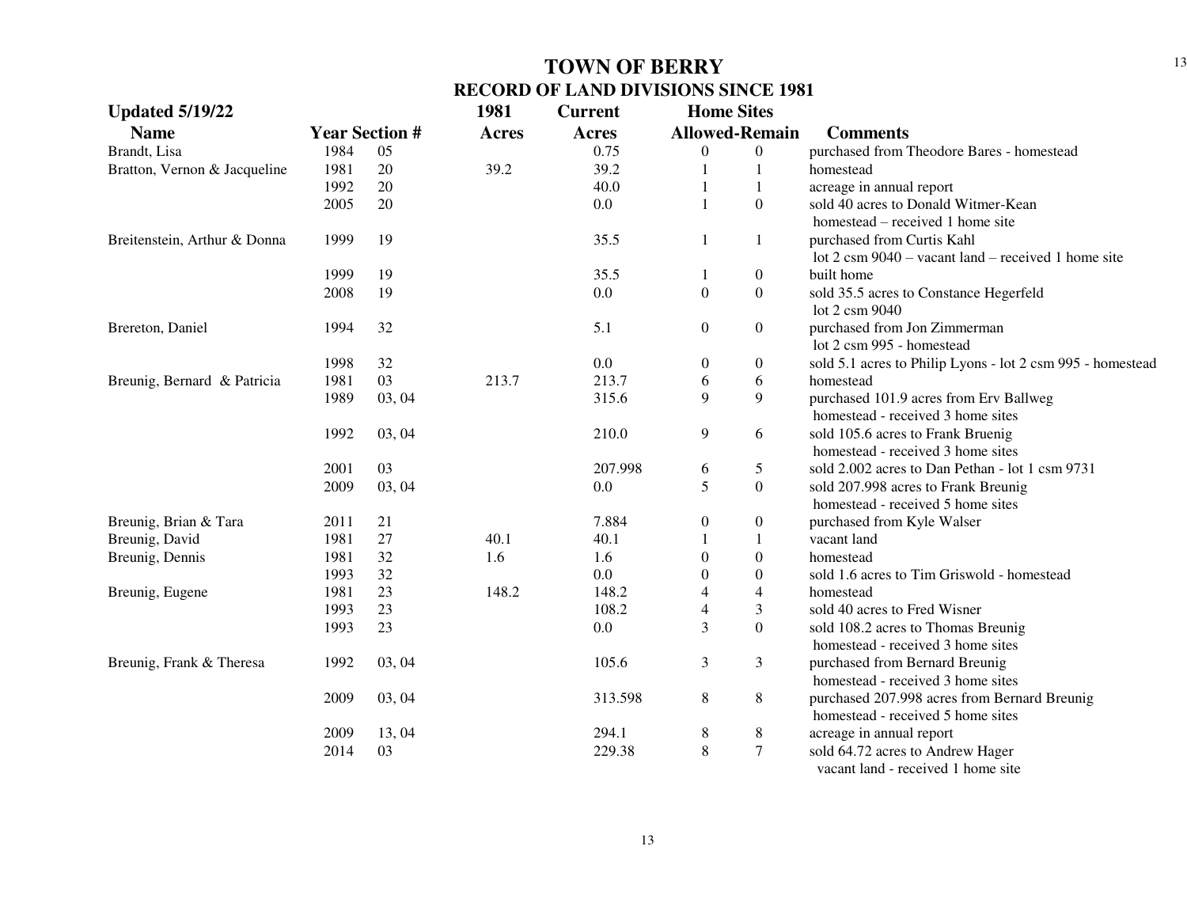# TOWN OF BERRY
## RECORD OF LAND DIVISIONS SINCE 1981

**Updated 5/19/22**

| Name | Year | Section # | 1981 Acres | Current Acres | Home Sites Allowed | Home Sites Remain | Comments |
|---|---|---|---|---|---|---|---|
| Brandt, Lisa | 1984 | 05 | | 0.75 | 0 | 0 | purchased from Theodore Bares - homestead |
| Bratton, Vernon & Jacqueline | 1981 | 20 | 39.2 | 39.2 | 1 | 1 | homestead |
| | 1992 | 20 | | 40.0 | 1 | 1 | acreage in annual report |
| | 2005 | 20 | | 0.0 | 1 | 0 | sold 40 acres to Donald Witmer-Kean homestead – received 1 home site |
| Breitenstein, Arthur & Donna | 1999 | 19 | | 35.5 | 1 | 1 | purchased from Curtis Kahl lot 2 csm 9040 – vacant land – received 1 home site |
| | 1999 | 19 | | 35.5 | 1 | 0 | built home |
| | 2008 | 19 | | 0.0 | 0 | 0 | sold 35.5 acres to Constance Hegerfeld lot 2 csm 9040 |
| Brereton, Daniel | 1994 | 32 | | 5.1 | 0 | 0 | purchased from Jon Zimmerman lot 2 csm 995 - homestead |
| | 1998 | 32 | | 0.0 | 0 | 0 | sold 5.1 acres to Philip Lyons - lot 2 csm 995 - homestead |
| Breunig, Bernard & Patricia | 1981 | 03 | 213.7 | 213.7 | 6 | 6 | homestead |
| | 1989 | 03, 04 | | 315.6 | 9 | 9 | purchased 101.9 acres from Erv Ballweg homestead - received 3 home sites |
| | 1992 | 03, 04 | | 210.0 | 9 | 6 | sold 105.6 acres to Frank Bruenig homestead - received 3 home sites |
| | 2001 | 03 | | 207.998 | 6 | 5 | sold 2.002 acres to Dan Pethan - lot 1 csm 9731 |
| | 2009 | 03, 04 | | 0.0 | 5 | 0 | sold 207.998 acres to Frank Breunig homestead - received 5 home sites |
| Breunig, Brian & Tara | 2011 | 21 | | 7.884 | 0 | 0 | purchased from Kyle Walser |
| Breunig, David | 1981 | 27 | 40.1 | 40.1 | 1 | 1 | vacant land |
| Breunig, Dennis | 1981 | 32 | 1.6 | 1.6 | 0 | 0 | homestead |
| | 1993 | 32 | | 0.0 | 0 | 0 | sold 1.6 acres to Tim Griswold - homestead |
| Breunig, Eugene | 1981 | 23 | 148.2 | 148.2 | 4 | 4 | homestead |
| | 1993 | 23 | | 108.2 | 4 | 3 | sold 40 acres to Fred Wisner |
| | 1993 | 23 | | 0.0 | 3 | 0 | sold 108.2 acres to Thomas Breunig homestead - received 3 home sites |
| Breunig, Frank & Theresa | 1992 | 03, 04 | | 105.6 | 3 | 3 | purchased from Bernard Breunig homestead - received 3 home sites |
| | 2009 | 03, 04 | | 313.598 | 8 | 8 | purchased 207.998 acres from Bernard Breunig homestead - received 5 home sites |
| | 2009 | 13, 04 | | 294.1 | 8 | 8 | acreage in annual report |
| | 2014 | 03 | | 229.38 | 8 | 7 | sold 64.72 acres to Andrew Hager vacant land - received 1 home site |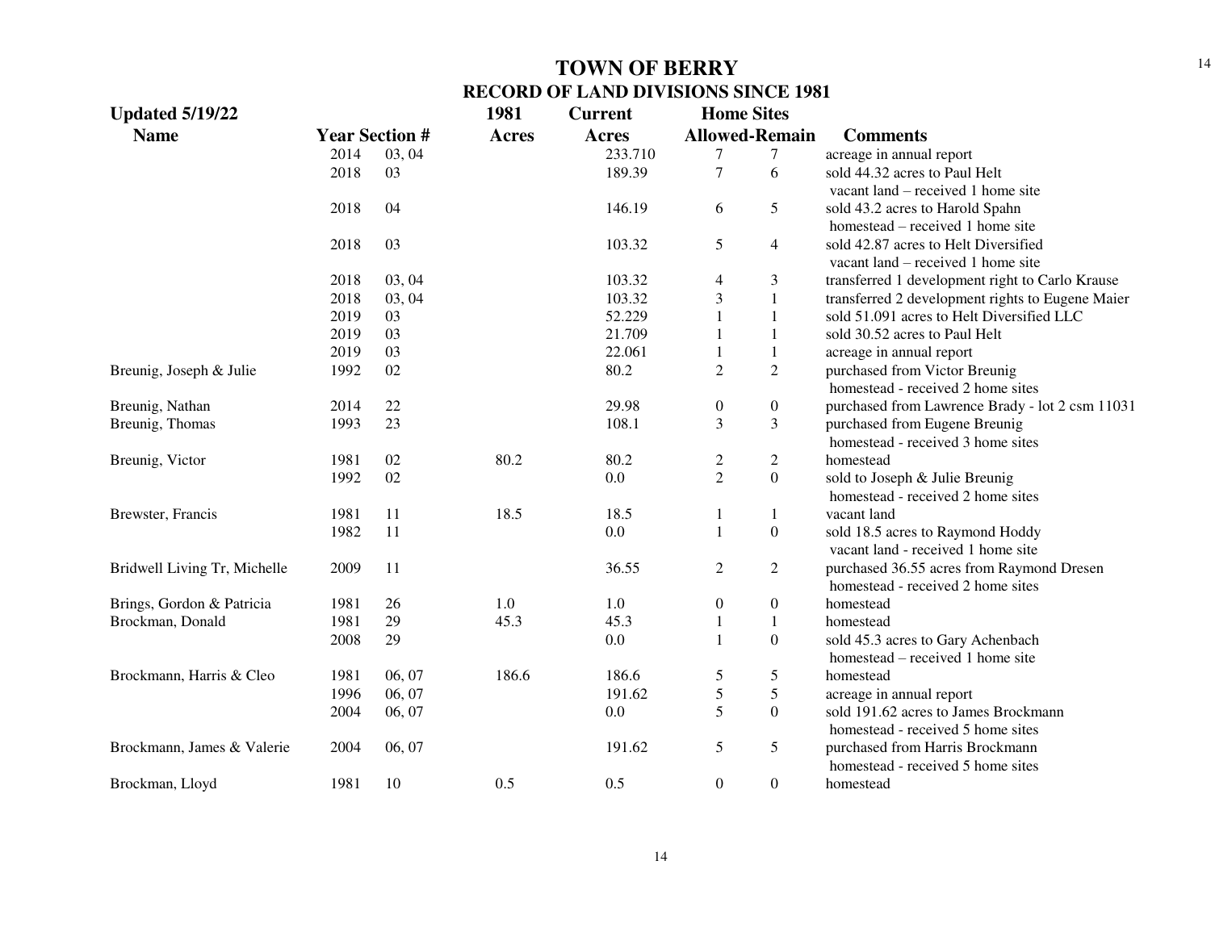# TOWN OF BERRY

## RECORD OF LAND DIVISIONS SINCE 1981

**Updated 5/19/22**

| Name | Year | Section # | 1981 Acres | Current Acres | Home Sites Allowed | Home Sites Remain | Comments |
|---|---|---|---|---|---|---|---|
| | 2014 | 03, 04 | | 233.710 | 7 | 7 | acreage in annual report |
| | 2018 | 03 | | 189.39 | 7 | 6 | sold 44.32 acres to Paul Helt vacant land – received 1 home site |
| | 2018 | 04 | | 146.19 | 6 | 5 | sold 43.2 acres to Harold Spahn homestead – received 1 home site |
| | 2018 | 03 | | 103.32 | 5 | 4 | sold 42.87 acres to Helt Diversified vacant land – received 1 home site |
| | 2018 | 03, 04 | | 103.32 | 4 | 3 | transferred 1 development right to Carlo Krause |
| | 2018 | 03, 04 | | 103.32 | 3 | 1 | transferred 2 development rights to Eugene Maier |
| | 2019 | 03 | | 52.229 | 1 | 1 | sold 51.091 acres to Helt Diversified LLC |
| | 2019 | 03 | | 21.709 | 1 | 1 | sold 30.52 acres to Paul Helt |
| | 2019 | 03 | | 22.061 | 1 | 1 | acreage in annual report |
| Breunig, Joseph & Julie | 1992 | 02 | | 80.2 | 2 | 2 | purchased from Victor Breunig homestead - received 2 home sites |
| Breunig, Nathan | 2014 | 22 | | 29.98 | 0 | 0 | purchased from Lawrence Brady - lot 2 csm 11031 |
| Breunig, Thomas | 1993 | 23 | | 108.1 | 3 | 3 | purchased from Eugene Breunig homestead - received 3 home sites |
| Breunig, Victor | 1981 | 02 | 80.2 | 80.2 | 2 | 2 | homestead |
| | 1992 | 02 | | 0.0 | 2 | 0 | sold to Joseph & Julie Breunig homestead - received 2 home sites |
| Brewster, Francis | 1981 | 11 | 18.5 | 18.5 | 1 | 1 | vacant land |
| | 1982 | 11 | | 0.0 | 1 | 0 | sold 18.5 acres to Raymond Hoddy vacant land - received 1 home site |
| Bridwell Living Tr, Michelle | 2009 | 11 | | 36.55 | 2 | 2 | purchased 36.55 acres from Raymond Dresen homestead - received 2 home sites |
| Brings, Gordon & Patricia | 1981 | 26 | 1.0 | 1.0 | 0 | 0 | homestead |
| Brockman, Donald | 1981 | 29 | 45.3 | 45.3 | 1 | 1 | homestead |
| | 2008 | 29 | | 0.0 | 1 | 0 | sold 45.3 acres to Gary Achenbach homestead – received 1 home site |
| Brockmann, Harris & Cleo | 1981 | 06, 07 | 186.6 | 186.6 | 5 | 5 | homestead |
| | 1996 | 06, 07 | | 191.62 | 5 | 5 | acreage in annual report |
| | 2004 | 06, 07 | | 0.0 | 5 | 0 | sold 191.62 acres to James Brockmann homestead - received 5 home sites |
| Brockmann, James & Valerie | 2004 | 06, 07 | | 191.62 | 5 | 5 | purchased from Harris Brockmann homestead - received 5 home sites |
| Brockman, Lloyd | 1981 | 10 | 0.5 | 0.5 | 0 | 0 | homestead |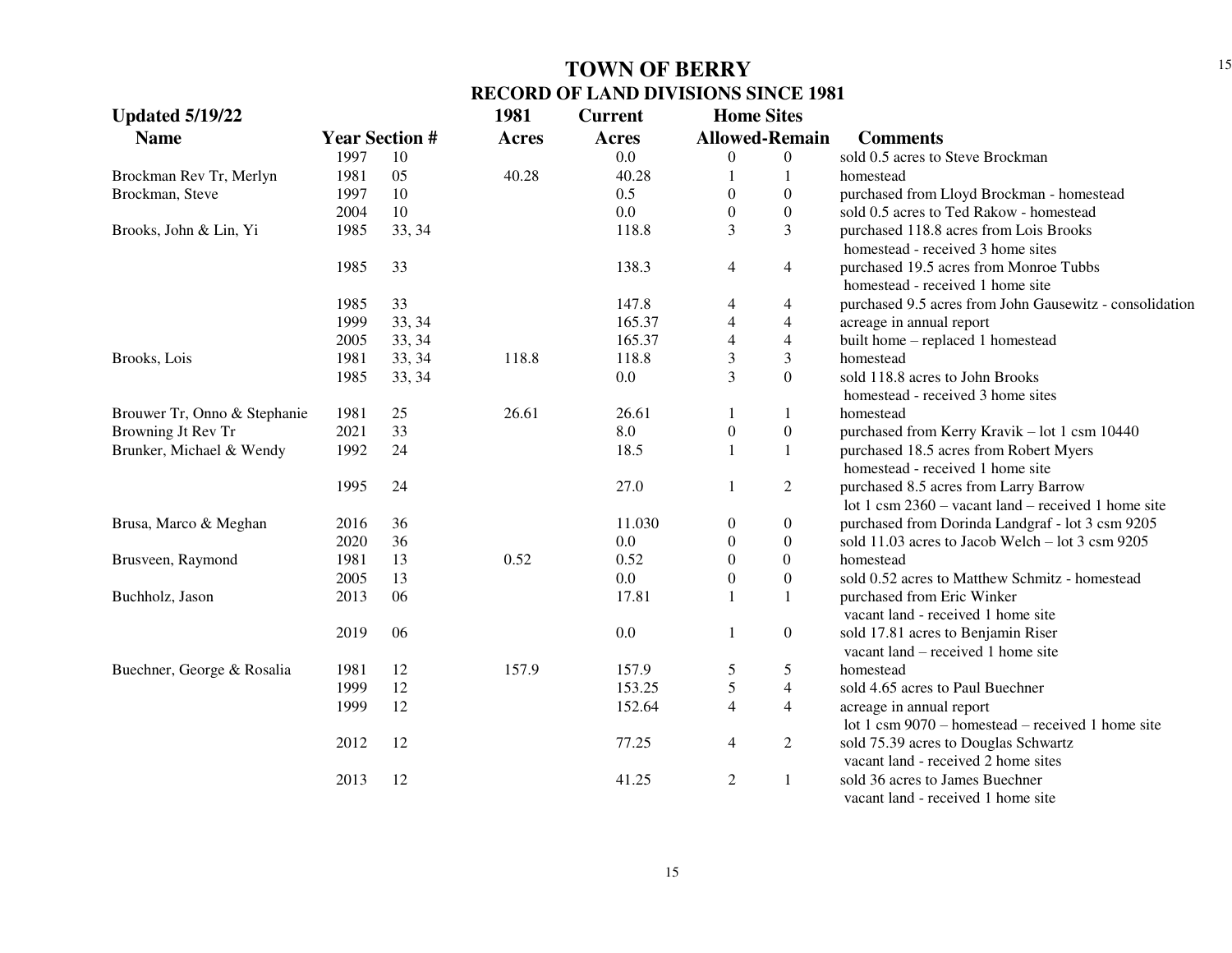# TOWN OF BERRY
## RECORD OF LAND DIVISIONS SINCE 1981

**Updated 5/19/22**

| Name | Year | Section # | 1981 Acres | Current Acres | Home Sites Allowed | Home Sites Remain | Comments |
|---|---|---|---|---|---|---|---|
| | 1997 | 10 | | 0.0 | 0 | 0 | sold 0.5 acres to Steve Brockman |
| Brockman Rev Tr, Merlyn | 1981 | 05 | 40.28 | 40.28 | 1 | 1 | homestead |
| Brockman, Steve | 1997 | 10 | | 0.5 | 0 | 0 | purchased from Lloyd Brockman - homestead |
| | 2004 | 10 | | 0.0 | 0 | 0 | sold 0.5 acres to Ted Rakow - homestead |
| Brooks, John & Lin, Yi | 1985 | 33, 34 | | 118.8 | 3 | 3 | purchased 118.8 acres from Lois Brooks homestead - received 3 home sites |
| | 1985 | 33 | | 138.3 | 4 | 4 | purchased 19.5 acres from Monroe Tubbs homestead - received 1 home site |
| | 1985 | 33 | | 147.8 | 4 | 4 | purchased 9.5 acres from John Gausewitz - consolidation |
| | 1999 | 33, 34 | | 165.37 | 4 | 4 | acreage in annual report |
| | 2005 | 33, 34 | | 165.37 | 4 | 4 | built home – replaced 1 homestead |
| Brooks, Lois | 1981 | 33, 34 | 118.8 | 118.8 | 3 | 3 | homestead |
| | 1985 | 33, 34 | | 0.0 | 3 | 0 | sold 118.8 acres to John Brooks homestead - received 3 home sites |
| Brouwer Tr, Onno & Stephanie | 1981 | 25 | 26.61 | 26.61 | 1 | 1 | homestead |
| Browning Jt Rev Tr | 2021 | 33 | | 8.0 | 0 | 0 | purchased from Kerry Kravik – lot 1 csm 10440 |
| Brunker, Michael & Wendy | 1992 | 24 | | 18.5 | 1 | 1 | purchased 18.5 acres from Robert Myers homestead - received 1 home site |
| | 1995 | 24 | | 27.0 | 1 | 2 | purchased 8.5 acres from Larry Barrow lot 1 csm 2360 – vacant land – received 1 home site |
| Brusa, Marco & Meghan | 2016 | 36 | | 11.030 | 0 | 0 | purchased from Dorinda Landgraf - lot 3 csm 9205 |
| | 2020 | 36 | | 0.0 | 0 | 0 | sold 11.03 acres to Jacob Welch – lot 3 csm 9205 |
| Brusveen, Raymond | 1981 | 13 | 0.52 | 0.52 | 0 | 0 | homestead |
| | 2005 | 13 | | 0.0 | 0 | 0 | sold 0.52 acres to Matthew Schmitz - homestead |
| Buchholz, Jason | 2013 | 06 | | 17.81 | 1 | 1 | purchased from Eric Winker vacant land - received 1 home site |
| | 2019 | 06 | | 0.0 | 1 | 0 | sold 17.81 acres to Benjamin Riser vacant land – received 1 home site |
| Buechner, George & Rosalia | 1981 | 12 | 157.9 | 157.9 | 5 | 5 | homestead |
| | 1999 | 12 | | 153.25 | 5 | 4 | sold 4.65 acres to Paul Buechner |
| | 1999 | 12 | | 152.64 | 4 | 4 | acreage in annual report lot 1 csm 9070 – homestead – received 1 home site |
| | 2012 | 12 | | 77.25 | 4 | 2 | sold 75.39 acres to Douglas Schwartz vacant land - received 2 home sites |
| | 2013 | 12 | | 41.25 | 2 | 1 | sold 36 acres to James Buechner vacant land - received 1 home site |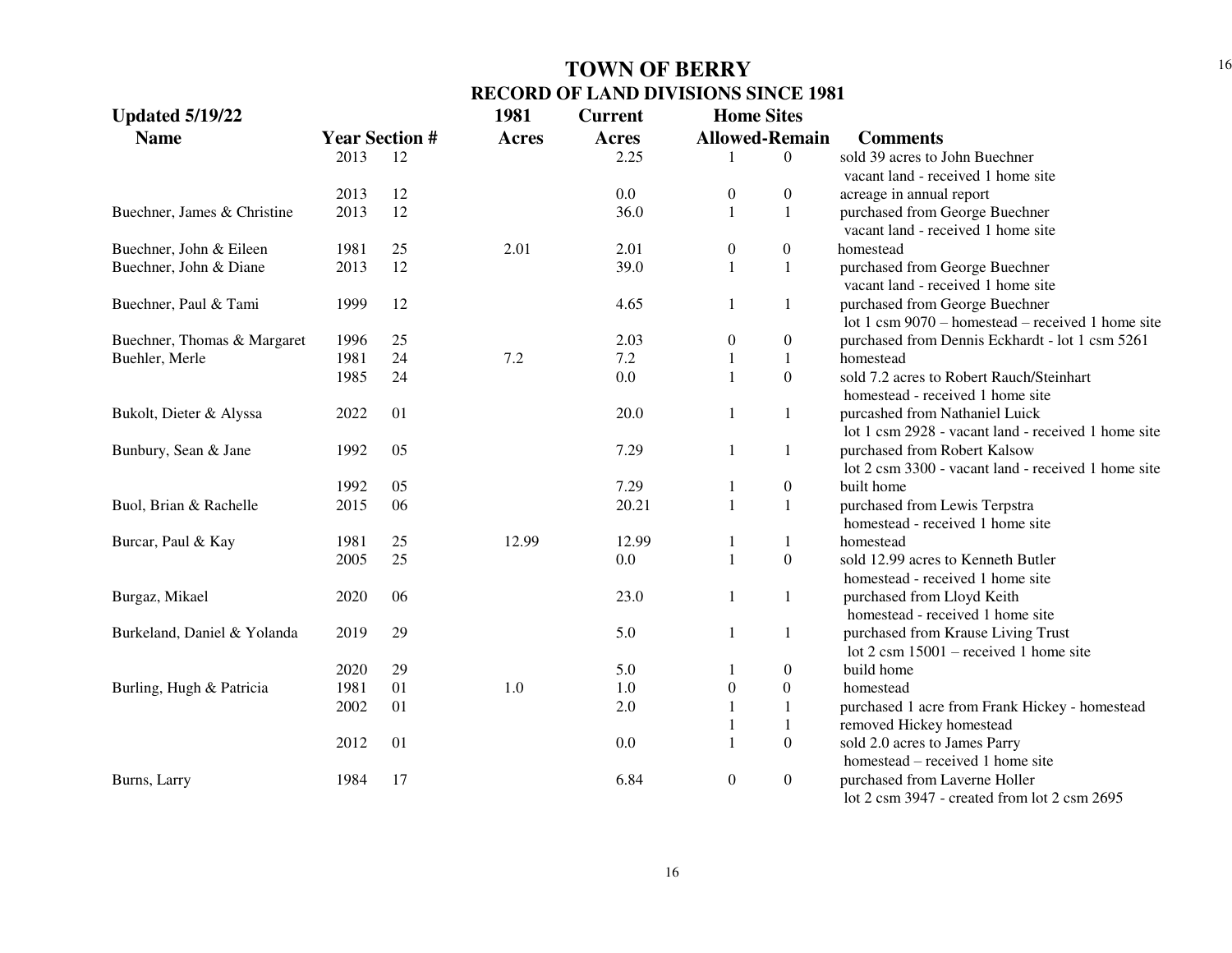# TOWN OF BERRY

## RECORD OF LAND DIVISIONS SINCE 1981

**Updated 5/19/22**

| Name | Year | Section # | 1981 Acres | Current Acres | Home Sites Allowed | Home Sites Remain | Comments |
|---|---|---|---|---|---|---|---|
| | 2013 | 12 | | 2.25 | 1 | 0 | sold 39 acres to John Buechner vacant land - received 1 home site |
| | 2013 | 12 | | 0.0 | 0 | 0 | acreage in annual report |
| Buechner, James & Christine | 2013 | 12 | | 36.0 | 1 | 1 | purchased from George Buechner vacant land - received 1 home site |
| Buechner, John & Eileen | 1981 | 25 | 2.01 | 2.01 | 0 | 0 | homestead |
| Buechner, John & Diane | 2013 | 12 | | 39.0 | 1 | 1 | purchased from George Buechner vacant land - received 1 home site |
| Buechner, Paul & Tami | 1999 | 12 | | 4.65 | 1 | 1 | purchased from George Buechner lot 1 csm 9070 – homestead – received 1 home site |
| Buechner, Thomas & Margaret | 1996 | 25 | | 2.03 | 0 | 0 | purchased from Dennis Eckhardt - lot 1 csm 5261 |
| Buehler, Merle | 1981 | 24 | 7.2 | 7.2 | 1 | 1 | homestead |
| | 1985 | 24 | | 0.0 | 1 | 0 | sold 7.2 acres to Robert Rauch/Steinhart homestead - received 1 home site |
| Bukolt, Dieter & Alyssa | 2022 | 01 | | 20.0 | 1 | 1 | purcashed from Nathaniel Luick lot 1 csm 2928 - vacant land - received 1 home site |
| Bunbury, Sean & Jane | 1992 | 05 | | 7.29 | 1 | 1 | purchased from Robert Kalsow lot 2 csm 3300 - vacant land - received 1 home site |
| | 1992 | 05 | | 7.29 | 1 | 0 | built home |
| Buol, Brian & Rachelle | 2015 | 06 | | 20.21 | 1 | 1 | purchased from Lewis Terpstra homestead - received 1 home site |
| Burcar, Paul & Kay | 1981 | 25 | 12.99 | 12.99 | 1 | 1 | homestead |
| | 2005 | 25 | | 0.0 | 1 | 0 | sold 12.99 acres to Kenneth Butler homestead - received 1 home site |
| Burgaz, Mikael | 2020 | 06 | | 23.0 | 1 | 1 | purchased from Lloyd Keith homestead - received 1 home site |
| Burkeland, Daniel & Yolanda | 2019 | 29 | | 5.0 | 1 | 1 | purchased from Krause Living Trust lot 2 csm 15001 – received 1 home site |
| | 2020 | 29 | | 5.0 | 1 | 0 | build home |
| Burling, Hugh & Patricia | 1981 | 01 | 1.0 | 1.0 | 0 | 0 | homestead |
| | 2002 | 01 | | 2.0 | 1 | 1 | purchased 1 acre from Frank Hickey - homestead |
| | | | | | 1 | 1 | removed Hickey homestead |
| | 2012 | 01 | | 0.0 | 1 | 0 | sold 2.0 acres to James Parry homestead – received 1 home site |
| Burns, Larry | 1984 | 17 | | 6.84 | 0 | 0 | purchased from Laverne Holler lot 2 csm 3947 - created from lot 2 csm 2695 |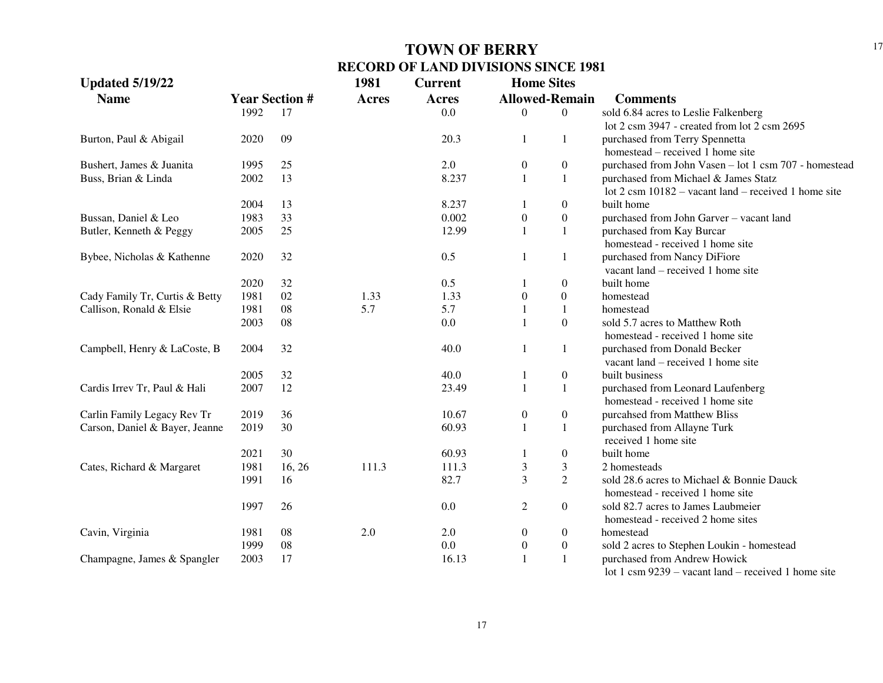# TOWN OF BERRY

## RECORD OF LAND DIVISIONS SINCE 1981

**Updated 5/19/22**

| Name | Year | Section # | 1981 Acres | Current Acres | Home Sites Allowed | Home Sites Remain | Comments |
|---|---|---|---|---|---|---|---|
| | 1992 | 17 | | 0.0 | 0 | 0 | sold 6.84 acres to Leslie Falkenberg lot 2 csm 3947 - created from lot 2 csm 2695 |
| Burton, Paul & Abigail | 2020 | 09 | | 20.3 | 1 | 1 | purchased from Terry Spennetta homestead – received 1 home site |
| Bushert, James & Juanita | 1995 | 25 | | 2.0 | 0 | 0 | purchased from John Vasen – lot 1 csm 707 - homestead |
| Buss, Brian & Linda | 2002 | 13 | | 8.237 | 1 | 1 | purchased from Michael & James Statz lot 2 csm 10182 – vacant land – received 1 home site |
| | 2004 | 13 | | 8.237 | 1 | 0 | built home |
| Bussan, Daniel & Leo | 1983 | 33 | | 0.002 | 0 | 0 | purchased from John Garver – vacant land |
| Butler, Kenneth & Peggy | 2005 | 25 | | 12.99 | 1 | 1 | purchased from Kay Burcar homestead - received 1 home site |
| Bybee, Nicholas & Kathenne | 2020 | 32 | | 0.5 | 1 | 1 | purchased from Nancy DiFiore vacant land – received 1 home site |
| | 2020 | 32 | | 0.5 | 1 | 0 | built home |
| Cady Family Tr, Curtis & Betty | 1981 | 02 | 1.33 | 1.33 | 0 | 0 | homestead |
| Callison, Ronald & Elsie | 1981 | 08 | 5.7 | 5.7 | 1 | 1 | homestead |
| | 2003 | 08 | | 0.0 | 1 | 0 | sold 5.7 acres to Matthew Roth homestead - received 1 home site |
| Campbell, Henry & LaCoste, B | 2004 | 32 | | 40.0 | 1 | 1 | purchased from Donald Becker vacant land – received 1 home site |
| | 2005 | 32 | | 40.0 | 1 | 0 | built business |
| Cardis Irrev Tr, Paul & Hali | 2007 | 12 | | 23.49 | 1 | 1 | purchased from Leonard Laufenberg homestead - received 1 home site |
| Carlin Family Legacy Rev Tr | 2019 | 36 | | 10.67 | 0 | 0 | purcahsed from Matthew Bliss |
| Carson, Daniel & Bayer, Jeanne | 2019 | 30 | | 60.93 | 1 | 1 | purchased from Allayne Turk received 1 home site |
| | 2021 | 30 | | 60.93 | 1 | 0 | built home |
| Cates, Richard & Margaret | 1981 | 16, 26 | 111.3 | 111.3 | 3 | 3 | 2 homesteads |
| | 1991 | 16 | | 82.7 | 3 | 2 | sold 28.6 acres to Michael & Bonnie Dauck homestead - received 1 home site |
| | 1997 | 26 | | 0.0 | 2 | 0 | sold 82.7 acres to James Laubmeier homestead - received 2 home sites |
| Cavin, Virginia | 1981 | 08 | 2.0 | 2.0 | 0 | 0 | homestead |
| | 1999 | 08 | | 0.0 | 0 | 0 | sold 2 acres to Stephen Loukin - homestead |
| Champagne, James & Spangler | 2003 | 17 | | 16.13 | 1 | 1 | purchased from Andrew Howick lot 1 csm 9239 – vacant land – received 1 home site |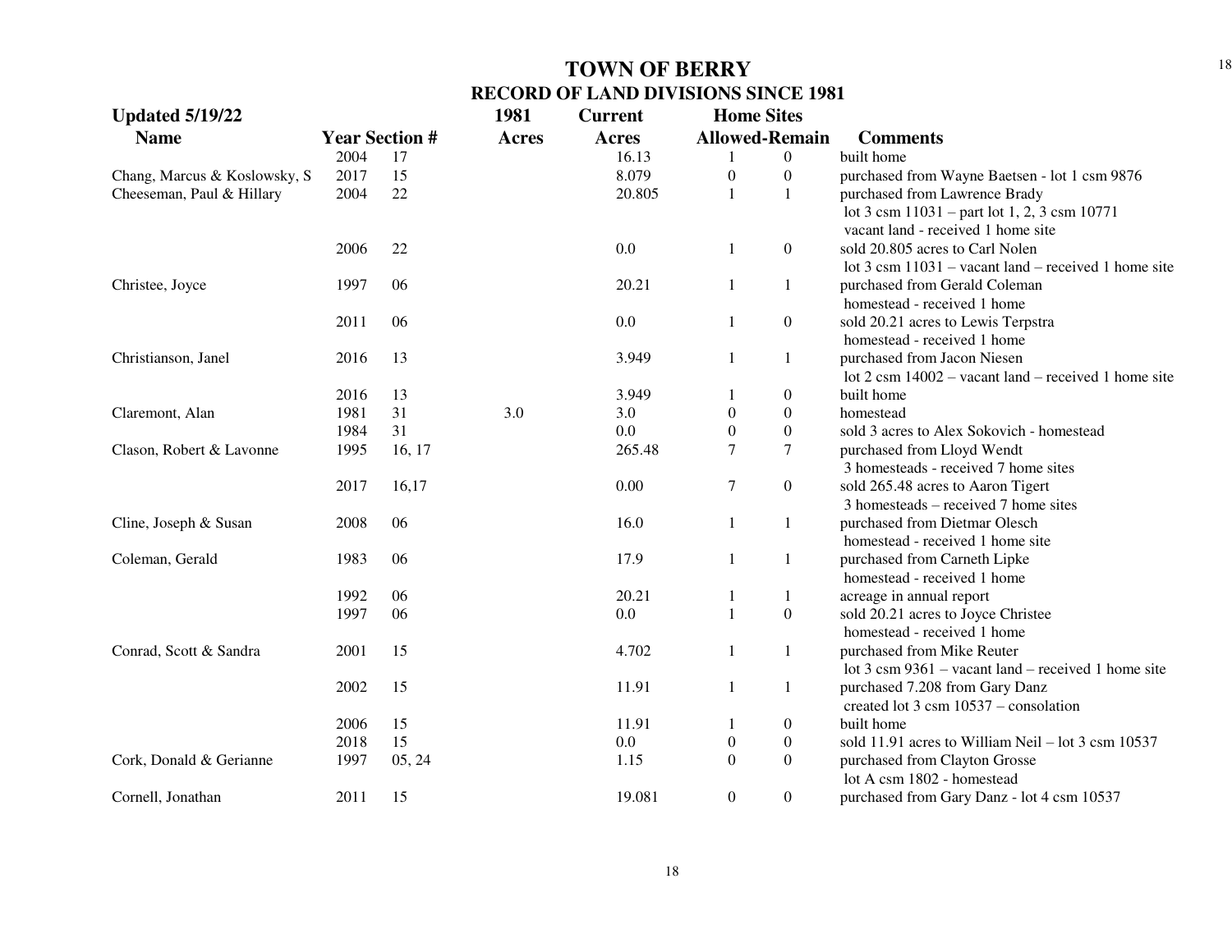# TOWN OF BERRY

## RECORD OF LAND DIVISIONS SINCE 1981

| Updated 5/19/22 Name | Year | Section # | 1981 Acres | Current Acres | Home Sites Allowed | Home Sites Remain | Comments |
|---|---|---|---|---|---|---|---|
| | 2004 | 17 | | 16.13 | 1 | 0 | built home |
| Chang, Marcus & Koslowsky, S | 2017 | 15 | | 8.079 | 0 | 0 | purchased from Wayne Baetsen - lot 1 csm 9876 |
| Cheeseman, Paul & Hillary | 2004 | 22 | | 20.805 | 1 | 1 | purchased from Lawrence Brady lot 3 csm 11031 – part lot 1, 2, 3 csm 10771 vacant land - received 1 home site |
| | 2006 | 22 | | 0.0 | 1 | 0 | sold 20.805 acres to Carl Nolen lot 3 csm 11031 – vacant land – received 1 home site |
| Christee, Joyce | 1997 | 06 | | 20.21 | 1 | 1 | purchased from Gerald Coleman homestead - received 1 home |
| | 2011 | 06 | | 0.0 | 1 | 0 | sold 20.21 acres to Lewis Terpstra homestead - received 1 home |
| Christianson, Janel | 2016 | 13 | | 3.949 | 1 | 1 | purchased from Jacon Niesen lot 2 csm 14002 – vacant land – received 1 home site |
| | 2016 | 13 | | 3.949 | 1 | 0 | built home |
| Claremont, Alan | 1981 | 31 | 3.0 | 3.0 | 0 | 0 | homestead |
| | 1984 | 31 | | 0.0 | 0 | 0 | sold 3 acres to Alex Sokovich - homestead |
| Clason, Robert & Lavonne | 1995 | 16, 17 | | 265.48 | 7 | 7 | purchased from Lloyd Wendt 3 homesteads - received 7 home sites |
| | 2017 | 16,17 | | 0.00 | 7 | 0 | sold 265.48 acres to Aaron Tigert 3 homesteads – received 7 home sites |
| Cline, Joseph & Susan | 2008 | 06 | | 16.0 | 1 | 1 | purchased from Dietmar Olesch homestead - received 1 home site |
| Coleman, Gerald | 1983 | 06 | | 17.9 | 1 | 1 | purchased from Carneth Lipke homestead - received 1 home |
| | 1992 | 06 | | 20.21 | 1 | 1 | acreage in annual report |
| | 1997 | 06 | | 0.0 | 1 | 0 | sold 20.21 acres to Joyce Christee homestead - received 1 home |
| Conrad, Scott & Sandra | 2001 | 15 | | 4.702 | 1 | 1 | purchased from Mike Reuter lot 3 csm 9361 – vacant land – received 1 home site |
| | 2002 | 15 | | 11.91 | 1 | 1 | purchased 7.208 from Gary Danz created lot 3 csm 10537 – consolation |
| | 2006 | 15 | | 11.91 | 1 | 0 | built home |
| | 2018 | 15 | | 0.0 | 0 | 0 | sold 11.91 acres to William Neil – lot 3 csm 10537 |
| Cork, Donald & Gerianne | 1997 | 05, 24 | | 1.15 | 0 | 0 | purchased from Clayton Grosse lot A csm 1802 - homestead |
| Cornell, Jonathan | 2011 | 15 | | 19.081 | 0 | 0 | purchased from Gary Danz - lot 4 csm 10537 |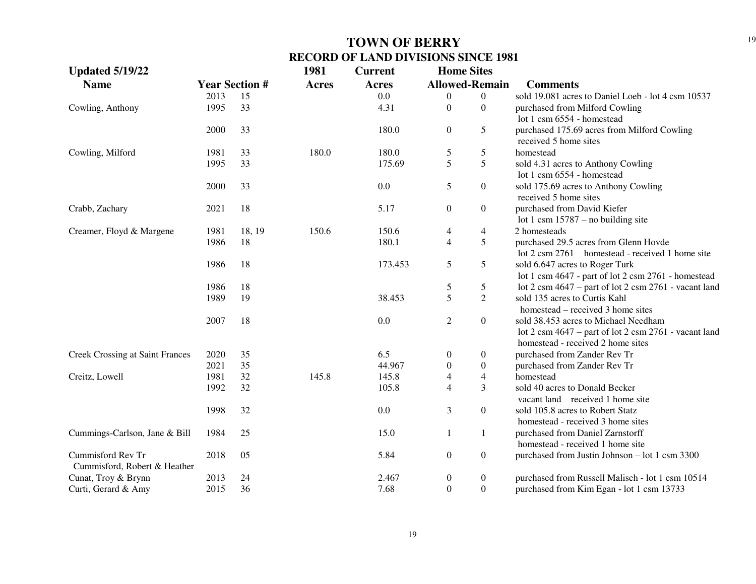# TOWN OF BERRY

## RECORD OF LAND DIVISIONS SINCE 1981

**Updated 5/19/22**

| Name | Year | Section # | 1981 Acres | Current Acres | Home Sites Allowed | Home Sites Remain | Comments |
|---|---|---|---|---|---|---|---|
| | 2013 | 15 | | 0.0 | 0 | 0 | sold 19.081 acres to Daniel Loeb - lot 4 csm 10537 |
| Cowling, Anthony | 1995 | 33 | | 4.31 | 0 | 0 | purchased from Milford Cowling lot 1 csm 6554 - homestead |
| | 2000 | 33 | | 180.0 | 0 | 5 | purchased 175.69 acres from Milford Cowling received 5 home sites |
| Cowling, Milford | 1981 | 33 | 180.0 | 180.0 | 5 | 5 | homestead |
| | 1995 | 33 | | 175.69 | 5 | 5 | sold 4.31 acres to Anthony Cowling lot 1 csm 6554 - homestead |
| | 2000 | 33 | | 0.0 | 5 | 0 | sold 175.69 acres to Anthony Cowling received 5 home sites |
| Crabb, Zachary | 2021 | 18 | | 5.17 | 0 | 0 | purchased from David Kiefer lot 1 csm 15787 – no building site |
| Creamer, Floyd & Margene | 1981 | 18, 19 | 150.6 | 150.6 | 4 | 4 | 2 homesteads |
| | 1986 | 18 | | 180.1 | 4 | 5 | purchased 29.5 acres from Glenn Hovde lot 2 csm 2761 – homestead - received 1 home site |
| | 1986 | 18 | | 173.453 | 5 | 5 | sold 6.647 acres to Roger Turk lot 1 csm 4647 - part of lot 2 csm 2761 - homestead |
| | 1986 | 18 | | | 5 | 5 | lot 2 csm 4647 – part of lot 2 csm 2761 - vacant land |
| | 1989 | 19 | | 38.453 | 5 | 2 | sold 135 acres to Curtis Kahl homestead – received 3 home sites |
| | 2007 | 18 | | 0.0 | 2 | 0 | sold 38.453 acres to Michael Needham lot 2 csm 4647 – part of lot 2 csm 2761 - vacant land homestead - received 2 home sites |
| Creek Crossing at Saint Frances | 2020 | 35 | | 6.5 | 0 | 0 | purchased from Zander Rev Tr |
| | 2021 | 35 | | 44.967 | 0 | 0 | purchased from Zander Rev Tr |
| Creitz, Lowell | 1981 | 32 | 145.8 | 145.8 | 4 | 4 | homestead |
| | 1992 | 32 | | 105.8 | 4 | 3 | sold 40 acres to Donald Becker vacant land – received 1 home site |
| | 1998 | 32 | | 0.0 | 3 | 0 | sold 105.8 acres to Robert Statz homestead - received 3 home sites |
| Cummings-Carlson, Jane & Bill | 1984 | 25 | | 15.0 | 1 | 1 | purchased from Daniel Zarnstorff homestead - received 1 home site |
| Cummisford Rev Tr Cummisford, Robert & Heather | 2018 | 05 | | 5.84 | 0 | 0 | purchased from Justin Johnson – lot 1 csm 3300 |
| Cunat, Troy & Brynn | 2013 | 24 | | 2.467 | 0 | 0 | purchased from Russell Malisch - lot 1 csm 10514 |
| Curti, Gerard & Amy | 2015 | 36 | | 7.68 | 0 | 0 | purchased from Kim Egan - lot 1 csm 13733 |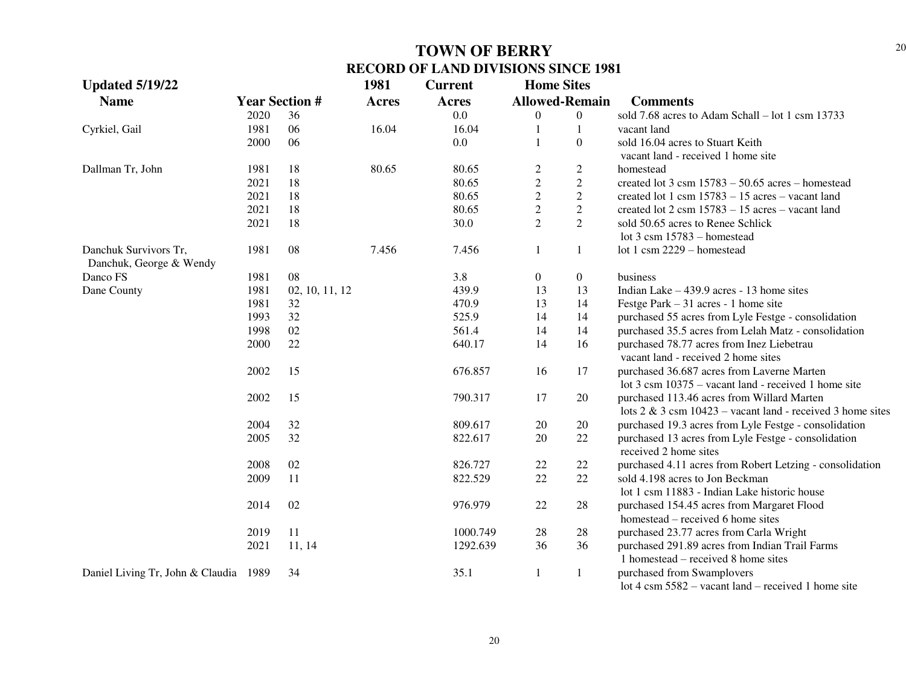# TOWN OF BERRY

## RECORD OF LAND DIVISIONS SINCE 1981

| Updated 5/19/22<br>Name | Year | Section # | 1981<br>Acres | Current<br>Acres | Home Sites<br>Allowed | -Remain | Comments |
|---|---|---|---|---|---|---|---|
| | 2020 | 36 | | 0.0 | 0 | 0 | sold 7.68 acres to Adam Schall – lot 1 csm 13733 |
| Cyrkiel, Gail | 1981 | 06 | 16.04 | 16.04 | 1 | 1 | vacant land |
| | 2000 | 06 | | 0.0 | 1 | 0 | sold 16.04 acres to Stuart Keith<br>vacant land - received 1 home site |
| Dallman Tr, John | 1981 | 18 | 80.65 | 80.65 | 2 | 2 | homestead |
| | 2021 | 18 | | 80.65 | 2 | 2 | created lot 3 csm 15783 – 50.65 acres – homestead |
| | 2021 | 18 | | 80.65 | 2 | 2 | created lot 1 csm 15783 – 15 acres – vacant land |
| | 2021 | 18 | | 80.65 | 2 | 2 | created lot 2 csm 15783 – 15 acres – vacant land |
| | 2021 | 18 | | 30.0 | 2 | 2 | sold 50.65 acres to Renee Schlick<br>lot 3 csm 15783 – homestead |
| Danchuk Survivors Tr,<br>Danchuk, George & Wendy | 1981 | 08 | 7.456 | 7.456 | 1 | 1 | lot 1 csm 2229 – homestead |
| Danco FS | 1981 | 08 | | 3.8 | 0 | 0 | business |
| Dane County | 1981 | 02, 10, 11, 12 | | 439.9 | 13 | 13 | Indian Lake – 439.9 acres - 13 home sites |
| | 1981 | 32 | | 470.9 | 13 | 14 | Festge Park – 31 acres - 1 home site |
| | 1993 | 32 | | 525.9 | 14 | 14 | purchased 55 acres from Lyle Festge - consolidation |
| | 1998 | 02 | | 561.4 | 14 | 14 | purchased 35.5 acres from Lelah Matz - consolidation |
| | 2000 | 22 | | 640.17 | 14 | 16 | purchased 78.77 acres from Inez Liebetrau<br>vacant land - received 2 home sites |
| | 2002 | 15 | | 676.857 | 16 | 17 | purchased 36.687 acres from Laverne Marten<br>lot 3 csm 10375 – vacant land - received 1 home site |
| | 2002 | 15 | | 790.317 | 17 | 20 | purchased 113.46 acres from Willard Marten<br>lots 2 & 3 csm 10423 – vacant land - received 3 home sites |
| | 2004 | 32 | | 809.617 | 20 | 20 | purchased 19.3 acres from Lyle Festge - consolidation |
| | 2005 | 32 | | 822.617 | 20 | 22 | purchased 13 acres from Lyle Festge - consolidation<br>received 2 home sites |
| | 2008 | 02 | | 826.727 | 22 | 22 | purchased 4.11 acres from Robert Letzing - consolidation |
| | 2009 | 11 | | 822.529 | 22 | 22 | sold 4.198 acres to Jon Beckman<br>lot 1 csm 11883 - Indian Lake historic house |
| | 2014 | 02 | | 976.979 | 22 | 28 | purchased 154.45 acres from Margaret Flood<br>homestead – received 6 home sites |
| | 2019 | 11 | | 1000.749 | 28 | 28 | purchased 23.77 acres from Carla Wright |
| | 2021 | 11, 14 | | 1292.639 | 36 | 36 | purchased 291.89 acres from Indian Trail Farms<br>1 homestead – received 8 home sites |
| Daniel Living Tr, John & Claudia | 1989 | 34 | | 35.1 | 1 | 1 | purchased from Swamplovers<br>lot 4 csm 5582 – vacant land – received 1 home site |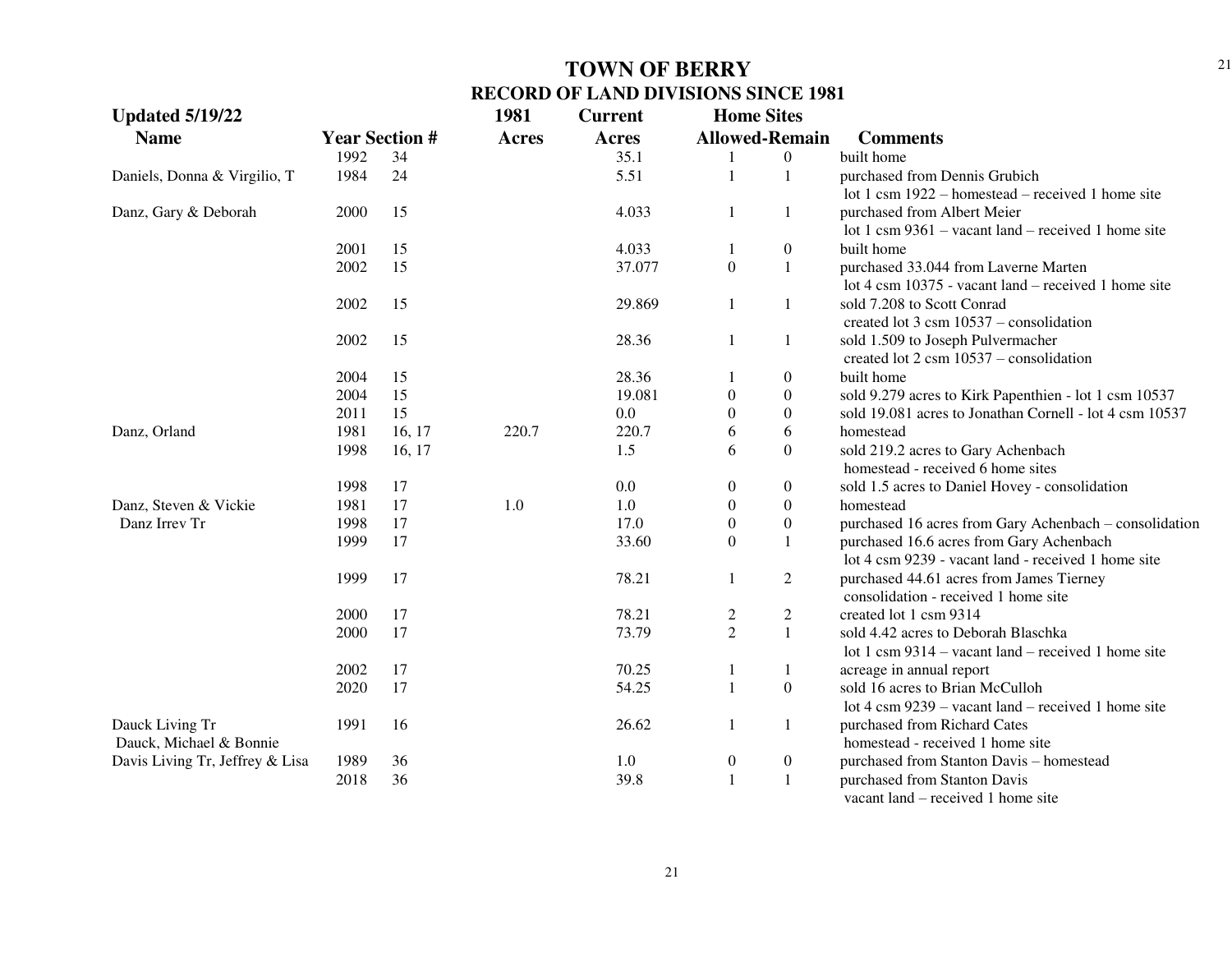# TOWN OF BERRY

## RECORD OF LAND DIVISIONS SINCE 1981

**Updated 5/19/22**

| Name | Year | Section # | 1981 Acres | Current Acres | Home Sites Allowed | Home Sites Remain | Comments |
|---|---|---|---|---|---|---|---|
| | 1992 | 34 | | 35.1 | 1 | 0 | built home |
| Daniels, Donna & Virgilio, T | 1984 | 24 | | 5.51 | 1 | 1 | purchased from Dennis Grubich<br>lot 1 csm 1922 – homestead – received 1 home site |
| Danz, Gary & Deborah | 2000 | 15 | | 4.033 | 1 | 1 | purchased from Albert Meier<br>lot 1 csm 9361 – vacant land – received 1 home site |
| | 2001 | 15 | | 4.033 | 1 | 0 | built home |
| | 2002 | 15 | | 37.077 | 0 | 1 | purchased 33.044 from Laverne Marten<br>lot 4 csm 10375 - vacant land – received 1 home site |
| | 2002 | 15 | | 29.869 | 1 | 1 | sold 7.208 to Scott Conrad<br>created lot 3 csm 10537 – consolidation |
| | 2002 | 15 | | 28.36 | 1 | 1 | sold 1.509 to Joseph Pulvermacher<br>created lot 2 csm 10537 – consolidation |
| | 2004 | 15 | | 28.36 | 1 | 0 | built home |
| | 2004 | 15 | | 19.081 | 0 | 0 | sold 9.279 acres to Kirk Papenthien - lot 1 csm 10537 |
| | 2011 | 15 | | 0.0 | 0 | 0 | sold 19.081 acres to Jonathan Cornell - lot 4 csm 10537 |
| Danz, Orland | 1981 | 16, 17 | 220.7 | 220.7 | 6 | 6 | homestead |
| | 1998 | 16, 17 | | 1.5 | 6 | 0 | sold 219.2 acres to Gary Achenbach<br>homestead - received 6 home sites |
| | 1998 | 17 | | 0.0 | 0 | 0 | sold 1.5 acres to Daniel Hovey - consolidation |
| Danz, Steven & Vickie | 1981 | 17 | 1.0 | 1.0 | 0 | 0 | homestead |
| Danz Irrev Tr | 1998 | 17 | | 17.0 | 0 | 0 | purchased 16 acres from Gary Achenbach – consolidation |
| | 1999 | 17 | | 33.60 | 0 | 1 | purchased 16.6 acres from Gary Achenbach<br>lot 4 csm 9239 - vacant land - received 1 home site |
| | 1999 | 17 | | 78.21 | 1 | 2 | purchased 44.61 acres from James Tierney<br>consolidation - received 1 home site |
| | 2000 | 17 | | 78.21 | 2 | 2 | created lot 1 csm 9314 |
| | 2000 | 17 | | 73.79 | 2 | 1 | sold 4.42 acres to Deborah Blaschka<br>lot 1 csm 9314 – vacant land – received 1 home site |
| | 2002 | 17 | | 70.25 | 1 | 1 | acreage in annual report |
| | 2020 | 17 | | 54.25 | 1 | 0 | sold 16 acres to Brian McCulloh<br>lot 4 csm 9239 – vacant land – received 1 home site |
| Dauck Living Tr<br>Dauck, Michael & Bonnie | 1991 | 16 | | 26.62 | 1 | 1 | purchased from Richard Cates<br>homestead - received 1 home site |
| Davis Living Tr, Jeffrey & Lisa | 1989 | 36 | | 1.0 | 0 | 0 | purchased from Stanton Davis – homestead |
| | 2018 | 36 | | 39.8 | 1 | 1 | purchased from Stanton Davis<br>vacant land – received 1 home site |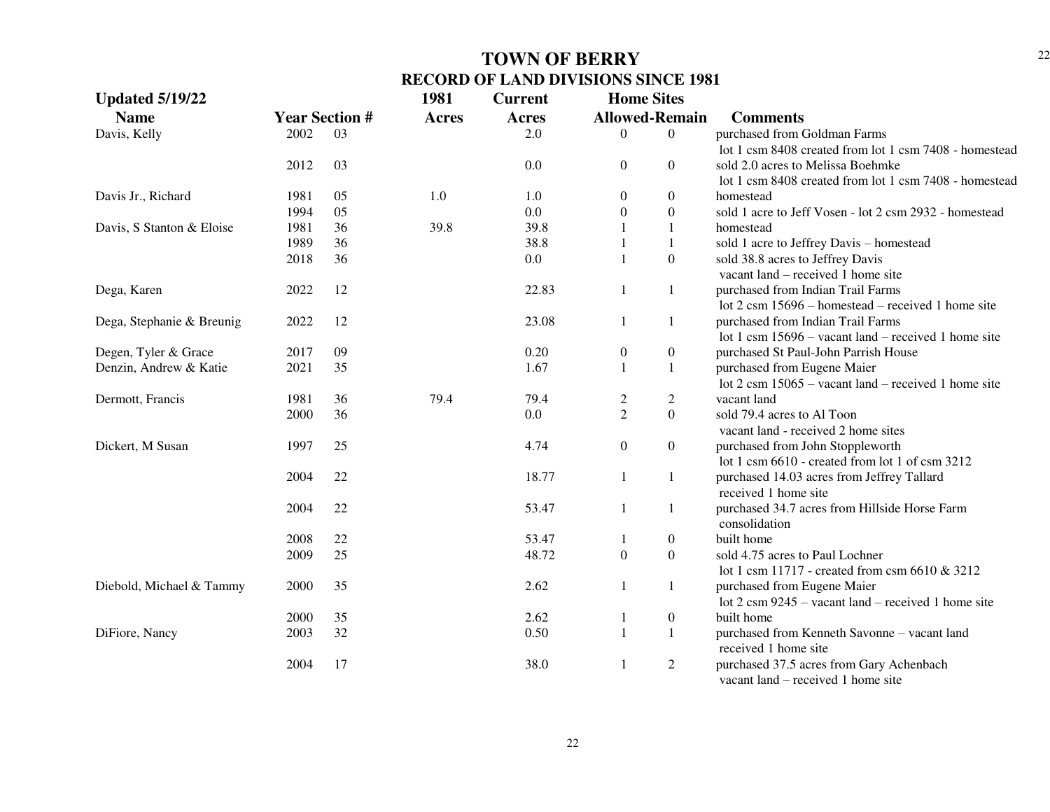# TOWN OF BERRY

## RECORD OF LAND DIVISIONS SINCE 1981

**Updated 5/19/22**

| Name | Year | Section # | 1981 Acres | Current Acres | Home Sites Allowed | Home Sites Remain | Comments |
|---|---|---|---|---|---|---|---|
| Davis, Kelly | 2002 | 03 | | 2.0 | 0 | 0 | purchased from Goldman Farms lot 1 csm 8408 created from lot 1 csm 7408 - homestead |
| | 2012 | 03 | | 0.0 | 0 | 0 | sold 2.0 acres to Melissa Boehmke lot 1 csm 8408 created from lot 1 csm 7408 - homestead |
| Davis Jr., Richard | 1981 | 05 | 1.0 | 1.0 | 0 | 0 | homestead |
| | 1994 | 05 | | 0.0 | 0 | 0 | sold 1 acre to Jeff Vosen - lot 2 csm 2932 - homestead |
| Davis, S Stanton & Eloise | 1981 | 36 | 39.8 | 39.8 | 1 | 1 | homestead |
| | 1989 | 36 | | 38.8 | 1 | 1 | sold 1 acre to Jeffrey Davis – homestead |
| | 2018 | 36 | | 0.0 | 1 | 0 | sold 38.8 acres to Jeffrey Davis vacant land – received 1 home site |
| Dega, Karen | 2022 | 12 | | 22.83 | 1 | 1 | purchased from Indian Trail Farms lot 2 csm 15696 – homestead – received 1 home site |
| Dega, Stephanie & Breunig | 2022 | 12 | | 23.08 | 1 | 1 | purchased from Indian Trail Farms lot 1 csm 15696 – vacant land – received 1 home site |
| Degen, Tyler & Grace | 2017 | 09 | | 0.20 | 0 | 0 | purchased St Paul-John Parrish House |
| Denzin, Andrew & Katie | 2021 | 35 | | 1.67 | 1 | 1 | purchased from Eugene Maier lot 2 csm 15065 – vacant land – received 1 home site |
| Dermott, Francis | 1981 | 36 | 79.4 | 79.4 | 2 | 2 | vacant land |
| | 2000 | 36 | | 0.0 | 2 | 0 | sold 79.4 acres to Al Toon vacant land - received 2 home sites |
| Dickert, M Susan | 1997 | 25 | | 4.74 | 0 | 0 | purchased from John Stoppleworth lot 1 csm 6610 - created from lot 1 of csm 3212 |
| | 2004 | 22 | | 18.77 | 1 | 1 | purchased 14.03 acres from Jeffrey Tallard received 1 home site |
| | 2004 | 22 | | 53.47 | 1 | 1 | purchased 34.7 acres from Hillside Horse Farm consolidation |
| | 2008 | 22 | | 53.47 | 1 | 0 | built home |
| | 2009 | 25 | | 48.72 | 0 | 0 | sold 4.75 acres to Paul Lochner lot 1 csm 11717 - created from csm 6610 & 3212 |
| Diebold, Michael & Tammy | 2000 | 35 | | 2.62 | 1 | 1 | purchased from Eugene Maier lot 2 csm 9245 – vacant land – received 1 home site |
| | 2000 | 35 | | 2.62 | 1 | 0 | built home |
| DiFiore, Nancy | 2003 | 32 | | 0.50 | 1 | 1 | purchased from Kenneth Savonne – vacant land received 1 home site |
| | 2004 | 17 | | 38.0 | 1 | 2 | purchased 37.5 acres from Gary Achenbach vacant land – received 1 home site |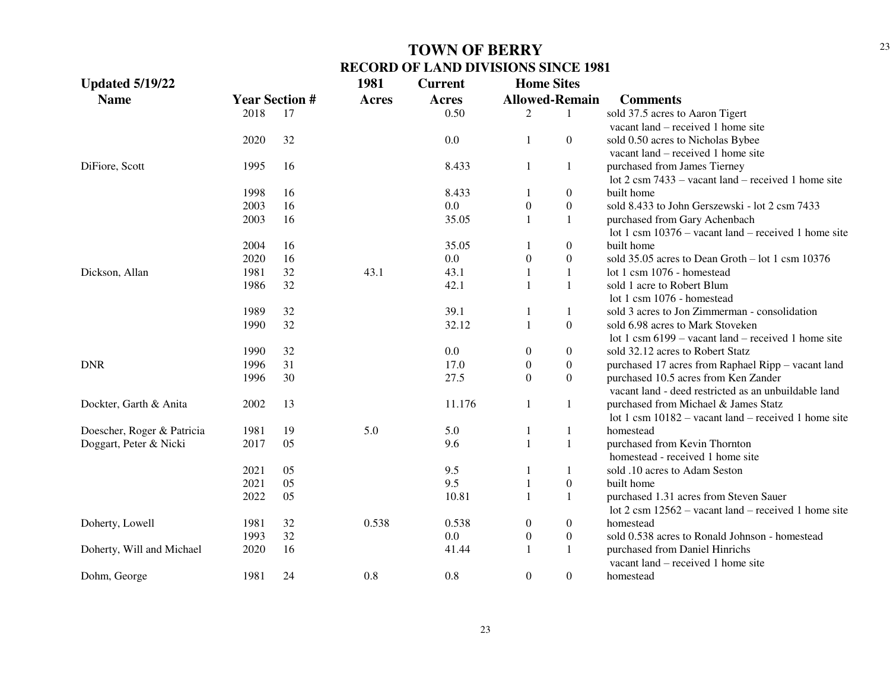# TOWN OF BERRY
## RECORD OF LAND DIVISIONS SINCE 1981

| Updated 5/19/22 | | | 1981 | Current | Home Sites | | |
|---|---|---|---|---|---|---|---|
| Name | Year | Section # | Acres | Acres | Allowed | Remain | Comments |
| | 2018 | 17 | | 0.50 | 2 | 1 | sold 37.5 acres to Aaron Tigert<br>vacant land – received 1 home site |
| | 2020 | 32 | | 0.0 | 1 | 0 | sold 0.50 acres to Nicholas Bybee<br>vacant land – received 1 home site |
| DiFiore, Scott | 1995 | 16 | | 8.433 | 1 | 1 | purchased from James Tierney<br>lot 2 csm 7433 – vacant land – received 1 home site |
| | 1998 | 16 | | 8.433 | 1 | 0 | built home |
| | 2003 | 16 | | 0.0 | 0 | 0 | sold 8.433 to John Gerszewski - lot 2 csm 7433 |
| | 2003 | 16 | | 35.05 | 1 | 1 | purchased from Gary Achenbach<br>lot 1 csm 10376 – vacant land – received 1 home site |
| | 2004 | 16 | | 35.05 | 1 | 0 | built home |
| | 2020 | 16 | | 0.0 | 0 | 0 | sold 35.05 acres to Dean Groth – lot 1 csm 10376 |
| Dickson, Allan | 1981 | 32 | 43.1 | 43.1 | 1 | 1 | lot 1 csm 1076 - homestead |
| | 1986 | 32 | | 42.1 | 1 | 1 | sold 1 acre to Robert Blum<br>lot 1 csm 1076 - homestead |
| | 1989 | 32 | | 39.1 | 1 | 1 | sold 3 acres to Jon Zimmerman - consolidation |
| | 1990 | 32 | | 32.12 | 1 | 0 | sold 6.98 acres to Mark Stoveken<br>lot 1 csm 6199 – vacant land – received 1 home site |
| | 1990 | 32 | | 0.0 | 0 | 0 | sold 32.12 acres to Robert Statz |
| DNR | 1996 | 31 | | 17.0 | 0 | 0 | purchased 17 acres from Raphael Ripp – vacant land |
| | 1996 | 30 | | 27.5 | 0 | 0 | purchased 10.5 acres from Ken Zander<br>vacant land - deed restricted as an unbuildable land |
| Dockter, Garth & Anita | 2002 | 13 | | 11.176 | 1 | 1 | purchased from Michael & James Statz<br>lot 1 csm 10182 – vacant land – received 1 home site |
| Doescher, Roger & Patricia | 1981 | 19 | 5.0 | 5.0 | 1 | 1 | homestead |
| Doggart, Peter & Nicki | 2017 | 05 | | 9.6 | 1 | 1 | purchased from Kevin Thornton<br>homestead - received 1 home site |
| | 2021 | 05 | | 9.5 | 1 | 1 | sold .10 acres to Adam Seston |
| | 2021 | 05 | | 9.5 | 1 | 0 | built home |
| | 2022 | 05 | | 10.81 | 1 | 1 | purchased 1.31 acres from Steven Sauer<br>lot 2 csm 12562 – vacant land – received 1 home site |
| Doherty, Lowell | 1981 | 32 | 0.538 | 0.538 | 0 | 0 | homestead |
| | 1993 | 32 | | 0.0 | 0 | 0 | sold 0.538 acres to Ronald Johnson - homestead |
| Doherty, Will and Michael | 2020 | 16 | | 41.44 | 1 | 1 | purchased from Daniel Hinrichs<br>vacant land – received 1 home site |
| Dohm, George | 1981 | 24 | 0.8 | 0.8 | 0 | 0 | homestead |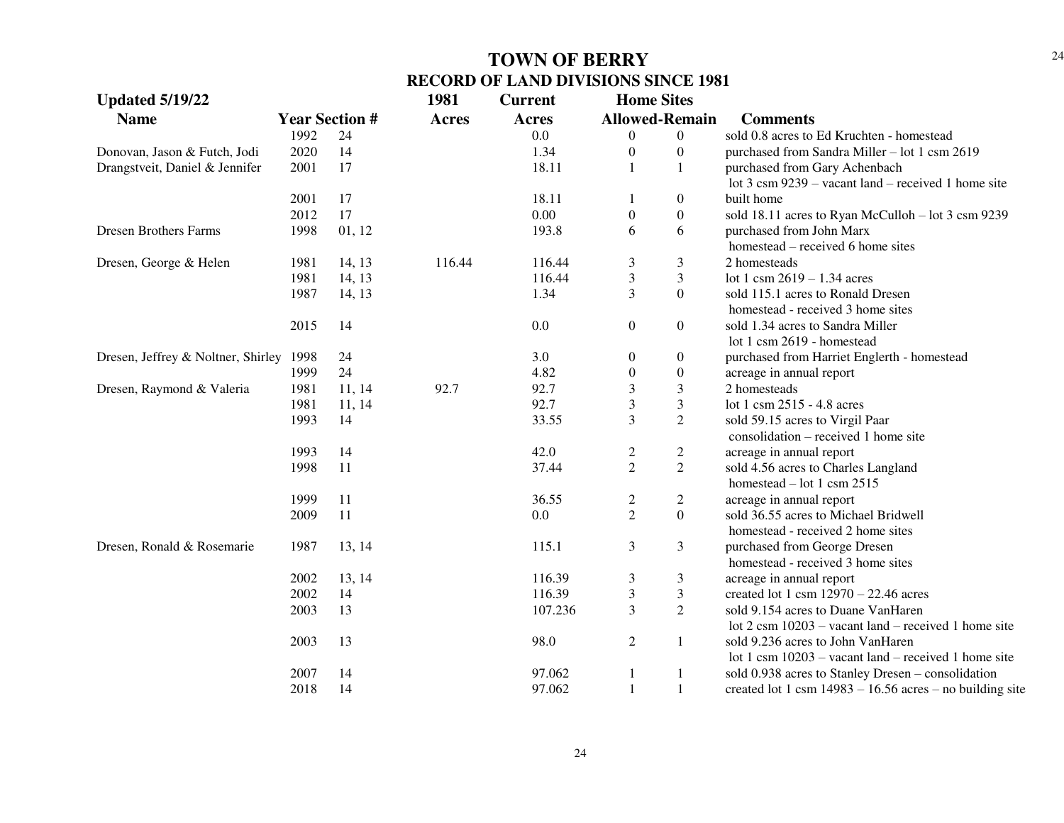# TOWN OF BERRY

## RECORD OF LAND DIVISIONS SINCE 1981

**Updated 5/19/22**

| Name | Year | Section # | 1981 Acres | Current Acres | Home Sites Allowed | Home Sites Remain | Comments |
|---|---|---|---|---|---|---|---|
| | 1992 | 24 | | 0.0 | 0 | 0 | sold 0.8 acres to Ed Kruchten - homestead |
| Donovan, Jason & Futch, Jodi | 2020 | 14 | | 1.34 | 0 | 0 | purchased from Sandra Miller – lot 1 csm 2619 |
| Drangstveit, Daniel & Jennifer | 2001 | 17 | | 18.11 | 1 | 1 | purchased from Gary Achenbach lot 3 csm 9239 – vacant land – received 1 home site |
| | 2001 | 17 | | 18.11 | 1 | 0 | built home |
| | 2012 | 17 | | 0.00 | 0 | 0 | sold 18.11 acres to Ryan McCulloh – lot 3 csm 9239 |
| Dresen Brothers Farms | 1998 | 01, 12 | | 193.8 | 6 | 6 | purchased from John Marx homestead – received 6 home sites |
| Dresen, George & Helen | 1981 | 14, 13 | 116.44 | 116.44 | 3 | 3 | 2 homesteads |
| | 1981 | 14, 13 | | 116.44 | 3 | 3 | lot 1 csm 2619 – 1.34 acres |
| | 1987 | 14, 13 | | 1.34 | 3 | 0 | sold 115.1 acres to Ronald Dresen homestead - received 3 home sites |
| | 2015 | 14 | | 0.0 | 0 | 0 | sold 1.34 acres to Sandra Miller lot 1 csm 2619 - homestead |
| Dresen, Jeffrey & Noltner, Shirley | 1998 | 24 | | 3.0 | 0 | 0 | purchased from Harriet Englerth - homestead |
| | 1999 | 24 | | 4.82 | 0 | 0 | acreage in annual report |
| Dresen, Raymond & Valeria | 1981 | 11, 14 | 92.7 | 92.7 | 3 | 3 | 2 homesteads |
| | 1981 | 11, 14 | | 92.7 | 3 | 3 | lot 1 csm 2515 - 4.8 acres |
| | 1993 | 14 | | 33.55 | 3 | 2 | sold 59.15 acres to Virgil Paar consolidation – received 1 home site |
| | 1993 | 14 | | 42.0 | 2 | 2 | acreage in annual report |
| | 1998 | 11 | | 37.44 | 2 | 2 | sold 4.56 acres to Charles Langland homestead – lot 1 csm 2515 |
| | 1999 | 11 | | 36.55 | 2 | 2 | acreage in annual report |
| | 2009 | 11 | | 0.0 | 2 | 0 | sold 36.55 acres to Michael Bridwell homestead - received 2 home sites |
| Dresen, Ronald & Rosemarie | 1987 | 13, 14 | | 115.1 | 3 | 3 | purchased from George Dresen homestead - received 3 home sites |
| | 2002 | 13, 14 | | 116.39 | 3 | 3 | acreage in annual report |
| | 2002 | 14 | | 116.39 | 3 | 3 | created lot 1 csm 12970 – 22.46 acres |
| | 2003 | 13 | | 107.236 | 3 | 2 | sold 9.154 acres to Duane VanHaren lot 2 csm 10203 – vacant land – received 1 home site |
| | 2003 | 13 | | 98.0 | 2 | 1 | sold 9.236 acres to John VanHaren lot 1 csm 10203 – vacant land – received 1 home site |
| | 2007 | 14 | | 97.062 | 1 | 1 | sold 0.938 acres to Stanley Dresen – consolidation |
| | 2018 | 14 | | 97.062 | 1 | 1 | created lot 1 csm 14983 – 16.56 acres – no building site |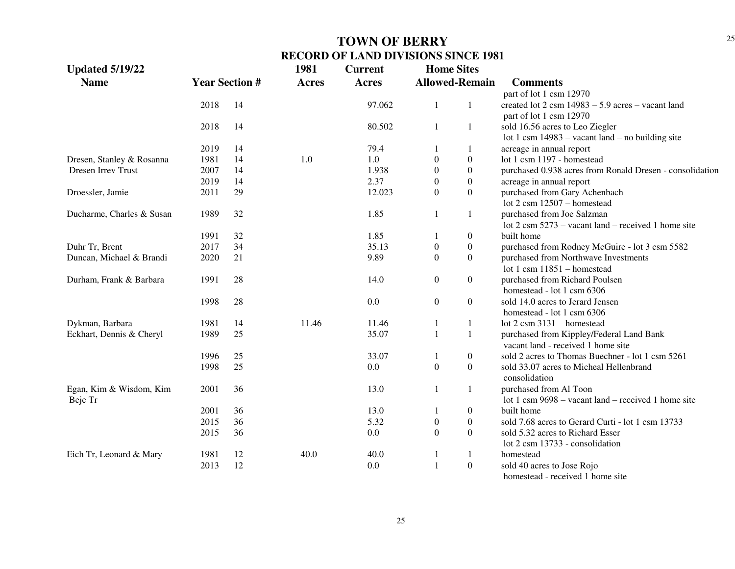# TOWN OF BERRY
## RECORD OF LAND DIVISIONS SINCE 1981

Updated 5/19/22

| Name | Year | Section # | 1981 Acres | Current Acres | Home Sites Allowed | Home Sites Remain | Comments |
|---|---|---|---|---|---|---|---|
| | | | | | | | part of lot 1 csm 12970 |
| | 2018 | 14 | | 97.062 | 1 | 1 | created lot 2 csm 14983 – 5.9 acres – vacant land part of lot 1 csm 12970 |
| | 2018 | 14 | | 80.502 | 1 | 1 | sold 16.56 acres to Leo Ziegler lot 1 csm 14983 – vacant land – no building site |
| | 2019 | 14 | | 79.4 | 1 | 1 | acreage in annual report |
| Dresen, Stanley & Rosanna | 1981 | 14 | 1.0 | 1.0 | 0 | 0 | lot 1 csm 1197 - homestead |
| Dresen Irrev Trust | 2007 | 14 | | 1.938 | 0 | 0 | purchased 0.938 acres from Ronald Dresen - consolidation |
| | 2019 | 14 | | 2.37 | 0 | 0 | acreage in annual report |
| Droessler, Jamie | 2011 | 29 | | 12.023 | 0 | 0 | purchased from Gary Achenbach lot 2 csm 12507 – homestead |
| Ducharme, Charles & Susan | 1989 | 32 | | 1.85 | 1 | 1 | purchased from Joe Salzman lot 2 csm 5273 – vacant land – received 1 home site |
| | 1991 | 32 | | 1.85 | 1 | 0 | built home |
| Duhr Tr, Brent | 2017 | 34 | | 35.13 | 0 | 0 | purchased from Rodney McGuire - lot 3 csm 5582 |
| Duncan, Michael & Brandi | 2020 | 21 | | 9.89 | 0 | 0 | purchased from Northwave Investments lot 1 csm 11851 – homestead |
| Durham, Frank & Barbara | 1991 | 28 | | 14.0 | 0 | 0 | purchased from Richard Poulsen homestead - lot 1 csm 6306 |
| | 1998 | 28 | | 0.0 | 0 | 0 | sold 14.0 acres to Jerard Jensen homestead - lot 1 csm 6306 |
| Dykman, Barbara | 1981 | 14 | 11.46 | 11.46 | 1 | 1 | lot 2 csm 3131 – homestead |
| Eckhart, Dennis & Cheryl | 1989 | 25 | | 35.07 | 1 | 1 | purchased from Kippley/Federal Land Bank vacant land - received 1 home site |
| | 1996 | 25 | | 33.07 | 1 | 0 | sold 2 acres to Thomas Buechner - lot 1 csm 5261 |
| | 1998 | 25 | | 0.0 | 0 | 0 | sold 33.07 acres to Micheal Hellenbrand consolidation |
| Egan, Kim & Wisdom, Kim Beje Tr | 2001 | 36 | | 13.0 | 1 | 1 | purchased from Al Toon lot 1 csm 9698 – vacant land – received 1 home site |
| | 2001 | 36 | | 13.0 | 1 | 0 | built home |
| | 2015 | 36 | | 5.32 | 0 | 0 | sold 7.68 acres to Gerard Curti - lot 1 csm 13733 |
| | 2015 | 36 | | 0.0 | 0 | 0 | sold 5.32 acres to Richard Esser lot 2 csm 13733 - consolidation |
| Eich Tr, Leonard & Mary | 1981 | 12 | 40.0 | 40.0 | 1 | 1 | homestead |
| | 2013 | 12 | | 0.0 | 1 | 0 | sold 40 acres to Jose Rojo homestead - received 1 home site |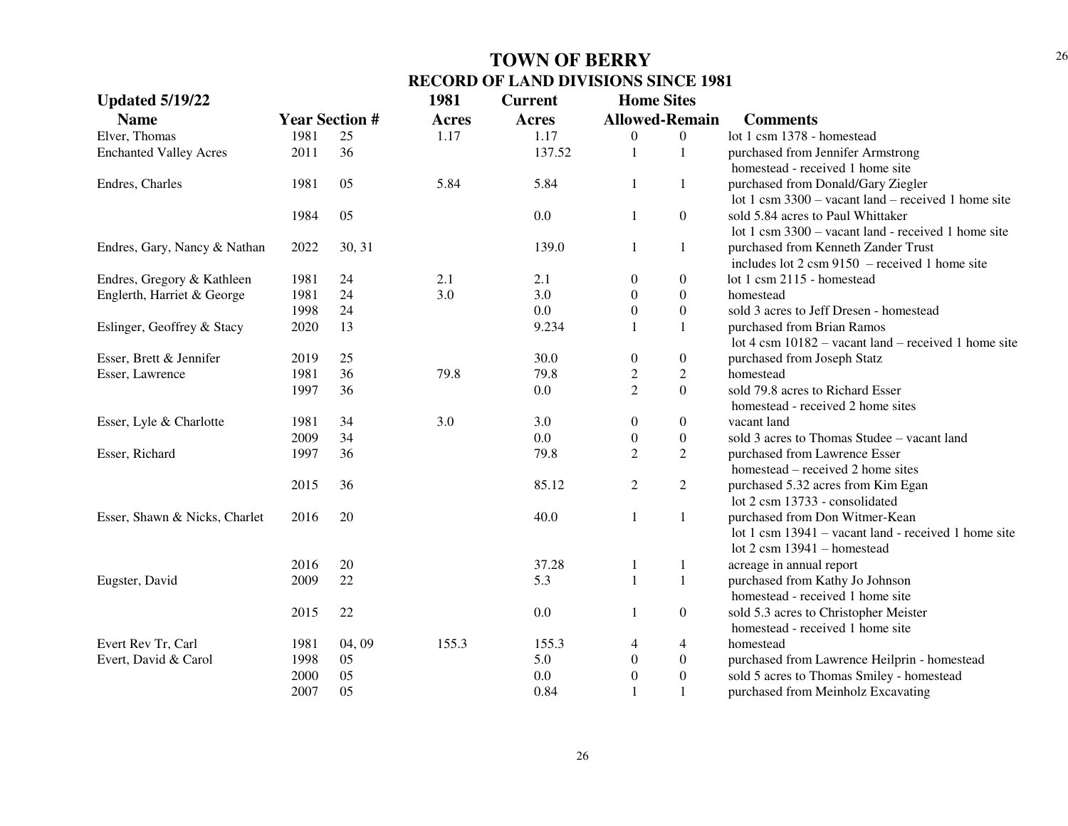# TOWN OF BERRY

## RECORD OF LAND DIVISIONS SINCE 1981

**Updated 5/19/22**

| Name | Year | Section # | 1981 Acres | Current Acres | Home Sites Allowed | Home Sites Remain | Comments |
|---|---|---|---|---|---|---|---|
| Elver, Thomas | 1981 | 25 | 1.17 | 1.17 | 0 | 0 | lot 1 csm 1378 - homestead |
| Enchanted Valley Acres | 2011 | 36 | | 137.52 | 1 | 1 | purchased from Jennifer Armstrong homestead - received 1 home site |
| Endres, Charles | 1981 | 05 | 5.84 | 5.84 | 1 | 1 | purchased from Donald/Gary Ziegler lot 1 csm 3300 – vacant land – received 1 home site |
| | 1984 | 05 | | 0.0 | 1 | 0 | sold 5.84 acres to Paul Whittaker lot 1 csm 3300 – vacant land - received 1 home site |
| Endres, Gary, Nancy & Nathan | 2022 | 30, 31 | | 139.0 | 1 | 1 | purchased from Kenneth Zander Trust includes lot 2 csm 9150 – received 1 home site |
| Endres, Gregory & Kathleen | 1981 | 24 | 2.1 | 2.1 | 0 | 0 | lot 1 csm 2115 - homestead |
| Englerth, Harriet & George | 1981 | 24 | 3.0 | 3.0 | 0 | 0 | homestead |
| | 1998 | 24 | | 0.0 | 0 | 0 | sold 3 acres to Jeff Dresen - homestead |
| Eslinger, Geoffrey & Stacy | 2020 | 13 | | 9.234 | 1 | 1 | purchased from Brian Ramos lot 4 csm 10182 – vacant land – received 1 home site |
| Esser, Brett & Jennifer | 2019 | 25 | | 30.0 | 0 | 0 | purchased from Joseph Statz |
| Esser, Lawrence | 1981 | 36 | 79.8 | 79.8 | 2 | 2 | homestead |
| | 1997 | 36 | | 0.0 | 2 | 0 | sold 79.8 acres to Richard Esser homestead - received 2 home sites |
| Esser, Lyle & Charlotte | 1981 | 34 | 3.0 | 3.0 | 0 | 0 | vacant land |
| | 2009 | 34 | | 0.0 | 0 | 0 | sold 3 acres to Thomas Studee – vacant land |
| Esser, Richard | 1997 | 36 | | 79.8 | 2 | 2 | purchased from Lawrence Esser homestead – received 2 home sites |
| | 2015 | 36 | | 85.12 | 2 | 2 | purchased 5.32 acres from Kim Egan lot 2 csm 13733 - consolidated |
| Esser, Shawn & Nicks, Charlet | 2016 | 20 | | 40.0 | 1 | 1 | purchased from Don Witmer-Kean lot 1 csm 13941 – vacant land - received 1 home site lot 2 csm 13941 – homestead |
| | 2016 | 20 | | 37.28 | 1 | 1 | acreage in annual report |
| Eugster, David | 2009 | 22 | | 5.3 | 1 | 1 | purchased from Kathy Jo Johnson homestead - received 1 home site |
| | 2015 | 22 | | 0.0 | 1 | 0 | sold 5.3 acres to Christopher Meister homestead - received 1 home site |
| Evert Rev Tr, Carl | 1981 | 04, 09 | 155.3 | 155.3 | 4 | 4 | homestead |
| Evert, David & Carol | 1998 | 05 | | 5.0 | 0 | 0 | purchased from Lawrence Heilprin - homestead |
| | 2000 | 05 | | 0.0 | 0 | 0 | sold 5 acres to Thomas Smiley - homestead |
| | 2007 | 05 | | 0.84 | 1 | 1 | purchased from Meinholz Excavating |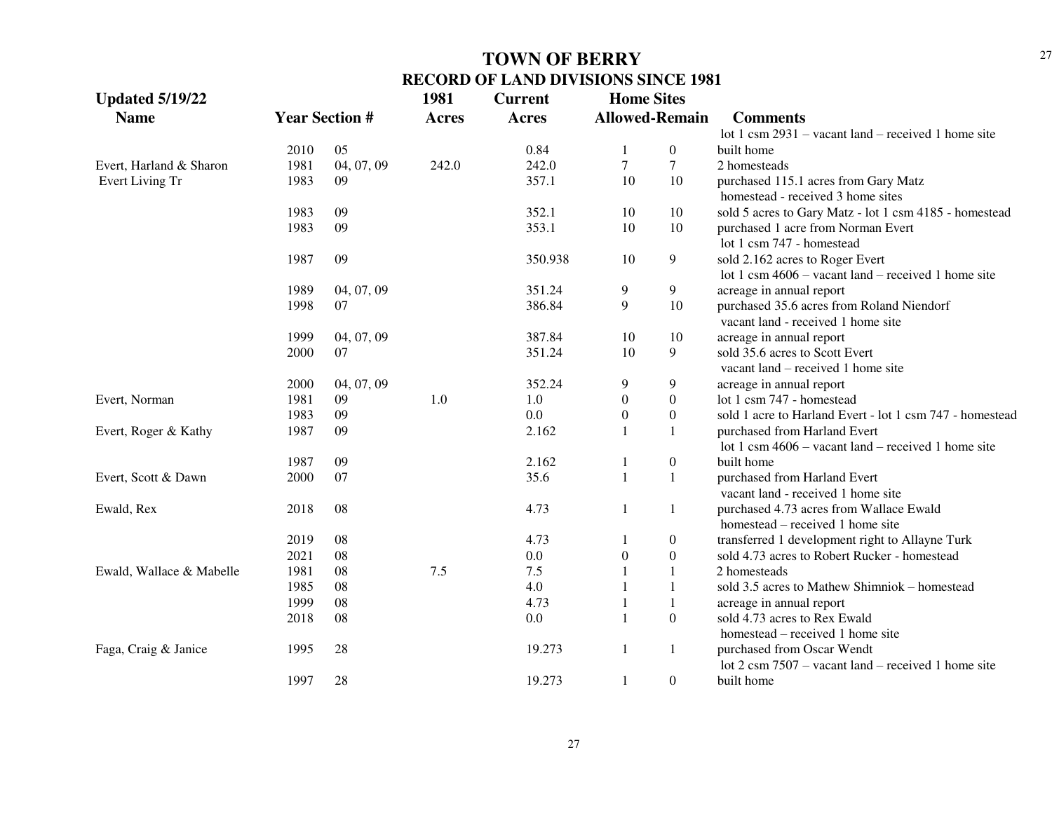# TOWN OF BERRY

## RECORD OF LAND DIVISIONS SINCE 1981

**Updated 5/19/22**

| Name | Year | Section # | 1981 Acres | Current Acres | Home Sites Allowed | Home Sites Remain | Comments |
|---|---|---|---|---|---|---|---|
| | | | | | | | lot 1 csm 2931 – vacant land – received 1 home site |
| | 2010 | 05 | | 0.84 | 1 | 0 | built home |
| Evert, Harland & Sharon | 1981 | 04, 07, 09 | 242.0 | 242.0 | 7 | 7 | 2 homesteads |
| Evert Living Tr | 1983 | 09 | | 357.1 | 10 | 10 | purchased 115.1 acres from Gary Matz homestead - received 3 home sites |
| | 1983 | 09 | | 352.1 | 10 | 10 | sold 5 acres to Gary Matz - lot 1 csm 4185 - homestead |
| | 1983 | 09 | | 353.1 | 10 | 10 | purchased 1 acre from Norman Evert lot 1 csm 747 - homestead |
| | 1987 | 09 | | 350.938 | 10 | 9 | sold 2.162 acres to Roger Evert lot 1 csm 4606 – vacant land – received 1 home site |
| | 1989 | 04, 07, 09 | | 351.24 | 9 | 9 | acreage in annual report |
| | 1998 | 07 | | 386.84 | 9 | 10 | purchased 35.6 acres from Roland Niendorf vacant land - received 1 home site |
| | 1999 | 04, 07, 09 | | 387.84 | 10 | 10 | acreage in annual report |
| | 2000 | 07 | | 351.24 | 10 | 9 | sold 35.6 acres to Scott Evert vacant land – received 1 home site |
| | 2000 | 04, 07, 09 | | 352.24 | 9 | 9 | acreage in annual report |
| Evert, Norman | 1981 | 09 | 1.0 | 1.0 | 0 | 0 | lot 1 csm 747 - homestead |
| | 1983 | 09 | | 0.0 | 0 | 0 | sold 1 acre to Harland Evert - lot 1 csm 747 - homestead |
| Evert, Roger & Kathy | 1987 | 09 | | 2.162 | 1 | 1 | purchased from Harland Evert lot 1 csm 4606 – vacant land – received 1 home site |
| | 1987 | 09 | | 2.162 | 1 | 0 | built home |
| Evert, Scott & Dawn | 2000 | 07 | | 35.6 | 1 | 1 | purchased from Harland Evert vacant land - received 1 home site |
| Ewald, Rex | 2018 | 08 | | 4.73 | 1 | 1 | purchased 4.73 acres from Wallace Ewald homestead – received 1 home site |
| | 2019 | 08 | | 4.73 | 1 | 0 | transferred 1 development right to Allayne Turk |
| | 2021 | 08 | | 0.0 | 0 | 0 | sold 4.73 acres to Robert Rucker - homestead |
| Ewald, Wallace & Mabelle | 1981 | 08 | 7.5 | 7.5 | 1 | 1 | 2 homesteads |
| | 1985 | 08 | | 4.0 | 1 | 1 | sold 3.5 acres to Mathew Shimniok – homestead |
| | 1999 | 08 | | 4.73 | 1 | 1 | acreage in annual report |
| | 2018 | 08 | | 0.0 | 1 | 0 | sold 4.73 acres to Rex Ewald homestead – received 1 home site |
| Faga, Craig & Janice | 1995 | 28 | | 19.273 | 1 | 1 | purchased from Oscar Wendt lot 2 csm 7507 – vacant land – received 1 home site |
| | 1997 | 28 | | 19.273 | 1 | 0 | built home |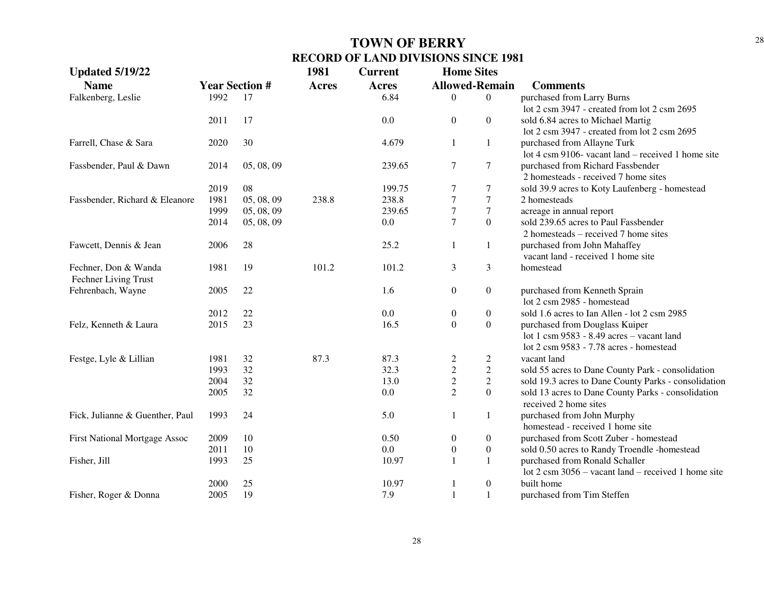# TOWN OF BERRY

## RECORD OF LAND DIVISIONS SINCE 1981

**Updated 5/19/22**

| Name | Year | Section # | 1981 Acres | Current Acres | Home Sites Allowed | Home Sites Remain | Comments |
|---|---|---|---|---|---|---|---|
| Falkenberg, Leslie | 1992 | 17 | | 6.84 | 0 | 0 | purchased from Larry Burns<br>lot 2 csm 3947 - created from lot 2 csm 2695 |
| | 2011 | 17 | | 0.0 | 0 | 0 | sold 6.84 acres to Michael Martig<br>lot 2 csm 3947 - created from lot 2 csm 2695 |
| Farrell, Chase & Sara | 2020 | 30 | | 4.679 | 1 | 1 | purchased from Allayne Turk<br>lot 4 csm 9106- vacant land – received 1 home site |
| Fassbender, Paul & Dawn | 2014 | 05, 08, 09 | | 239.65 | 7 | 7 | purchased from Richard Fassbender<br>2 homesteads - received 7 home sites |
| | 2019 | 08 | | 199.75 | 7 | 7 | sold 39.9 acres to Koty Laufenberg - homestead |
| Fassbender, Richard & Eleanore | 1981 | 05, 08, 09 | 238.8 | 238.8 | 7 | 7 | 2 homesteads |
| | 1999 | 05, 08, 09 | | 239.65 | 7 | 7 | acreage in annual report |
| | 2014 | 05, 08, 09 | | 0.0 | 7 | 0 | sold 239.65 acres to Paul Fassbender<br>2 homesteads – received 7 home sites |
| Fawcett, Dennis & Jean | 2006 | 28 | | 25.2 | 1 | 1 | purchased from John Mahaffey<br>vacant land - received 1 home site |
| Fechner, Don & Wanda<br>Fechner Living Trust | 1981 | 19 | 101.2 | 101.2 | 3 | 3 | homestead |
| Fehrenbach, Wayne | 2005 | 22 | | 1.6 | 0 | 0 | purchased from Kenneth Sprain<br>lot 2 csm 2985 - homestead |
| | 2012 | 22 | | 0.0 | 0 | 0 | sold 1.6 acres to Ian Allen - lot 2 csm 2985 |
| Felz, Kenneth & Laura | 2015 | 23 | | 16.5 | 0 | 0 | purchased from Douglass Kuiper<br>lot 1 csm 9583 - 8.49 acres – vacant land<br>lot 2 csm 9583 - 7.78 acres - homestead |
| Festge, Lyle & Lillian | 1981 | 32 | 87.3 | 87.3 | 2 | 2 | vacant land |
| | 1993 | 32 | | 32.3 | 2 | 2 | sold 55 acres to Dane County Park - consolidation |
| | 2004 | 32 | | 13.0 | 2 | 2 | sold 19.3 acres to Dane County Parks - consolidation |
| | 2005 | 32 | | 0.0 | 2 | 0 | sold 13 acres to Dane County Parks - consolidation<br>received 2 home sites |
| Fick, Julianne & Guenther, Paul | 1993 | 24 | | 5.0 | 1 | 1 | purchased from John Murphy<br>homestead - received 1 home site |
| First National Mortgage Assoc | 2009 | 10 | | 0.50 | 0 | 0 | purchased from Scott Zuber - homestead |
| | 2011 | 10 | | 0.0 | 0 | 0 | sold 0.50 acres to Randy Troendle -homestead |
| Fisher, Jill | 1993 | 25 | | 10.97 | 1 | 1 | purchased from Ronald Schaller<br>lot 2 csm 3056 – vacant land – received 1 home site |
| | 2000 | 25 | | 10.97 | 1 | 0 | built home |
| Fisher, Roger & Donna | 2005 | 19 | | 7.9 | 1 | 1 | purchased from Tim Steffen |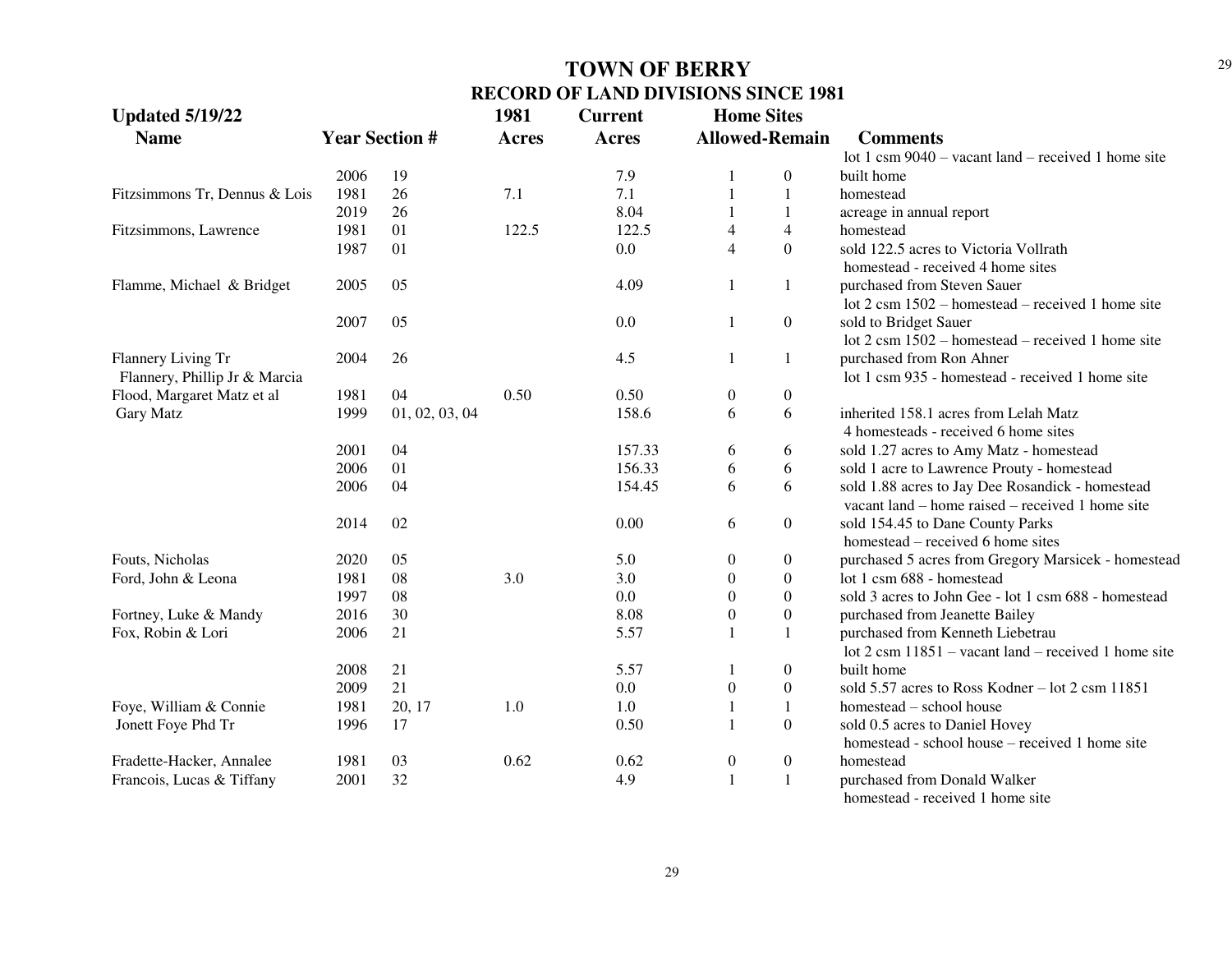# TOWN OF BERRY

## RECORD OF LAND DIVISIONS SINCE 1981

| Updated 5/19/22 | | | 1981 | Current | Home Sites | | |
|---|---|---|---|---|---|---|---|
| Name | Year | Section # | Acres | Acres | Allowed | Remain | Comments |
| | | | | | | | lot 1 csm 9040 – vacant land – received 1 home site |
| | 2006 | 19 | | 7.9 | 1 | 0 | built home |
| Fitzsimmons Tr, Dennus & Lois | 1981 | 26 | 7.1 | 7.1 | 1 | 1 | homestead |
| | 2019 | 26 | | 8.04 | 1 | 1 | acreage in annual report |
| Fitzsimmons, Lawrence | 1981 | 01 | 122.5 | 122.5 | 4 | 4 | homestead |
| | 1987 | 01 | | 0.0 | 4 | 0 | sold 122.5 acres to Victoria Vollrath<br>homestead - received 4 home sites |
| Flamme, Michael & Bridget | 2005 | 05 | | 4.09 | 1 | 1 | purchased from Steven Sauer<br>lot 2 csm 1502 – homestead – received 1 home site |
| | 2007 | 05 | | 0.0 | 1 | 0 | sold to Bridget Sauer<br>lot 2 csm 1502 – homestead – received 1 home site |
| Flannery Living Tr<br>Flannery, Phillip Jr & Marcia | 2004 | 26 | | 4.5 | 1 | 1 | purchased from Ron Ahner<br>lot 1 csm 935 - homestead - received 1 home site |
| Flood, Margaret Matz et al | 1981 | 04 | 0.50 | 0.50 | 0 | 0 | |
| Gary Matz | 1999 | 01, 02, 03, 04 | | 158.6 | 6 | 6 | inherited 158.1 acres from Lelah Matz<br>4 homesteads - received 6 home sites |
| | 2001 | 04 | | 157.33 | 6 | 6 | sold 1.27 acres to Amy Matz - homestead |
| | 2006 | 01 | | 156.33 | 6 | 6 | sold 1 acre to Lawrence Prouty - homestead |
| | 2006 | 04 | | 154.45 | 6 | 6 | sold 1.88 acres to Jay Dee Rosandick - homestead<br>vacant land – home raised – received 1 home site |
| | 2014 | 02 | | 0.00 | 6 | 0 | sold 154.45 to Dane County Parks<br>homestead – received 6 home sites |
| Fouts, Nicholas | 2020 | 05 | | 5.0 | 0 | 0 | purchased 5 acres from Gregory Marsicek - homestead |
| Ford, John & Leona | 1981 | 08 | 3.0 | 3.0 | 0 | 0 | lot 1 csm 688 - homestead |
| | 1997 | 08 | | 0.0 | 0 | 0 | sold 3 acres to John Gee - lot 1 csm 688 - homestead |
| Fortney, Luke & Mandy | 2016 | 30 | | 8.08 | 0 | 0 | purchased from Jeanette Bailey |
| Fox, Robin & Lori | 2006 | 21 | | 5.57 | 1 | 1 | purchased from Kenneth Liebetrau<br>lot 2 csm 11851 – vacant land – received 1 home site |
| | 2008 | 21 | | 5.57 | 1 | 0 | built home |
| | 2009 | 21 | | 0.0 | 0 | 0 | sold 5.57 acres to Ross Kodner – lot 2 csm 11851 |
| Foye, William & Connie | 1981 | 20, 17 | 1.0 | 1.0 | 1 | 1 | homestead – school house |
| Jonett Foye Phd Tr | 1996 | 17 | | 0.50 | 1 | 0 | sold 0.5 acres to Daniel Hovey<br>homestead - school house – received 1 home site |
| Fradette-Hacker, Annalee | 1981 | 03 | 0.62 | 0.62 | 0 | 0 | homestead |
| Francois, Lucas & Tiffany | 2001 | 32 | | 4.9 | 1 | 1 | purchased from Donald Walker<br>homestead - received 1 home site |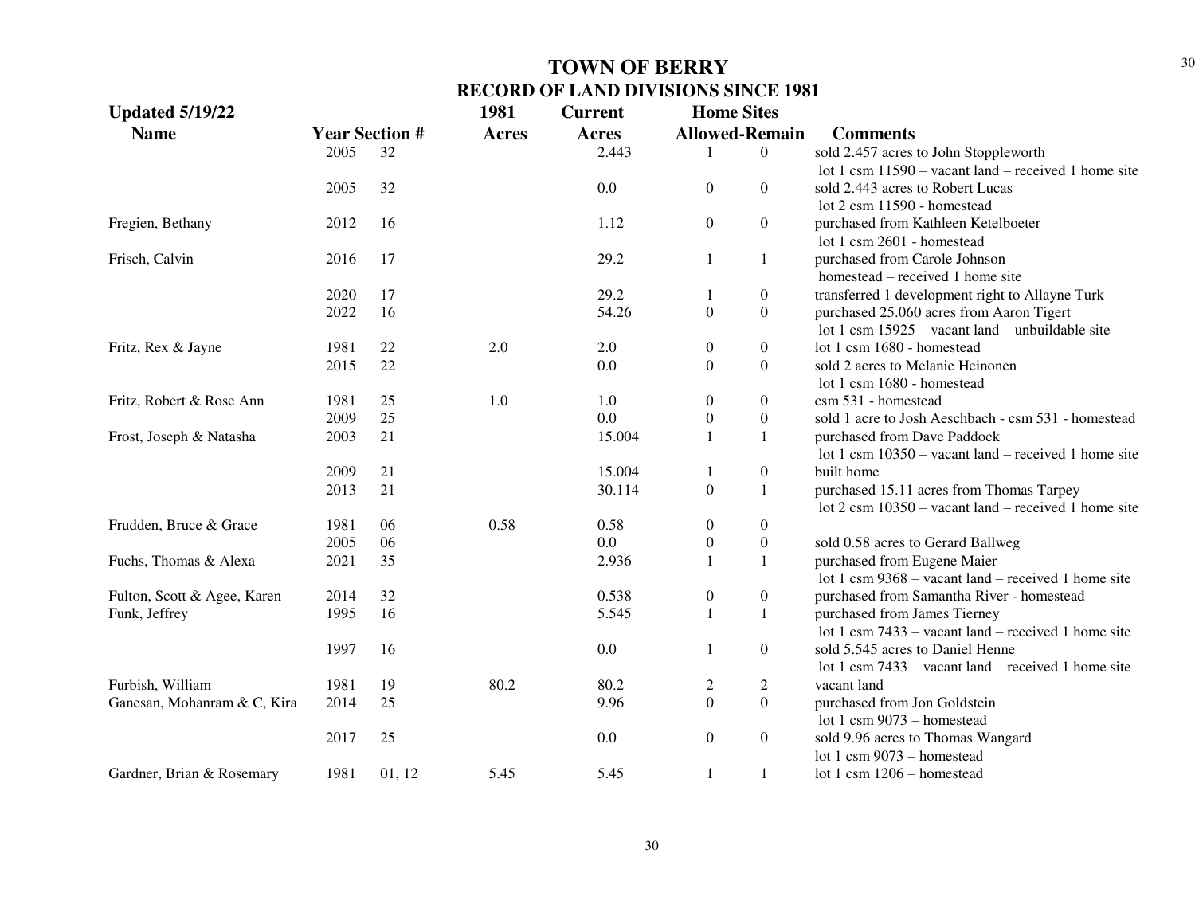# TOWN OF BERRY

## RECORD OF LAND DIVISIONS SINCE 1981

**Updated 5/19/22**

| Name | Year | Section # | 1981 Acres | Current Acres | Home Sites Allowed | Home Sites Remain | Comments |
|---|---|---|---|---|---|---|---|
| | 2005 | 32 | | 2.443 | 1 | 0 | sold 2.457 acres to John Stoppleworth lot 1 csm 11590 – vacant land – received 1 home site |
| | 2005 | 32 | | 0.0 | 0 | 0 | sold 2.443 acres to Robert Lucas lot 2 csm 11590 - homestead |
| Fregien, Bethany | 2012 | 16 | | 1.12 | 0 | 0 | purchased from Kathleen Ketelboeter lot 1 csm 2601 - homestead |
| Frisch, Calvin | 2016 | 17 | | 29.2 | 1 | 1 | purchased from Carole Johnson homestead – received 1 home site |
| | 2020 | 17 | | 29.2 | 1 | 0 | transferred 1 development right to Allayne Turk |
| | 2022 | 16 | | 54.26 | 0 | 0 | purchased 25.060 acres from Aaron Tigert lot 1 csm 15925 – vacant land – unbuildable site |
| Fritz, Rex & Jayne | 1981 | 22 | 2.0 | 2.0 | 0 | 0 | lot 1 csm 1680 - homestead |
| | 2015 | 22 | | 0.0 | 0 | 0 | sold 2 acres to Melanie Heinonen lot 1 csm 1680 - homestead |
| Fritz, Robert & Rose Ann | 1981 | 25 | 1.0 | 1.0 | 0 | 0 | csm 531 - homestead |
| | 2009 | 25 | | 0.0 | 0 | 0 | sold 1 acre to Josh Aeschbach - csm 531 - homestead |
| Frost, Joseph & Natasha | 2003 | 21 | | 15.004 | 1 | 1 | purchased from Dave Paddock lot 1 csm 10350 – vacant land – received 1 home site |
| | 2009 | 21 | | 15.004 | 1 | 0 | built home |
| | 2013 | 21 | | 30.114 | 0 | 1 | purchased 15.11 acres from Thomas Tarpey lot 2 csm 10350 – vacant land – received 1 home site |
| Frudden, Bruce & Grace | 1981 | 06 | 0.58 | 0.58 | 0 | 0 | |
| | 2005 | 06 | | 0.0 | 0 | 0 | sold 0.58 acres to Gerard Ballweg |
| Fuchs, Thomas & Alexa | 2021 | 35 | | 2.936 | 1 | 1 | purchased from Eugene Maier lot 1 csm 9368 – vacant land – received 1 home site |
| Fulton, Scott & Agee, Karen | 2014 | 32 | | 0.538 | 0 | 0 | purchased from Samantha River - homestead |
| Funk, Jeffrey | 1995 | 16 | | 5.545 | 1 | 1 | purchased from James Tierney lot 1 csm 7433 – vacant land – received 1 home site |
| | 1997 | 16 | | 0.0 | 1 | 0 | sold 5.545 acres to Daniel Henne lot 1 csm 7433 – vacant land – received 1 home site |
| Furbish, William | 1981 | 19 | 80.2 | 80.2 | 2 | 2 | vacant land |
| Ganesan, Mohanram & C, Kira | 2014 | 25 | | 9.96 | 0 | 0 | purchased from Jon Goldstein lot 1 csm 9073 – homestead |
| | 2017 | 25 | | 0.0 | 0 | 0 | sold 9.96 acres to Thomas Wangard lot 1 csm 9073 – homestead |
| Gardner, Brian & Rosemary | 1981 | 01, 12 | 5.45 | 5.45 | 1 | 1 | lot 1 csm 1206 – homestead |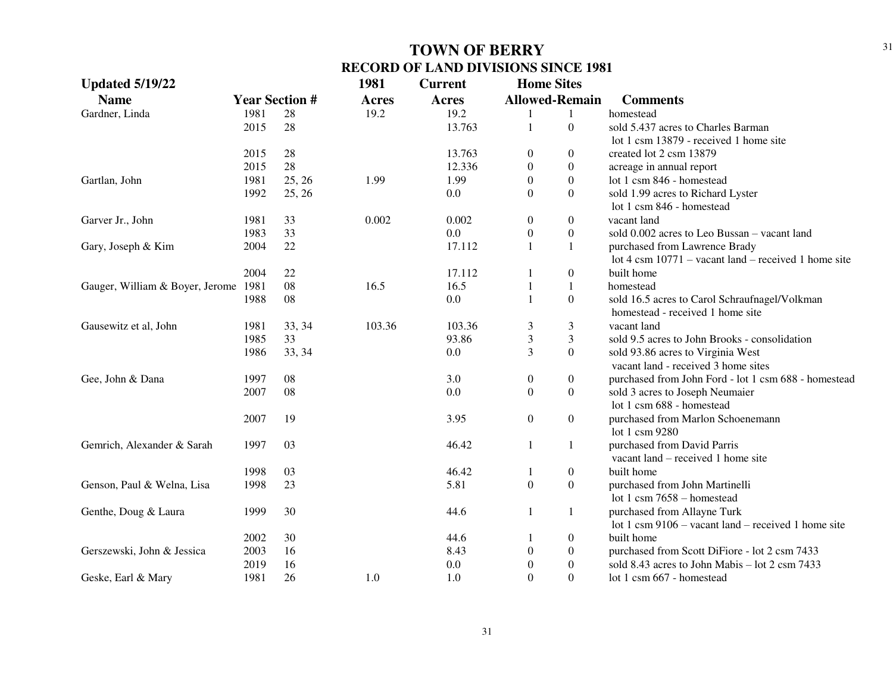# TOWN OF BERRY

## RECORD OF LAND DIVISIONS SINCE 1981

| Updated 5/19/22 | | | 1981 | Current | Home Sites | | |
|---|---|---|---|---|---|---|---|
| Name | Year | Section # | Acres | Acres | Allowed | Remain | Comments |
| Gardner, Linda | 1981 | 28 | 19.2 | 19.2 | 1 | 1 | homestead |
| | 2015 | 28 | | 13.763 | 1 | 0 | sold 5.437 acres to Charles Barman lot 1 csm 13879 - received 1 home site |
| | 2015 | 28 | | 13.763 | 0 | 0 | created lot 2 csm 13879 |
| | 2015 | 28 | | 12.336 | 0 | 0 | acreage in annual report |
| Gartlan, John | 1981 | 25, 26 | 1.99 | 1.99 | 0 | 0 | lot 1 csm 846 - homestead |
| | 1992 | 25, 26 | | 0.0 | 0 | 0 | sold 1.99 acres to Richard Lyster lot 1 csm 846 - homestead |
| Garver Jr., John | 1981 | 33 | 0.002 | 0.002 | 0 | 0 | vacant land |
| | 1983 | 33 | | 0.0 | 0 | 0 | sold 0.002 acres to Leo Bussan – vacant land |
| Gary, Joseph & Kim | 2004 | 22 | | 17.112 | 1 | 1 | purchased from Lawrence Brady lot 4 csm 10771 – vacant land – received 1 home site |
| | 2004 | 22 | | 17.112 | 1 | 0 | built home |
| Gauger, William & Boyer, Jerome | 1981 | 08 | 16.5 | 16.5 | 1 | 1 | homestead |
| | 1988 | 08 | | 0.0 | 1 | 0 | sold 16.5 acres to Carol Schraufnagel/Volkman homestead - received 1 home site |
| Gausewitz et al, John | 1981 | 33, 34 | 103.36 | 103.36 | 3 | 3 | vacant land |
| | 1985 | 33 | | 93.86 | 3 | 3 | sold 9.5 acres to John Brooks - consolidation |
| | 1986 | 33, 34 | | 0.0 | 3 | 0 | sold 93.86 acres to Virginia West vacant land - received 3 home sites |
| Gee, John & Dana | 1997 | 08 | | 3.0 | 0 | 0 | purchased from John Ford - lot 1 csm 688 - homestead |
| | 2007 | 08 | | 0.0 | 0 | 0 | sold 3 acres to Joseph Neumaier lot 1 csm 688 - homestead |
| | 2007 | 19 | | 3.95 | 0 | 0 | purchased from Marlon Schoenemann lot 1 csm 9280 |
| Gemrich, Alexander & Sarah | 1997 | 03 | | 46.42 | 1 | 1 | purchased from David Parris vacant land – received 1 home site |
| | 1998 | 03 | | 46.42 | 1 | 0 | built home |
| Genson, Paul & Welna, Lisa | 1998 | 23 | | 5.81 | 0 | 0 | purchased from John Martinelli lot 1 csm 7658 – homestead |
| Genthe, Doug & Laura | 1999 | 30 | | 44.6 | 1 | 1 | purchased from Allayne Turk lot 1 csm 9106 – vacant land – received 1 home site |
| | 2002 | 30 | | 44.6 | 1 | 0 | built home |
| Gerszewski, John & Jessica | 2003 | 16 | | 8.43 | 0 | 0 | purchased from Scott DiFiore - lot 2 csm 7433 |
| | 2019 | 16 | | 0.0 | 0 | 0 | sold 8.43 acres to John Mabis – lot 2 csm 7433 |
| Geske, Earl & Mary | 1981 | 26 | 1.0 | 1.0 | 0 | 0 | lot 1 csm 667 - homestead |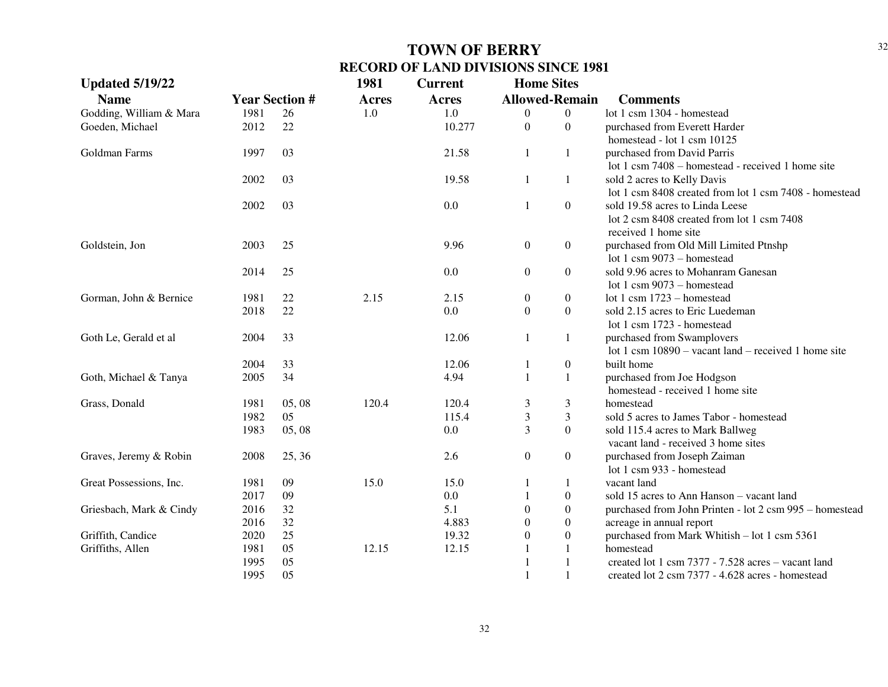# TOWN OF BERRY
## RECORD OF LAND DIVISIONS SINCE 1981

**Updated 5/19/22**

| Name | Year | Section # | 1981 Acres | Current Acres | Home Sites Allowed | Home Sites Remain | Comments |
|---|---|---|---|---|---|---|---|
| Godding, William & Mara | 1981 | 26 | 1.0 | 1.0 | 0 | 0 | lot 1 csm 1304 - homestead |
| Goeden, Michael | 2012 | 22 | | 10.277 | 0 | 0 | purchased from Everett Harder homestead - lot 1 csm 10125 |
| Goldman Farms | 1997 | 03 | | 21.58 | 1 | 1 | purchased from David Parris lot 1 csm 7408 – homestead - received 1 home site |
| | 2002 | 03 | | 19.58 | 1 | 1 | sold 2 acres to Kelly Davis lot 1 csm 8408 created from lot 1 csm 7408 - homestead |
| | 2002 | 03 | | 0.0 | 1 | 0 | sold 19.58 acres to Linda Leese lot 2 csm 8408 created from lot 1 csm 7408 received 1 home site |
| Goldstein, Jon | 2003 | 25 | | 9.96 | 0 | 0 | purchased from Old Mill Limited Ptnshp lot 1 csm 9073 – homestead |
| | 2014 | 25 | | 0.0 | 0 | 0 | sold 9.96 acres to Mohanram Ganesan lot 1 csm 9073 – homestead |
| Gorman, John & Bernice | 1981 | 22 | 2.15 | 2.15 | 0 | 0 | lot 1 csm 1723 – homestead |
| | 2018 | 22 | | 0.0 | 0 | 0 | sold 2.15 acres to Eric Luedeman lot 1 csm 1723 - homestead |
| Goth Le, Gerald et al | 2004 | 33 | | 12.06 | 1 | 1 | purchased from Swamplovers lot 1 csm 10890 – vacant land – received 1 home site |
| | 2004 | 33 | | 12.06 | 1 | 0 | built home |
| Goth, Michael & Tanya | 2005 | 34 | | 4.94 | 1 | 1 | purchased from Joe Hodgson homestead - received 1 home site |
| Grass, Donald | 1981 | 05, 08 | 120.4 | 120.4 | 3 | 3 | homestead |
| | 1982 | 05 | | 115.4 | 3 | 3 | sold 5 acres to James Tabor - homestead |
| | 1983 | 05, 08 | | 0.0 | 3 | 0 | sold 115.4 acres to Mark Ballweg vacant land - received 3 home sites |
| Graves, Jeremy & Robin | 2008 | 25, 36 | | 2.6 | 0 | 0 | purchased from Joseph Zaiman lot 1 csm 933 - homestead |
| Great Possessions, Inc. | 1981 | 09 | 15.0 | 15.0 | 1 | 1 | vacant land |
| | 2017 | 09 | | 0.0 | 1 | 0 | sold 15 acres to Ann Hanson – vacant land |
| Griesbach, Mark & Cindy | 2016 | 32 | | 5.1 | 0 | 0 | purchased from John Printen - lot 2 csm 995 – homestead |
| | 2016 | 32 | | 4.883 | 0 | 0 | acreage in annual report |
| Griffith, Candice | 2020 | 25 | | 19.32 | 0 | 0 | purchased from Mark Whitish – lot 1 csm 5361 |
| Griffiths, Allen | 1981 | 05 | 12.15 | 12.15 | 1 | 1 | homestead |
| | 1995 | 05 | | | 1 | 1 | created lot 1 csm 7377 - 7.528 acres – vacant land |
| | 1995 | 05 | | | 1 | 1 | created lot 2 csm 7377 - 4.628 acres - homestead |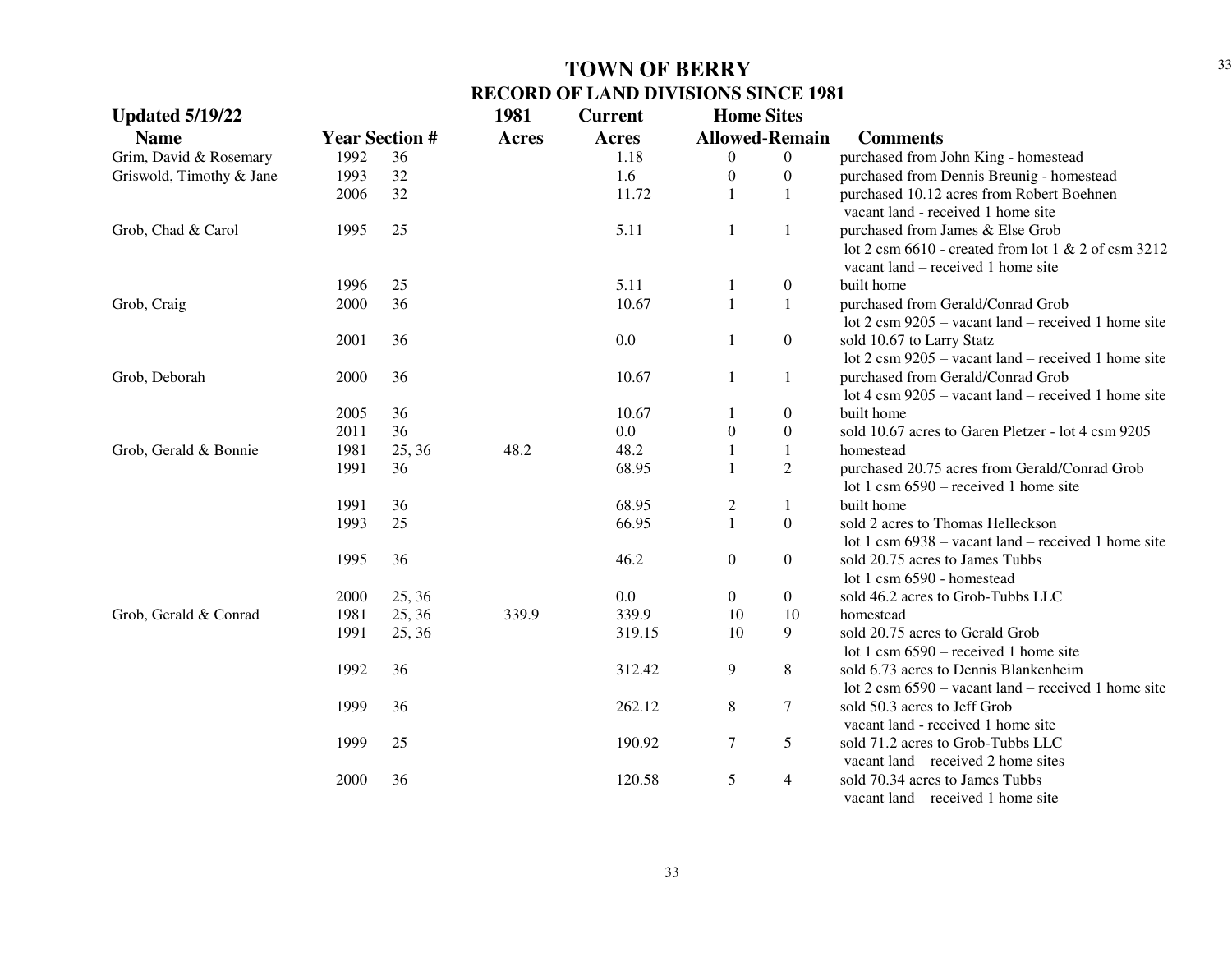# TOWN OF BERRY

## RECORD OF LAND DIVISIONS SINCE 1981

**Updated 5/19/22**

| Name | Year | Section # | 1981 Acres | Current Acres | Home Sites Allowed | Home Sites Remain | Comments |
|---|---|---|---|---|---|---|---|
| Grim, David & Rosemary | 1992 | 36 | | 1.18 | 0 | 0 | purchased from John King - homestead |
| Griswold, Timothy & Jane | 1993 | 32 | | 1.6 | 0 | 0 | purchased from Dennis Breunig - homestead |
| | 2006 | 32 | | 11.72 | 1 | 1 | purchased 10.12 acres from Robert Boehnen vacant land - received 1 home site |
| Grob, Chad & Carol | 1995 | 25 | | 5.11 | 1 | 1 | purchased from James & Else Grob lot 2 csm 6610 - created from lot 1 & 2 of csm 3212 vacant land – received 1 home site |
| | 1996 | 25 | | 5.11 | 1 | 0 | built home |
| Grob, Craig | 2000 | 36 | | 10.67 | 1 | 1 | purchased from Gerald/Conrad Grob lot 2 csm 9205 – vacant land – received 1 home site |
| | 2001 | 36 | | 0.0 | 1 | 0 | sold 10.67 to Larry Statz lot 2 csm 9205 – vacant land – received 1 home site |
| Grob, Deborah | 2000 | 36 | | 10.67 | 1 | 1 | purchased from Gerald/Conrad Grob lot 4 csm 9205 – vacant land – received 1 home site |
| | 2005 | 36 | | 10.67 | 1 | 0 | built home |
| | 2011 | 36 | | 0.0 | 0 | 0 | sold 10.67 acres to Garen Pletzer - lot 4 csm 9205 |
| Grob, Gerald & Bonnie | 1981 | 25, 36 | 48.2 | 48.2 | 1 | 1 | homestead |
| | 1991 | 36 | | 68.95 | 1 | 2 | purchased 20.75 acres from Gerald/Conrad Grob lot 1 csm 6590 – received 1 home site |
| | 1991 | 36 | | 68.95 | 2 | 1 | built home |
| | 1993 | 25 | | 66.95 | 1 | 0 | sold 2 acres to Thomas Helleckson lot 1 csm 6938 – vacant land – received 1 home site |
| | 1995 | 36 | | 46.2 | 0 | 0 | sold 20.75 acres to James Tubbs lot 1 csm 6590 - homestead |
| | 2000 | 25, 36 | | 0.0 | 0 | 0 | sold 46.2 acres to Grob-Tubbs LLC |
| Grob, Gerald & Conrad | 1981 | 25, 36 | 339.9 | 339.9 | 10 | 10 | homestead |
| | 1991 | 25, 36 | | 319.15 | 10 | 9 | sold 20.75 acres to Gerald Grob lot 1 csm 6590 – received 1 home site |
| | 1992 | 36 | | 312.42 | 9 | 8 | sold 6.73 acres to Dennis Blankenheim lot 2 csm 6590 – vacant land – received 1 home site |
| | 1999 | 36 | | 262.12 | 8 | 7 | sold 50.3 acres to Jeff Grob vacant land - received 1 home site |
| | 1999 | 25 | | 190.92 | 7 | 5 | sold 71.2 acres to Grob-Tubbs LLC vacant land – received 2 home sites |
| | 2000 | 36 | | 120.58 | 5 | 4 | sold 70.34 acres to James Tubbs vacant land – received 1 home site |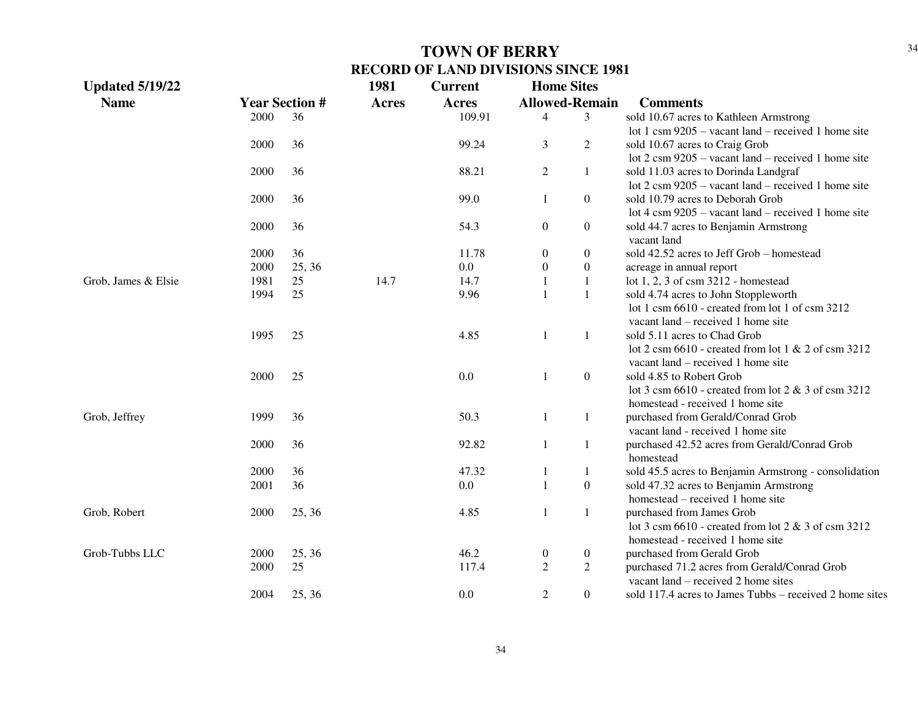# TOWN OF BERRY

## RECORD OF LAND DIVISIONS SINCE 1981

Updated 5/19/22

| Name | Year | Section # | 1981 Acres | Current Acres | Home Sites Allowed | Home Sites Remain | Comments |
|---|---|---|---|---|---|---|---|
| | 2000 | 36 | | 109.91 | 4 | 3 | sold 10.67 acres to Kathleen Armstrong lot 1 csm 9205 – vacant land – received 1 home site |
| | 2000 | 36 | | 99.24 | 3 | 2 | sold 10.67 acres to Craig Grob lot 2 csm 9205 – vacant land – received 1 home site |
| | 2000 | 36 | | 88.21 | 2 | 1 | sold 11.03 acres to Dorinda Landgraf lot 2 csm 9205 – vacant land – received 1 home site |
| | 2000 | 36 | | 99.0 | 1 | 0 | sold 10.79 acres to Deborah Grob lot 4 csm 9205 – vacant land – received 1 home site |
| | 2000 | 36 | | 54.3 | 0 | 0 | sold 44.7 acres to Benjamin Armstrong vacant land |
| | 2000 | 36 | | 11.78 | 0 | 0 | sold 42.52 acres to Jeff Grob – homestead |
| | 2000 | 25, 36 | | 0.0 | 0 | 0 | acreage in annual report |
| Grob, James & Elsie | 1981 | 25 | 14.7 | 14.7 | 1 | 1 | lot 1, 2, 3 of csm 3212 - homestead |
| | 1994 | 25 | | 9.96 | 1 | 1 | sold 4.74 acres to John Stoppleworth lot 1 csm 6610 - created from lot 1 of csm 3212 vacant land – received 1 home site |
| | 1995 | 25 | | 4.85 | 1 | 1 | sold 5.11 acres to Chad Grob lot 2 csm 6610 - created from lot 1 & 2 of csm 3212 vacant land – received 1 home site |
| | 2000 | 25 | | 0.0 | 1 | 0 | sold 4.85 to Robert Grob lot 3 csm 6610 - created from lot 2 & 3 of csm 3212 homestead - received 1 home site |
| Grob, Jeffrey | 1999 | 36 | | 50.3 | 1 | 1 | purchased from Gerald/Conrad Grob vacant land - received 1 home site |
| | 2000 | 36 | | 92.82 | 1 | 1 | purchased 42.52 acres from Gerald/Conrad Grob homestead |
| | 2000 | 36 | | 47.32 | 1 | 1 | sold 45.5 acres to Benjamin Armstrong - consolidation |
| | 2001 | 36 | | 0.0 | 1 | 0 | sold 47.32 acres to Benjamin Armstrong homestead – received 1 home site |
| Grob, Robert | 2000 | 25, 36 | | 4.85 | 1 | 1 | purchased from James Grob lot 3 csm 6610 - created from lot 2 & 3 of csm 3212 homestead - received 1 home site |
| Grob-Tubbs LLC | 2000 | 25, 36 | | 46.2 | 0 | 0 | purchased from Gerald Grob |
| | 2000 | 25 | | 117.4 | 2 | 2 | purchased 71.2 acres from Gerald/Conrad Grob vacant land – received 2 home sites |
| | 2004 | 25, 36 | | 0.0 | 2 | 0 | sold 117.4 acres to James Tubbs – received 2 home sites |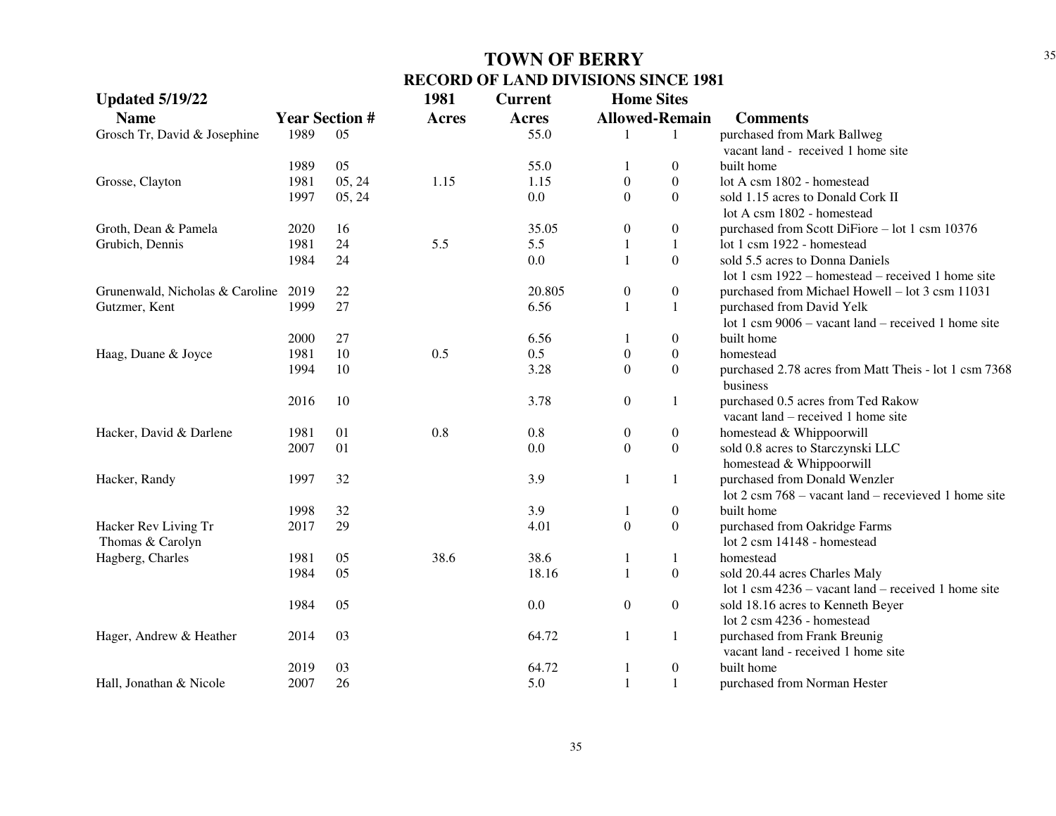# TOWN OF BERRY

## RECORD OF LAND DIVISIONS SINCE 1981

**Updated 5/19/22**

| Name | Year | Section # | 1981 Acres | Current Acres | Home Sites Allowed | Home Sites Remain | Comments |
|---|---|---|---|---|---|---|---|
| Grosch Tr, David & Josephine | 1989 | 05 | | 55.0 | 1 | 1 | purchased from Mark Ballweg vacant land - received 1 home site |
| | 1989 | 05 | | 55.0 | 1 | 0 | built home |
| Grosse, Clayton | 1981 | 05, 24 | 1.15 | 1.15 | 0 | 0 | lot A csm 1802 - homestead |
| | 1997 | 05, 24 | | 0.0 | 0 | 0 | sold 1.15 acres to Donald Cork II lot A csm 1802 - homestead |
| Groth, Dean & Pamela | 2020 | 16 | | 35.05 | 0 | 0 | purchased from Scott DiFiore – lot 1 csm 10376 |
| Grubich, Dennis | 1981 | 24 | 5.5 | 5.5 | 1 | 1 | lot 1 csm 1922 - homestead |
| | 1984 | 24 | | 0.0 | 1 | 0 | sold 5.5 acres to Donna Daniels lot 1 csm 1922 – homestead – received 1 home site |
| Grunenwald, Nicholas & Caroline | 2019 | 22 | | 20.805 | 0 | 0 | purchased from Michael Howell – lot 3 csm 11031 |
| Gutzmer, Kent | 1999 | 27 | | 6.56 | 1 | 1 | purchased from David Yelk lot 1 csm 9006 – vacant land – received 1 home site |
| | 2000 | 27 | | 6.56 | 1 | 0 | built home |
| Haag, Duane & Joyce | 1981 | 10 | 0.5 | 0.5 | 0 | 0 | homestead |
| | 1994 | 10 | | 3.28 | 0 | 0 | purchased 2.78 acres from Matt Theis - lot 1 csm 7368 business |
| | 2016 | 10 | | 3.78 | 0 | 1 | purchased 0.5 acres from Ted Rakow vacant land – received 1 home site |
| Hacker, David & Darlene | 1981 | 01 | 0.8 | 0.8 | 0 | 0 | homestead & Whippoorwill |
| | 2007 | 01 | | 0.0 | 0 | 0 | sold 0.8 acres to Starczynski LLC homestead & Whippoorwill |
| Hacker, Randy | 1997 | 32 | | 3.9 | 1 | 1 | purchased from Donald Wenzler lot 2 csm 768 – vacant land – recevieved 1 home site |
| | 1998 | 32 | | 3.9 | 1 | 0 | built home |
| Hacker Rev Living Tr Thomas & Carolyn | 2017 | 29 | | 4.01 | 0 | 0 | purchased from Oakridge Farms lot 2 csm 14148 - homestead |
| Hagberg, Charles | 1981 | 05 | 38.6 | 38.6 | 1 | 1 | homestead |
| | 1984 | 05 | | 18.16 | 1 | 0 | sold 20.44 acres Charles Maly lot 1 csm 4236 – vacant land – received 1 home site |
| | 1984 | 05 | | 0.0 | 0 | 0 | sold 18.16 acres to Kenneth Beyer lot 2 csm 4236 - homestead |
| Hager, Andrew & Heather | 2014 | 03 | | 64.72 | 1 | 1 | purchased from Frank Breunig vacant land - received 1 home site |
| | 2019 | 03 | | 64.72 | 1 | 0 | built home |
| Hall, Jonathan & Nicole | 2007 | 26 | | 5.0 | 1 | 1 | purchased from Norman Hester |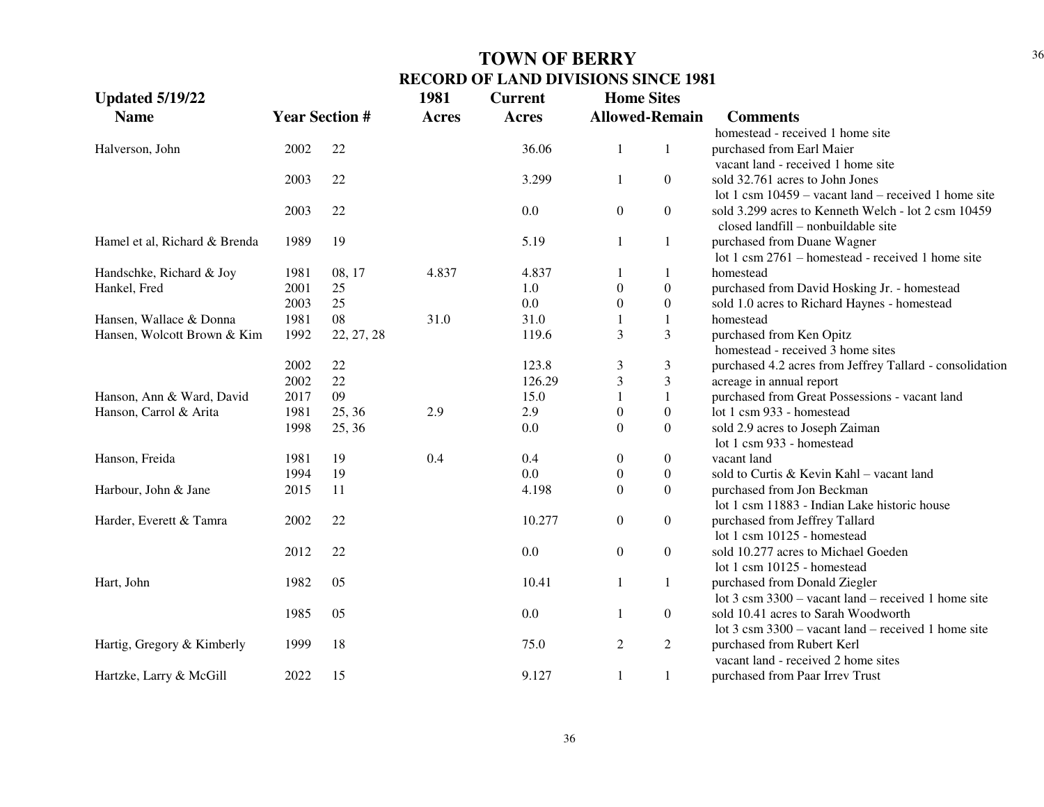# TOWN OF BERRY

## RECORD OF LAND DIVISIONS SINCE 1981

**Updated 5/19/22**

| Name | Year | Section # | 1981 Acres | Current Acres | Home Sites Allowed | Home Sites Remain | Comments |
|---|---|---|---|---|---|---|---|
| | | | | | | | homestead - received 1 home site |
| Halverson, John | 2002 | 22 | | 36.06 | 1 | 1 | purchased from Earl Maier vacant land - received 1 home site |
| | 2003 | 22 | | 3.299 | 1 | 0 | sold 32.761 acres to John Jones lot 1 csm 10459 – vacant land – received 1 home site |
| | 2003 | 22 | | 0.0 | 0 | 0 | sold 3.299 acres to Kenneth Welch - lot 2 csm 10459 closed landfill – nonbuildable site |
| Hamel et al, Richard & Brenda | 1989 | 19 | | 5.19 | 1 | 1 | purchased from Duane Wagner lot 1 csm 2761 – homestead - received 1 home site |
| Handschke, Richard & Joy | 1981 | 08, 17 | 4.837 | 4.837 | 1 | 1 | homestead |
| Hankel, Fred | 2001 | 25 | | 1.0 | 0 | 0 | purchased from David Hosking Jr. - homestead |
| | 2003 | 25 | | 0.0 | 0 | 0 | sold 1.0 acres to Richard Haynes - homestead |
| Hansen, Wallace & Donna | 1981 | 08 | 31.0 | 31.0 | 1 | 1 | homestead |
| Hansen, Wolcott Brown & Kim | 1992 | 22, 27, 28 | | 119.6 | 3 | 3 | purchased from Ken Opitz homestead - received 3 home sites |
| | 2002 | 22 | | 123.8 | 3 | 3 | purchased 4.2 acres from Jeffrey Tallard - consolidation |
| | 2002 | 22 | | 126.29 | 3 | 3 | acreage in annual report |
| Hanson, Ann & Ward, David | 2017 | 09 | | 15.0 | 1 | 1 | purchased from Great Possessions - vacant land |
| Hanson, Carrol & Arita | 1981 | 25, 36 | 2.9 | 2.9 | 0 | 0 | lot 1 csm 933 - homestead |
| | 1998 | 25, 36 | | 0.0 | 0 | 0 | sold 2.9 acres to Joseph Zaiman lot 1 csm 933 - homestead |
| Hanson, Freida | 1981 | 19 | 0.4 | 0.4 | 0 | 0 | vacant land |
| | 1994 | 19 | | 0.0 | 0 | 0 | sold to Curtis & Kevin Kahl – vacant land |
| Harbour, John & Jane | 2015 | 11 | | 4.198 | 0 | 0 | purchased from Jon Beckman lot 1 csm 11883 - Indian Lake historic house |
| Harder, Everett & Tamra | 2002 | 22 | | 10.277 | 0 | 0 | purchased from Jeffrey Tallard lot 1 csm 10125 - homestead |
| | 2012 | 22 | | 0.0 | 0 | 0 | sold 10.277 acres to Michael Goeden lot 1 csm 10125 - homestead |
| Hart, John | 1982 | 05 | | 10.41 | 1 | 1 | purchased from Donald Ziegler lot 3 csm 3300 – vacant land – received 1 home site |
| | 1985 | 05 | | 0.0 | 1 | 0 | sold 10.41 acres to Sarah Woodworth lot 3 csm 3300 – vacant land – received 1 home site |
| Hartig, Gregory & Kimberly | 1999 | 18 | | 75.0 | 2 | 2 | purchased from Rubert Kerl vacant land - received 2 home sites |
| Hartzke, Larry & McGill | 2022 | 15 | | 9.127 | 1 | 1 | purchased from Paar Irrev Trust |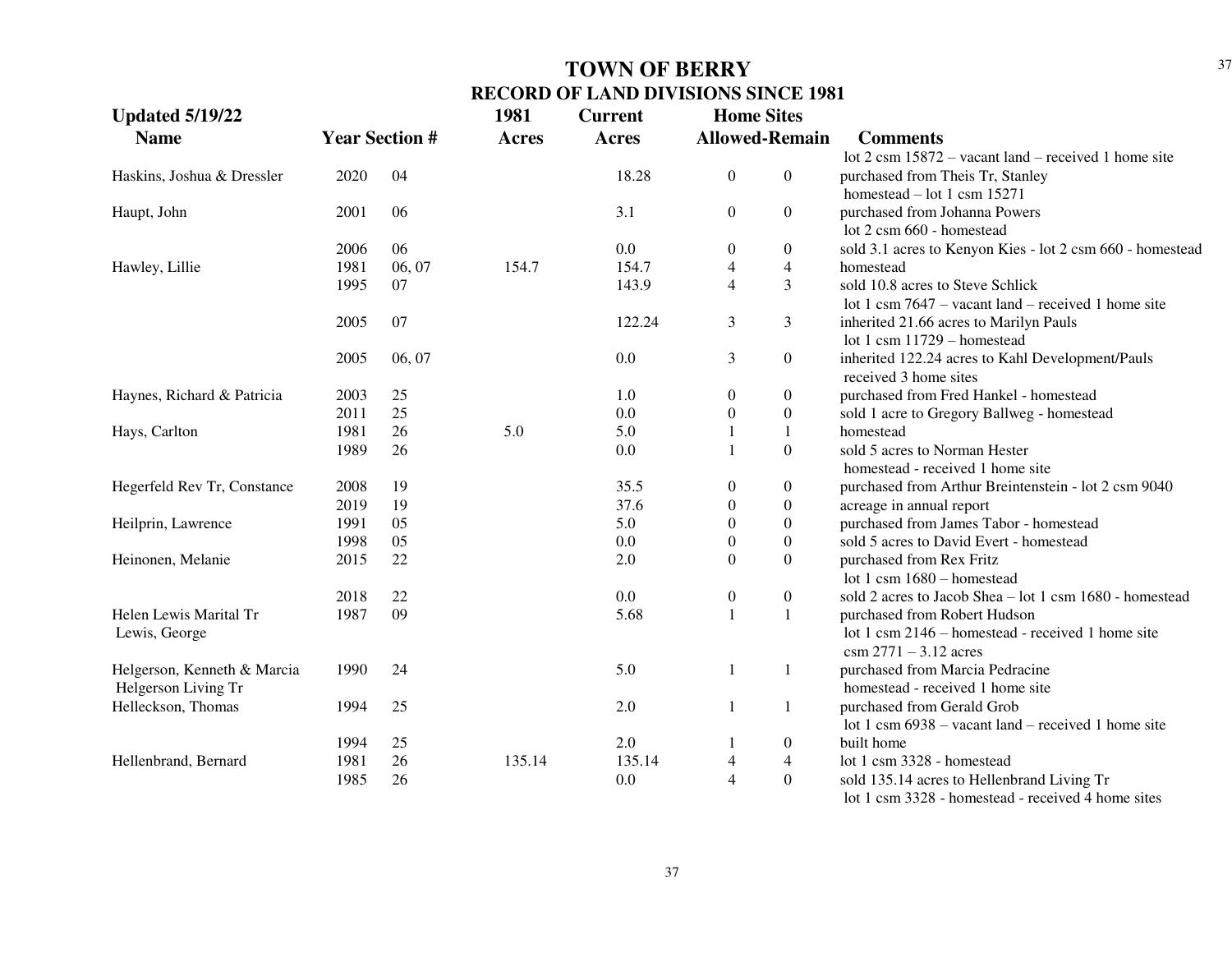# TOWN OF BERRY

## RECORD OF LAND DIVISIONS SINCE 1981

**Updated 5/19/22**

| Name | Year | Section # | 1981 Acres | Current Acres | Home Sites Allowed | Home Sites Remain | Comments |
|---|---|---|---|---|---|---|---|
| | | | | | | | lot 2 csm 15872 – vacant land – received 1 home site |
| Haskins, Joshua & Dressler | 2020 | 04 | | 18.28 | 0 | 0 | purchased from Theis Tr, Stanley homestead – lot 1 csm 15271 |
| Haupt, John | 2001 | 06 | | 3.1 | 0 | 0 | purchased from Johanna Powers lot 2 csm 660 - homestead |
| | 2006 | 06 | | 0.0 | 0 | 0 | sold 3.1 acres to Kenyon Kies - lot 2 csm 660 - homestead |
| Hawley, Lillie | 1981 | 06, 07 | 154.7 | 154.7 | 4 | 4 | homestead |
| | 1995 | 07 | | 143.9 | 4 | 3 | sold 10.8 acres to Steve Schlick lot 1 csm 7647 – vacant land – received 1 home site |
| | 2005 | 07 | | 122.24 | 3 | 3 | inherited 21.66 acres to Marilyn Pauls lot 1 csm 11729 – homestead |
| | 2005 | 06, 07 | | 0.0 | 3 | 0 | inherited 122.24 acres to Kahl Development/Pauls received 3 home sites |
| Haynes, Richard & Patricia | 2003 | 25 | | 1.0 | 0 | 0 | purchased from Fred Hankel - homestead |
| | 2011 | 25 | | 0.0 | 0 | 0 | sold 1 acre to Gregory Ballweg - homestead |
| Hays, Carlton | 1981 | 26 | 5.0 | 5.0 | 1 | 1 | homestead |
| | 1989 | 26 | | 0.0 | 1 | 0 | sold 5 acres to Norman Hester homestead - received 1 home site |
| Hegerfeld Rev Tr, Constance | 2008 | 19 | | 35.5 | 0 | 0 | purchased from Arthur Breintenstein - lot 2 csm 9040 |
| | 2019 | 19 | | 37.6 | 0 | 0 | acreage in annual report |
| Heilprin, Lawrence | 1991 | 05 | | 5.0 | 0 | 0 | purchased from James Tabor - homestead |
| | 1998 | 05 | | 0.0 | 0 | 0 | sold 5 acres to David Evert - homestead |
| Heinonen, Melanie | 2015 | 22 | | 2.0 | 0 | 0 | purchased from Rex Fritz lot 1 csm 1680 – homestead |
| | 2018 | 22 | | 0.0 | 0 | 0 | sold 2 acres to Jacob Shea – lot 1 csm 1680 - homestead |
| Helen Lewis Marital Tr Lewis, George | 1987 | 09 | | 5.68 | 1 | 1 | purchased from Robert Hudson lot 1 csm 2146 – homestead - received 1 home site csm 2771 – 3.12 acres |
| Helgerson, Kenneth & Marcia Helgerson Living Tr | 1990 | 24 | | 5.0 | 1 | 1 | purchased from Marcia Pedracine homestead - received 1 home site |
| Helleckson, Thomas | 1994 | 25 | | 2.0 | 1 | 1 | purchased from Gerald Grob lot 1 csm 6938 – vacant land – received 1 home site |
| | 1994 | 25 | | 2.0 | 1 | 0 | built home |
| Hellenbrand, Bernard | 1981 | 26 | 135.14 | 135.14 | 4 | 4 | lot 1 csm 3328 - homestead |
| | 1985 | 26 | | 0.0 | 4 | 0 | sold 135.14 acres to Hellenbrand Living Tr lot 1 csm 3328 - homestead - received 4 home sites |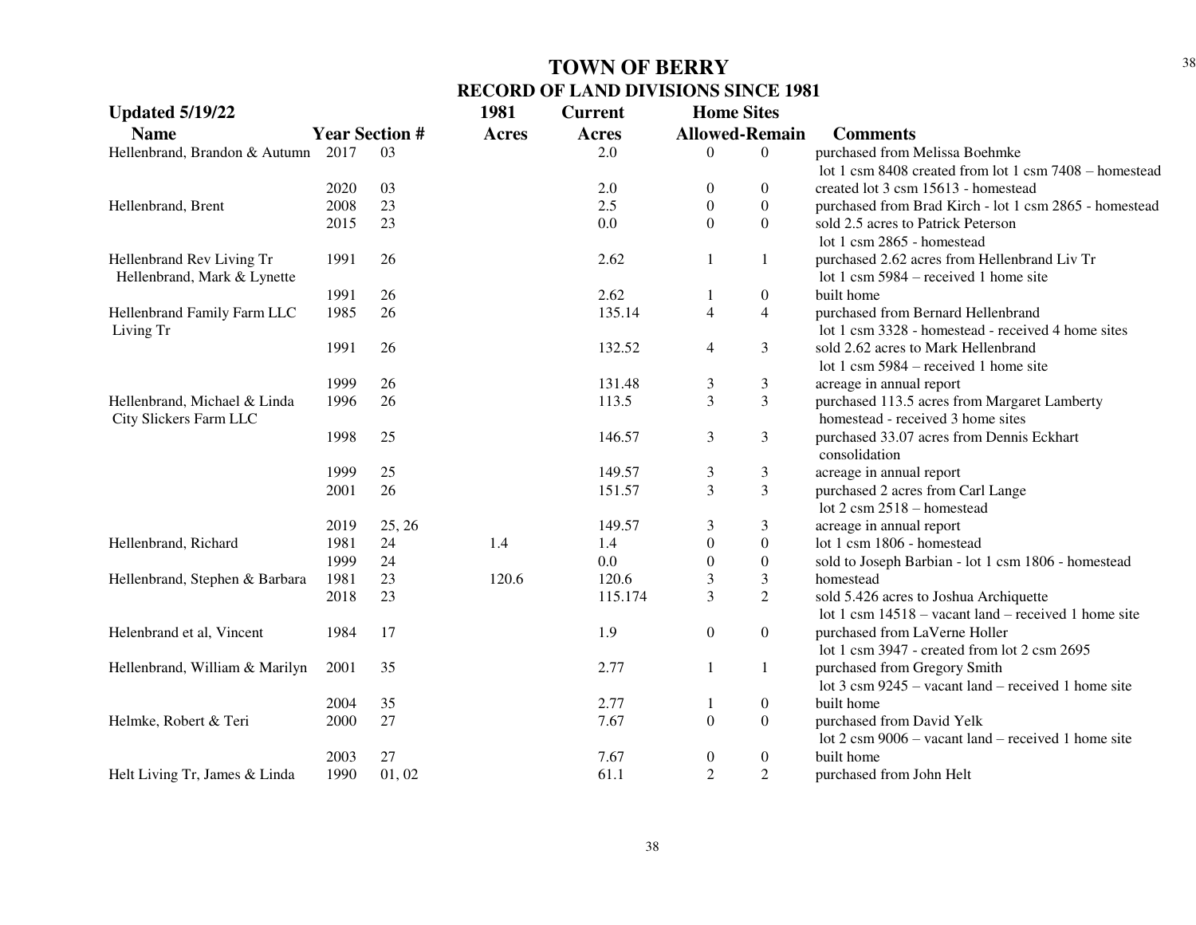# TOWN OF BERRY

## RECORD OF LAND DIVISIONS SINCE 1981

**Updated 5/19/22**

| Name | Year | Section # | 1981 Acres | Current Acres | Home Sites Allowed | Home Sites Remain | Comments |
|---|---|---|---|---|---|---|---|
| Hellenbrand, Brandon & Autumn | 2017 | 03 | | 2.0 | 0 | 0 | purchased from Melissa Boehmke lot 1 csm 8408 created from lot 1 csm 7408 – homestead |
| | 2020 | 03 | | 2.0 | 0 | 0 | created lot 3 csm 15613 - homestead |
| Hellenbrand, Brent | 2008 | 23 | | 2.5 | 0 | 0 | purchased from Brad Kirch - lot 1 csm 2865 - homestead |
| | 2015 | 23 | | 0.0 | 0 | 0 | sold 2.5 acres to Patrick Peterson lot 1 csm 2865 - homestead |
| Hellenbrand Rev Living Tr Hellenbrand, Mark & Lynette | 1991 | 26 | | 2.62 | 1 | 1 | purchased 2.62 acres from Hellenbrand Liv Tr lot 1 csm 5984 – received 1 home site |
| | 1991 | 26 | | 2.62 | 1 | 0 | built home |
| Hellenbrand Family Farm LLC Living Tr | 1985 | 26 | | 135.14 | 4 | 4 | purchased from Bernard Hellenbrand lot 1 csm 3328 - homestead - received 4 home sites |
| | 1991 | 26 | | 132.52 | 4 | 3 | sold 2.62 acres to Mark Hellenbrand lot 1 csm 5984 – received 1 home site |
| | 1999 | 26 | | 131.48 | 3 | 3 | acreage in annual report |
| Hellenbrand, Michael & Linda City Slickers Farm LLC | 1996 | 26 | | 113.5 | 3 | 3 | purchased 113.5 acres from Margaret Lamberty homestead - received 3 home sites |
| | 1998 | 25 | | 146.57 | 3 | 3 | purchased 33.07 acres from Dennis Eckhart consolidation |
| | 1999 | 25 | | 149.57 | 3 | 3 | acreage in annual report |
| | 2001 | 26 | | 151.57 | 3 | 3 | purchased 2 acres from Carl Lange lot 2 csm 2518 – homestead |
| | 2019 | 25, 26 | | 149.57 | 3 | 3 | acreage in annual report |
| Hellenbrand, Richard | 1981 | 24 | 1.4 | 1.4 | 0 | 0 | lot 1 csm 1806 - homestead |
| | 1999 | 24 | | 0.0 | 0 | 0 | sold to Joseph Barbian - lot 1 csm 1806 - homestead |
| Hellenbrand, Stephen & Barbara | 1981 | 23 | 120.6 | 120.6 | 3 | 3 | homestead |
| | 2018 | 23 | | 115.174 | 3 | 2 | sold 5.426 acres to Joshua Archiquette lot 1 csm 14518 – vacant land – received 1 home site |
| Helenbrand et al, Vincent | 1984 | 17 | | 1.9 | 0 | 0 | purchased from LaVerne Holler lot 1 csm 3947 - created from lot 2 csm 2695 |
| Hellenbrand, William & Marilyn | 2001 | 35 | | 2.77 | 1 | 1 | purchased from Gregory Smith lot 3 csm 9245 – vacant land – received 1 home site |
| | 2004 | 35 | | 2.77 | 1 | 0 | built home |
| Helmke, Robert & Teri | 2000 | 27 | | 7.67 | 0 | 0 | purchased from David Yelk lot 2 csm 9006 – vacant land – received 1 home site |
| | 2003 | 27 | | 7.67 | 0 | 0 | built home |
| Helt Living Tr, James & Linda | 1990 | 01, 02 | | 61.1 | 2 | 2 | purchased from John Helt |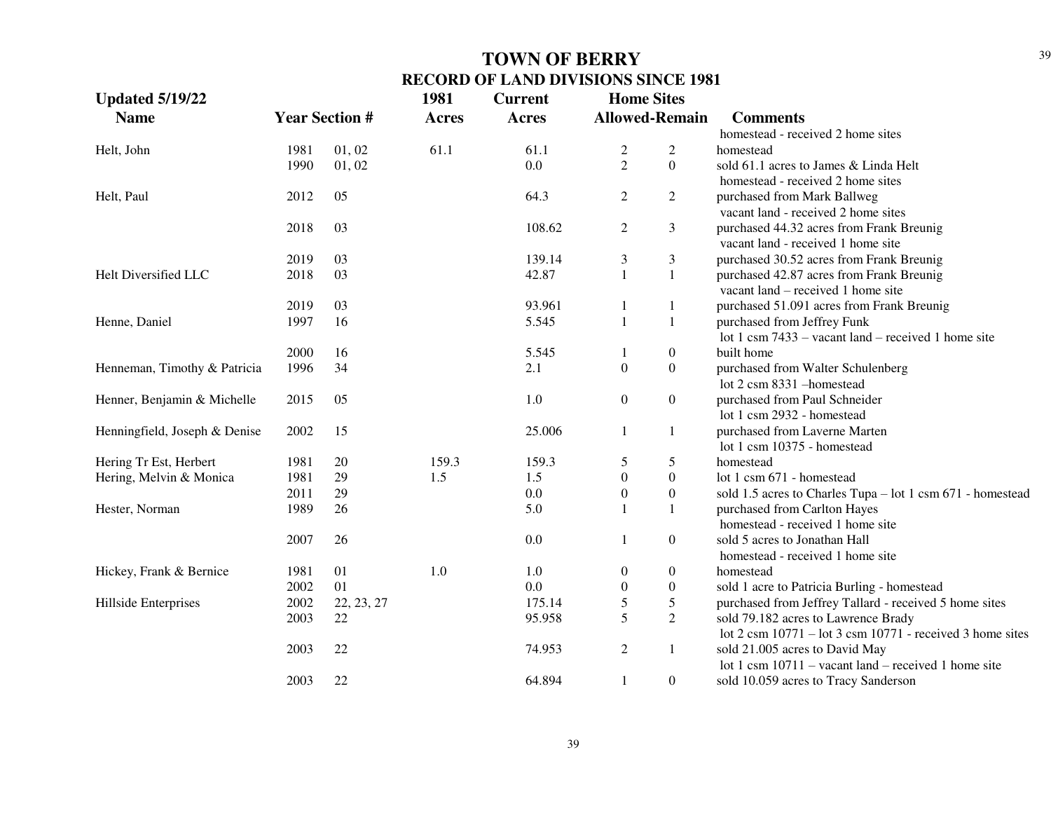# TOWN OF BERRY
## RECORD OF LAND DIVISIONS SINCE 1981

**Updated 5/19/22**

| Name | Year | Section # | 1981 Acres | Current Acres | Home Sites Allowed | Home Sites Remain | Comments |
|---|---|---|---|---|---|---|---|
| | | | | | | | homestead - received 2 home sites |
| Helt, John | 1981 | 01, 02 | 61.1 | 61.1 | 2 | 2 | homestead |
| | 1990 | 01, 02 | | 0.0 | 2 | 0 | sold 61.1 acres to James & Linda Helt |
| | | | | | | | homestead - received 2 home sites |
| Helt, Paul | 2012 | 05 | | 64.3 | 2 | 2 | purchased from Mark Ballweg |
| | | | | | | | vacant land - received 2 home sites |
| | 2018 | 03 | | 108.62 | 2 | 3 | purchased 44.32 acres from Frank Breunig |
| | | | | | | | vacant land - received 1 home site |
| | 2019 | 03 | | 139.14 | 3 | 3 | purchased 30.52 acres from Frank Breunig |
| Helt Diversified LLC | 2018 | 03 | | 42.87 | 1 | 1 | purchased 42.87 acres from Frank Breunig |
| | | | | | | | vacant land – received 1 home site |
| | 2019 | 03 | | 93.961 | 1 | 1 | purchased 51.091 acres from Frank Breunig |
| Henne, Daniel | 1997 | 16 | | 5.545 | 1 | 1 | purchased from Jeffrey Funk |
| | | | | | | | lot 1 csm 7433 – vacant land – received 1 home site |
| | 2000 | 16 | | 5.545 | 1 | 0 | built home |
| Henneman, Timothy & Patricia | 1996 | 34 | | 2.1 | 0 | 0 | purchased from Walter Schulenberg |
| | | | | | | | lot 2 csm 8331 –homestead |
| Henner, Benjamin & Michelle | 2015 | 05 | | 1.0 | 0 | 0 | purchased from Paul Schneider |
| | | | | | | | lot 1 csm 2932 - homestead |
| Henningfield, Joseph & Denise | 2002 | 15 | | 25.006 | 1 | 1 | purchased from Laverne Marten |
| | | | | | | | lot 1 csm 10375 - homestead |
| Hering Tr Est, Herbert | 1981 | 20 | 159.3 | 159.3 | 5 | 5 | homestead |
| Hering, Melvin & Monica | 1981 | 29 | 1.5 | 1.5 | 0 | 0 | lot 1 csm 671 - homestead |
| | 2011 | 29 | | 0.0 | 0 | 0 | sold 1.5 acres to Charles Tupa – lot 1 csm 671 - homestead |
| Hester, Norman | 1989 | 26 | | 5.0 | 1 | 1 | purchased from Carlton Hayes |
| | | | | | | | homestead - received 1 home site |
| | 2007 | 26 | | 0.0 | 1 | 0 | sold 5 acres to Jonathan Hall |
| | | | | | | | homestead - received 1 home site |
| Hickey, Frank & Bernice | 1981 | 01 | 1.0 | 1.0 | 0 | 0 | homestead |
| | 2002 | 01 | | 0.0 | 0 | 0 | sold 1 acre to Patricia Burling - homestead |
| Hillside Enterprises | 2002 | 22, 23, 27 | | 175.14 | 5 | 5 | purchased from Jeffrey Tallard - received 5 home sites |
| | 2003 | 22 | | 95.958 | 5 | 2 | sold 79.182 acres to Lawrence Brady |
| | | | | | | | lot 2 csm 10771 – lot 3 csm 10771 - received 3 home sites |
| | 2003 | 22 | | 74.953 | 2 | 1 | sold 21.005 acres to David May |
| | | | | | | | lot 1 csm 10711 – vacant land – received 1 home site |
| | 2003 | 22 | | 64.894 | 1 | 0 | sold 10.059 acres to Tracy Sanderson |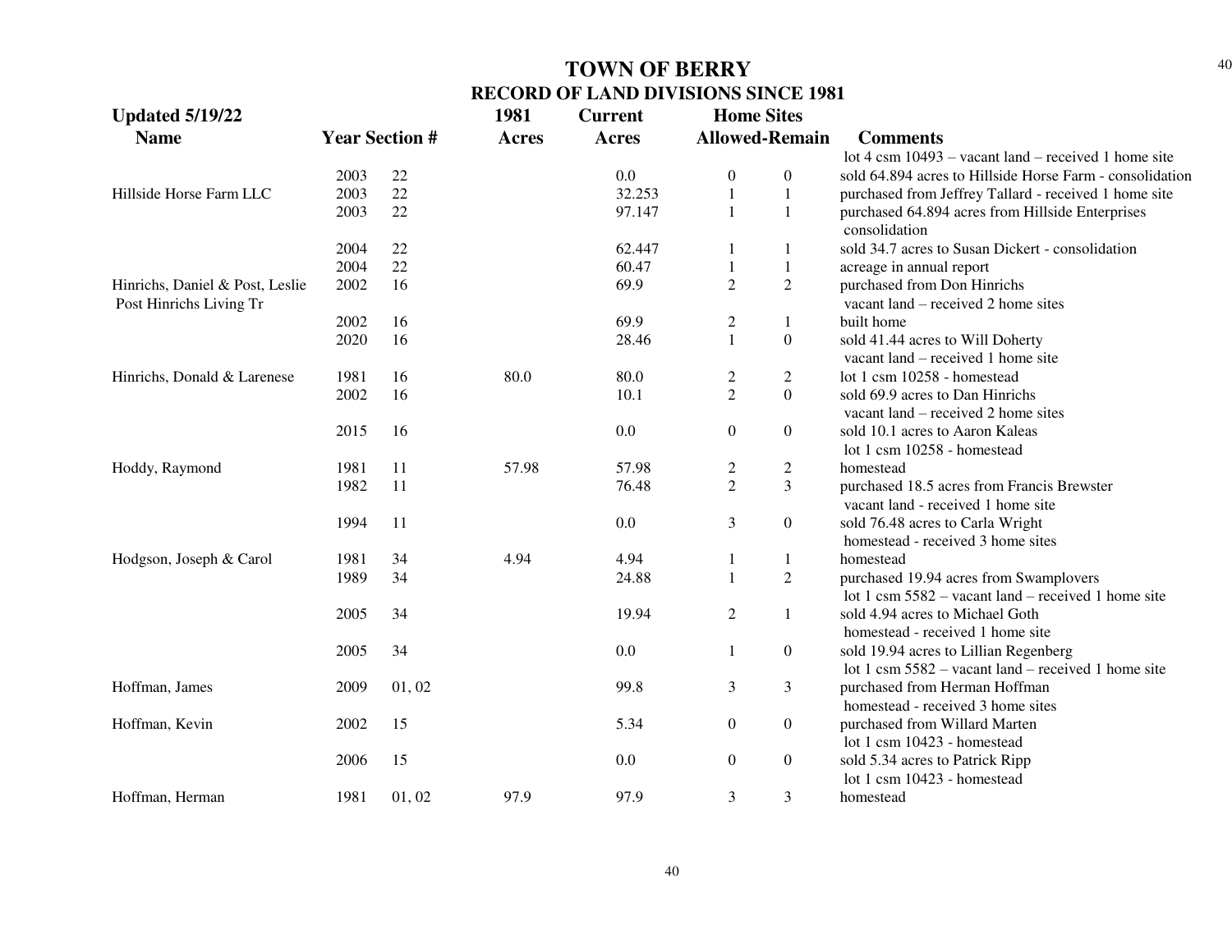# TOWN OF BERRY

## RECORD OF LAND DIVISIONS SINCE 1981

| Updated 5/19/22 | | | 1981 | Current | Home Sites | | |
|---|---|---|---|---|---|---|---|
| Name | Year | Section # | Acres | Acres | Allowed | Remain | Comments |
| | | | | | | | lot 4 csm 10493 – vacant land – received 1 home site |
| | 2003 | 22 | | 0.0 | 0 | 0 | sold 64.894 acres to Hillside Horse Farm - consolidation |
| Hillside Horse Farm LLC | 2003 | 22 | | 32.253 | 1 | 1 | purchased from Jeffrey Tallard - received 1 home site |
| | 2003 | 22 | | 97.147 | 1 | 1 | purchased 64.894 acres from Hillside Enterprises consolidation |
| | 2004 | 22 | | 62.447 | 1 | 1 | sold 34.7 acres to Susan Dickert - consolidation |
| | 2004 | 22 | | 60.47 | 1 | 1 | acreage in annual report |
| Hinrichs, Daniel & Post, Leslie Post Hinrichs Living Tr | 2002 | 16 | | 69.9 | 2 | 2 | purchased from Don Hinrichs vacant land – received 2 home sites |
| | 2002 | 16 | | 69.9 | 2 | 1 | built home |
| | 2020 | 16 | | 28.46 | 1 | 0 | sold 41.44 acres to Will Doherty vacant land – received 1 home site |
| Hinrichs, Donald & Larenese | 1981 | 16 | 80.0 | 80.0 | 2 | 2 | lot 1 csm 10258 - homestead |
| | 2002 | 16 | | 10.1 | 2 | 0 | sold 69.9 acres to Dan Hinrichs vacant land – received 2 home sites |
| | 2015 | 16 | | 0.0 | 0 | 0 | sold 10.1 acres to Aaron Kaleas lot 1 csm 10258 - homestead |
| Hoddy, Raymond | 1981 | 11 | 57.98 | 57.98 | 2 | 2 | homestead |
| | 1982 | 11 | | 76.48 | 2 | 3 | purchased 18.5 acres from Francis Brewster vacant land - received 1 home site |
| | 1994 | 11 | | 0.0 | 3 | 0 | sold 76.48 acres to Carla Wright homestead - received 3 home sites |
| Hodgson, Joseph & Carol | 1981 | 34 | 4.94 | 4.94 | 1 | 1 | homestead |
| | 1989 | 34 | | 24.88 | 1 | 2 | purchased 19.94 acres from Swamplovers lot 1 csm 5582 – vacant land – received 1 home site |
| | 2005 | 34 | | 19.94 | 2 | 1 | sold 4.94 acres to Michael Goth homestead - received 1 home site |
| | 2005 | 34 | | 0.0 | 1 | 0 | sold 19.94 acres to Lillian Regenberg lot 1 csm 5582 – vacant land – received 1 home site |
| Hoffman, James | 2009 | 01, 02 | | 99.8 | 3 | 3 | purchased from Herman Hoffman homestead - received 3 home sites |
| Hoffman, Kevin | 2002 | 15 | | 5.34 | 0 | 0 | purchased from Willard Marten lot 1 csm 10423 - homestead |
| | 2006 | 15 | | 0.0 | 0 | 0 | sold 5.34 acres to Patrick Ripp lot 1 csm 10423 - homestead |
| Hoffman, Herman | 1981 | 01, 02 | 97.9 | 97.9 | 3 | 3 | homestead |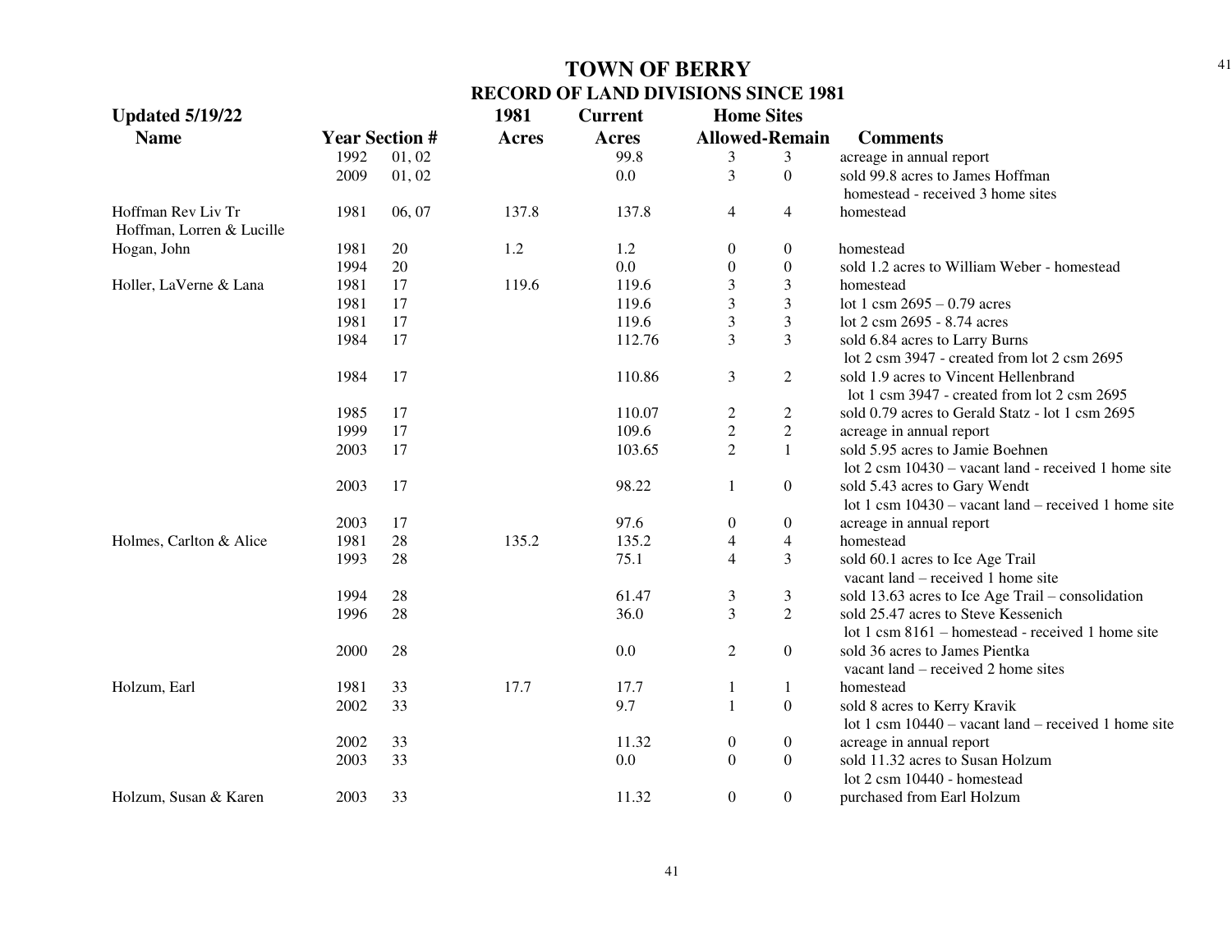# TOWN OF BERRY

## RECORD OF LAND DIVISIONS SINCE 1981

**Updated 5/19/22**

| Name | Year | Section # | 1981 Acres | Current Acres | Home Sites Allowed | Home Sites Remain | Comments |
|---|---|---|---|---|---|---|---|
| | 1992 | 01, 02 | | 99.8 | 3 | 3 | acreage in annual report |
| | 2009 | 01, 02 | | 0.0 | 3 | 0 | sold 99.8 acres to James Hoffman homestead - received 3 home sites |
| Hoffman Rev Liv Tr Hoffman, Lorren & Lucille | 1981 | 06, 07 | 137.8 | 137.8 | 4 | 4 | homestead |
| Hogan, John | 1981 | 20 | 1.2 | 1.2 | 0 | 0 | homestead |
| | 1994 | 20 | | 0.0 | 0 | 0 | sold 1.2 acres to William Weber - homestead |
| Holler, LaVerne & Lana | 1981 | 17 | 119.6 | 119.6 | 3 | 3 | homestead |
| | 1981 | 17 | | 119.6 | 3 | 3 | lot 1 csm 2695 – 0.79 acres |
| | 1981 | 17 | | 119.6 | 3 | 3 | lot 2 csm 2695 - 8.74 acres |
| | 1984 | 17 | | 112.76 | 3 | 3 | sold 6.84 acres to Larry Burns lot 2 csm 3947 - created from lot 2 csm 2695 |
| | 1984 | 17 | | 110.86 | 3 | 2 | sold 1.9 acres to Vincent Hellenbrand lot 1 csm 3947 - created from lot 2 csm 2695 |
| | 1985 | 17 | | 110.07 | 2 | 2 | sold 0.79 acres to Gerald Statz - lot 1 csm 2695 |
| | 1999 | 17 | | 109.6 | 2 | 2 | acreage in annual report |
| | 2003 | 17 | | 103.65 | 2 | 1 | sold 5.95 acres to Jamie Boehnen lot 2 csm 10430 – vacant land - received 1 home site |
| | 2003 | 17 | | 98.22 | 1 | 0 | sold 5.43 acres to Gary Wendt lot 1 csm 10430 – vacant land – received 1 home site |
| | 2003 | 17 | | 97.6 | 0 | 0 | acreage in annual report |
| Holmes, Carlton & Alice | 1981 | 28 | 135.2 | 135.2 | 4 | 4 | homestead |
| | 1993 | 28 | | 75.1 | 4 | 3 | sold 60.1 acres to Ice Age Trail vacant land – received 1 home site |
| | 1994 | 28 | | 61.47 | 3 | 3 | sold 13.63 acres to Ice Age Trail – consolidation |
| | 1996 | 28 | | 36.0 | 3 | 2 | sold 25.47 acres to Steve Kessenich lot 1 csm 8161 – homestead - received 1 home site |
| | 2000 | 28 | | 0.0 | 2 | 0 | sold 36 acres to James Pientka vacant land – received 2 home sites |
| Holzum, Earl | 1981 | 33 | 17.7 | 17.7 | 1 | 1 | homestead |
| | 2002 | 33 | | 9.7 | 1 | 0 | sold 8 acres to Kerry Kravik lot 1 csm 10440 – vacant land – received 1 home site |
| | 2002 | 33 | | 11.32 | 0 | 0 | acreage in annual report |
| | 2003 | 33 | | 0.0 | 0 | 0 | sold 11.32 acres to Susan Holzum lot 2 csm 10440 - homestead |
| Holzum, Susan & Karen | 2003 | 33 | | 11.32 | 0 | 0 | purchased from Earl Holzum |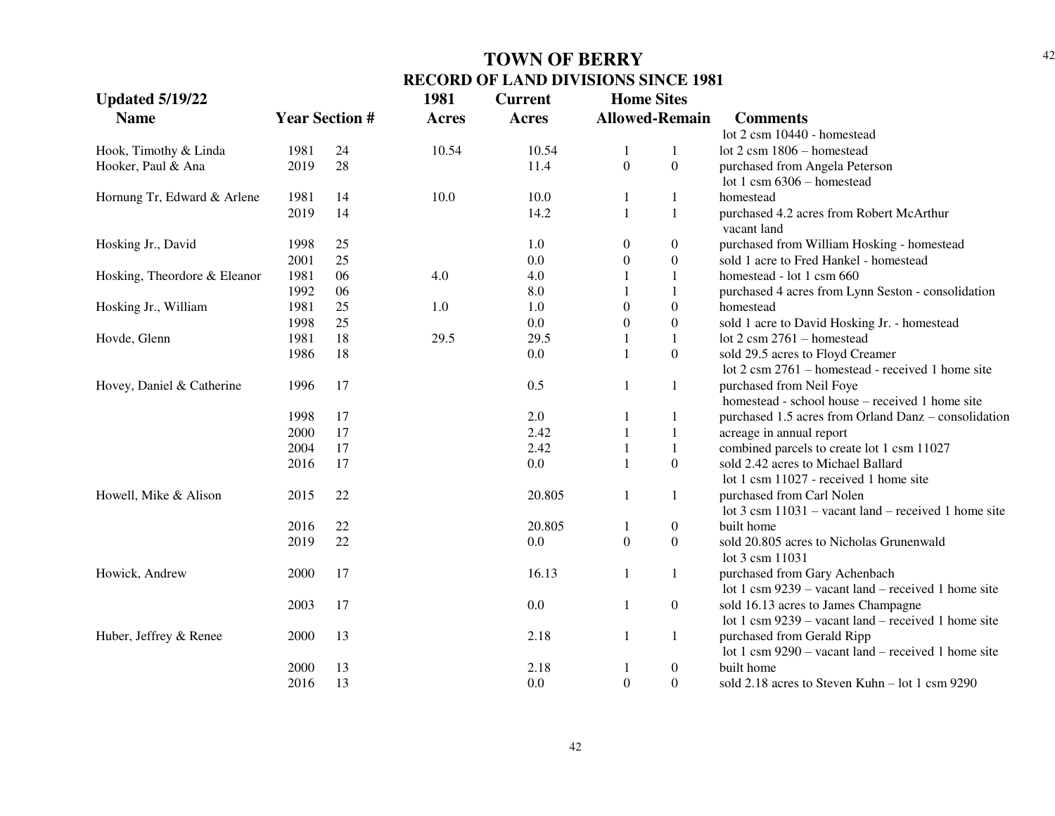# TOWN OF BERRY

## RECORD OF LAND DIVISIONS SINCE 1981

**Updated 5/19/22**

| Name | Year | Section # | 1981 Acres | Current Acres | Home Sites Allowed | Home Sites Remain | Comments |
|---|---|---|---|---|---|---|---|
| | | | | | | | lot 2 csm 10440 - homestead |
| Hook, Timothy & Linda | 1981 | 24 | 10.54 | 10.54 | 1 | 1 | lot 2 csm 1806 – homestead |
| Hooker, Paul & Ana | 2019 | 28 | | 11.4 | 0 | 0 | purchased from Angela Peterson |
| | | | | | | | lot 1 csm 6306 – homestead |
| Hornung Tr, Edward & Arlene | 1981 | 14 | 10.0 | 10.0 | 1 | 1 | homestead |
| | 2019 | 14 | | 14.2 | 1 | 1 | purchased 4.2 acres from Robert McArthur |
| | | | | | | | vacant land |
| Hosking Jr., David | 1998 | 25 | | 1.0 | 0 | 0 | purchased from William Hosking - homestead |
| | 2001 | 25 | | 0.0 | 0 | 0 | sold 1 acre to Fred Hankel - homestead |
| Hosking, Theordore & Eleanor | 1981 | 06 | 4.0 | 4.0 | 1 | 1 | homestead - lot 1 csm 660 |
| | 1992 | 06 | | 8.0 | 1 | 1 | purchased 4 acres from Lynn Seston - consolidation |
| Hosking Jr., William | 1981 | 25 | 1.0 | 1.0 | 0 | 0 | homestead |
| | 1998 | 25 | | 0.0 | 0 | 0 | sold 1 acre to David Hosking Jr. - homestead |
| Hovde, Glenn | 1981 | 18 | 29.5 | 29.5 | 1 | 1 | lot 2 csm 2761 – homestead |
| | 1986 | 18 | | 0.0 | 1 | 0 | sold 29.5 acres to Floyd Creamer |
| | | | | | | | lot 2 csm 2761 – homestead - received 1 home site |
| Hovey, Daniel & Catherine | 1996 | 17 | | 0.5 | 1 | 1 | purchased from Neil Foye |
| | | | | | | | homestead - school house – received 1 home site |
| | 1998 | 17 | | 2.0 | 1 | 1 | purchased 1.5 acres from Orland Danz – consolidation |
| | 2000 | 17 | | 2.42 | 1 | 1 | acreage in annual report |
| | 2004 | 17 | | 2.42 | 1 | 1 | combined parcels to create lot 1 csm 11027 |
| | 2016 | 17 | | 0.0 | 1 | 0 | sold 2.42 acres to Michael Ballard |
| | | | | | | | lot 1 csm 11027 - received 1 home site |
| Howell, Mike & Alison | 2015 | 22 | | 20.805 | 1 | 1 | purchased from Carl Nolen |
| | | | | | | | lot 3 csm 11031 – vacant land – received 1 home site |
| | 2016 | 22 | | 20.805 | 1 | 0 | built home |
| | 2019 | 22 | | 0.0 | 0 | 0 | sold 20.805 acres to Nicholas Grunenwald |
| | | | | | | | lot 3 csm 11031 |
| Howick, Andrew | 2000 | 17 | | 16.13 | 1 | 1 | purchased from Gary Achenbach |
| | | | | | | | lot 1 csm 9239 – vacant land – received 1 home site |
| | 2003 | 17 | | 0.0 | 1 | 0 | sold 16.13 acres to James Champagne |
| | | | | | | | lot 1 csm 9239 – vacant land – received 1 home site |
| Huber, Jeffrey & Renee | 2000 | 13 | | 2.18 | 1 | 1 | purchased from Gerald Ripp |
| | | | | | | | lot 1 csm 9290 – vacant land – received 1 home site |
| | 2000 | 13 | | 2.18 | 1 | 0 | built home |
| | 2016 | 13 | | 0.0 | 0 | 0 | sold 2.18 acres to Steven Kuhn – lot 1 csm 9290 |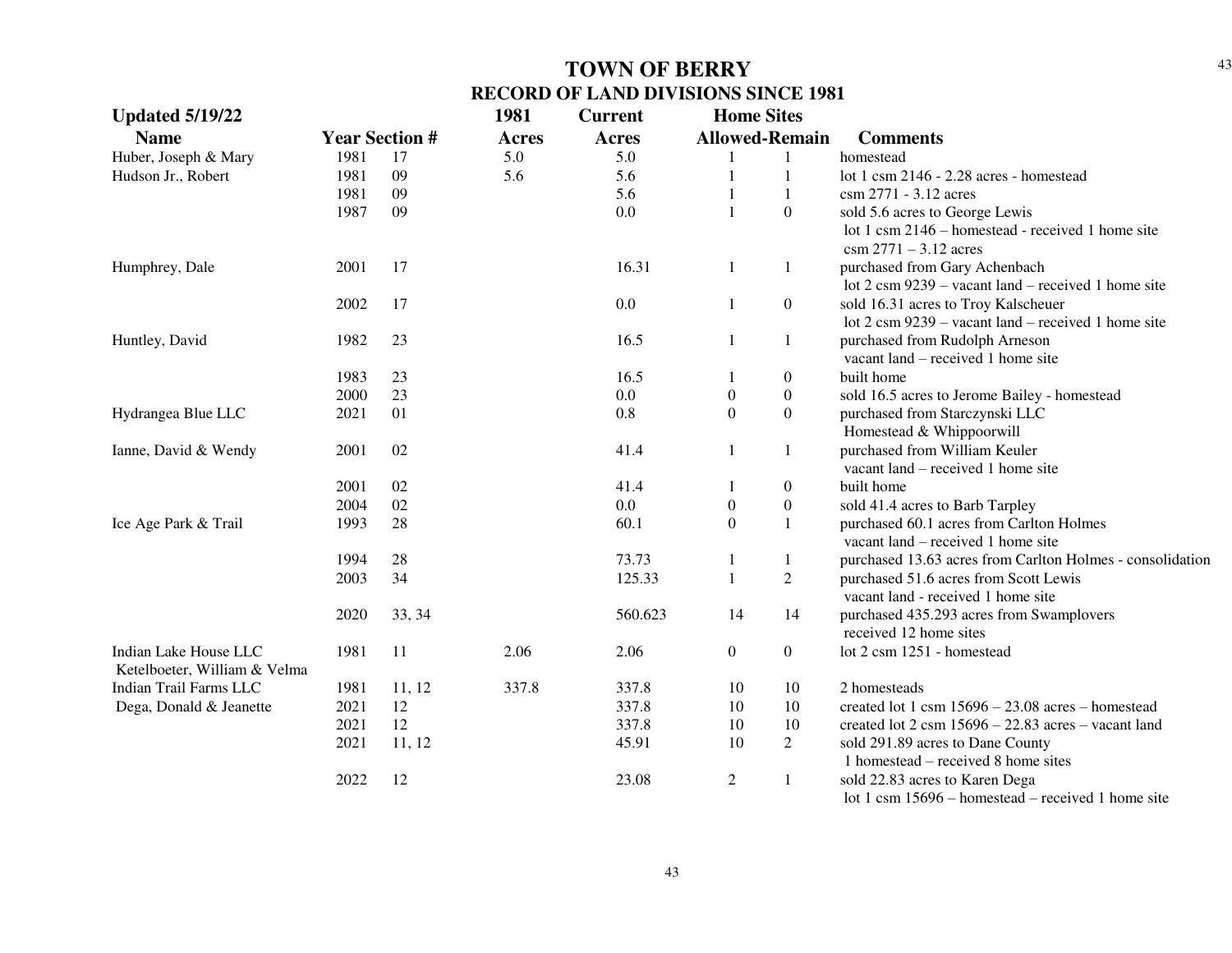# TOWN OF BERRY

## RECORD OF LAND DIVISIONS SINCE 1981

**Updated 5/19/22**

| Name | Year | Section # | 1981 Acres | Current Acres | Home Sites Allowed | Home Sites Remain | Comments |
|---|---|---|---|---|---|---|---|
| Huber, Joseph & Mary | 1981 | 17 | 5.0 | 5.0 | 1 | 1 | homestead |
| Hudson Jr., Robert | 1981 | 09 | 5.6 | 5.6 | 1 | 1 | lot 1 csm 2146 - 2.28 acres - homestead |
| | 1981 | 09 | | 5.6 | 1 | 1 | csm 2771 - 3.12 acres |
| | 1987 | 09 | | 0.0 | 1 | 0 | sold 5.6 acres to George Lewis lot 1 csm 2146 – homestead - received 1 home site csm 2771 – 3.12 acres |
| Humphrey, Dale | 2001 | 17 | | 16.31 | 1 | 1 | purchased from Gary Achenbach lot 2 csm 9239 – vacant land – received 1 home site |
| | 2002 | 17 | | 0.0 | 1 | 0 | sold 16.31 acres to Troy Kalscheuer lot 2 csm 9239 – vacant land – received 1 home site |
| Huntley, David | 1982 | 23 | | 16.5 | 1 | 1 | purchased from Rudolph Arneson vacant land – received 1 home site |
| | 1983 | 23 | | 16.5 | 1 | 0 | built home |
| | 2000 | 23 | | 0.0 | 0 | 0 | sold 16.5 acres to Jerome Bailey - homestead |
| Hydrangea Blue LLC | 2021 | 01 | | 0.8 | 0 | 0 | purchased from Starczynski LLC Homestead & Whippoorwill |
| Ianne, David & Wendy | 2001 | 02 | | 41.4 | 1 | 1 | purchased from William Keuler vacant land – received 1 home site |
| | 2001 | 02 | | 41.4 | 1 | 0 | built home |
| | 2004 | 02 | | 0.0 | 0 | 0 | sold 41.4 acres to Barb Tarpley |
| Ice Age Park & Trail | 1993 | 28 | | 60.1 | 0 | 1 | purchased 60.1 acres from Carlton Holmes vacant land – received 1 home site |
| | 1994 | 28 | | 73.73 | 1 | 1 | purchased 13.63 acres from Carlton Holmes - consolidation |
| | 2003 | 34 | | 125.33 | 1 | 2 | purchased 51.6 acres from Scott Lewis vacant land - received 1 home site |
| | 2020 | 33, 34 | | 560.623 | 14 | 14 | purchased 435.293 acres from Swamplovers received 12 home sites |
| Indian Lake House LLC Ketelboeter, William & Velma | 1981 | 11 | 2.06 | 2.06 | 0 | 0 | lot 2 csm 1251 - homestead |
| Indian Trail Farms LLC Dega, Donald & Jeanette | 1981 | 11, 12 | 337.8 | 337.8 | 10 | 10 | 2 homesteads |
| | 2021 | 12 | | 337.8 | 10 | 10 | created lot 1 csm 15696 – 23.08 acres – homestead |
| | 2021 | 12 | | 337.8 | 10 | 10 | created lot 2 csm 15696 – 22.83 acres – vacant land |
| | 2021 | 11, 12 | | 45.91 | 10 | 2 | sold 291.89 acres to Dane County 1 homestead – received 8 home sites |
| | 2022 | 12 | | 23.08 | 2 | 1 | sold 22.83 acres to Karen Dega lot 1 csm 15696 – homestead – received 1 home site |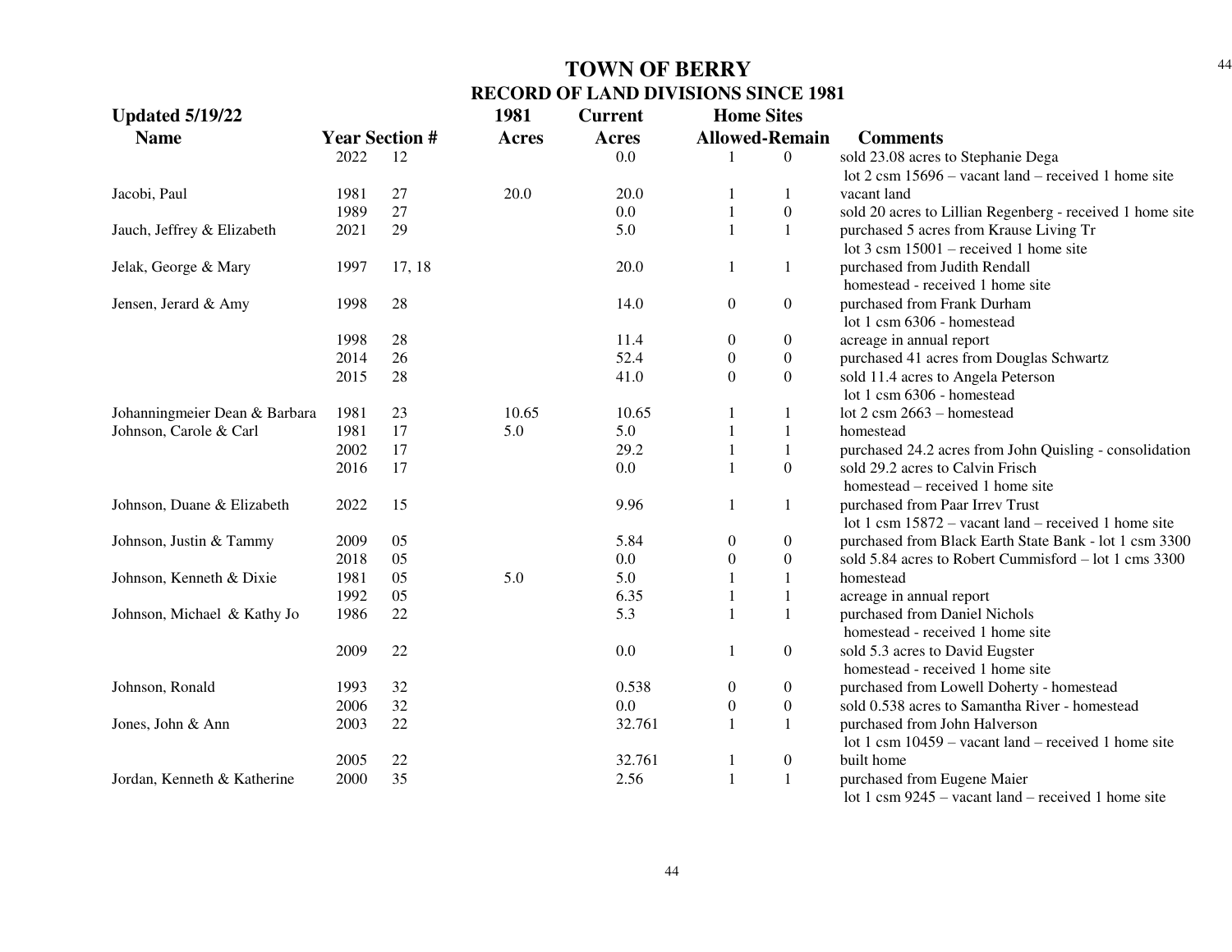# TOWN OF BERRY

## RECORD OF LAND DIVISIONS SINCE 1981

**Updated 5/19/22**

| Name | Year | Section # | 1981 Acres | Current Acres | Home Sites Allowed | Home Sites Remain | Comments |
|---|---|---|---|---|---|---|---|
| | 2022 | 12 | | 0.0 | 1 | 0 | sold 23.08 acres to Stephanie Dega<br>lot 2 csm 15696 – vacant land – received 1 home site |
| Jacobi, Paul | 1981 | 27 | 20.0 | 20.0 | 1 | 1 | vacant land |
| | 1989 | 27 | | 0.0 | 1 | 0 | sold 20 acres to Lillian Regenberg - received 1 home site |
| Jauch, Jeffrey & Elizabeth | 2021 | 29 | | 5.0 | 1 | 1 | purchased 5 acres from Krause Living Tr<br>lot 3 csm 15001 – received 1 home site |
| Jelak, George & Mary | 1997 | 17, 18 | | 20.0 | 1 | 1 | purchased from Judith Rendall<br>homestead - received 1 home site |
| Jensen, Jerard & Amy | 1998 | 28 | | 14.0 | 0 | 0 | purchased from Frank Durham<br>lot 1 csm 6306 - homestead |
| | 1998 | 28 | | 11.4 | 0 | 0 | acreage in annual report |
| | 2014 | 26 | | 52.4 | 0 | 0 | purchased 41 acres from Douglas Schwartz |
| | 2015 | 28 | | 41.0 | 0 | 0 | sold 11.4 acres to Angela Peterson<br>lot 1 csm 6306 - homestead |
| Johanningmeier Dean & Barbara | 1981 | 23 | 10.65 | 10.65 | 1 | 1 | lot 2 csm 2663 – homestead |
| Johnson, Carole & Carl | 1981 | 17 | 5.0 | 5.0 | 1 | 1 | homestead |
| | 2002 | 17 | | 29.2 | 1 | 1 | purchased 24.2 acres from John Quisling - consolidation |
| | 2016 | 17 | | 0.0 | 1 | 0 | sold 29.2 acres to Calvin Frisch<br>homestead – received 1 home site |
| Johnson, Duane & Elizabeth | 2022 | 15 | | 9.96 | 1 | 1 | purchased from Paar Irrev Trust<br>lot 1 csm 15872 – vacant land – received 1 home site |
| Johnson, Justin & Tammy | 2009 | 05 | | 5.84 | 0 | 0 | purchased from Black Earth State Bank - lot 1 csm 3300 |
| | 2018 | 05 | | 0.0 | 0 | 0 | sold 5.84 acres to Robert Cummisford – lot 1 cms 3300 |
| Johnson, Kenneth & Dixie | 1981 | 05 | 5.0 | 5.0 | 1 | 1 | homestead |
| | 1992 | 05 | | 6.35 | 1 | 1 | acreage in annual report |
| Johnson, Michael & Kathy Jo | 1986 | 22 | | 5.3 | 1 | 1 | purchased from Daniel Nichols<br>homestead - received 1 home site |
| | 2009 | 22 | | 0.0 | 1 | 0 | sold 5.3 acres to David Eugster<br>homestead - received 1 home site |
| Johnson, Ronald | 1993 | 32 | | 0.538 | 0 | 0 | purchased from Lowell Doherty - homestead |
| | 2006 | 32 | | 0.0 | 0 | 0 | sold 0.538 acres to Samantha River - homestead |
| Jones, John & Ann | 2003 | 22 | | 32.761 | 1 | 1 | purchased from John Halverson<br>lot 1 csm 10459 – vacant land – received 1 home site |
| | 2005 | 22 | | 32.761 | 1 | 0 | built home |
| Jordan, Kenneth & Katherine | 2000 | 35 | | 2.56 | 1 | 1 | purchased from Eugene Maier<br>lot 1 csm 9245 – vacant land – received 1 home site |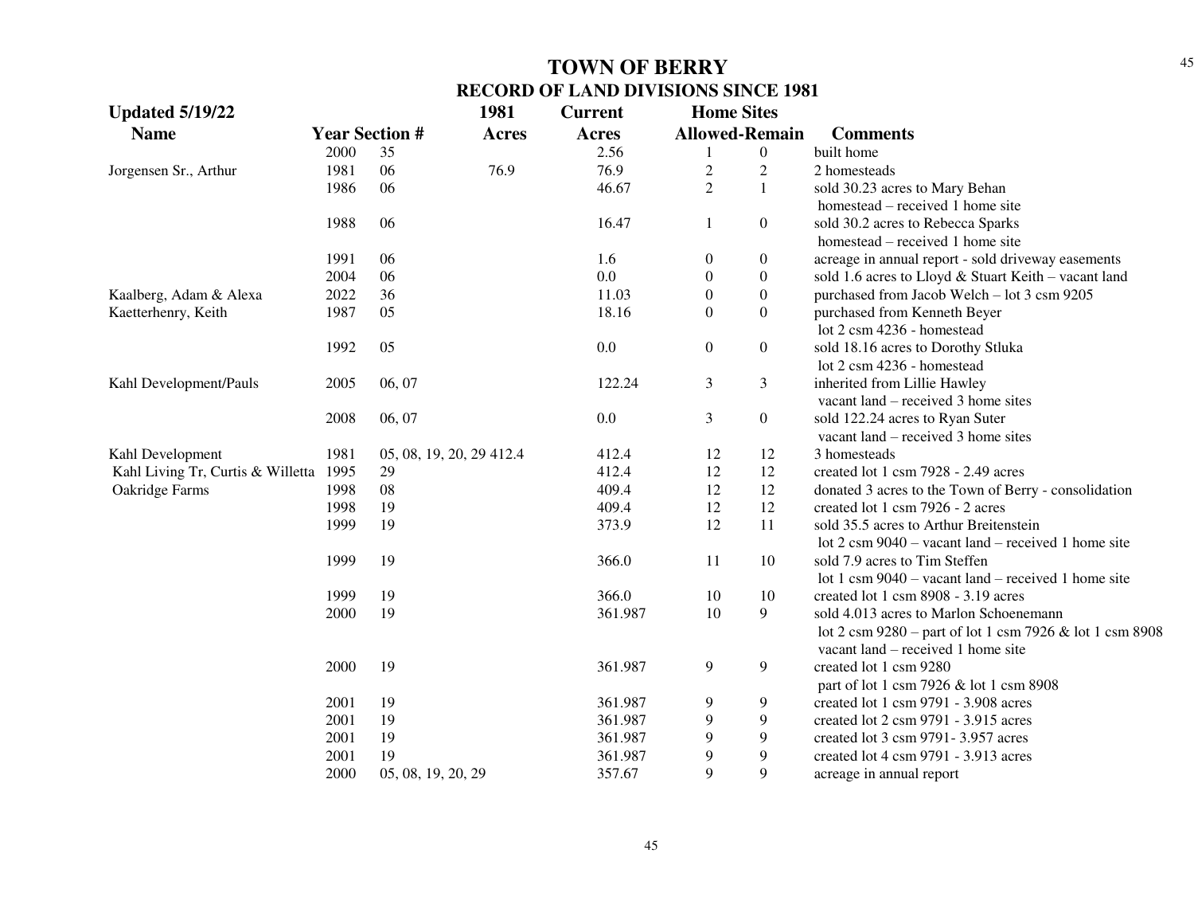# TOWN OF BERRY

## RECORD OF LAND DIVISIONS SINCE 1981

**Updated 5/19/22**

| Name | Year | Section # | 1981 Acres | Current Acres | Home Sites Allowed | Home Sites Remain | Comments |
|---|---|---|---|---|---|---|---|
| | 2000 | 35 | | 2.56 | 1 | 0 | built home |
| Jorgensen Sr., Arthur | 1981 | 06 | 76.9 | 76.9 | 2 | 2 | 2 homesteads |
| | 1986 | 06 | | 46.67 | 2 | 1 | sold 30.23 acres to Mary Behan homestead – received 1 home site |
| | 1988 | 06 | | 16.47 | 1 | 0 | sold 30.2 acres to Rebecca Sparks homestead – received 1 home site |
| | 1991 | 06 | | 1.6 | 0 | 0 | acreage in annual report - sold driveway easements |
| | 2004 | 06 | | 0.0 | 0 | 0 | sold 1.6 acres to Lloyd & Stuart Keith – vacant land |
| Kaalberg, Adam & Alexa | 2022 | 36 | | 11.03 | 0 | 0 | purchased from Jacob Welch – lot 3 csm 9205 |
| Kaetterhenry, Keith | 1987 | 05 | | 18.16 | 0 | 0 | purchased from Kenneth Beyer lot 2 csm 4236 - homestead |
| | 1992 | 05 | | 0.0 | 0 | 0 | sold 18.16 acres to Dorothy Stluka lot 2 csm 4236 - homestead |
| Kahl Development/Pauls | 2005 | 06, 07 | | 122.24 | 3 | 3 | inherited from Lillie Hawley vacant land – received 3 home sites |
| | 2008 | 06, 07 | | 0.0 | 3 | 0 | sold 122.24 acres to Ryan Suter vacant land – received 3 home sites |
| Kahl Development | 1981 | 05, 08, 19, 20, 29 | 412.4 | 412.4 | 12 | 12 | 3 homesteads |
| Kahl Living Tr, Curtis & Willetta | 1995 | 29 | | 412.4 | 12 | 12 | created lot 1 csm 7928 - 2.49 acres |
| Oakridge Farms | 1998 | 08 | | 409.4 | 12 | 12 | donated 3 acres to the Town of Berry - consolidation |
| | 1998 | 19 | | 409.4 | 12 | 12 | created lot 1 csm 7926 - 2 acres |
| | 1999 | 19 | | 373.9 | 12 | 11 | sold 35.5 acres to Arthur Breitenstein lot 2 csm 9040 – vacant land – received 1 home site |
| | 1999 | 19 | | 366.0 | 11 | 10 | sold 7.9 acres to Tim Steffen lot 1 csm 9040 – vacant land – received 1 home site |
| | 1999 | 19 | | 366.0 | 10 | 10 | created lot 1 csm 8908 - 3.19 acres |
| | 2000 | 19 | | 361.987 | 10 | 9 | sold 4.013 acres to Marlon Schoenemann lot 2 csm 9280 – part of lot 1 csm 7926 & lot 1 csm 8908 vacant land – received 1 home site |
| | 2000 | 19 | | 361.987 | 9 | 9 | created lot 1 csm 9280 part of lot 1 csm 7926 & lot 1 csm 8908 |
| | 2001 | 19 | | 361.987 | 9 | 9 | created lot 1 csm 9791 - 3.908 acres |
| | 2001 | 19 | | 361.987 | 9 | 9 | created lot 2 csm 9791 - 3.915 acres |
| | 2001 | 19 | | 361.987 | 9 | 9 | created lot 3 csm 9791- 3.957 acres |
| | 2001 | 19 | | 361.987 | 9 | 9 | created lot 4 csm 9791 - 3.913 acres |
| | 2000 | 05, 08, 19, 20, 29 | | 357.67 | 9 | 9 | acreage in annual report |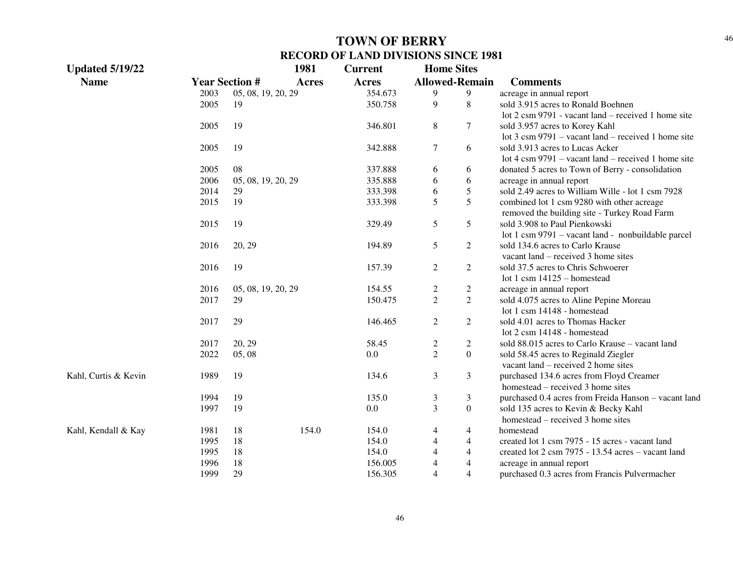# TOWN OF BERRY

## RECORD OF LAND DIVISIONS SINCE 1981

| Updated 5/19/22<br>Name | Year | Section # | 1981<br>Acres | Current<br>Acres | Home Sites<br>Allowed | <br>Remain | Comments |
|---|---|---|---|---|---|---|---|
| | 2003 | 05, 08, 19, 20, 29 | | 354.673 | 9 | 9 | acreage in annual report |
| | 2005 | 19 | | 350.758 | 9 | 8 | sold 3.915 acres to Ronald Boehnen<br>lot 2 csm 9791 - vacant land – received 1 home site |
| | 2005 | 19 | | 346.801 | 8 | 7 | sold 3.957 acres to Korey Kahl<br>lot 3 csm 9791 – vacant land – received 1 home site |
| | 2005 | 19 | | 342.888 | 7 | 6 | sold 3.913 acres to Lucas Acker<br>lot 4 csm 9791 – vacant land – received 1 home site |
| | 2005 | 08 | | 337.888 | 6 | 6 | donated 5 acres to Town of Berry - consolidation |
| | 2006 | 05, 08, 19, 20, 29 | | 335.888 | 6 | 6 | acreage in annual report |
| | 2014 | 29 | | 333.398 | 6 | 5 | sold 2.49 acres to William Wille - lot 1 csm 7928 |
| | 2015 | 19 | | 333.398 | 5 | 5 | combined lot 1 csm 9280 with other acreage<br>removed the building site - Turkey Road Farm |
| | 2015 | 19 | | 329.49 | 5 | 5 | sold 3.908 to Paul Pienkowski<br>lot 1 csm 9791 – vacant land - nonbuildable parcel |
| | 2016 | 20, 29 | | 194.89 | 5 | 2 | sold 134.6 acres to Carlo Krause<br>vacant land – received 3 home sites |
| | 2016 | 19 | | 157.39 | 2 | 2 | sold 37.5 acres to Chris Schwoerer<br>lot 1 csm 14125 – homestead |
| | 2016 | 05, 08, 19, 20, 29 | | 154.55 | 2 | 2 | acreage in annual report |
| | 2017 | 29 | | 150.475 | 2 | 2 | sold 4.075 acres to Aline Pepine Moreau<br>lot 1 csm 14148 - homestead |
| | 2017 | 29 | | 146.465 | 2 | 2 | sold 4.01 acres to Thomas Hacker<br>lot 2 csm 14148 - homestead |
| | 2017 | 20, 29 | | 58.45 | 2 | 2 | sold 88.015 acres to Carlo Krause – vacant land |
| | 2022 | 05, 08 | | 0.0 | 2 | 0 | sold 58.45 acres to Reginald Ziegler<br>vacant land – received 2 home sites |
| Kahl, Curtis & Kevin | 1989 | 19 | | 134.6 | 3 | 3 | purchased 134.6 acres from Floyd Creamer<br>homestead – received 3 home sites |
| | 1994 | 19 | | 135.0 | 3 | 3 | purchased 0.4 acres from Freida Hanson – vacant land |
| | 1997 | 19 | | 0.0 | 3 | 0 | sold 135 acres to Kevin & Becky Kahl<br>homestead – received 3 home sites |
| Kahl, Kendall & Kay | 1981 | 18 | 154.0 | 154.0 | 4 | 4 | homestead |
| | 1995 | 18 | | 154.0 | 4 | 4 | created lot 1 csm 7975 - 15 acres - vacant land |
| | 1995 | 18 | | 154.0 | 4 | 4 | created lot 2 csm 7975 - 13.54 acres – vacant land |
| | 1996 | 18 | | 156.005 | 4 | 4 | acreage in annual report |
| | 1999 | 29 | | 156.305 | 4 | 4 | purchased 0.3 acres from Francis Pulvermacher |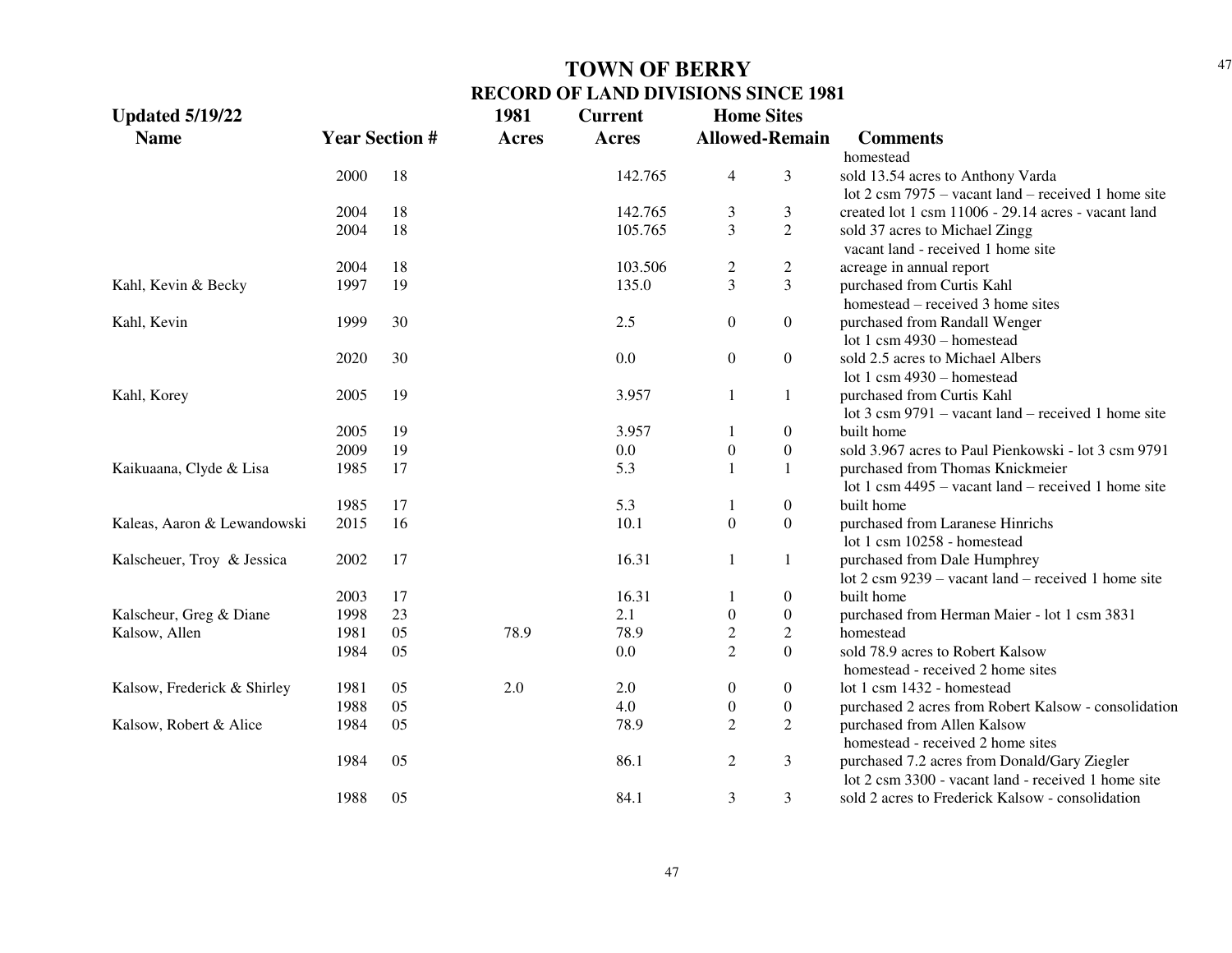# TOWN OF BERRY

## RECORD OF LAND DIVISIONS SINCE 1981

**Updated 5/19/22**

| Name | Year | Section # | 1981 Acres | Current Acres | Home Sites Allowed | Home Sites Remain | Comments |
|---|---|---|---|---|---|---|---|
| | | | | | | | homestead |
| | 2000 | 18 | | 142.765 | 4 | 3 | sold 13.54 acres to Anthony Varda lot 2 csm 7975 – vacant land – received 1 home site |
| | 2004 | 18 | | 142.765 | 3 | 3 | created lot 1 csm 11006 - 29.14 acres - vacant land |
| | 2004 | 18 | | 105.765 | 3 | 2 | sold 37 acres to Michael Zingg vacant land - received 1 home site |
| | 2004 | 18 | | 103.506 | 2 | 2 | acreage in annual report |
| Kahl, Kevin & Becky | 1997 | 19 | | 135.0 | 3 | 3 | purchased from Curtis Kahl homestead – received 3 home sites |
| Kahl, Kevin | 1999 | 30 | | 2.5 | 0 | 0 | purchased from Randall Wenger lot 1 csm 4930 – homestead |
| | 2020 | 30 | | 0.0 | 0 | 0 | sold 2.5 acres to Michael Albers lot 1 csm 4930 – homestead |
| Kahl, Korey | 2005 | 19 | | 3.957 | 1 | 1 | purchased from Curtis Kahl lot 3 csm 9791 – vacant land – received 1 home site |
| | 2005 | 19 | | 3.957 | 1 | 0 | built home |
| | 2009 | 19 | | 0.0 | 0 | 0 | sold 3.967 acres to Paul Pienkowski - lot 3 csm 9791 |
| Kaikuaana, Clyde & Lisa | 1985 | 17 | | 5.3 | 1 | 1 | purchased from Thomas Knickmeier lot 1 csm 4495 – vacant land – received 1 home site |
| | 1985 | 17 | | 5.3 | 1 | 0 | built home |
| Kaleas, Aaron & Lewandowski | 2015 | 16 | | 10.1 | 0 | 0 | purchased from Laranese Hinrichs lot 1 csm 10258 - homestead |
| Kalscheuer, Troy & Jessica | 2002 | 17 | | 16.31 | 1 | 1 | purchased from Dale Humphrey lot 2 csm 9239 – vacant land – received 1 home site |
| | 2003 | 17 | | 16.31 | 1 | 0 | built home |
| Kalscheur, Greg & Diane | 1998 | 23 | | 2.1 | 0 | 0 | purchased from Herman Maier - lot 1 csm 3831 |
| Kalsow, Allen | 1981 | 05 | 78.9 | 78.9 | 2 | 2 | homestead |
| | 1984 | 05 | | 0.0 | 2 | 0 | sold 78.9 acres to Robert Kalsow homestead - received 2 home sites |
| Kalsow, Frederick & Shirley | 1981 | 05 | 2.0 | 2.0 | 0 | 0 | lot 1 csm 1432 - homestead |
| | 1988 | 05 | | 4.0 | 0 | 0 | purchased 2 acres from Robert Kalsow - consolidation |
| Kalsow, Robert & Alice | 1984 | 05 | | 78.9 | 2 | 2 | purchased from Allen Kalsow homestead - received 2 home sites |
| | 1984 | 05 | | 86.1 | 2 | 3 | purchased 7.2 acres from Donald/Gary Ziegler lot 2 csm 3300 - vacant land - received 1 home site |
| | 1988 | 05 | | 84.1 | 3 | 3 | sold 2 acres to Frederick Kalsow - consolidation |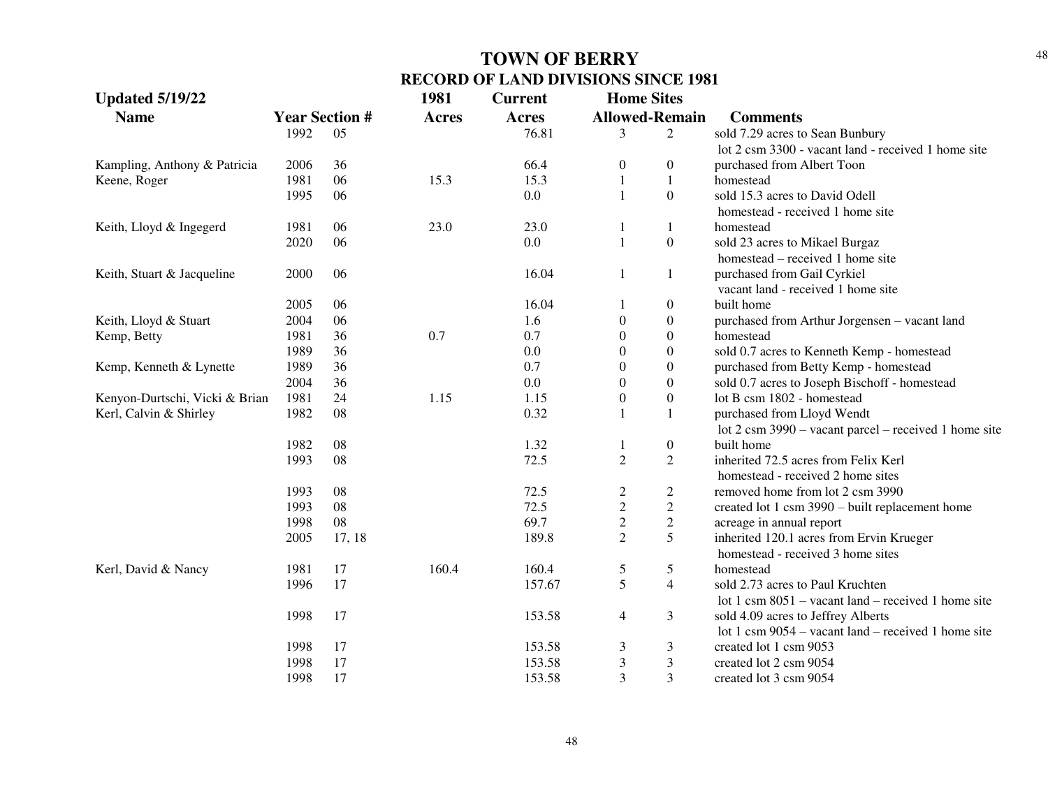# TOWN OF BERRY

## RECORD OF LAND DIVISIONS SINCE 1981

**Updated 5/19/22**

| Name | Year | Section # | 1981 Acres | Current Acres | Home Sites Allowed | Home Sites Remain | Comments |
|---|---|---|---|---|---|---|---|
| | 1992 | 05 | | 76.81 | 3 | 2 | sold 7.29 acres to Sean Bunbury lot 2 csm 3300 - vacant land - received 1 home site |
| Kampling, Anthony & Patricia | 2006 | 36 | | 66.4 | 0 | 0 | purchased from Albert Toon |
| Keene, Roger | 1981 | 06 | 15.3 | 15.3 | 1 | 1 | homestead |
| | 1995 | 06 | | 0.0 | 1 | 0 | sold 15.3 acres to David Odell homestead - received 1 home site |
| Keith, Lloyd & Ingegerd | 1981 | 06 | 23.0 | 23.0 | 1 | 1 | homestead |
| | 2020 | 06 | | 0.0 | 1 | 0 | sold 23 acres to Mikael Burgaz homestead – received 1 home site |
| Keith, Stuart & Jacqueline | 2000 | 06 | | 16.04 | 1 | 1 | purchased from Gail Cyrkiel vacant land - received 1 home site |
| | 2005 | 06 | | 16.04 | 1 | 0 | built home |
| Keith, Lloyd & Stuart | 2004 | 06 | | 1.6 | 0 | 0 | purchased from Arthur Jorgensen – vacant land |
| Kemp, Betty | 1981 | 36 | 0.7 | 0.7 | 0 | 0 | homestead |
| | 1989 | 36 | | 0.0 | 0 | 0 | sold 0.7 acres to Kenneth Kemp - homestead |
| Kemp, Kenneth & Lynette | 1989 | 36 | | 0.7 | 0 | 0 | purchased from Betty Kemp - homestead |
| | 2004 | 36 | | 0.0 | 0 | 0 | sold 0.7 acres to Joseph Bischoff - homestead |
| Kenyon-Durtschi, Vicki & Brian | 1981 | 24 | 1.15 | 1.15 | 0 | 0 | lot B csm 1802 - homestead |
| Kerl, Calvin & Shirley | 1982 | 08 | | 0.32 | 1 | 1 | purchased from Lloyd Wendt lot 2 csm 3990 – vacant parcel – received 1 home site |
| | 1982 | 08 | | 1.32 | 1 | 0 | built home |
| | 1993 | 08 | | 72.5 | 2 | 2 | inherited 72.5 acres from Felix Kerl homestead - received 2 home sites |
| | 1993 | 08 | | 72.5 | 2 | 2 | removed home from lot 2 csm 3990 |
| | 1993 | 08 | | 72.5 | 2 | 2 | created lot 1 csm 3990 – built replacement home |
| | 1998 | 08 | | 69.7 | 2 | 2 | acreage in annual report |
| | 2005 | 17, 18 | | 189.8 | 2 | 5 | inherited 120.1 acres from Ervin Krueger homestead - received 3 home sites |
| Kerl, David & Nancy | 1981 | 17 | 160.4 | 160.4 | 5 | 5 | homestead |
| | 1996 | 17 | | 157.67 | 5 | 4 | sold 2.73 acres to Paul Kruchten lot 1 csm 8051 – vacant land – received 1 home site |
| | 1998 | 17 | | 153.58 | 4 | 3 | sold 4.09 acres to Jeffrey Alberts lot 1 csm 9054 – vacant land – received 1 home site |
| | 1998 | 17 | | 153.58 | 3 | 3 | created lot 1 csm 9053 |
| | 1998 | 17 | | 153.58 | 3 | 3 | created lot 2 csm 9054 |
| | 1998 | 17 | | 153.58 | 3 | 3 | created lot 3 csm 9054 |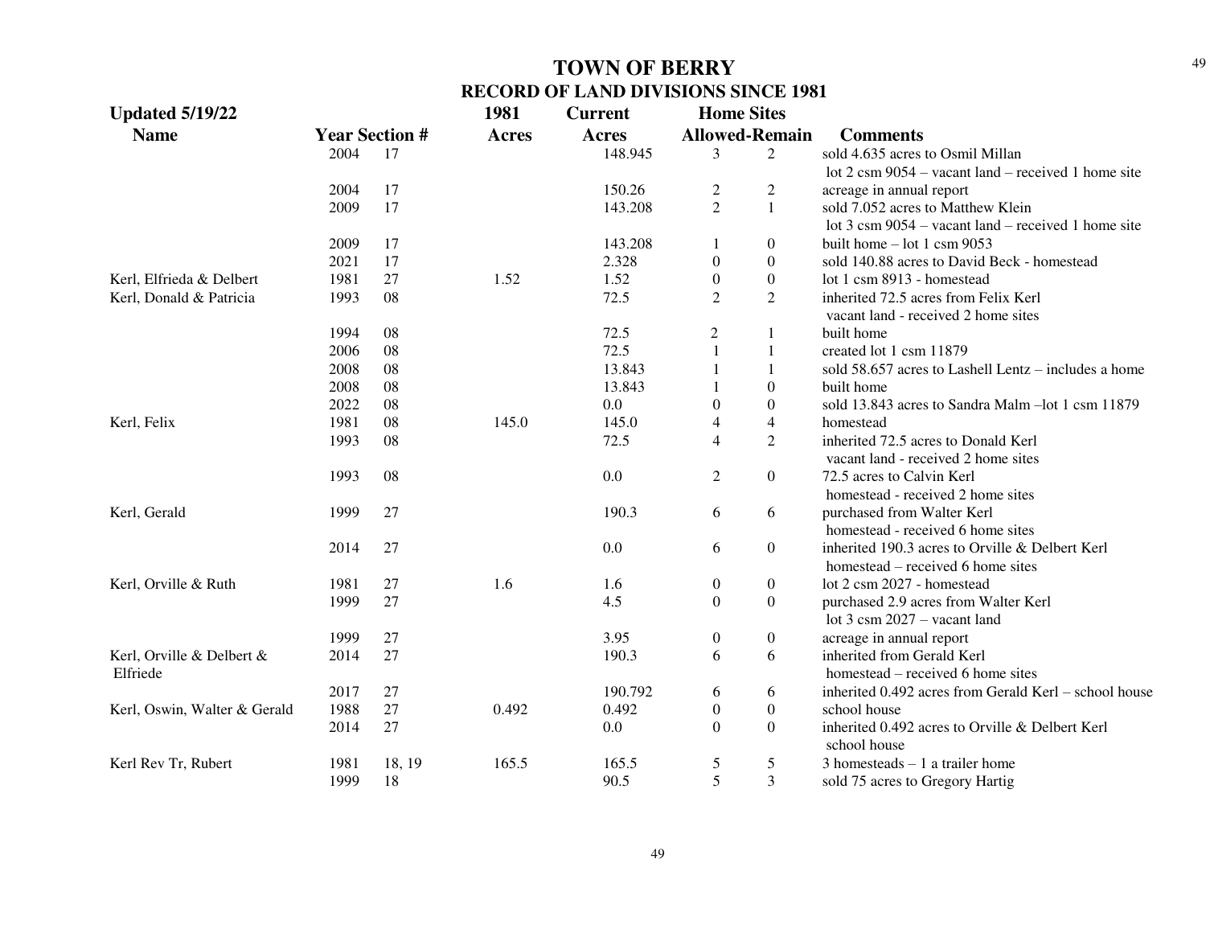# TOWN OF BERRY

## RECORD OF LAND DIVISIONS SINCE 1981

**Updated 5/19/22**

| Name | Year | Section # | 1981 Acres | Current Acres | Home Sites Allowed | Home Sites Remain | Comments |
|---|---|---|---|---|---|---|---|
| | 2004 | 17 | | 148.945 | 3 | 2 | sold 4.635 acres to Osmil Millan lot 2 csm 9054 – vacant land – received 1 home site |
| | 2004 | 17 | | 150.26 | 2 | 2 | acreage in annual report |
| | 2009 | 17 | | 143.208 | 2 | 1 | sold 7.052 acres to Matthew Klein lot 3 csm 9054 – vacant land – received 1 home site |
| | 2009 | 17 | | 143.208 | 1 | 0 | built home – lot 1 csm 9053 |
| | 2021 | 17 | | 2.328 | 0 | 0 | sold 140.88 acres to David Beck - homestead |
| Kerl, Elfrieda & Delbert | 1981 | 27 | 1.52 | 1.52 | 0 | 0 | lot 1 csm 8913 - homestead |
| Kerl, Donald & Patricia | 1993 | 08 | | 72.5 | 2 | 2 | inherited 72.5 acres from Felix Kerl vacant land - received 2 home sites |
| | 1994 | 08 | | 72.5 | 2 | 1 | built home |
| | 2006 | 08 | | 72.5 | 1 | 1 | created lot 1 csm 11879 |
| | 2008 | 08 | | 13.843 | 1 | 1 | sold 58.657 acres to Lashell Lentz – includes a home |
| | 2008 | 08 | | 13.843 | 1 | 0 | built home |
| | 2022 | 08 | | 0.0 | 0 | 0 | sold 13.843 acres to Sandra Malm –lot 1 csm 11879 |
| Kerl, Felix | 1981 | 08 | 145.0 | 145.0 | 4 | 4 | homestead |
| | 1993 | 08 | | 72.5 | 4 | 2 | inherited 72.5 acres to Donald Kerl vacant land - received 2 home sites |
| | 1993 | 08 | | 0.0 | 2 | 0 | 72.5 acres to Calvin Kerl homestead - received 2 home sites |
| Kerl, Gerald | 1999 | 27 | | 190.3 | 6 | 6 | purchased from Walter Kerl homestead - received 6 home sites |
| | 2014 | 27 | | 0.0 | 6 | 0 | inherited 190.3 acres to Orville & Delbert Kerl homestead – received 6 home sites |
| Kerl, Orville & Ruth | 1981 | 27 | 1.6 | 1.6 | 0 | 0 | lot 2 csm 2027 - homestead |
| | 1999 | 27 | | 4.5 | 0 | 0 | purchased 2.9 acres from Walter Kerl lot 3 csm 2027 – vacant land |
| | 1999 | 27 | | 3.95 | 0 | 0 | acreage in annual report |
| Kerl, Orville & Delbert & Elfriede | 2014 | 27 | | 190.3 | 6 | 6 | inherited from Gerald Kerl homestead – received 6 home sites |
| | 2017 | 27 | | 190.792 | 6 | 6 | inherited 0.492 acres from Gerald Kerl – school house |
| Kerl, Oswin, Walter & Gerald | 1988 | 27 | 0.492 | 0.492 | 0 | 0 | school house |
| | 2014 | 27 | | 0.0 | 0 | 0 | inherited 0.492 acres to Orville & Delbert Kerl school house |
| Kerl Rev Tr, Rubert | 1981 | 18, 19 | 165.5 | 165.5 | 5 | 5 | 3 homesteads – 1 a trailer home |
| | 1999 | 18 | | 90.5 | 5 | 3 | sold 75 acres to Gregory Hartig |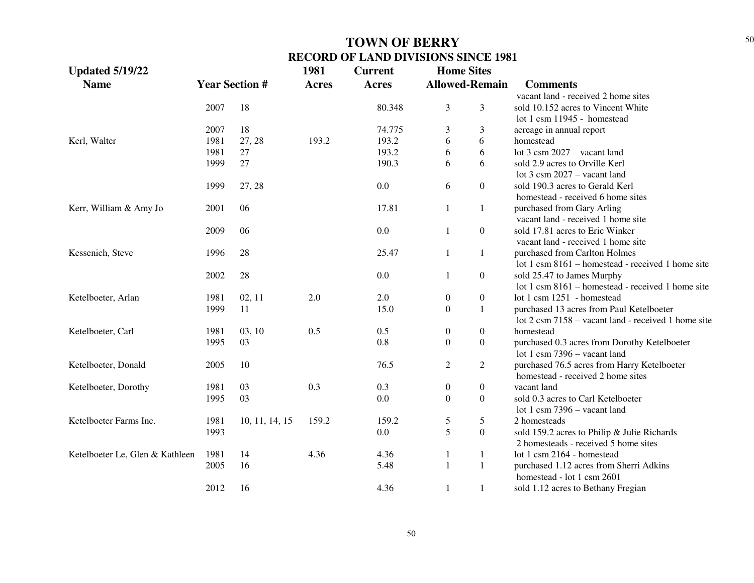# TOWN OF BERRY
## RECORD OF LAND DIVISIONS SINCE 1981

| Updated 5/19/22<br>Name | Year | Section # | 1981 Acres | Current Acres | Home Sites Allowed | Home Sites Remain | Comments |
|---|---|---|---|---|---|---|---|
| | | | | | | | vacant land - received 2 home sites |
| | 2007 | 18 | | 80.348 | 3 | 3 | sold 10.152 acres to Vincent White<br>lot 1 csm 11945 - homestead |
| | 2007 | 18 | | 74.775 | 3 | 3 | acreage in annual report |
| Kerl, Walter | 1981 | 27, 28 | 193.2 | 193.2 | 6 | 6 | homestead |
| | 1981 | 27 | | 193.2 | 6 | 6 | lot 3 csm 2027 – vacant land |
| | 1999 | 27 | | 190.3 | 6 | 6 | sold 2.9 acres to Orville Kerl<br>lot 3 csm 2027 – vacant land |
| | 1999 | 27, 28 | | 0.0 | 6 | 0 | sold 190.3 acres to Gerald Kerl<br>homestead - received 6 home sites |
| Kerr, William & Amy Jo | 2001 | 06 | | 17.81 | 1 | 1 | purchased from Gary Arling<br>vacant land - received 1 home site |
| | 2009 | 06 | | 0.0 | 1 | 0 | sold 17.81 acres to Eric Winker<br>vacant land - received 1 home site |
| Kessenich, Steve | 1996 | 28 | | 25.47 | 1 | 1 | purchased from Carlton Holmes<br>lot 1 csm 8161 – homestead - received 1 home site |
| | 2002 | 28 | | 0.0 | 1 | 0 | sold 25.47 to James Murphy<br>lot 1 csm 8161 – homestead - received 1 home site |
| Ketelboeter, Arlan | 1981 | 02, 11 | 2.0 | 2.0 | 0 | 0 | lot 1 csm 1251 - homestead |
| | 1999 | 11 | | 15.0 | 0 | 1 | purchased 13 acres from Paul Ketelboeter<br>lot 2 csm 7158 – vacant land - received 1 home site |
| Ketelboeter, Carl | 1981 | 03, 10 | 0.5 | 0.5 | 0 | 0 | homestead |
| | 1995 | 03 | | 0.8 | 0 | 0 | purchased 0.3 acres from Dorothy Ketelboeter<br>lot 1 csm 7396 – vacant land |
| Ketelboeter, Donald | 2005 | 10 | | 76.5 | 2 | 2 | purchased 76.5 acres from Harry Ketelboeter<br>homestead - received 2 home sites |
| Ketelboeter, Dorothy | 1981 | 03 | 0.3 | 0.3 | 0 | 0 | vacant land |
| | 1995 | 03 | | 0.0 | 0 | 0 | sold 0.3 acres to Carl Ketelboeter<br>lot 1 csm 7396 – vacant land |
| Ketelboeter Farms Inc. | 1981 | 10, 11, 14, 15 | 159.2 | 159.2 | 5 | 5 | 2 homesteads |
| | 1993 | | | 0.0 | 5 | 0 | sold 159.2 acres to Philip & Julie Richards<br>2 homesteads - received 5 home sites |
| Ketelboeter Le, Glen & Kathleen | 1981 | 14 | 4.36 | 4.36 | 1 | 1 | lot 1 csm 2164 - homestead |
| | 2005 | 16 | | 5.48 | 1 | 1 | purchased 1.12 acres from Sherri Adkins<br>homestead - lot 1 csm 2601 |
| | 2012 | 16 | | 4.36 | 1 | 1 | sold 1.12 acres to Bethany Fregian |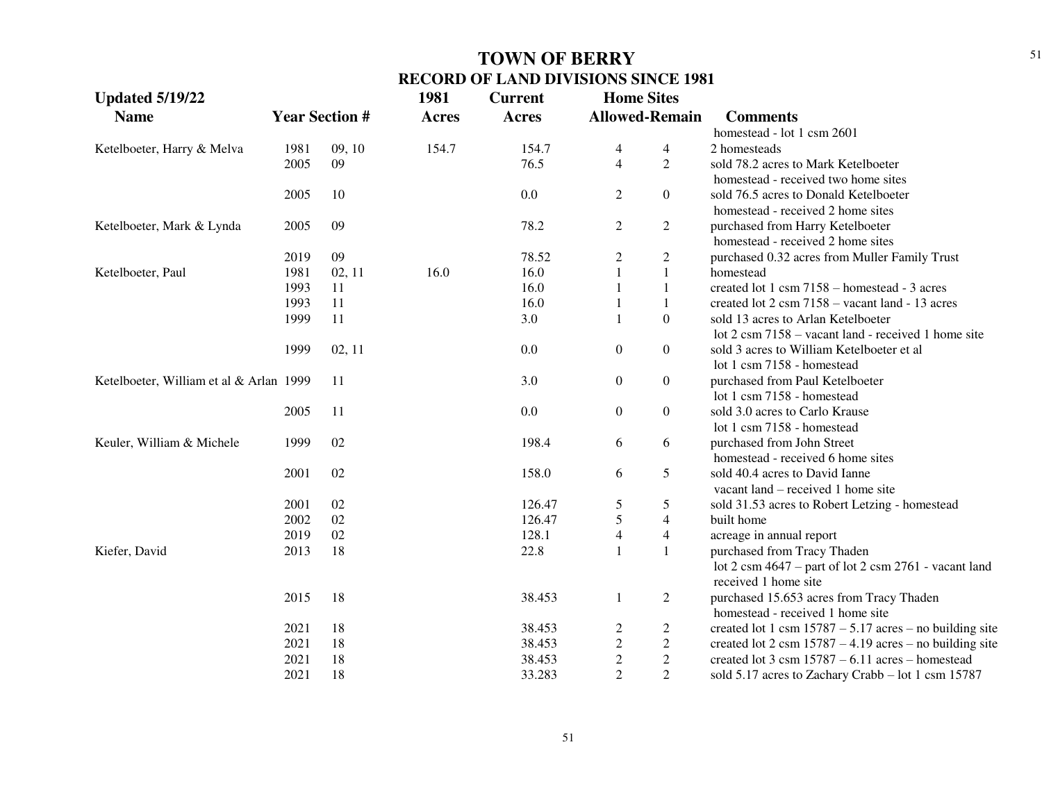# TOWN OF BERRY

## RECORD OF LAND DIVISIONS SINCE 1981

**Updated 5/19/22**

| Name | Year | Section # | 1981 Acres | Current Acres | Home Sites Allowed | Home Sites Remain | Comments |
|---|---|---|---|---|---|---|---|
| | | | | | | | homestead - lot 1 csm 2601 |
| Ketelboeter, Harry & Melva | 1981 | 09, 10 | 154.7 | 154.7 | 4 | 4 | 2 homesteads |
| | 2005 | 09 | | 76.5 | 4 | 2 | sold 78.2 acres to Mark Ketelboeter homestead - received two home sites |
| | 2005 | 10 | | 0.0 | 2 | 0 | sold 76.5 acres to Donald Ketelboeter homestead - received 2 home sites |
| Ketelboeter, Mark & Lynda | 2005 | 09 | | 78.2 | 2 | 2 | purchased from Harry Ketelboeter homestead - received 2 home sites |
| | 2019 | 09 | | 78.52 | 2 | 2 | purchased 0.32 acres from Muller Family Trust |
| Ketelboeter, Paul | 1981 | 02, 11 | 16.0 | 16.0 | 1 | 1 | homestead |
| | 1993 | 11 | | 16.0 | 1 | 1 | created lot 1 csm 7158 – homestead - 3 acres |
| | 1993 | 11 | | 16.0 | 1 | 1 | created lot 2 csm 7158 – vacant land - 13 acres |
| | 1999 | 11 | | 3.0 | 1 | 0 | sold 13 acres to Arlan Ketelboeter lot 2 csm 7158 – vacant land - received 1 home site |
| | 1999 | 02, 11 | | 0.0 | 0 | 0 | sold 3 acres to William Ketelboeter et al lot 1 csm 7158 - homestead |
| Ketelboeter, William et al & Arlan | 1999 | 11 | | 3.0 | 0 | 0 | purchased from Paul Ketelboeter lot 1 csm 7158 - homestead |
| | 2005 | 11 | | 0.0 | 0 | 0 | sold 3.0 acres to Carlo Krause lot 1 csm 7158 - homestead |
| Keuler, William & Michele | 1999 | 02 | | 198.4 | 6 | 6 | purchased from John Street homestead - received 6 home sites |
| | 2001 | 02 | | 158.0 | 6 | 5 | sold 40.4 acres to David Ianne vacant land – received 1 home site |
| | 2001 | 02 | | 126.47 | 5 | 5 | sold 31.53 acres to Robert Letzing - homestead |
| | 2002 | 02 | | 126.47 | 5 | 4 | built home |
| | 2019 | 02 | | 128.1 | 4 | 4 | acreage in annual report |
| Kiefer, David | 2013 | 18 | | 22.8 | 1 | 1 | purchased from Tracy Thaden lot 2 csm 4647 – part of lot 2 csm 2761 - vacant land received 1 home site |
| | 2015 | 18 | | 38.453 | 1 | 2 | purchased 15.653 acres from Tracy Thaden homestead - received 1 home site |
| | 2021 | 18 | | 38.453 | 2 | 2 | created lot 1 csm 15787 – 5.17 acres – no building site |
| | 2021 | 18 | | 38.453 | 2 | 2 | created lot 2 csm 15787 – 4.19 acres – no building site |
| | 2021 | 18 | | 38.453 | 2 | 2 | created lot 3 csm 15787 – 6.11 acres – homestead |
| | 2021 | 18 | | 33.283 | 2 | 2 | sold 5.17 acres to Zachary Crabb – lot 1 csm 15787 |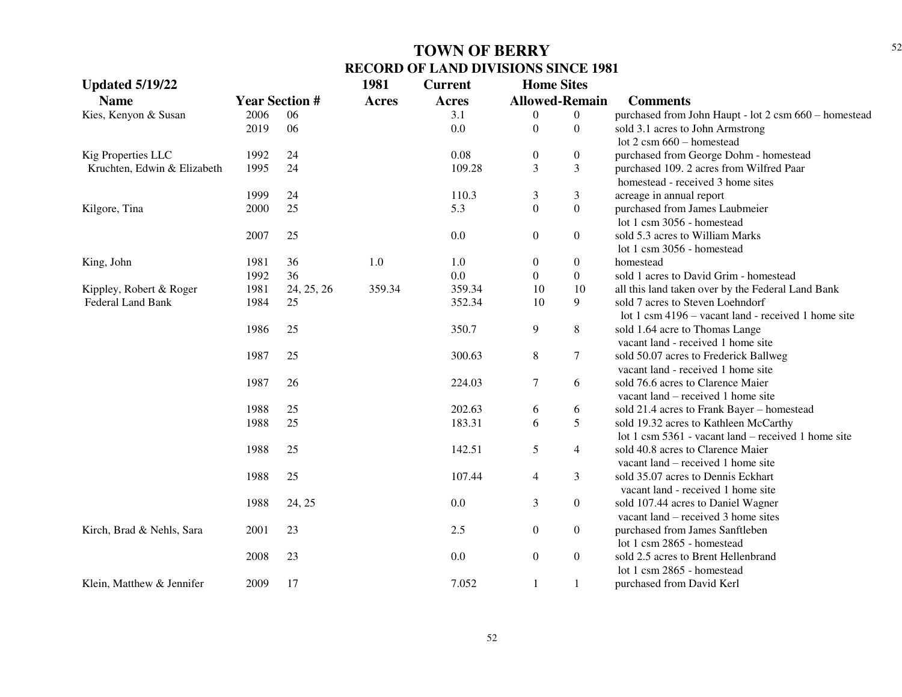# TOWN OF BERRY

## RECORD OF LAND DIVISIONS SINCE 1981

**Updated 5/19/22**

| Name | Year | Section # | 1981 Acres | Current Acres | Home Sites Allowed | Home Sites Remain | Comments |
|---|---|---|---|---|---|---|---|
| Kies, Kenyon & Susan | 2006 | 06 | | 3.1 | 0 | 0 | purchased from John Haupt - lot 2 csm 660 – homestead |
| | 2019 | 06 | | 0.0 | 0 | 0 | sold 3.1 acres to John Armstrong lot 2 csm 660 – homestead |
| Kig Properties LLC | 1992 | 24 | | 0.08 | 0 | 0 | purchased from George Dohm - homestead |
| Kruchten, Edwin & Elizabeth | 1995 | 24 | | 109.28 | 3 | 3 | purchased 109. 2 acres from Wilfred Paar homestead - received 3 home sites |
| | 1999 | 24 | | 110.3 | 3 | 3 | acreage in annual report |
| Kilgore, Tina | 2000 | 25 | | 5.3 | 0 | 0 | purchased from James Laubmeier lot 1 csm 3056 - homestead |
| | 2007 | 25 | | 0.0 | 0 | 0 | sold 5.3 acres to William Marks lot 1 csm 3056 - homestead |
| King, John | 1981 | 36 | 1.0 | 1.0 | 0 | 0 | homestead |
| | 1992 | 36 | | 0.0 | 0 | 0 | sold 1 acres to David Grim - homestead |
| Kippley, Robert & Roger | 1981 | 24, 25, 26 | 359.34 | 359.34 | 10 | 10 | all this land taken over by the Federal Land Bank |
| Federal Land Bank | 1984 | 25 | | 352.34 | 10 | 9 | sold 7 acres to Steven Loehndorf lot 1 csm 4196 – vacant land - received 1 home site |
| | 1986 | 25 | | 350.7 | 9 | 8 | sold 1.64 acre to Thomas Lange vacant land - received 1 home site |
| | 1987 | 25 | | 300.63 | 8 | 7 | sold 50.07 acres to Frederick Ballweg vacant land - received 1 home site |
| | 1987 | 26 | | 224.03 | 7 | 6 | sold 76.6 acres to Clarence Maier vacant land – received 1 home site |
| | 1988 | 25 | | 202.63 | 6 | 6 | sold 21.4 acres to Frank Bayer – homestead |
| | 1988 | 25 | | 183.31 | 6 | 5 | sold 19.32 acres to Kathleen McCarthy lot 1 csm 5361 - vacant land – received 1 home site |
| | 1988 | 25 | | 142.51 | 5 | 4 | sold 40.8 acres to Clarence Maier vacant land – received 1 home site |
| | 1988 | 25 | | 107.44 | 4 | 3 | sold 35.07 acres to Dennis Eckhart vacant land - received 1 home site |
| | 1988 | 24, 25 | | 0.0 | 3 | 0 | sold 107.44 acres to Daniel Wagner vacant land – received 3 home sites |
| Kirch, Brad & Nehls, Sara | 2001 | 23 | | 2.5 | 0 | 0 | purchased from James Sanftleben lot 1 csm 2865 - homestead |
| | 2008 | 23 | | 0.0 | 0 | 0 | sold 2.5 acres to Brent Hellenbrand lot 1 csm 2865 - homestead |
| Klein, Matthew & Jennifer | 2009 | 17 | | 7.052 | 1 | 1 | purchased from David Kerl |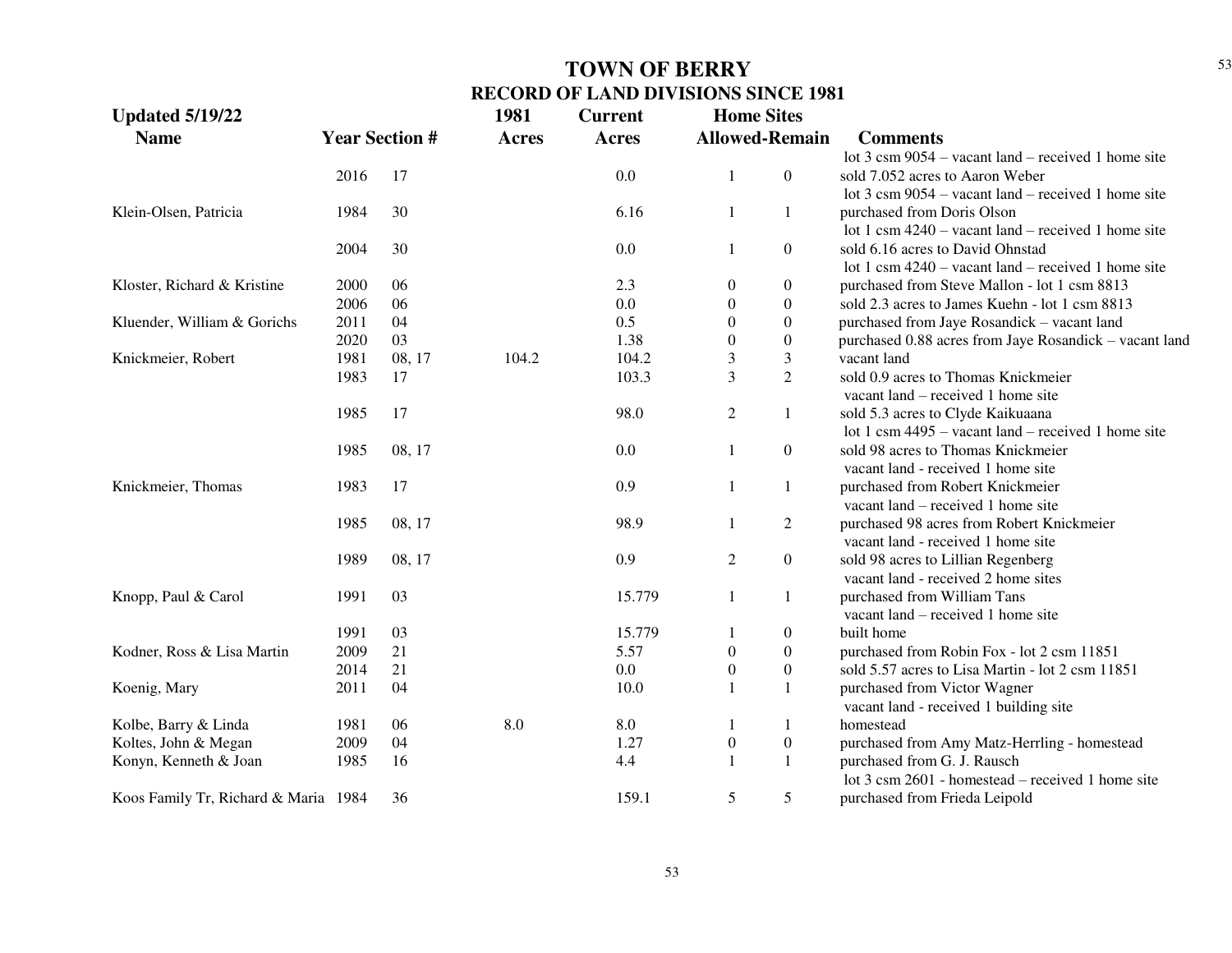# TOWN OF BERRY
## RECORD OF LAND DIVISIONS SINCE 1981

**Updated 5/19/22**

| Name | Year | Section # | 1981 Acres | Current Acres | Home Sites Allowed | Home Sites Remain | Comments |
|---|---|---|---|---|---|---|---|
| | | | | | | | lot 3 csm 9054 – vacant land – received 1 home site |
| | 2016 | 17 | | 0.0 | 1 | 0 | sold 7.052 acres to Aaron Weber<br>lot 3 csm 9054 – vacant land – received 1 home site |
| Klein-Olsen, Patricia | 1984 | 30 | | 6.16 | 1 | 1 | purchased from Doris Olson<br>lot 1 csm 4240 – vacant land – received 1 home site |
| | 2004 | 30 | | 0.0 | 1 | 0 | sold 6.16 acres to David Ohnstad<br>lot 1 csm 4240 – vacant land – received 1 home site |
| Kloster, Richard & Kristine | 2000 | 06 | | 2.3 | 0 | 0 | purchased from Steve Mallon - lot 1 csm 8813 |
| | 2006 | 06 | | 0.0 | 0 | 0 | sold 2.3 acres to James Kuehn - lot 1 csm 8813 |
| Kluender, William & Gorichs | 2011 | 04 | | 0.5 | 0 | 0 | purchased from Jaye Rosandick – vacant land |
| | 2020 | 03 | | 1.38 | 0 | 0 | purchased 0.88 acres from Jaye Rosandick – vacant land |
| Knickmeier, Robert | 1981 | 08, 17 | 104.2 | 104.2 | 3 | 3 | vacant land |
| | 1983 | 17 | | 103.3 | 3 | 2 | sold 0.9 acres to Thomas Knickmeier<br>vacant land – received 1 home site |
| | 1985 | 17 | | 98.0 | 2 | 1 | sold 5.3 acres to Clyde Kaikuaana<br>lot 1 csm 4495 – vacant land – received 1 home site |
| | 1985 | 08, 17 | | 0.0 | 1 | 0 | sold 98 acres to Thomas Knickmeier<br>vacant land - received 1 home site |
| Knickmeier, Thomas | 1983 | 17 | | 0.9 | 1 | 1 | purchased from Robert Knickmeier<br>vacant land – received 1 home site |
| | 1985 | 08, 17 | | 98.9 | 1 | 2 | purchased 98 acres from Robert Knickmeier<br>vacant land - received 1 home site |
| | 1989 | 08, 17 | | 0.9 | 2 | 0 | sold 98 acres to Lillian Regenberg<br>vacant land - received 2 home sites |
| Knopp, Paul & Carol | 1991 | 03 | | 15.779 | 1 | 1 | purchased from William Tans<br>vacant land – received 1 home site |
| | 1991 | 03 | | 15.779 | 1 | 0 | built home |
| Kodner, Ross & Lisa Martin | 2009 | 21 | | 5.57 | 0 | 0 | purchased from Robin Fox - lot 2 csm 11851 |
| | 2014 | 21 | | 0.0 | 0 | 0 | sold 5.57 acres to Lisa Martin - lot 2 csm 11851 |
| Koenig, Mary | 2011 | 04 | | 10.0 | 1 | 1 | purchased from Victor Wagner<br>vacant land - received 1 building site |
| Kolbe, Barry & Linda | 1981 | 06 | 8.0 | 8.0 | 1 | 1 | homestead |
| Koltes, John & Megan | 2009 | 04 | | 1.27 | 0 | 0 | purchased from Amy Matz-Herrling - homestead |
| Konyn, Kenneth & Joan | 1985 | 16 | | 4.4 | 1 | 1 | purchased from G. J. Rausch<br>lot 3 csm 2601 - homestead – received 1 home site |
| Koos Family Tr, Richard & Maria | 1984 | 36 | | 159.1 | 5 | 5 | purchased from Frieda Leipold |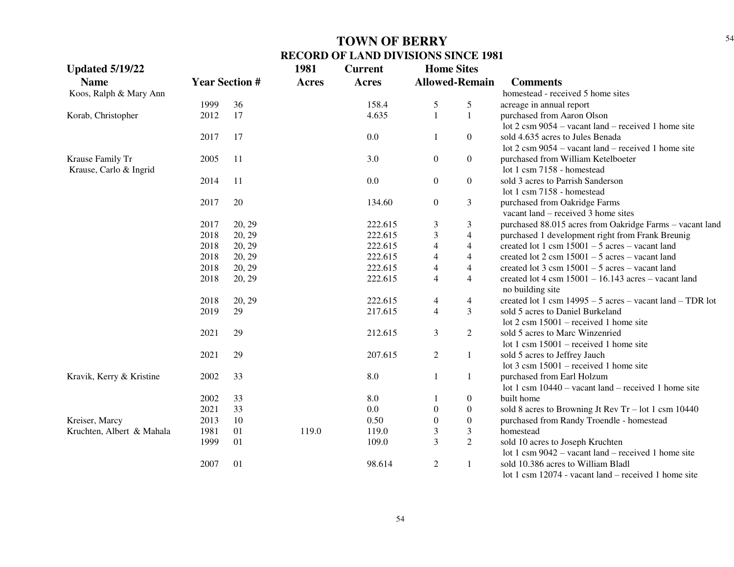# TOWN OF BERRY

## RECORD OF LAND DIVISIONS SINCE 1981

**Updated 5/19/22**

| Name | Year | Section # | 1981 Acres | Current Acres | Home Sites Allowed | Home Sites Remain | Comments |
|---|---|---|---|---|---|---|---|
| Koos, Ralph & Mary Ann | | | | | | | homestead - received 5 home sites |
| | 1999 | 36 | | 158.4 | 5 | 5 | acreage in annual report |
| Korab, Christopher | 2012 | 17 | | 4.635 | 1 | 1 | purchased from Aaron Olson lot 2 csm 9054 – vacant land – received 1 home site |
| | 2017 | 17 | | 0.0 | 1 | 0 | sold 4.635 acres to Jules Benada lot 2 csm 9054 – vacant land – received 1 home site |
| Krause Family Tr Krause, Carlo & Ingrid | 2005 | 11 | | 3.0 | 0 | 0 | purchased from William Ketelboeter lot 1 csm 7158 - homestead |
| | 2014 | 11 | | 0.0 | 0 | 0 | sold 3 acres to Parrish Sanderson lot 1 csm 7158 - homestead |
| | 2017 | 20 | | 134.60 | 0 | 3 | purchased from Oakridge Farms vacant land – received 3 home sites |
| | 2017 | 20, 29 | | 222.615 | 3 | 3 | purchased 88.015 acres from Oakridge Farms – vacant land |
| | 2018 | 20, 29 | | 222.615 | 3 | 4 | purchased 1 development right from Frank Breunig |
| | 2018 | 20, 29 | | 222.615 | 4 | 4 | created lot 1 csm 15001 – 5 acres – vacant land |
| | 2018 | 20, 29 | | 222.615 | 4 | 4 | created lot 2 csm 15001 – 5 acres – vacant land |
| | 2018 | 20, 29 | | 222.615 | 4 | 4 | created lot 3 csm 15001 – 5 acres – vacant land |
| | 2018 | 20, 29 | | 222.615 | 4 | 4 | created lot 4 csm 15001 – 16.143 acres – vacant land no building site |
| | 2018 | 20, 29 | | 222.615 | 4 | 4 | created lot 1 csm 14995 – 5 acres – vacant land – TDR lot |
| | 2019 | 29 | | 217.615 | 4 | 3 | sold 5 acres to Daniel Burkeland lot 2 csm 15001 – received 1 home site |
| | 2021 | 29 | | 212.615 | 3 | 2 | sold 5 acres to Marc Winzenried lot 1 csm 15001 – received 1 home site |
| | 2021 | 29 | | 207.615 | 2 | 1 | sold 5 acres to Jeffrey Jauch lot 3 csm 15001 – received 1 home site |
| Kravik, Kerry & Kristine | 2002 | 33 | | 8.0 | 1 | 1 | purchased from Earl Holzum lot 1 csm 10440 – vacant land – received 1 home site |
| | 2002 | 33 | | 8.0 | 1 | 0 | built home |
| | 2021 | 33 | | 0.0 | 0 | 0 | sold 8 acres to Browning Jt Rev Tr – lot 1 csm 10440 |
| Kreiser, Marcy | 2013 | 10 | | 0.50 | 0 | 0 | purchased from Randy Troendle - homestead |
| Kruchten, Albert & Mahala | 1981 | 01 | 119.0 | 119.0 | 3 | 3 | homestead |
| | 1999 | 01 | | 109.0 | 3 | 2 | sold 10 acres to Joseph Kruchten lot 1 csm 9042 – vacant land – received 1 home site |
| | 2007 | 01 | | 98.614 | 2 | 1 | sold 10.386 acres to William Bladl lot 1 csm 12074 - vacant land – received 1 home site |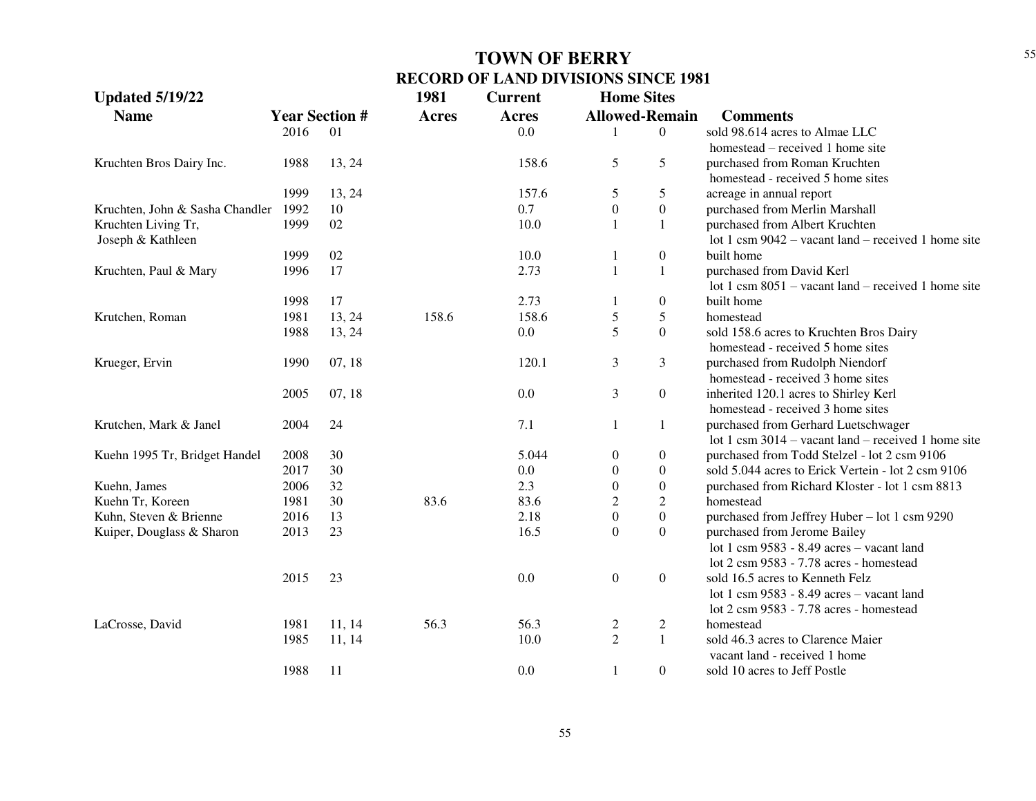# TOWN OF BERRY

## RECORD OF LAND DIVISIONS SINCE 1981

**Updated 5/19/22**

| Name | Year | Section # | 1981 Acres | Current Acres | Home Sites Allowed | Home Sites Remain | Comments |
|---|---|---|---|---|---|---|---|
| | 2016 | 01 | | 0.0 | 1 | 0 | sold 98.614 acres to Almae LLC |
| | | | | | | | homestead – received 1 home site |
| Kruchten Bros Dairy Inc. | 1988 | 13, 24 | | 158.6 | 5 | 5 | purchased from Roman Kruchten |
| | | | | | | | homestead - received 5 home sites |
| | 1999 | 13, 24 | | 157.6 | 5 | 5 | acreage in annual report |
| Kruchten, John & Sasha Chandler | 1992 | 10 | | 0.7 | 0 | 0 | purchased from Merlin Marshall |
| Kruchten Living Tr, | 1999 | 02 | | 10.0 | 1 | 1 | purchased from Albert Kruchten |
| Joseph & Kathleen | | | | | | | lot 1 csm 9042 – vacant land – received 1 home site |
| | 1999 | 02 | | 10.0 | 1 | 0 | built home |
| Kruchten, Paul & Mary | 1996 | 17 | | 2.73 | 1 | 1 | purchased from David Kerl |
| | | | | | | | lot 1 csm 8051 – vacant land – received 1 home site |
| | 1998 | 17 | | 2.73 | 1 | 0 | built home |
| Krutchen, Roman | 1981 | 13, 24 | 158.6 | 158.6 | 5 | 5 | homestead |
| | 1988 | 13, 24 | | 0.0 | 5 | 0 | sold 158.6 acres to Kruchten Bros Dairy |
| | | | | | | | homestead - received 5 home sites |
| Krueger, Ervin | 1990 | 07, 18 | | 120.1 | 3 | 3 | purchased from Rudolph Niendorf |
| | | | | | | | homestead - received 3 home sites |
| | 2005 | 07, 18 | | 0.0 | 3 | 0 | inherited 120.1 acres to Shirley Kerl |
| | | | | | | | homestead - received 3 home sites |
| Krutchen, Mark & Janel | 2004 | 24 | | 7.1 | 1 | 1 | purchased from Gerhard Luetschwager |
| | | | | | | | lot 1 csm 3014 – vacant land – received 1 home site |
| Kuehn 1995 Tr, Bridget Handel | 2008 | 30 | | 5.044 | 0 | 0 | purchased from Todd Stelzel - lot 2 csm 9106 |
| | 2017 | 30 | | 0.0 | 0 | 0 | sold 5.044 acres to Erick Vertein - lot 2 csm 9106 |
| Kuehn, James | 2006 | 32 | | 2.3 | 0 | 0 | purchased from Richard Kloster - lot 1 csm 8813 |
| Kuehn Tr, Koreen | 1981 | 30 | 83.6 | 83.6 | 2 | 2 | homestead |
| Kuhn, Steven & Brienne | 2016 | 13 | | 2.18 | 0 | 0 | purchased from Jeffrey Huber – lot 1 csm 9290 |
| Kuiper, Douglass & Sharon | 2013 | 23 | | 16.5 | 0 | 0 | purchased from Jerome Bailey |
| | | | | | | | lot 1 csm 9583 - 8.49 acres – vacant land |
| | | | | | | | lot 2 csm 9583 - 7.78 acres - homestead |
| | 2015 | 23 | | 0.0 | 0 | 0 | sold 16.5 acres to Kenneth Felz |
| | | | | | | | lot 1 csm 9583 - 8.49 acres – vacant land |
| | | | | | | | lot 2 csm 9583 - 7.78 acres - homestead |
| LaCrosse, David | 1981 | 11, 14 | 56.3 | 56.3 | 2 | 2 | homestead |
| | 1985 | 11, 14 | | 10.0 | 2 | 1 | sold 46.3 acres to Clarence Maier |
| | | | | | | | vacant land - received 1 home |
| | 1988 | 11 | | 0.0 | 1 | 0 | sold 10 acres to Jeff Postle |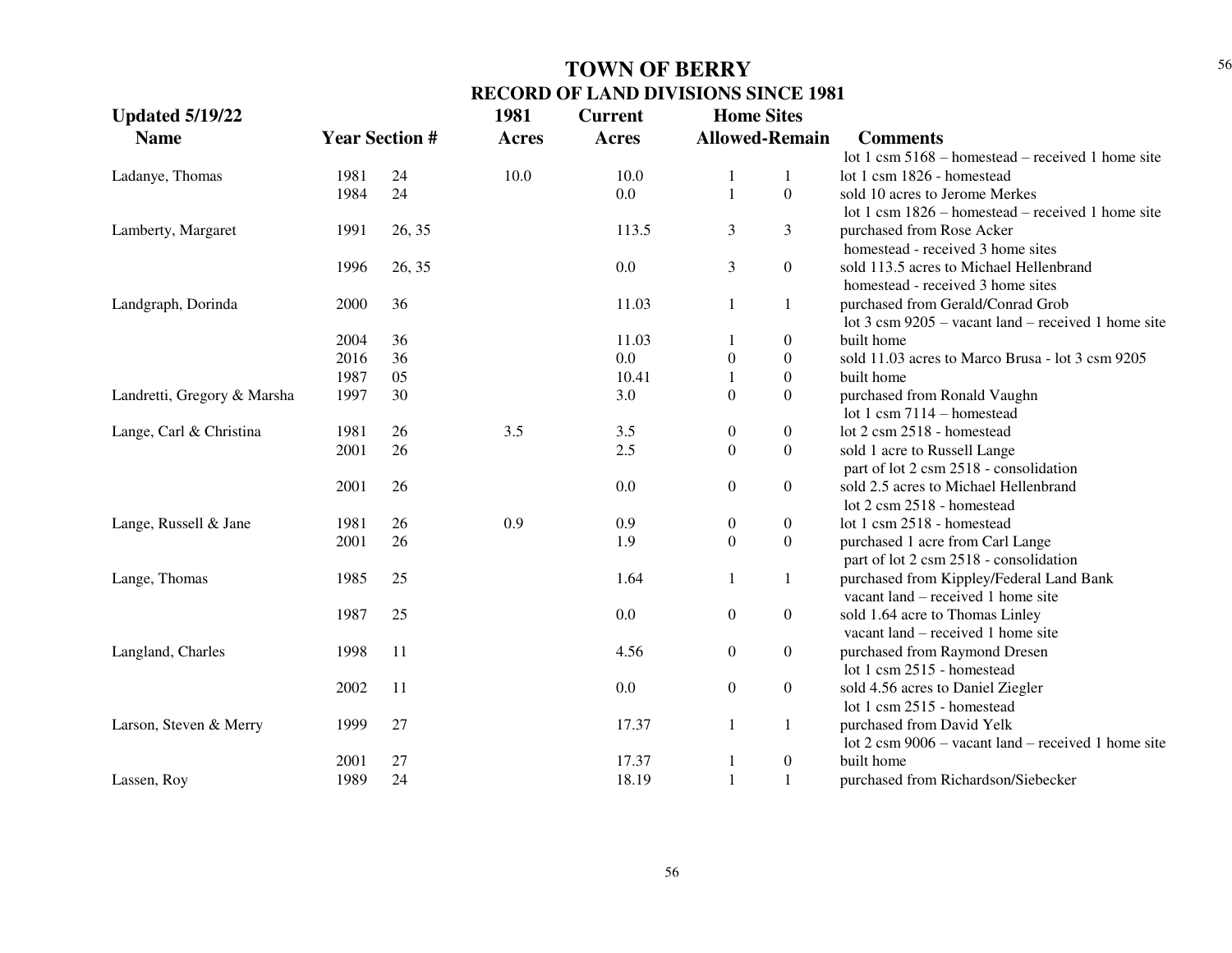# TOWN OF BERRY

## RECORD OF LAND DIVISIONS SINCE 1981

**Updated 5/19/22**

| Name | Year | Section # | 1981 Acres | Current Acres | Home Sites Allowed | Home Sites Remain | Comments |
|---|---|---|---|---|---|---|---|
| | | | | | | | lot 1 csm 5168 – homestead – received 1 home site |
| Ladanye, Thomas | 1981 | 24 | 10.0 | 10.0 | 1 | 1 | lot 1 csm 1826 - homestead |
| | 1984 | 24 | | 0.0 | 1 | 0 | sold 10 acres to Jerome Merkes |
| | | | | | | | lot 1 csm 1826 – homestead – received 1 home site |
| Lamberty, Margaret | 1991 | 26, 35 | | 113.5 | 3 | 3 | purchased from Rose Acker |
| | | | | | | | homestead - received 3 home sites |
| | 1996 | 26, 35 | | 0.0 | 3 | 0 | sold 113.5 acres to Michael Hellenbrand |
| | | | | | | | homestead - received 3 home sites |
| Landgraph, Dorinda | 2000 | 36 | | 11.03 | 1 | 1 | purchased from Gerald/Conrad Grob |
| | | | | | | | lot 3 csm 9205 – vacant land – received 1 home site |
| | 2004 | 36 | | 11.03 | 1 | 0 | built home |
| | 2016 | 36 | | 0.0 | 0 | 0 | sold 11.03 acres to Marco Brusa - lot 3 csm 9205 |
| | 1987 | 05 | | 10.41 | 1 | 0 | built home |
| Landretti, Gregory & Marsha | 1997 | 30 | | 3.0 | 0 | 0 | purchased from Ronald Vaughn |
| | | | | | | | lot 1 csm 7114 – homestead |
| Lange, Carl & Christina | 1981 | 26 | 3.5 | 3.5 | 0 | 0 | lot 2 csm 2518 - homestead |
| | 2001 | 26 | | 2.5 | 0 | 0 | sold 1 acre to Russell Lange |
| | | | | | | | part of lot 2 csm 2518 - consolidation |
| | 2001 | 26 | | 0.0 | 0 | 0 | sold 2.5 acres to Michael Hellenbrand |
| | | | | | | | lot 2 csm 2518 - homestead |
| Lange, Russell & Jane | 1981 | 26 | 0.9 | 0.9 | 0 | 0 | lot 1 csm 2518 - homestead |
| | 2001 | 26 | | 1.9 | 0 | 0 | purchased 1 acre from Carl Lange |
| | | | | | | | part of lot 2 csm 2518 - consolidation |
| Lange, Thomas | 1985 | 25 | | 1.64 | 1 | 1 | purchased from Kippley/Federal Land Bank |
| | | | | | | | vacant land – received 1 home site |
| | 1987 | 25 | | 0.0 | 0 | 0 | sold 1.64 acre to Thomas Linley |
| | | | | | | | vacant land – received 1 home site |
| Langland, Charles | 1998 | 11 | | 4.56 | 0 | 0 | purchased from Raymond Dresen |
| | | | | | | | lot 1 csm 2515 - homestead |
| | 2002 | 11 | | 0.0 | 0 | 0 | sold 4.56 acres to Daniel Ziegler |
| | | | | | | | lot 1 csm 2515 - homestead |
| Larson, Steven & Merry | 1999 | 27 | | 17.37 | 1 | 1 | purchased from David Yelk |
| | | | | | | | lot 2 csm 9006 – vacant land – received 1 home site |
| | 2001 | 27 | | 17.37 | 1 | 0 | built home |
| Lassen, Roy | 1989 | 24 | | 18.19 | 1 | 1 | purchased from Richardson/Siebecker |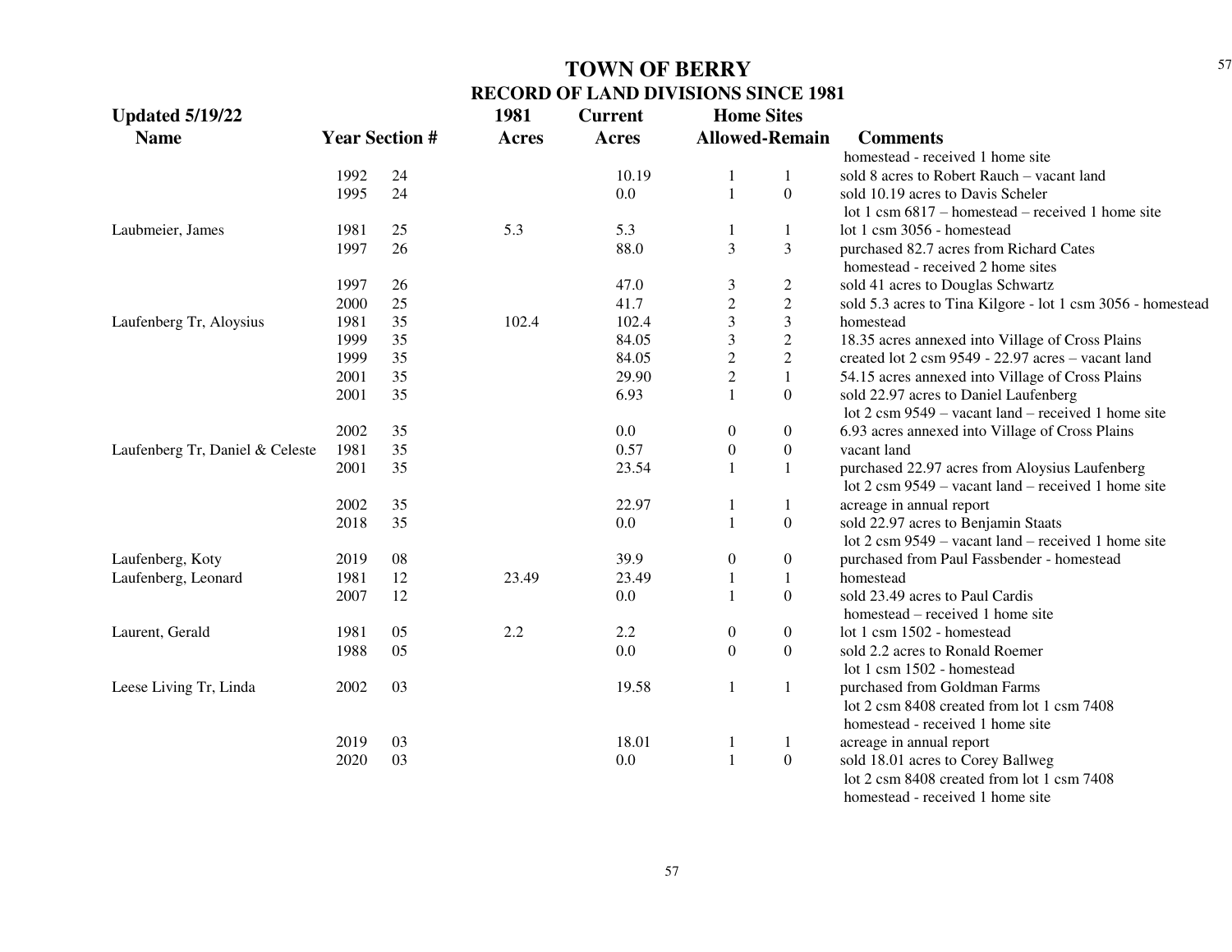# TOWN OF BERRY

## RECORD OF LAND DIVISIONS SINCE 1981

| Updated 5/19/22 Name | Year | Section # | 1981 Acres | Current Acres | Home Sites Allowed | Home Sites Remain | Comments |
|---|---|---|---|---|---|---|---|
| | | | | | | | homestead - received 1 home site |
| | 1992 | 24 | | 10.19 | 1 | 1 | sold 8 acres to Robert Rauch – vacant land |
| | 1995 | 24 | | 0.0 | 1 | 0 | sold 10.19 acres to Davis Scheler |
| | | | | | | | lot 1 csm 6817 – homestead – received 1 home site |
| Laubmeier, James | 1981 | 25 | 5.3 | 5.3 | 1 | 1 | lot 1 csm 3056 - homestead |
| | 1997 | 26 | | 88.0 | 3 | 3 | purchased 82.7 acres from Richard Cates |
| | | | | | | | homestead - received 2 home sites |
| | 1997 | 26 | | 47.0 | 3 | 2 | sold 41 acres to Douglas Schwartz |
| | 2000 | 25 | | 41.7 | 2 | 2 | sold 5.3 acres to Tina Kilgore - lot 1 csm 3056 - homestead |
| Laufenberg Tr, Aloysius | 1981 | 35 | 102.4 | 102.4 | 3 | 3 | homestead |
| | 1999 | 35 | | 84.05 | 3 | 2 | 18.35 acres annexed into Village of Cross Plains |
| | 1999 | 35 | | 84.05 | 2 | 2 | created lot 2 csm 9549 - 22.97 acres – vacant land |
| | 2001 | 35 | | 29.90 | 2 | 1 | 54.15 acres annexed into Village of Cross Plains |
| | 2001 | 35 | | 6.93 | 1 | 0 | sold 22.97 acres to Daniel Laufenberg |
| | | | | | | | lot 2 csm 9549 – vacant land – received 1 home site |
| | 2002 | 35 | | 0.0 | 0 | 0 | 6.93 acres annexed into Village of Cross Plains |
| Laufenberg Tr, Daniel & Celeste | 1981 | 35 | | 0.57 | 0 | 0 | vacant land |
| | 2001 | 35 | | 23.54 | 1 | 1 | purchased 22.97 acres from Aloysius Laufenberg |
| | | | | | | | lot 2 csm 9549 – vacant land – received 1 home site |
| | 2002 | 35 | | 22.97 | 1 | 1 | acreage in annual report |
| | 2018 | 35 | | 0.0 | 1 | 0 | sold 22.97 acres to Benjamin Staats |
| | | | | | | | lot 2 csm 9549 – vacant land – received 1 home site |
| Laufenberg, Koty | 2019 | 08 | | 39.9 | 0 | 0 | purchased from Paul Fassbender - homestead |
| Laufenberg, Leonard | 1981 | 12 | 23.49 | 23.49 | 1 | 1 | homestead |
| | 2007 | 12 | | 0.0 | 1 | 0 | sold 23.49 acres to Paul Cardis |
| | | | | | | | homestead – received 1 home site |
| Laurent, Gerald | 1981 | 05 | 2.2 | 2.2 | 0 | 0 | lot 1 csm 1502 - homestead |
| | 1988 | 05 | | 0.0 | 0 | 0 | sold 2.2 acres to Ronald Roemer |
| | | | | | | | lot 1 csm 1502 - homestead |
| Leese Living Tr, Linda | 2002 | 03 | | 19.58 | 1 | 1 | purchased from Goldman Farms |
| | | | | | | | lot 2 csm 8408 created from lot 1 csm 7408 |
| | | | | | | | homestead - received 1 home site |
| | 2019 | 03 | | 18.01 | 1 | 1 | acreage in annual report |
| | 2020 | 03 | | 0.0 | 1 | 0 | sold 18.01 acres to Corey Ballweg |
| | | | | | | | lot 2 csm 8408 created from lot 1 csm 7408 |
| | | | | | | | homestead - received 1 home site |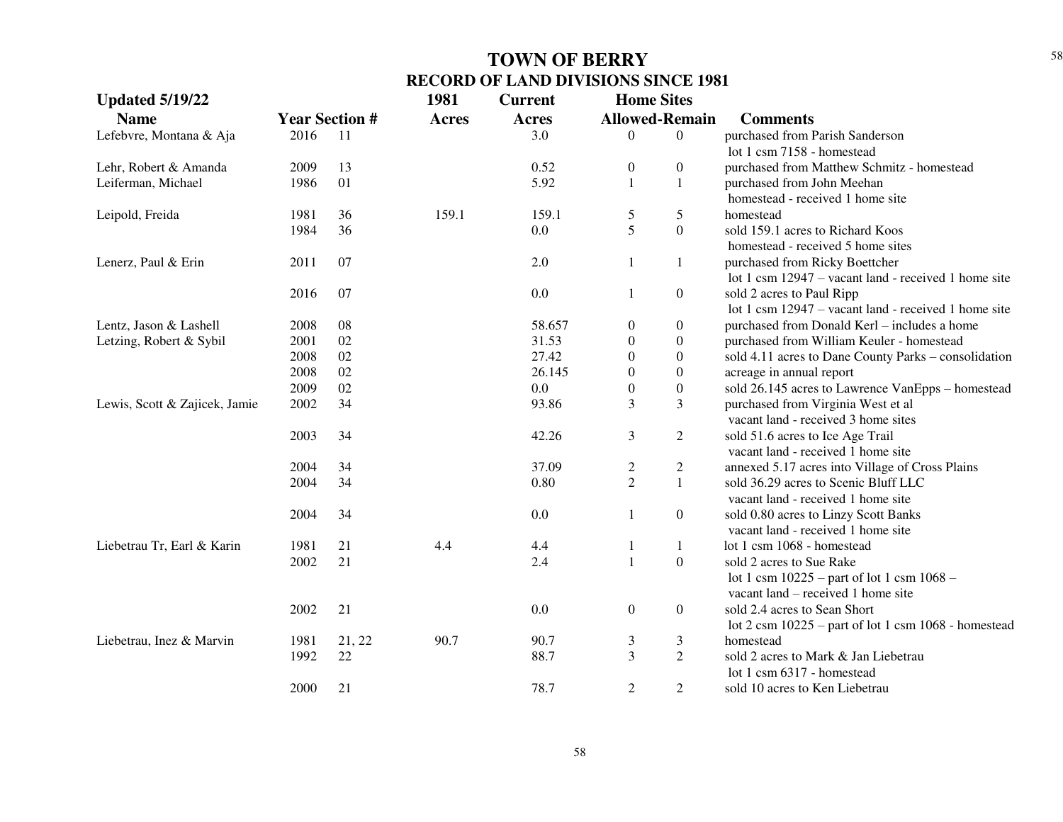# TOWN OF BERRY

## RECORD OF LAND DIVISIONS SINCE 1981

**Updated 5/19/22**

| Name | Year | Section # | 1981 Acres | Current Acres | Home Sites Allowed | Home Sites Remain | Comments |
|---|---|---|---|---|---|---|---|
| Lefebvre, Montana & Aja | 2016 | 11 | | 3.0 | 0 | 0 | purchased from Parish Sanderson lot 1 csm 7158 - homestead |
| Lehr, Robert & Amanda | 2009 | 13 | | 0.52 | 0 | 0 | purchased from Matthew Schmitz - homestead |
| Leiferman, Michael | 1986 | 01 | | 5.92 | 1 | 1 | purchased from John Meehan homestead - received 1 home site |
| Leipold, Freida | 1981 | 36 | 159.1 | 159.1 | 5 | 5 | homestead |
| | 1984 | 36 | | 0.0 | 5 | 0 | sold 159.1 acres to Richard Koos homestead - received 5 home sites |
| Lenerz, Paul & Erin | 2011 | 07 | | 2.0 | 1 | 1 | purchased from Ricky Boettcher lot 1 csm 12947 – vacant land - received 1 home site |
| | 2016 | 07 | | 0.0 | 1 | 0 | sold 2 acres to Paul Ripp lot 1 csm 12947 – vacant land - received 1 home site |
| Lentz, Jason & Lashell | 2008 | 08 | | 58.657 | 0 | 0 | purchased from Donald Kerl – includes a home |
| Letzing, Robert & Sybil | 2001 | 02 | | 31.53 | 0 | 0 | purchased from William Keuler - homestead |
| | 2008 | 02 | | 27.42 | 0 | 0 | sold 4.11 acres to Dane County Parks – consolidation |
| | 2008 | 02 | | 26.145 | 0 | 0 | acreage in annual report |
| | 2009 | 02 | | 0.0 | 0 | 0 | sold 26.145 acres to Lawrence VanEpps – homestead |
| Lewis, Scott & Zajicek, Jamie | 2002 | 34 | | 93.86 | 3 | 3 | purchased from Virginia West et al vacant land - received 3 home sites |
| | 2003 | 34 | | 42.26 | 3 | 2 | sold 51.6 acres to Ice Age Trail vacant land - received 1 home site |
| | 2004 | 34 | | 37.09 | 2 | 2 | annexed 5.17 acres into Village of Cross Plains |
| | 2004 | 34 | | 0.80 | 2 | 1 | sold 36.29 acres to Scenic Bluff LLC vacant land - received 1 home site |
| | 2004 | 34 | | 0.0 | 1 | 0 | sold 0.80 acres to Linzy Scott Banks vacant land - received 1 home site |
| Liebetrau Tr, Earl & Karin | 1981 | 21 | 4.4 | 4.4 | 1 | 1 | lot 1 csm 1068 - homestead |
| | 2002 | 21 | | 2.4 | 1 | 0 | sold 2 acres to Sue Rake lot 1 csm 10225 – part of lot 1 csm 1068 – vacant land – received 1 home site |
| | 2002 | 21 | | 0.0 | 0 | 0 | sold 2.4 acres to Sean Short lot 2 csm 10225 – part of lot 1 csm 1068 - homestead |
| Liebetrau, Inez & Marvin | 1981 | 21, 22 | 90.7 | 90.7 | 3 | 3 | homestead |
| | 1992 | 22 | | 88.7 | 3 | 2 | sold 2 acres to Mark & Jan Liebetrau lot 1 csm 6317 - homestead |
| | 2000 | 21 | | 78.7 | 2 | 2 | sold 10 acres to Ken Liebetrau |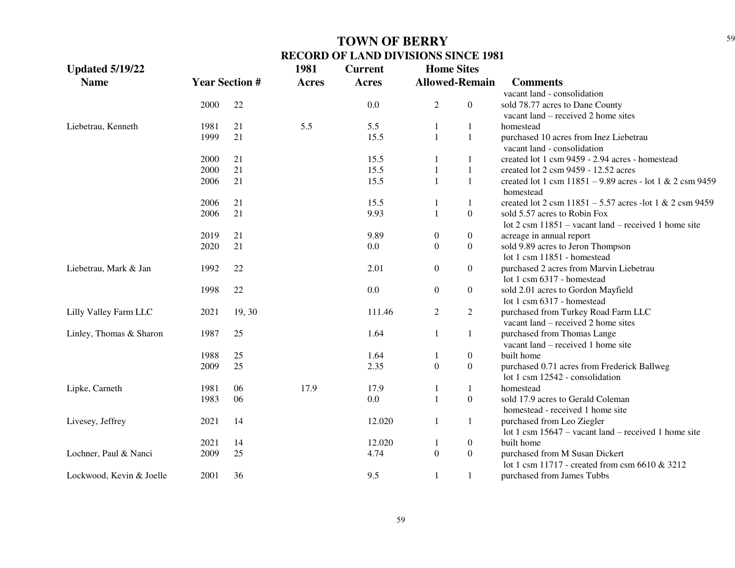# TOWN OF BERRY

## RECORD OF LAND DIVISIONS SINCE 1981

**Updated 5/19/22**

| Name | Year | Section # | 1981 Acres | Current Acres | Home Sites Allowed | Home Sites Remain | Comments |
|---|---|---|---|---|---|---|---|
| | | | | | | | vacant land - consolidation |
| | 2000 | 22 | | 0.0 | 2 | 0 | sold 78.77 acres to Dane County |
| | | | | | | | vacant land – received 2 home sites |
| Liebetrau, Kenneth | 1981 | 21 | 5.5 | 5.5 | 1 | 1 | homestead |
| | 1999 | 21 | | 15.5 | 1 | 1 | purchased 10 acres from Inez Liebetrau |
| | | | | | | | vacant land - consolidation |
| | 2000 | 21 | | 15.5 | 1 | 1 | created lot 1 csm 9459 - 2.94 acres - homestead |
| | 2000 | 21 | | 15.5 | 1 | 1 | created lot 2 csm 9459 - 12.52 acres |
| | 2006 | 21 | | 15.5 | 1 | 1 | created lot 1 csm 11851 – 9.89 acres - lot 1 & 2 csm 9459 homestead |
| | 2006 | 21 | | 15.5 | 1 | 1 | created lot 2 csm 11851 – 5.57 acres -lot 1 & 2 csm 9459 |
| | 2006 | 21 | | 9.93 | 1 | 0 | sold 5.57 acres to Robin Fox |
| | | | | | | | lot 2 csm 11851 – vacant land – received 1 home site |
| | 2019 | 21 | | 9.89 | 0 | 0 | acreage in annual report |
| | 2020 | 21 | | 0.0 | 0 | 0 | sold 9.89 acres to Jeron Thompson |
| | | | | | | | lot 1 csm 11851 - homestead |
| Liebetrau, Mark & Jan | 1992 | 22 | | 2.01 | 0 | 0 | purchased 2 acres from Marvin Liebetrau |
| | | | | | | | lot 1 csm 6317 - homestead |
| | 1998 | 22 | | 0.0 | 0 | 0 | sold 2.01 acres to Gordon Mayfield |
| | | | | | | | lot 1 csm 6317 - homestead |
| Lilly Valley Farm LLC | 2021 | 19, 30 | | 111.46 | 2 | 2 | purchased from Turkey Road Farm LLC |
| | | | | | | | vacant land – received 2 home sites |
| Linley, Thomas & Sharon | 1987 | 25 | | 1.64 | 1 | 1 | purchased from Thomas Lange |
| | | | | | | | vacant land – received 1 home site |
| | 1988 | 25 | | 1.64 | 1 | 0 | built home |
| | 2009 | 25 | | 2.35 | 0 | 0 | purchased 0.71 acres from Frederick Ballweg |
| | | | | | | | lot 1 csm 12542 - consolidation |
| Lipke, Carneth | 1981 | 06 | 17.9 | 17.9 | 1 | 1 | homestead |
| | 1983 | 06 | | 0.0 | 1 | 0 | sold 17.9 acres to Gerald Coleman |
| | | | | | | | homestead - received 1 home site |
| Livesey, Jeffrey | 2021 | 14 | | 12.020 | 1 | 1 | purchased from Leo Ziegler |
| | | | | | | | lot 1 csm 15647 – vacant land – received 1 home site |
| | 2021 | 14 | | 12.020 | 1 | 0 | built home |
| Lochner, Paul & Nanci | 2009 | 25 | | 4.74 | 0 | 0 | purchased from M Susan Dickert |
| | | | | | | | lot 1 csm 11717 - created from csm 6610 & 3212 |
| Lockwood, Kevin & Joelle | 2001 | 36 | | 9.5 | 1 | 1 | purchased from James Tubbs |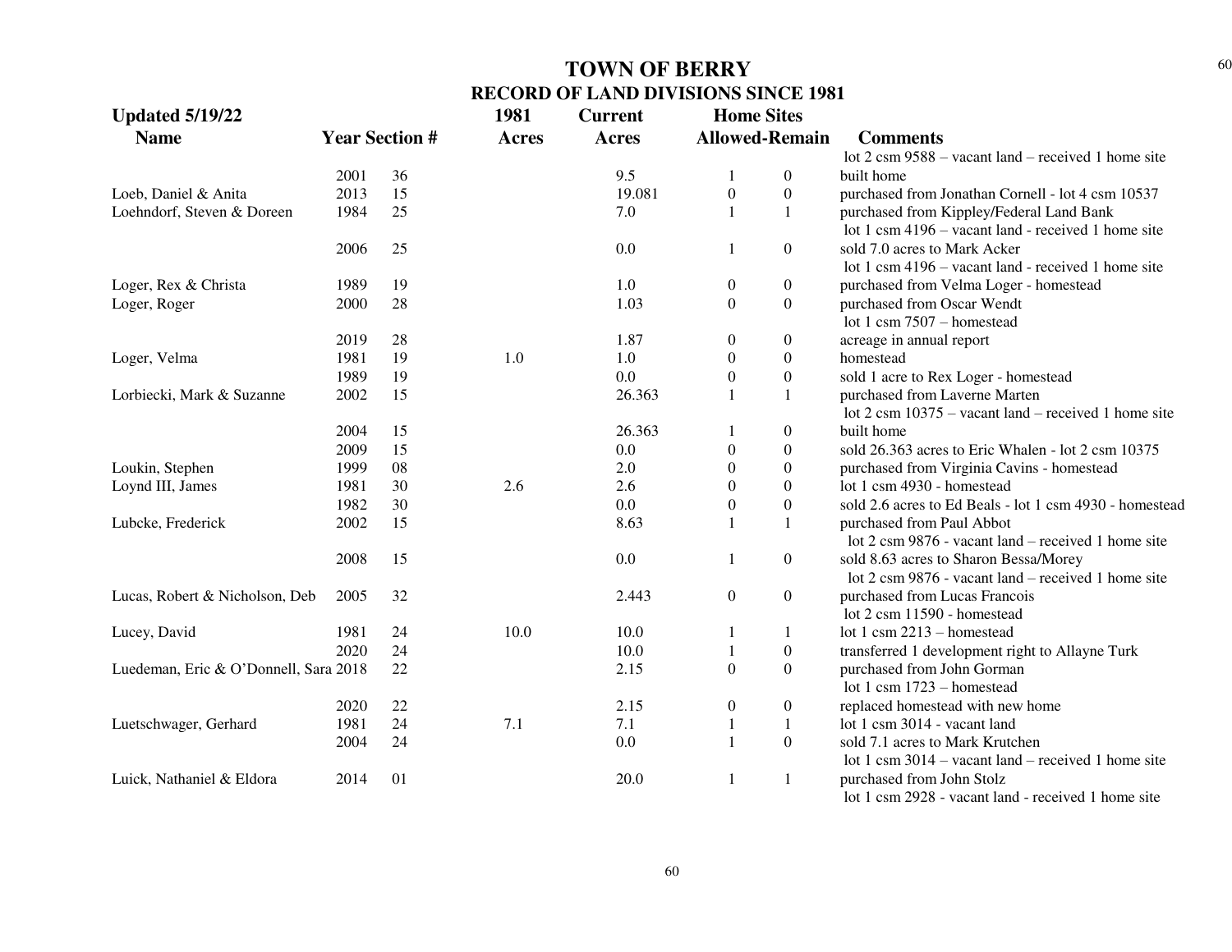# TOWN OF BERRY

## RECORD OF LAND DIVISIONS SINCE 1981

**Updated 5/19/22**

| Name | Year | Section # | 1981 Acres | Current Acres | Home Sites Allowed | Home Sites Remain | Comments |
|---|---|---|---|---|---|---|---|
| | | | | | | | lot 2 csm 9588 – vacant land – received 1 home site |
| | 2001 | 36 | | 9.5 | 1 | 0 | built home |
| Loeb, Daniel & Anita | 2013 | 15 | | 19.081 | 0 | 0 | purchased from Jonathan Cornell - lot 4 csm 10537 |
| Loehndorf, Steven & Doreen | 1984 | 25 | | 7.0 | 1 | 1 | purchased from Kippley/Federal Land Bank |
| | | | | | | | lot 1 csm 4196 – vacant land - received 1 home site |
| | 2006 | 25 | | 0.0 | 1 | 0 | sold 7.0 acres to Mark Acker |
| | | | | | | | lot 1 csm 4196 – vacant land - received 1 home site |
| Loger, Rex & Christa | 1989 | 19 | | 1.0 | 0 | 0 | purchased from Velma Loger - homestead |
| Loger, Roger | 2000 | 28 | | 1.03 | 0 | 0 | purchased from Oscar Wendt |
| | | | | | | | lot 1 csm 7507 – homestead |
| | 2019 | 28 | | 1.87 | 0 | 0 | acreage in annual report |
| Loger, Velma | 1981 | 19 | 1.0 | 1.0 | 0 | 0 | homestead |
| | 1989 | 19 | | 0.0 | 0 | 0 | sold 1 acre to Rex Loger - homestead |
| Lorbiecki, Mark & Suzanne | 2002 | 15 | | 26.363 | 1 | 1 | purchased from Laverne Marten |
| | | | | | | | lot 2 csm 10375 – vacant land – received 1 home site |
| | 2004 | 15 | | 26.363 | 1 | 0 | built home |
| | 2009 | 15 | | 0.0 | 0 | 0 | sold 26.363 acres to Eric Whalen - lot 2 csm 10375 |
| Loukin, Stephen | 1999 | 08 | | 2.0 | 0 | 0 | purchased from Virginia Cavins - homestead |
| Loynd III, James | 1981 | 30 | 2.6 | 2.6 | 0 | 0 | lot 1 csm 4930 - homestead |
| | 1982 | 30 | | 0.0 | 0 | 0 | sold 2.6 acres to Ed Beals - lot 1 csm 4930 - homestead |
| Lubcke, Frederick | 2002 | 15 | | 8.63 | 1 | 1 | purchased from Paul Abbot |
| | | | | | | | lot 2 csm 9876 - vacant land – received 1 home site |
| | 2008 | 15 | | 0.0 | 1 | 0 | sold 8.63 acres to Sharon Bessa/Morey |
| | | | | | | | lot 2 csm 9876 - vacant land – received 1 home site |
| Lucas, Robert & Nicholson, Deb | 2005 | 32 | | 2.443 | 0 | 0 | purchased from Lucas Francois |
| | | | | | | | lot 2 csm 11590 - homestead |
| Lucey, David | 1981 | 24 | 10.0 | 10.0 | 1 | 1 | lot 1 csm 2213 – homestead |
| | 2020 | 24 | | 10.0 | 1 | 0 | transferred 1 development right to Allayne Turk |
| Luedeman, Eric & O'Donnell, Sara | 2018 | 22 | | 2.15 | 0 | 0 | purchased from John Gorman |
| | | | | | | | lot 1 csm 1723 – homestead |
| | 2020 | 22 | | 2.15 | 0 | 0 | replaced homestead with new home |
| Luetschwager, Gerhard | 1981 | 24 | 7.1 | 7.1 | 1 | 1 | lot 1 csm 3014 - vacant land |
| | 2004 | 24 | | 0.0 | 1 | 0 | sold 7.1 acres to Mark Krutchen |
| | | | | | | | lot 1 csm 3014 – vacant land – received 1 home site |
| Luick, Nathaniel & Eldora | 2014 | 01 | | 20.0 | 1 | 1 | purchased from John Stolz |
| | | | | | | | lot 1 csm 2928 - vacant land - received 1 home site |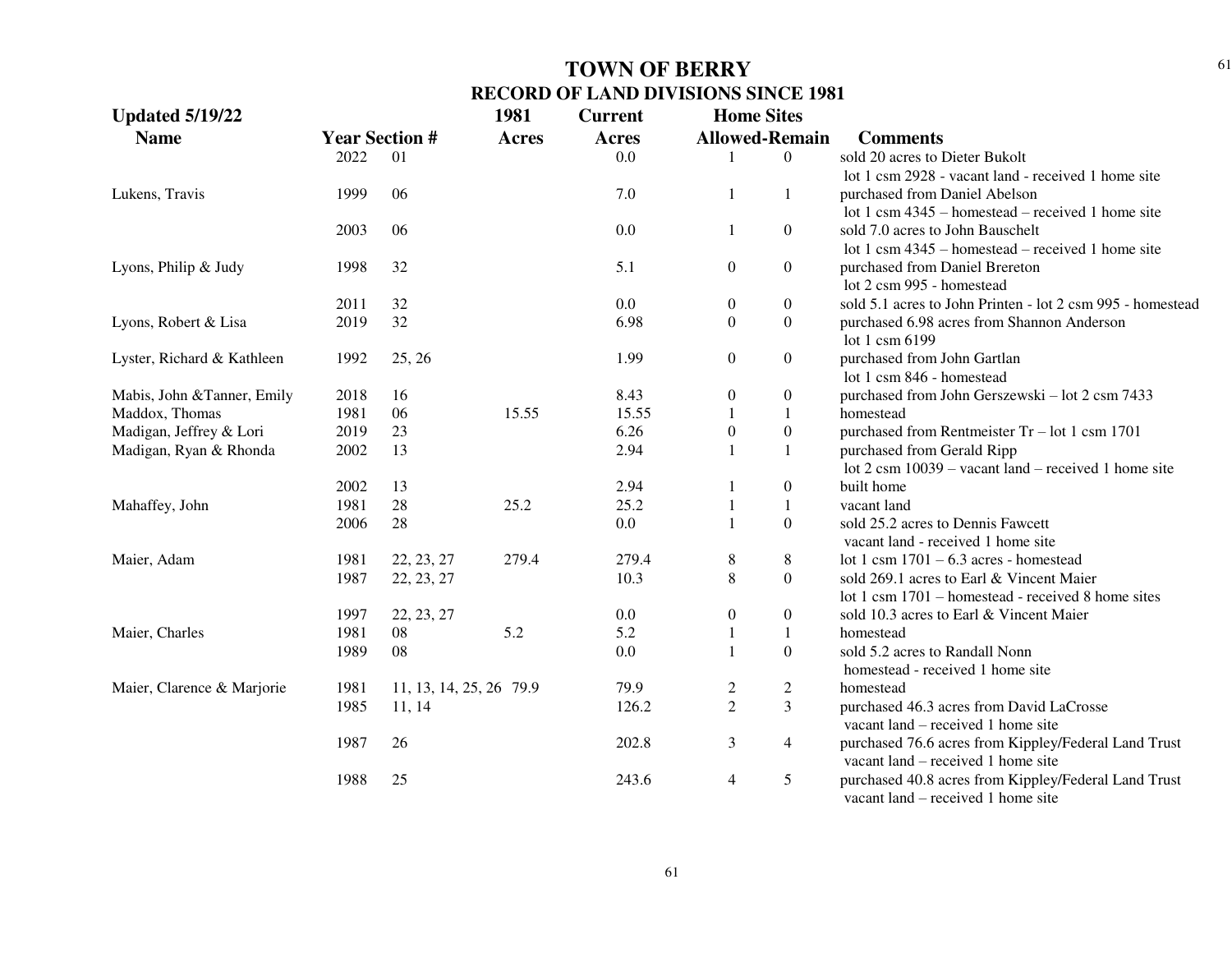# TOWN OF BERRY

## RECORD OF LAND DIVISIONS SINCE 1981

**Updated 5/19/22**

| Name | Year | Section # | 1981 Acres | Current Acres | Home Sites Allowed | Home Sites Remain | Comments |
|---|---|---|---|---|---|---|---|
| | 2022 | 01 | | 0.0 | 1 | 0 | sold 20 acres to Dieter Bukolt<br>lot 1 csm 2928 - vacant land - received 1 home site |
| Lukens, Travis | 1999 | 06 | | 7.0 | 1 | 1 | purchased from Daniel Abelson<br>lot 1 csm 4345 – homestead – received 1 home site |
| | 2003 | 06 | | 0.0 | 1 | 0 | sold 7.0 acres to John Bauschelt<br>lot 1 csm 4345 – homestead – received 1 home site |
| Lyons, Philip & Judy | 1998 | 32 | | 5.1 | 0 | 0 | purchased from Daniel Brereton<br>lot 2 csm 995 - homestead |
| | 2011 | 32 | | 0.0 | 0 | 0 | sold 5.1 acres to John Printen - lot 2 csm 995 - homestead |
| Lyons, Robert & Lisa | 2019 | 32 | | 6.98 | 0 | 0 | purchased 6.98 acres from Shannon Anderson<br>lot 1 csm 6199 |
| Lyster, Richard & Kathleen | 1992 | 25, 26 | | 1.99 | 0 | 0 | purchased from John Gartlan<br>lot 1 csm 846 - homestead |
| Mabis, John &Tanner, Emily | 2018 | 16 | | 8.43 | 0 | 0 | purchased from John Gerszewski – lot 2 csm 7433 |
| Maddox, Thomas | 1981 | 06 | 15.55 | 15.55 | 1 | 1 | homestead |
| Madigan, Jeffrey & Lori | 2019 | 23 | | 6.26 | 0 | 0 | purchased from Rentmeister Tr – lot 1 csm 1701 |
| Madigan, Ryan & Rhonda | 2002 | 13 | | 2.94 | 1 | 1 | purchased from Gerald Ripp<br>lot 2 csm 10039 – vacant land – received 1 home site |
| | 2002 | 13 | | 2.94 | 1 | 0 | built home |
| Mahaffey, John | 1981 | 28 | 25.2 | 25.2 | 1 | 1 | vacant land |
| | 2006 | 28 | | 0.0 | 1 | 0 | sold 25.2 acres to Dennis Fawcett<br>vacant land - received 1 home site |
| Maier, Adam | 1981 | 22, 23, 27 | 279.4 | 279.4 | 8 | 8 | lot 1 csm 1701 – 6.3 acres - homestead |
| | 1987 | 22, 23, 27 | | 10.3 | 8 | 0 | sold 269.1 acres to Earl & Vincent Maier<br>lot 1 csm 1701 – homestead - received 8 home sites |
| | 1997 | 22, 23, 27 | | 0.0 | 0 | 0 | sold 10.3 acres to Earl & Vincent Maier |
| Maier, Charles | 1981 | 08 | 5.2 | 5.2 | 1 | 1 | homestead |
| | 1989 | 08 | | 0.0 | 1 | 0 | sold 5.2 acres to Randall Nonn<br>homestead - received 1 home site |
| Maier, Clarence & Marjorie | 1981 | 11, 13, 14, 25, 26 | 79.9 | 79.9 | 2 | 2 | homestead |
| | 1985 | 11, 14 | | 126.2 | 2 | 3 | purchased 46.3 acres from David LaCrosse<br>vacant land – received 1 home site |
| | 1987 | 26 | | 202.8 | 3 | 4 | purchased 76.6 acres from Kippley/Federal Land Trust<br>vacant land – received 1 home site |
| | 1988 | 25 | | 243.6 | 4 | 5 | purchased 40.8 acres from Kippley/Federal Land Trust<br>vacant land – received 1 home site |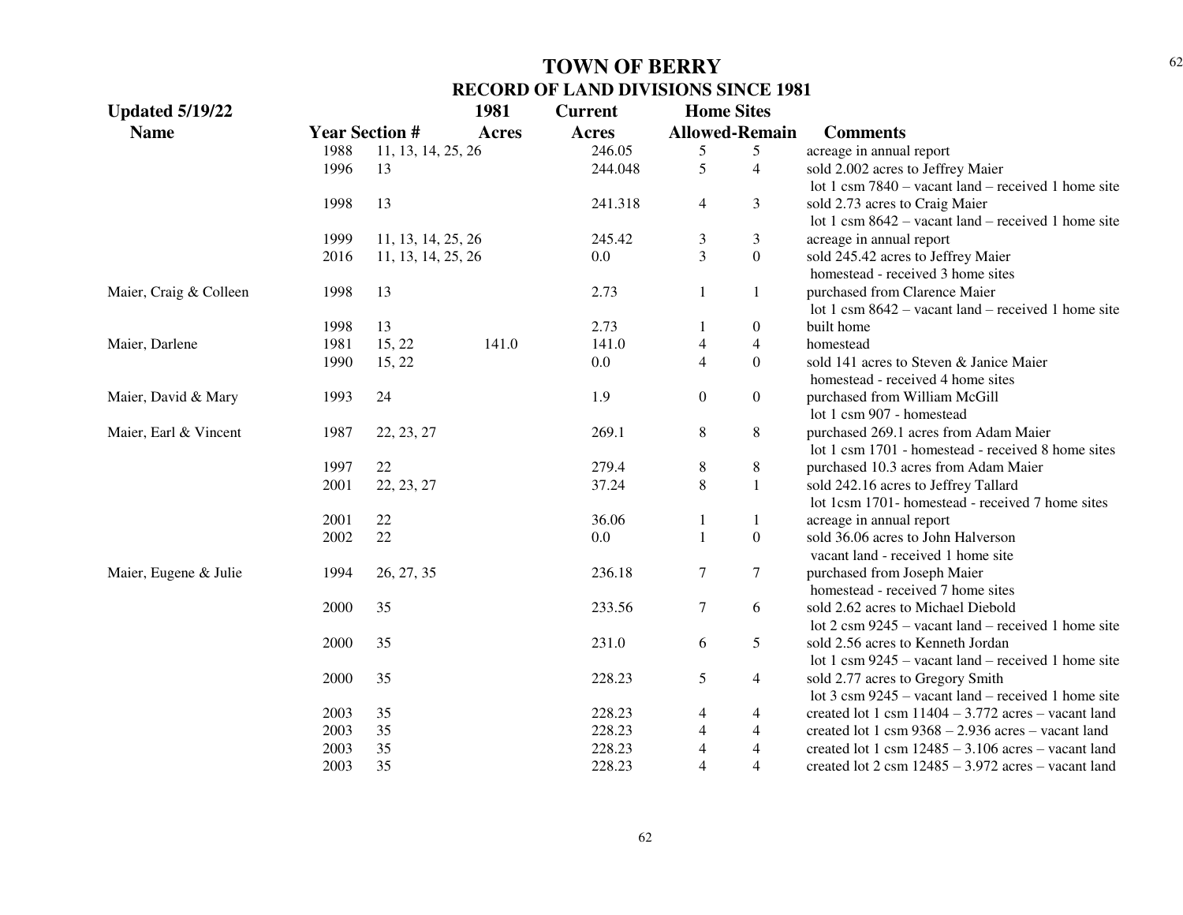# TOWN OF BERRY

## RECORD OF LAND DIVISIONS SINCE 1981

| Updated 5/19/22 | | | 1981 | Current | Home Sites | | |
|---|---|---|---|---|---|---|---|
| Name | Year | Section # | Acres | Acres | Allowed | Remain | Comments |
| | 1988 | 11, 13, 14, 25, 26 | | 246.05 | 5 | 5 | acreage in annual report |
| | 1996 | 13 | | 244.048 | 5 | 4 | sold 2.002 acres to Jeffrey Maier<br>lot 1 csm 7840 – vacant land – received 1 home site |
| | 1998 | 13 | | 241.318 | 4 | 3 | sold 2.73 acres to Craig Maier<br>lot 1 csm 8642 – vacant land – received 1 home site |
| | 1999 | 11, 13, 14, 25, 26 | | 245.42 | 3 | 3 | acreage in annual report |
| | 2016 | 11, 13, 14, 25, 26 | | 0.0 | 3 | 0 | sold 245.42 acres to Jeffrey Maier<br>homestead - received 3 home sites |
| Maier, Craig & Colleen | 1998 | 13 | | 2.73 | 1 | 1 | purchased from Clarence Maier<br>lot 1 csm 8642 – vacant land – received 1 home site |
| | 1998 | 13 | | 2.73 | 1 | 0 | built home |
| Maier, Darlene | 1981 | 15, 22 | 141.0 | 141.0 | 4 | 4 | homestead |
| | 1990 | 15, 22 | | 0.0 | 4 | 0 | sold 141 acres to Steven & Janice Maier<br>homestead - received 4 home sites |
| Maier, David & Mary | 1993 | 24 | | 1.9 | 0 | 0 | purchased from William McGill<br>lot 1 csm 907 - homestead |
| Maier, Earl & Vincent | 1987 | 22, 23, 27 | | 269.1 | 8 | 8 | purchased 269.1 acres from Adam Maier<br>lot 1 csm 1701 - homestead - received 8 home sites |
| | 1997 | 22 | | 279.4 | 8 | 8 | purchased 10.3 acres from Adam Maier |
| | 2001 | 22, 23, 27 | | 37.24 | 8 | 1 | sold 242.16 acres to Jeffrey Tallard<br>lot 1csm 1701- homestead - received 7 home sites |
| | 2001 | 22 | | 36.06 | 1 | 1 | acreage in annual report |
| | 2002 | 22 | | 0.0 | 1 | 0 | sold 36.06 acres to John Halverson<br>vacant land - received 1 home site |
| Maier, Eugene & Julie | 1994 | 26, 27, 35 | | 236.18 | 7 | 7 | purchased from Joseph Maier<br>homestead - received 7 home sites |
| | 2000 | 35 | | 233.56 | 7 | 6 | sold 2.62 acres to Michael Diebold<br>lot 2 csm 9245 – vacant land – received 1 home site |
| | 2000 | 35 | | 231.0 | 6 | 5 | sold 2.56 acres to Kenneth Jordan<br>lot 1 csm 9245 – vacant land – received 1 home site |
| | 2000 | 35 | | 228.23 | 5 | 4 | sold 2.77 acres to Gregory Smith<br>lot 3 csm 9245 – vacant land – received 1 home site |
| | 2003 | 35 | | 228.23 | 4 | 4 | created lot 1 csm 11404 – 3.772 acres – vacant land |
| | 2003 | 35 | | 228.23 | 4 | 4 | created lot 1 csm 9368 – 2.936 acres – vacant land |
| | 2003 | 35 | | 228.23 | 4 | 4 | created lot 1 csm 12485 – 3.106 acres – vacant land |
| | 2003 | 35 | | 228.23 | 4 | 4 | created lot 2 csm 12485 – 3.972 acres – vacant land |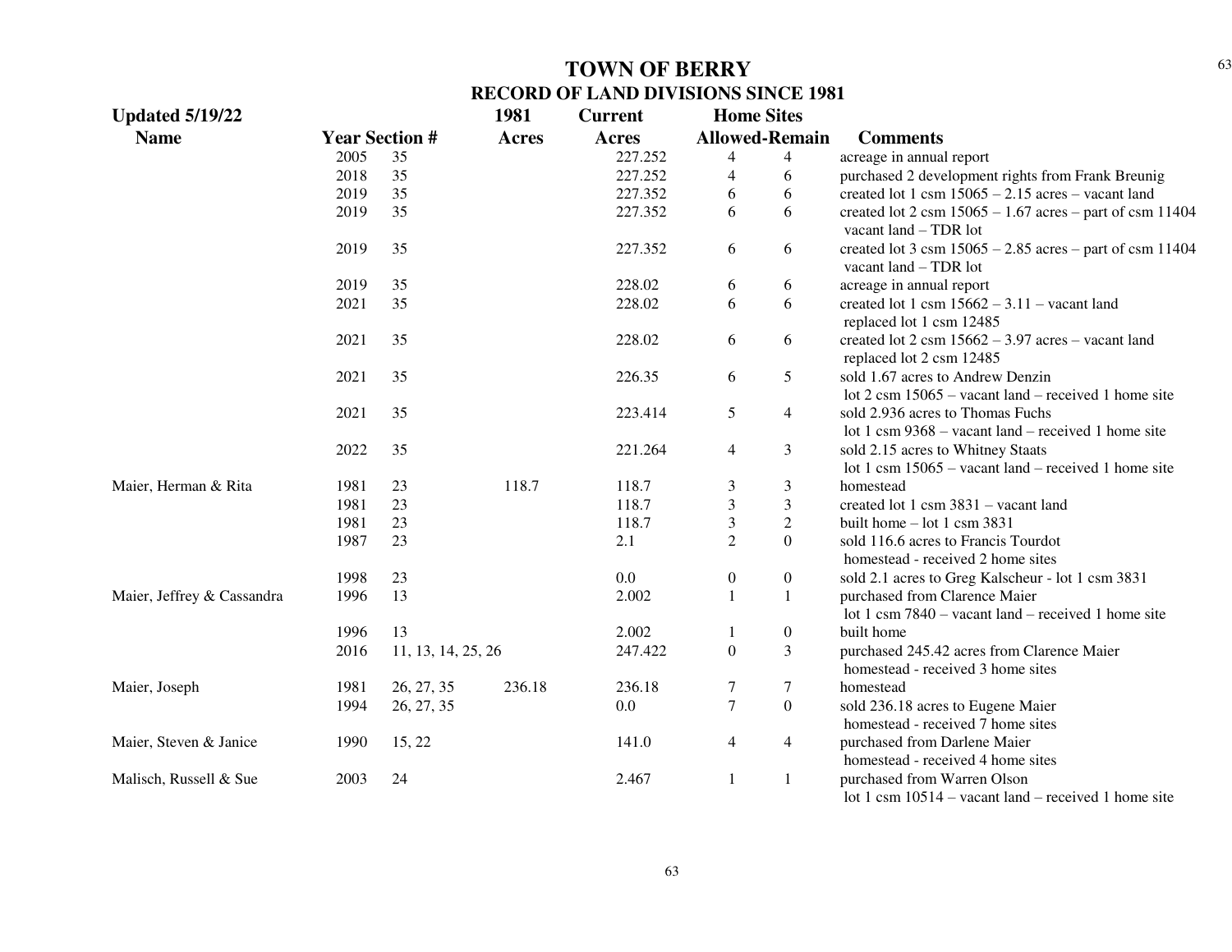# TOWN OF BERRY

## RECORD OF LAND DIVISIONS SINCE 1981

**Updated 5/19/22**

| Name | Year | Section # | 1981 Acres | Current Acres | Home Sites Allowed | Home Sites Remain | Comments |
|---|---|---|---|---|---|---|---|
| | 2005 | 35 | | 227.252 | 4 | 4 | acreage in annual report |
| | 2018 | 35 | | 227.252 | 4 | 6 | purchased 2 development rights from Frank Breunig |
| | 2019 | 35 | | 227.352 | 6 | 6 | created lot 1 csm 15065 – 2.15 acres – vacant land |
| | 2019 | 35 | | 227.352 | 6 | 6 | created lot 2 csm 15065 – 1.67 acres – part of csm 11404 vacant land – TDR lot |
| | 2019 | 35 | | 227.352 | 6 | 6 | created lot 3 csm 15065 – 2.85 acres – part of csm 11404 vacant land – TDR lot |
| | 2019 | 35 | | 228.02 | 6 | 6 | acreage in annual report |
| | 2021 | 35 | | 228.02 | 6 | 6 | created lot 1 csm 15662 – 3.11 – vacant land replaced lot 1 csm 12485 |
| | 2021 | 35 | | 228.02 | 6 | 6 | created lot 2 csm 15662 – 3.97 acres – vacant land replaced lot 2 csm 12485 |
| | 2021 | 35 | | 226.35 | 6 | 5 | sold 1.67 acres to Andrew Denzin lot 2 csm 15065 – vacant land – received 1 home site |
| | 2021 | 35 | | 223.414 | 5 | 4 | sold 2.936 acres to Thomas Fuchs lot 1 csm 9368 – vacant land – received 1 home site |
| | 2022 | 35 | | 221.264 | 4 | 3 | sold 2.15 acres to Whitney Staats lot 1 csm 15065 – vacant land – received 1 home site |
| Maier, Herman & Rita | 1981 | 23 | 118.7 | 118.7 | 3 | 3 | homestead |
| | 1981 | 23 | | 118.7 | 3 | 3 | created lot 1 csm 3831 – vacant land |
| | 1981 | 23 | | 118.7 | 3 | 2 | built home – lot 1 csm 3831 |
| | 1987 | 23 | | 2.1 | 2 | 0 | sold 116.6 acres to Francis Tourdot homestead - received 2 home sites |
| | 1998 | 23 | | 0.0 | 0 | 0 | sold 2.1 acres to Greg Kalscheur - lot 1 csm 3831 |
| Maier, Jeffrey & Cassandra | 1996 | 13 | | 2.002 | 1 | 1 | purchased from Clarence Maier lot 1 csm 7840 – vacant land – received 1 home site |
| | 1996 | 13 | | 2.002 | 1 | 0 | built home |
| | 2016 | 11, 13, 14, 25, 26 | | 247.422 | 0 | 3 | purchased 245.42 acres from Clarence Maier homestead - received 3 home sites |
| Maier, Joseph | 1981 | 26, 27, 35 | 236.18 | 236.18 | 7 | 7 | homestead |
| | 1994 | 26, 27, 35 | | 0.0 | 7 | 0 | sold 236.18 acres to Eugene Maier homestead - received 7 home sites |
| Maier, Steven & Janice | 1990 | 15, 22 | | 141.0 | 4 | 4 | purchased from Darlene Maier homestead - received 4 home sites |
| Malisch, Russell & Sue | 2003 | 24 | | 2.467 | 1 | 1 | purchased from Warren Olson lot 1 csm 10514 – vacant land – received 1 home site |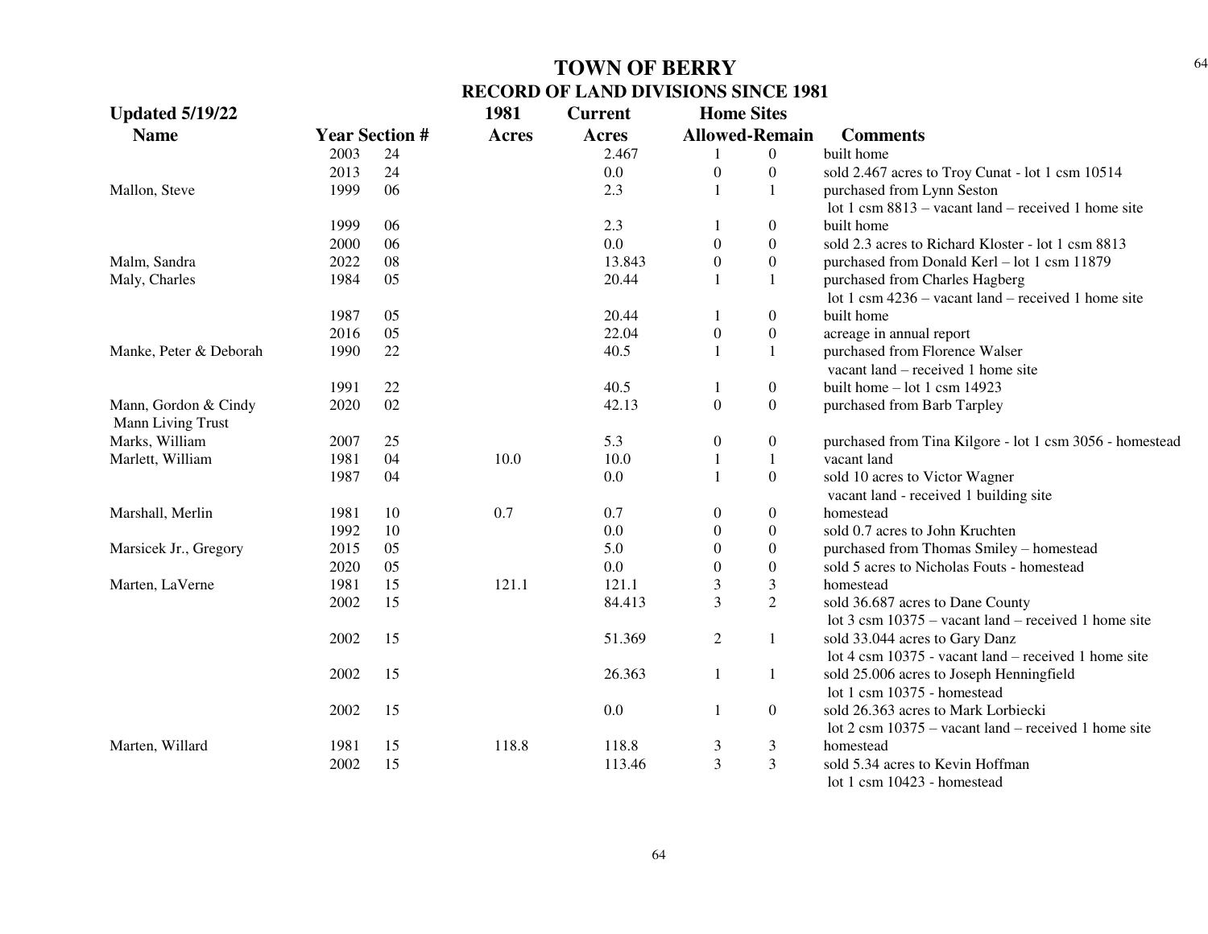# TOWN OF BERRY

## RECORD OF LAND DIVISIONS SINCE 1981

Updated 5/19/22

| Name | Year | Section # | 1981 Acres | Current Acres | Home Sites Allowed | Home Sites Remain | Comments |
|---|---|---|---|---|---|---|---|
| | 2003 | 24 | | 2.467 | 1 | 0 | built home |
| | 2013 | 24 | | 0.0 | 0 | 0 | sold 2.467 acres to Troy Cunat - lot 1 csm 10514 |
| Mallon, Steve | 1999 | 06 | | 2.3 | 1 | 1 | purchased from Lynn Seston lot 1 csm 8813 – vacant land – received 1 home site |
| | 1999 | 06 | | 2.3 | 1 | 0 | built home |
| | 2000 | 06 | | 0.0 | 0 | 0 | sold 2.3 acres to Richard Kloster - lot 1 csm 8813 |
| Malm, Sandra | 2022 | 08 | | 13.843 | 0 | 0 | purchased from Donald Kerl – lot 1 csm 11879 |
| Maly, Charles | 1984 | 05 | | 20.44 | 1 | 1 | purchased from Charles Hagberg lot 1 csm 4236 – vacant land – received 1 home site |
| | 1987 | 05 | | 20.44 | 1 | 0 | built home |
| | 2016 | 05 | | 22.04 | 0 | 0 | acreage in annual report |
| Manke, Peter & Deborah | 1990 | 22 | | 40.5 | 1 | 1 | purchased from Florence Walser vacant land – received 1 home site |
| | 1991 | 22 | | 40.5 | 1 | 0 | built home – lot 1 csm 14923 |
| Mann, Gordon & Cindy Mann Living Trust | 2020 | 02 | | 42.13 | 0 | 0 | purchased from Barb Tarpley |
| Marks, William | 2007 | 25 | | 5.3 | 0 | 0 | purchased from Tina Kilgore - lot 1 csm 3056 - homestead |
| Marlett, William | 1981 | 04 | 10.0 | 10.0 | 1 | 1 | vacant land |
| | 1987 | 04 | | 0.0 | 1 | 0 | sold 10 acres to Victor Wagner vacant land - received 1 building site |
| Marshall, Merlin | 1981 | 10 | 0.7 | 0.7 | 0 | 0 | homestead |
| | 1992 | 10 | | 0.0 | 0 | 0 | sold 0.7 acres to John Kruchten |
| Marsicek Jr., Gregory | 2015 | 05 | | 5.0 | 0 | 0 | purchased from Thomas Smiley – homestead |
| | 2020 | 05 | | 0.0 | 0 | 0 | sold 5 acres to Nicholas Fouts - homestead |
| Marten, LaVerne | 1981 | 15 | 121.1 | 121.1 | 3 | 3 | homestead |
| | 2002 | 15 | | 84.413 | 3 | 2 | sold 36.687 acres to Dane County lot 3 csm 10375 – vacant land – received 1 home site |
| | 2002 | 15 | | 51.369 | 2 | 1 | sold 33.044 acres to Gary Danz lot 4 csm 10375 - vacant land – received 1 home site |
| | 2002 | 15 | | 26.363 | 1 | 1 | sold 25.006 acres to Joseph Henningfield lot 1 csm 10375 - homestead |
| | 2002 | 15 | | 0.0 | 1 | 0 | sold 26.363 acres to Mark Lorbiecki lot 2 csm 10375 – vacant land – received 1 home site |
| Marten, Willard | 1981 | 15 | 118.8 | 118.8 | 3 | 3 | homestead |
| | 2002 | 15 | | 113.46 | 3 | 3 | sold 5.34 acres to Kevin Hoffman lot 1 csm 10423 - homestead |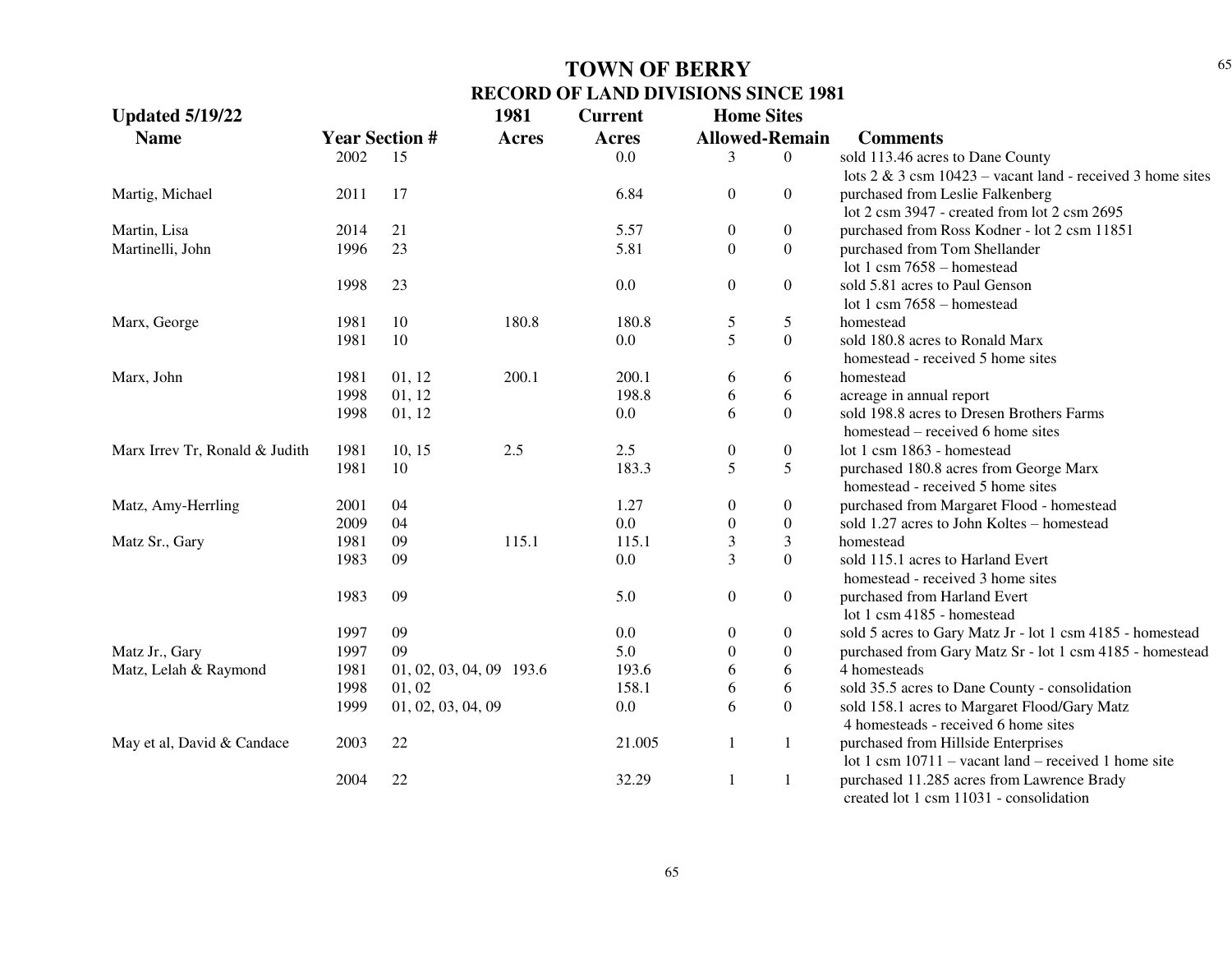# TOWN OF BERRY

## RECORD OF LAND DIVISIONS SINCE 1981

| Updated 5/19/22 | | | 1981 | Current | Home Sites | | |
|---|---|---|---|---|---|---|---|
| Name | Year | Section # | Acres | Acres | Allowed | Remain | Comments |
| | 2002 | 15 | | 0.0 | 3 | 0 | sold 113.46 acres to Dane County lots 2 & 3 csm 10423 – vacant land - received 3 home sites |
| Martig, Michael | 2011 | 17 | | 6.84 | 0 | 0 | purchased from Leslie Falkenberg lot 2 csm 3947 - created from lot 2 csm 2695 |
| Martin, Lisa | 2014 | 21 | | 5.57 | 0 | 0 | purchased from Ross Kodner - lot 2 csm 11851 |
| Martinelli, John | 1996 | 23 | | 5.81 | 0 | 0 | purchased from Tom Shellander lot 1 csm 7658 – homestead |
| | 1998 | 23 | | 0.0 | 0 | 0 | sold 5.81 acres to Paul Genson lot 1 csm 7658 – homestead |
| Marx, George | 1981 | 10 | 180.8 | 180.8 | 5 | 5 | homestead |
| | 1981 | 10 | | 0.0 | 5 | 0 | sold 180.8 acres to Ronald Marx homestead - received 5 home sites |
| Marx, John | 1981 | 01, 12 | 200.1 | 200.1 | 6 | 6 | homestead |
| | 1998 | 01, 12 | | 198.8 | 6 | 6 | acreage in annual report |
| | 1998 | 01, 12 | | 0.0 | 6 | 0 | sold 198.8 acres to Dresen Brothers Farms homestead – received 6 home sites |
| Marx Irrev Tr, Ronald & Judith | 1981 | 10, 15 | 2.5 | 2.5 | 0 | 0 | lot 1 csm 1863 - homestead |
| | 1981 | 10 | | 183.3 | 5 | 5 | purchased 180.8 acres from George Marx homestead - received 5 home sites |
| Matz, Amy-Herrling | 2001 | 04 | | 1.27 | 0 | 0 | purchased from Margaret Flood - homestead |
| | 2009 | 04 | | 0.0 | 0 | 0 | sold 1.27 acres to John Koltes – homestead |
| Matz Sr., Gary | 1981 | 09 | 115.1 | 115.1 | 3 | 3 | homestead |
| | 1983 | 09 | | 0.0 | 3 | 0 | sold 115.1 acres to Harland Evert homestead - received 3 home sites |
| | 1983 | 09 | | 5.0 | 0 | 0 | purchased from Harland Evert lot 1 csm 4185 - homestead |
| | 1997 | 09 | | 0.0 | 0 | 0 | sold 5 acres to Gary Matz Jr - lot 1 csm 4185 - homestead |
| Matz Jr., Gary | 1997 | 09 | | 5.0 | 0 | 0 | purchased from Gary Matz Sr - lot 1 csm 4185 - homestead |
| Matz, Lelah & Raymond | 1981 | 01, 02, 03, 04, 09 | 193.6 | 193.6 | 6 | 6 | 4 homesteads |
| | 1998 | 01, 02 | | 158.1 | 6 | 6 | sold 35.5 acres to Dane County - consolidation |
| | 1999 | 01, 02, 03, 04, 09 | | 0.0 | 6 | 0 | sold 158.1 acres to Margaret Flood/Gary Matz 4 homesteads - received 6 home sites |
| May et al, David & Candace | 2003 | 22 | | 21.005 | 1 | 1 | purchased from Hillside Enterprises lot 1 csm 10711 – vacant land – received 1 home site |
| | 2004 | 22 | | 32.29 | 1 | 1 | purchased 11.285 acres from Lawrence Brady created lot 1 csm 11031 - consolidation |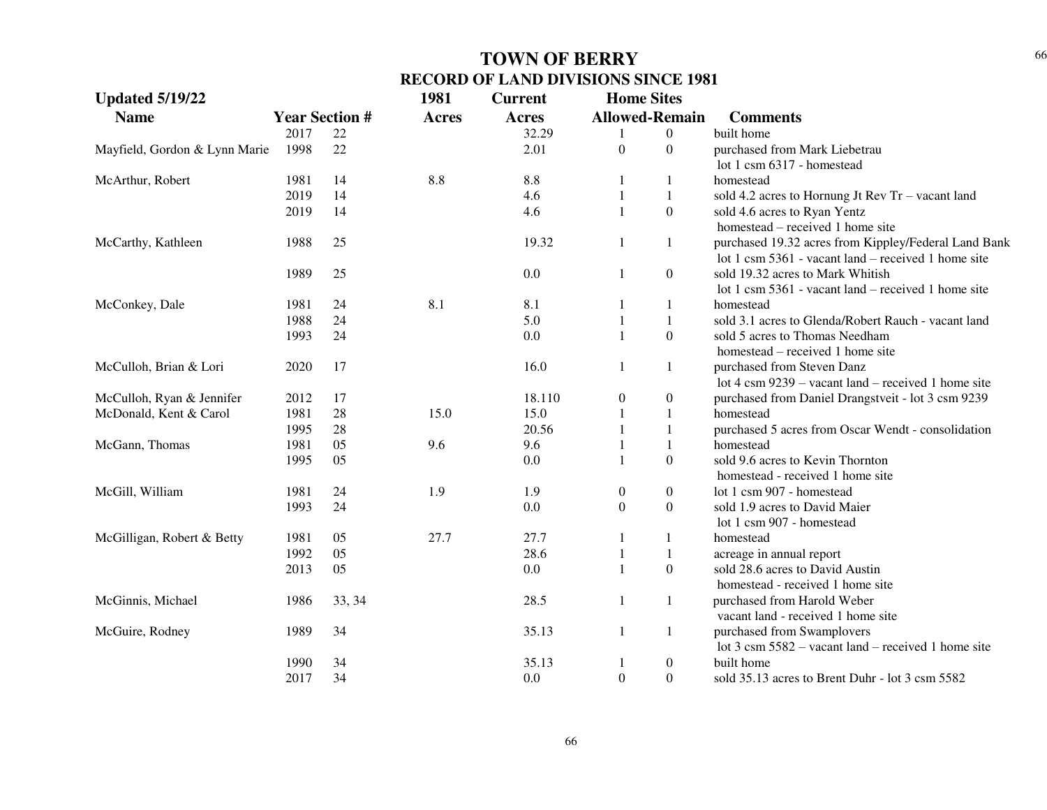# TOWN OF BERRY

## RECORD OF LAND DIVISIONS SINCE 1981

| Updated 5/19/22 | | | 1981 | Current | Home Sites | | |
|---|---|---|---|---|---|---|---|
| **Name** | **Year** | **Section #** | **Acres** | **Acres** | **Allowed** | **Remain** | **Comments** |
| | 2017 | 22 | | 32.29 | 1 | 0 | built home |
| Mayfield, Gordon & Lynn Marie | 1998 | 22 | | 2.01 | 0 | 0 | purchased from Mark Liebetrau lot 1 csm 6317 - homestead |
| McArthur, Robert | 1981 | 14 | 8.8 | 8.8 | 1 | 1 | homestead |
| | 2019 | 14 | | 4.6 | 1 | 1 | sold 4.2 acres to Hornung Jt Rev Tr – vacant land |
| | 2019 | 14 | | 4.6 | 1 | 0 | sold 4.6 acres to Ryan Yentz homestead – received 1 home site |
| McCarthy, Kathleen | 1988 | 25 | | 19.32 | 1 | 1 | purchased 19.32 acres from Kippley/Federal Land Bank lot 1 csm 5361 - vacant land – received 1 home site |
| | 1989 | 25 | | 0.0 | 1 | 0 | sold 19.32 acres to Mark Whitish lot 1 csm 5361 - vacant land – received 1 home site |
| McConkey, Dale | 1981 | 24 | 8.1 | 8.1 | 1 | 1 | homestead |
| | 1988 | 24 | | 5.0 | 1 | 1 | sold 3.1 acres to Glenda/Robert Rauch - vacant land |
| | 1993 | 24 | | 0.0 | 1 | 0 | sold 5 acres to Thomas Needham homestead – received 1 home site |
| McCulloh, Brian & Lori | 2020 | 17 | | 16.0 | 1 | 1 | purchased from Steven Danz lot 4 csm 9239 – vacant land – received 1 home site |
| McCulloh, Ryan & Jennifer | 2012 | 17 | | 18.110 | 0 | 0 | purchased from Daniel Drangstveit - lot 3 csm 9239 |
| McDonald, Kent & Carol | 1981 | 28 | 15.0 | 15.0 | 1 | 1 | homestead |
| | 1995 | 28 | | 20.56 | 1 | 1 | purchased 5 acres from Oscar Wendt - consolidation |
| McGann, Thomas | 1981 | 05 | 9.6 | 9.6 | 1 | 1 | homestead |
| | 1995 | 05 | | 0.0 | 1 | 0 | sold 9.6 acres to Kevin Thornton homestead - received 1 home site |
| McGill, William | 1981 | 24 | 1.9 | 1.9 | 0 | 0 | lot 1 csm 907 - homestead |
| | 1993 | 24 | | 0.0 | 0 | 0 | sold 1.9 acres to David Maier lot 1 csm 907 - homestead |
| McGilligan, Robert & Betty | 1981 | 05 | 27.7 | 27.7 | 1 | 1 | homestead |
| | 1992 | 05 | | 28.6 | 1 | 1 | acreage in annual report |
| | 2013 | 05 | | 0.0 | 1 | 0 | sold 28.6 acres to David Austin homestead - received 1 home site |
| McGinnis, Michael | 1986 | 33, 34 | | 28.5 | 1 | 1 | purchased from Harold Weber vacant land - received 1 home site |
| McGuire, Rodney | 1989 | 34 | | 35.13 | 1 | 1 | purchased from Swamplovers lot 3 csm 5582 – vacant land – received 1 home site |
| | 1990 | 34 | | 35.13 | 1 | 0 | built home |
| | 2017 | 34 | | 0.0 | 0 | 0 | sold 35.13 acres to Brent Duhr - lot 3 csm 5582 |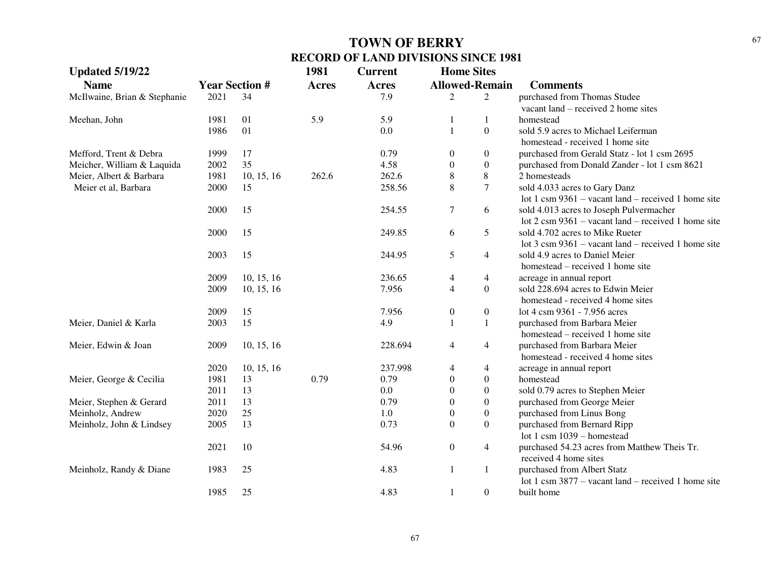# TOWN OF BERRY

## RECORD OF LAND DIVISIONS SINCE 1981

**Updated 5/19/22**

| Name | Year | Section # | 1981 Acres | Current Acres | Home Sites Allowed | Home Sites Remain | Comments |
|---|---|---|---|---|---|---|---|
| McIlwaine, Brian & Stephanie | 2021 | 34 | | 7.9 | 2 | 2 | purchased from Thomas Studee vacant land – received 2 home sites |
| Meehan, John | 1981 | 01 | 5.9 | 5.9 | 1 | 1 | homestead |
| | 1986 | 01 | | 0.0 | 1 | 0 | sold 5.9 acres to Michael Leiferman homestead - received 1 home site |
| Mefford, Trent & Debra | 1999 | 17 | | 0.79 | 0 | 0 | purchased from Gerald Statz - lot 1 csm 2695 |
| Meicher, William & Laquida | 2002 | 35 | | 4.58 | 0 | 0 | purchased from Donald Zander - lot 1 csm 8621 |
| Meier, Albert & Barbara | 1981 | 10, 15, 16 | 262.6 | 262.6 | 8 | 8 | 2 homesteads |
| Meier et al, Barbara | 2000 | 15 | | 258.56 | 8 | 7 | sold 4.033 acres to Gary Danz lot 1 csm 9361 – vacant land – received 1 home site |
| | 2000 | 15 | | 254.55 | 7 | 6 | sold 4.013 acres to Joseph Pulvermacher lot 2 csm 9361 – vacant land – received 1 home site |
| | 2000 | 15 | | 249.85 | 6 | 5 | sold 4.702 acres to Mike Rueter lot 3 csm 9361 – vacant land – received 1 home site |
| | 2003 | 15 | | 244.95 | 5 | 4 | sold 4.9 acres to Daniel Meier homestead – received 1 home site |
| | 2009 | 10, 15, 16 | | 236.65 | 4 | 4 | acreage in annual report |
| | 2009 | 10, 15, 16 | | 7.956 | 4 | 0 | sold 228.694 acres to Edwin Meier homestead - received 4 home sites |
| | 2009 | 15 | | 7.956 | 0 | 0 | lot 4 csm 9361 - 7.956 acres |
| Meier, Daniel & Karla | 2003 | 15 | | 4.9 | 1 | 1 | purchased from Barbara Meier homestead – received 1 home site |
| Meier, Edwin & Joan | 2009 | 10, 15, 16 | | 228.694 | 4 | 4 | purchased from Barbara Meier homestead - received 4 home sites |
| | 2020 | 10, 15, 16 | | 237.998 | 4 | 4 | acreage in annual report |
| Meier, George & Cecilia | 1981 | 13 | 0.79 | 0.79 | 0 | 0 | homestead |
| | 2011 | 13 | | 0.0 | 0 | 0 | sold 0.79 acres to Stephen Meier |
| Meier, Stephen & Gerard | 2011 | 13 | | 0.79 | 0 | 0 | purchased from George Meier |
| Meinholz, Andrew | 2020 | 25 | | 1.0 | 0 | 0 | purchased from Linus Bong |
| Meinholz, John & Lindsey | 2005 | 13 | | 0.73 | 0 | 0 | purchased from Bernard Ripp lot 1 csm 1039 – homestead |
| | 2021 | 10 | | 54.96 | 0 | 4 | purchased 54.23 acres from Matthew Theis Tr. received 4 home sites |
| Meinholz, Randy & Diane | 1983 | 25 | | 4.83 | 1 | 1 | purchased from Albert Statz lot 1 csm 3877 – vacant land – received 1 home site |
| | 1985 | 25 | | 4.83 | 1 | 0 | built home |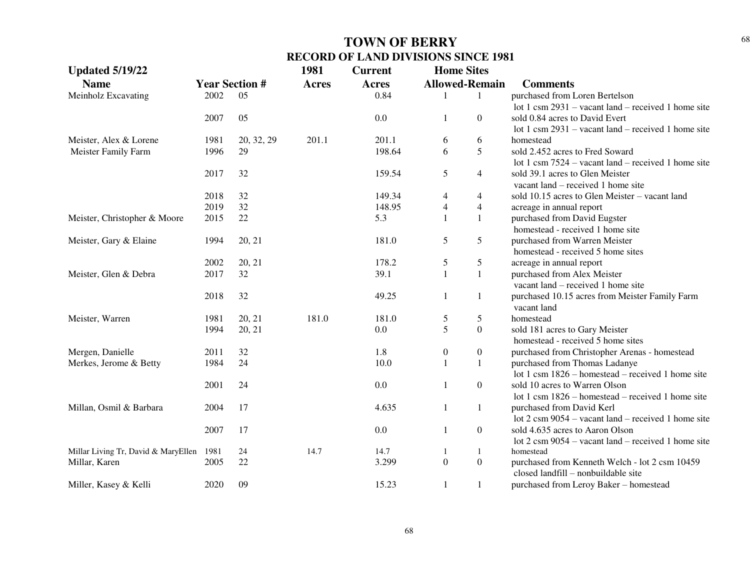# TOWN OF BERRY
## RECORD OF LAND DIVISIONS SINCE 1981

**Updated 5/19/22**

| Name | Year | Section # | 1981 Acres | Current Acres | Home Sites Allowed | Home Sites Remain | Comments |
|---|---|---|---|---|---|---|---|
| Meinholz Excavating | 2002 | 05 | | 0.84 | 1 | 1 | purchased from Loren Bertelson lot 1 csm 2931 – vacant land – received 1 home site |
| | 2007 | 05 | | 0.0 | 1 | 0 | sold 0.84 acres to David Evert lot 1 csm 2931 – vacant land – received 1 home site |
| Meister, Alex & Lorene | 1981 | 20, 32, 29 | 201.1 | 201.1 | 6 | 6 | homestead |
| Meister Family Farm | 1996 | 29 | | 198.64 | 6 | 5 | sold 2.452 acres to Fred Soward lot 1 csm 7524 – vacant land – received 1 home site |
| | 2017 | 32 | | 159.54 | 5 | 4 | sold 39.1 acres to Glen Meister vacant land – received 1 home site |
| | 2018 | 32 | | 149.34 | 4 | 4 | sold 10.15 acres to Glen Meister – vacant land |
| | 2019 | 32 | | 148.95 | 4 | 4 | acreage in annual report |
| Meister, Christopher & Moore | 2015 | 22 | | 5.3 | 1 | 1 | purchased from David Eugster homestead - received 1 home site |
| Meister, Gary & Elaine | 1994 | 20, 21 | | 181.0 | 5 | 5 | purchased from Warren Meister homestead - received 5 home sites |
| | 2002 | 20, 21 | | 178.2 | 5 | 5 | acreage in annual report |
| Meister, Glen & Debra | 2017 | 32 | | 39.1 | 1 | 1 | purchased from Alex Meister vacant land – received 1 home site |
| | 2018 | 32 | | 49.25 | 1 | 1 | purchased 10.15 acres from Meister Family Farm vacant land |
| Meister, Warren | 1981 | 20, 21 | 181.0 | 181.0 | 5 | 5 | homestead |
| | 1994 | 20, 21 | | 0.0 | 5 | 0 | sold 181 acres to Gary Meister homestead - received 5 home sites |
| Mergen, Danielle | 2011 | 32 | | 1.8 | 0 | 0 | purchased from Christopher Arenas - homestead |
| Merkes, Jerome & Betty | 1984 | 24 | | 10.0 | 1 | 1 | purchased from Thomas Ladanye lot 1 csm 1826 – homestead – received 1 home site |
| | 2001 | 24 | | 0.0 | 1 | 0 | sold 10 acres to Warren Olson lot 1 csm 1826 – homestead – received 1 home site |
| Millan, Osmil & Barbara | 2004 | 17 | | 4.635 | 1 | 1 | purchased from David Kerl lot 2 csm 9054 – vacant land – received 1 home site |
| | 2007 | 17 | | 0.0 | 1 | 0 | sold 4.635 acres to Aaron Olson lot 2 csm 9054 – vacant land – received 1 home site |
| Millar Living Tr, David & MaryEllen | 1981 | 24 | 14.7 | 14.7 | 1 | 1 | homestead |
| Millar, Karen | 2005 | 22 | | 3.299 | 0 | 0 | purchased from Kenneth Welch - lot 2 csm 10459 closed landfill – nonbuildable site |
| Miller, Kasey & Kelli | 2020 | 09 | | 15.23 | 1 | 1 | purchased from Leroy Baker – homestead |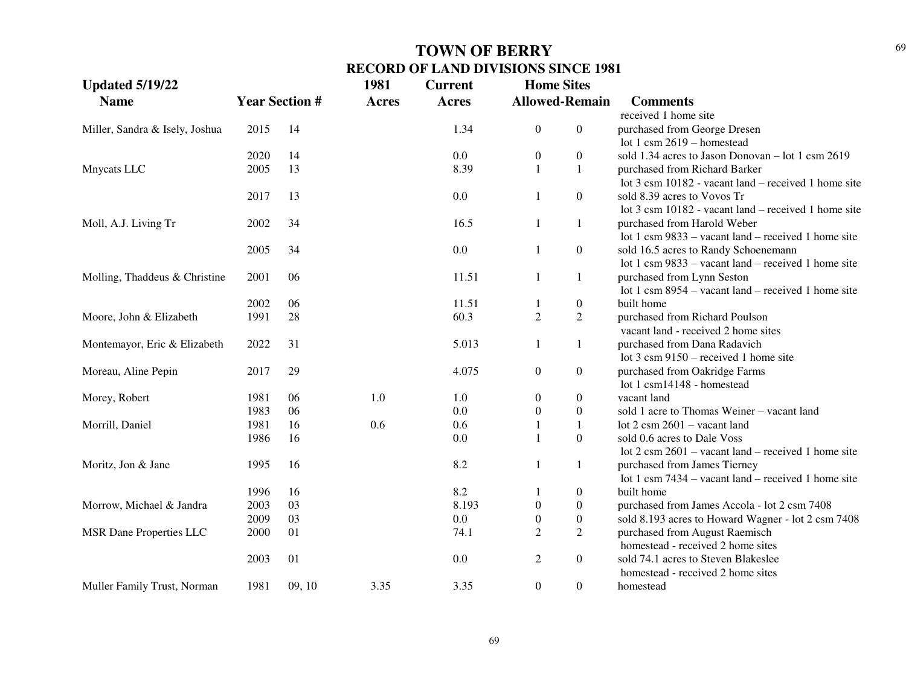# TOWN OF BERRY
## RECORD OF LAND DIVISIONS SINCE 1981

| Updated 5/19/22 Name | Year | Section # | 1981 Acres | Current Acres | Home Sites Allowed | Home Sites Remain | Comments |
|---|---|---|---|---|---|---|---|
| | | | | | | | received 1 home site |
| Miller, Sandra & Isely, Joshua | 2015 | 14 | | 1.34 | 0 | 0 | purchased from George Dresen lot 1 csm 2619 – homestead |
| | 2020 | 14 | | 0.0 | 0 | 0 | sold 1.34 acres to Jason Donovan – lot 1 csm 2619 |
| Mnycats LLC | 2005 | 13 | | 8.39 | 1 | 1 | purchased from Richard Barker lot 3 csm 10182 - vacant land – received 1 home site |
| | 2017 | 13 | | 0.0 | 1 | 0 | sold 8.39 acres to Vovos Tr lot 3 csm 10182 - vacant land – received 1 home site |
| Moll, A.J. Living Tr | 2002 | 34 | | 16.5 | 1 | 1 | purchased from Harold Weber lot 1 csm 9833 – vacant land – received 1 home site |
| | 2005 | 34 | | 0.0 | 1 | 0 | sold 16.5 acres to Randy Schoenemann lot 1 csm 9833 – vacant land – received 1 home site |
| Molling, Thaddeus & Christine | 2001 | 06 | | 11.51 | 1 | 1 | purchased from Lynn Seston lot 1 csm 8954 – vacant land – received 1 home site |
| | 2002 | 06 | | 11.51 | 1 | 0 | built home |
| Moore, John & Elizabeth | 1991 | 28 | | 60.3 | 2 | 2 | purchased from Richard Poulson vacant land - received 2 home sites |
| Montemayor, Eric & Elizabeth | 2022 | 31 | | 5.013 | 1 | 1 | purchased from Dana Radavich lot 3 csm 9150 – received 1 home site |
| Moreau, Aline Pepin | 2017 | 29 | | 4.075 | 0 | 0 | purchased from Oakridge Farms lot 1 csm14148 - homestead |
| Morey, Robert | 1981 | 06 | 1.0 | 1.0 | 0 | 0 | vacant land |
| | 1983 | 06 | | 0.0 | 0 | 0 | sold 1 acre to Thomas Weiner – vacant land |
| Morrill, Daniel | 1981 | 16 | 0.6 | 0.6 | 1 | 1 | lot 2 csm 2601 – vacant land |
| | 1986 | 16 | | 0.0 | 1 | 0 | sold 0.6 acres to Dale Voss lot 2 csm 2601 – vacant land – received 1 home site |
| Moritz, Jon & Jane | 1995 | 16 | | 8.2 | 1 | 1 | purchased from James Tierney lot 1 csm 7434 – vacant land – received 1 home site |
| | 1996 | 16 | | 8.2 | 1 | 0 | built home |
| Morrow, Michael & Jandra | 2003 | 03 | | 8.193 | 0 | 0 | purchased from James Accola - lot 2 csm 7408 |
| | 2009 | 03 | | 0.0 | 0 | 0 | sold 8.193 acres to Howard Wagner - lot 2 csm 7408 |
| MSR Dane Properties LLC | 2000 | 01 | | 74.1 | 2 | 2 | purchased from August Raemisch homestead - received 2 home sites |
| | 2003 | 01 | | 0.0 | 2 | 0 | sold 74.1 acres to Steven Blakeslee homestead - received 2 home sites |
| Muller Family Trust, Norman | 1981 | 09, 10 | 3.35 | 3.35 | 0 | 0 | homestead |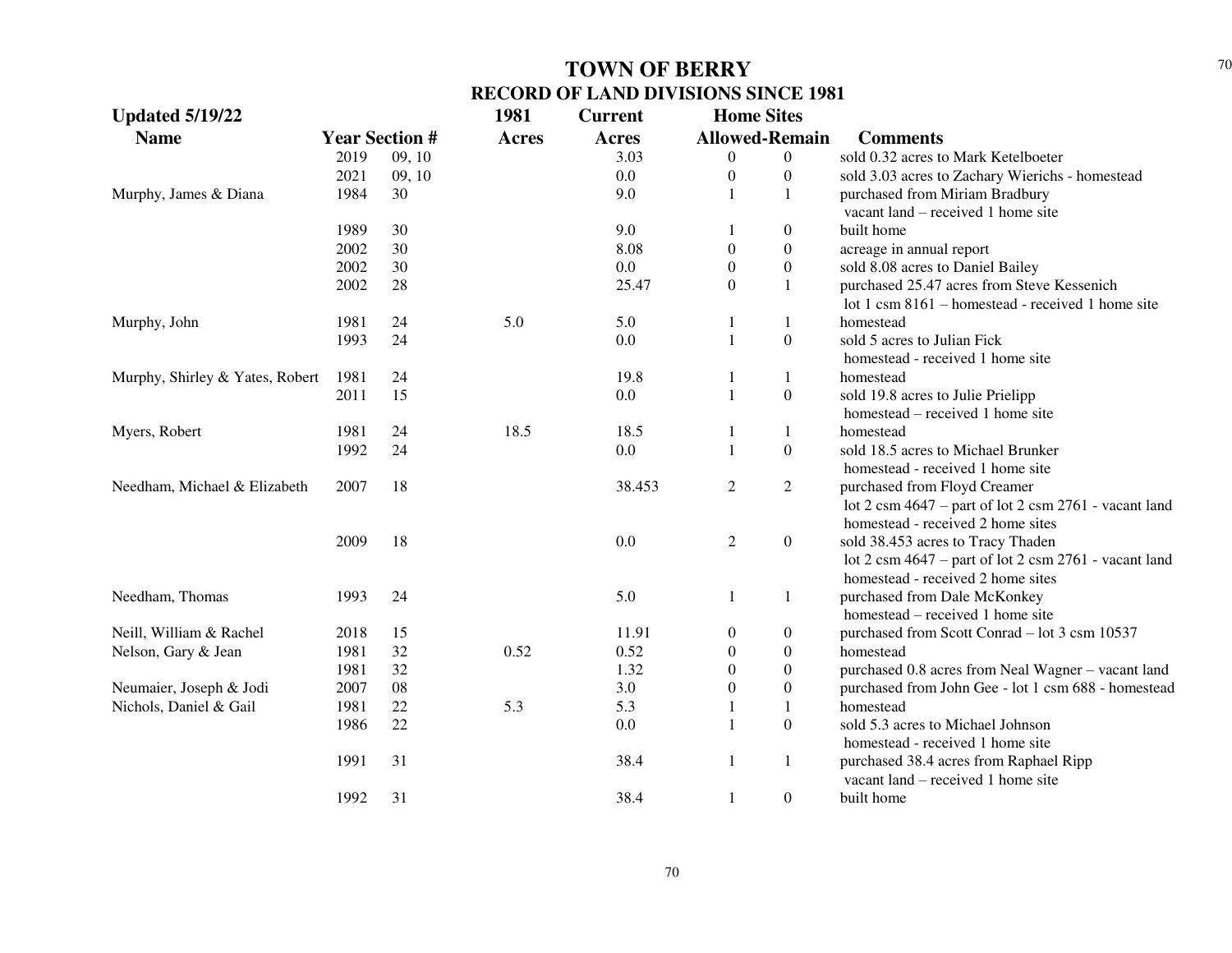# TOWN OF BERRY

## RECORD OF LAND DIVISIONS SINCE 1981

**Updated 5/19/22**

| Name | Year | Section # | 1981 Acres | Current Acres | Home Sites Allowed | Home Sites Remain | Comments |
|---|---|---|---|---|---|---|---|
| | 2019 | 09, 10 | | 3.03 | 0 | 0 | sold 0.32 acres to Mark Ketelboeter |
| | 2021 | 09, 10 | | 0.0 | 0 | 0 | sold 3.03 acres to Zachary Wierichs - homestead |
| Murphy, James & Diana | 1984 | 30 | | 9.0 | 1 | 1 | purchased from Miriam Bradbury vacant land – received 1 home site |
| | 1989 | 30 | | 9.0 | 1 | 0 | built home |
| | 2002 | 30 | | 8.08 | 0 | 0 | acreage in annual report |
| | 2002 | 30 | | 0.0 | 0 | 0 | sold 8.08 acres to Daniel Bailey |
| | 2002 | 28 | | 25.47 | 0 | 1 | purchased 25.47 acres from Steve Kessenich lot 1 csm 8161 – homestead - received 1 home site |
| Murphy, John | 1981 | 24 | 5.0 | 5.0 | 1 | 1 | homestead |
| | 1993 | 24 | | 0.0 | 1 | 0 | sold 5 acres to Julian Fick homestead - received 1 home site |
| Murphy, Shirley & Yates, Robert | 1981 | 24 | | 19.8 | 1 | 1 | homestead |
| | 2011 | 15 | | 0.0 | 1 | 0 | sold 19.8 acres to Julie Prielipp homestead – received 1 home site |
| Myers, Robert | 1981 | 24 | 18.5 | 18.5 | 1 | 1 | homestead |
| | 1992 | 24 | | 0.0 | 1 | 0 | sold 18.5 acres to Michael Brunker homestead - received 1 home site |
| Needham, Michael & Elizabeth | 2007 | 18 | | 38.453 | 2 | 2 | purchased from Floyd Creamer lot 2 csm 4647 – part of lot 2 csm 2761 - vacant land homestead - received 2 home sites |
| | 2009 | 18 | | 0.0 | 2 | 0 | sold 38.453 acres to Tracy Thaden lot 2 csm 4647 – part of lot 2 csm 2761 - vacant land homestead - received 2 home sites |
| Needham, Thomas | 1993 | 24 | | 5.0 | 1 | 1 | purchased from Dale McKonkey homestead – received 1 home site |
| Neill, William & Rachel | 2018 | 15 | | 11.91 | 0 | 0 | purchased from Scott Conrad – lot 3 csm 10537 |
| Nelson, Gary & Jean | 1981 | 32 | 0.52 | 0.52 | 0 | 0 | homestead |
| | 1981 | 32 | | 1.32 | 0 | 0 | purchased 0.8 acres from Neal Wagner – vacant land |
| Neumaier, Joseph & Jodi | 2007 | 08 | | 3.0 | 0 | 0 | purchased from John Gee - lot 1 csm 688 - homestead |
| Nichols, Daniel & Gail | 1981 | 22 | 5.3 | 5.3 | 1 | 1 | homestead |
| | 1986 | 22 | | 0.0 | 1 | 0 | sold 5.3 acres to Michael Johnson homestead - received 1 home site |
| | 1991 | 31 | | 38.4 | 1 | 1 | purchased 38.4 acres from Raphael Ripp vacant land – received 1 home site |
| | 1992 | 31 | | 38.4 | 1 | 0 | built home |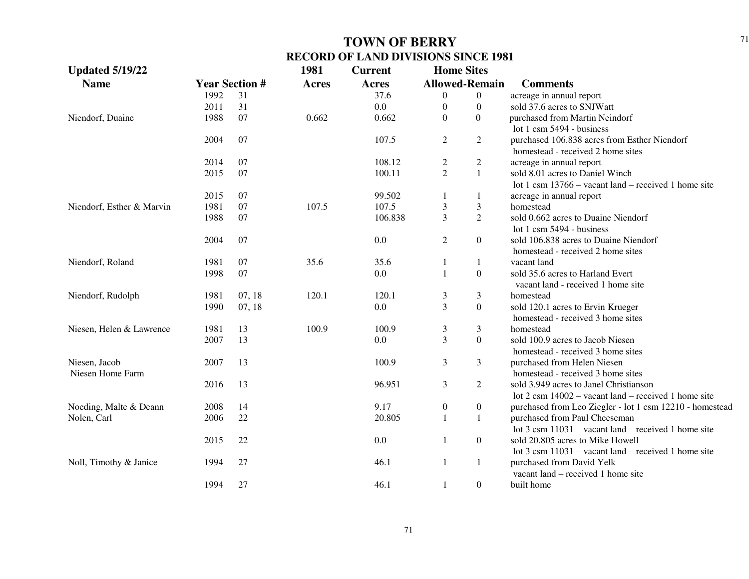# TOWN OF BERRY
## RECORD OF LAND DIVISIONS SINCE 1981

**Updated 5/19/22**

| Name | Year | Section # | 1981 Acres | Current Acres | Home Sites Allowed | Home Sites Remain | Comments |
|---|---|---|---|---|---|---|---|
| | 1992 | 31 | | 37.6 | 0 | 0 | acreage in annual report |
| | 2011 | 31 | | 0.0 | 0 | 0 | sold 37.6 acres to SNJWatt |
| Niendorf, Duaine | 1988 | 07 | 0.662 | 0.662 | 0 | 0 | purchased from Martin Neindorf lot 1 csm 5494 - business |
| | 2004 | 07 | | 107.5 | 2 | 2 | purchased 106.838 acres from Esther Niendorf homestead - received 2 home sites |
| | 2014 | 07 | | 108.12 | 2 | 2 | acreage in annual report |
| | 2015 | 07 | | 100.11 | 2 | 1 | sold 8.01 acres to Daniel Winch lot 1 csm 13766 – vacant land – received 1 home site |
| | 2015 | 07 | | 99.502 | 1 | 1 | acreage in annual report |
| Niendorf, Esther & Marvin | 1981 | 07 | 107.5 | 107.5 | 3 | 3 | homestead |
| | 1988 | 07 | | 106.838 | 3 | 2 | sold 0.662 acres to Duaine Niendorf lot 1 csm 5494 - business |
| | 2004 | 07 | | 0.0 | 2 | 0 | sold 106.838 acres to Duaine Niendorf homestead - received 2 home sites |
| Niendorf, Roland | 1981 | 07 | 35.6 | 35.6 | 1 | 1 | vacant land |
| | 1998 | 07 | | 0.0 | 1 | 0 | sold 35.6 acres to Harland Evert vacant land - received 1 home site |
| Niendorf, Rudolph | 1981 | 07, 18 | 120.1 | 120.1 | 3 | 3 | homestead |
| | 1990 | 07, 18 | | 0.0 | 3 | 0 | sold 120.1 acres to Ervin Krueger homestead - received 3 home sites |
| Niesen, Helen & Lawrence | 1981 | 13 | 100.9 | 100.9 | 3 | 3 | homestead |
| | 2007 | 13 | | 0.0 | 3 | 0 | sold 100.9 acres to Jacob Niesen homestead - received 3 home sites |
| Niesen, Jacob Niesen Home Farm | 2007 | 13 | | 100.9 | 3 | 3 | purchased from Helen Niesen homestead - received 3 home sites |
| | 2016 | 13 | | 96.951 | 3 | 2 | sold 3.949 acres to Janel Christianson lot 2 csm 14002 – vacant land – received 1 home site |
| Noeding, Malte & Deann | 2008 | 14 | | 9.17 | 0 | 0 | purchased from Leo Ziegler - lot 1 csm 12210 - homestead |
| Nolen, Carl | 2006 | 22 | | 20.805 | 1 | 1 | purchased from Paul Cheeseman lot 3 csm 11031 – vacant land – received 1 home site |
| | 2015 | 22 | | 0.0 | 1 | 0 | sold 20.805 acres to Mike Howell lot 3 csm 11031 – vacant land – received 1 home site |
| Noll, Timothy & Janice | 1994 | 27 | | 46.1 | 1 | 1 | purchased from David Yelk vacant land – received 1 home site |
| | 1994 | 27 | | 46.1 | 1 | 0 | built home |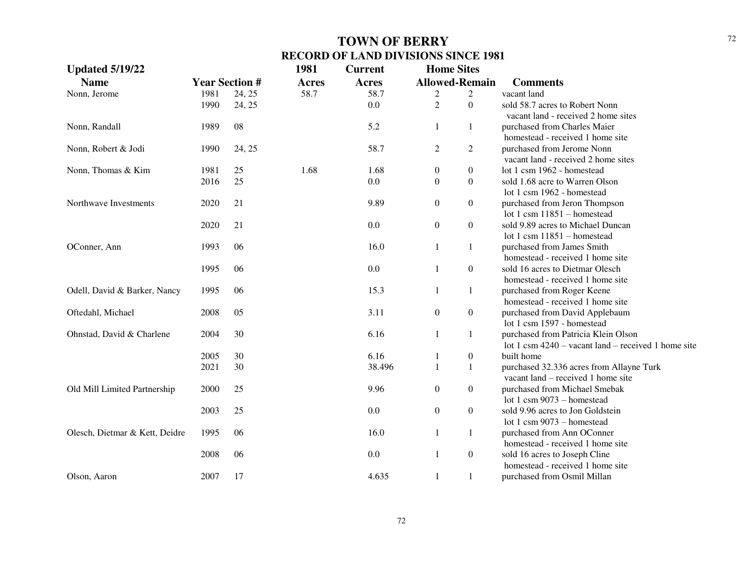# TOWN OF BERRY
## RECORD OF LAND DIVISIONS SINCE 1981

| Updated 5/19/22 | | | 1981 | Current | Home Sites | | |
|---|---|---|---|---|---|---|---|
| Name | Year | Section # | Acres | Acres | Allowed | Remain | Comments |
| Nonn, Jerome | 1981 | 24, 25 | 58.7 | 58.7 | 2 | 2 | vacant land |
| | 1990 | 24, 25 | | 0.0 | 2 | 0 | sold 58.7 acres to Robert Nonn<br>vacant land - received 2 home sites |
| Nonn, Randall | 1989 | 08 | | 5.2 | 1 | 1 | purchased from Charles Maier<br>homestead - received 1 home site |
| Nonn, Robert & Jodi | 1990 | 24, 25 | | 58.7 | 2 | 2 | purchased from Jerome Nonn<br>vacant land - received 2 home sites |
| Nonn, Thomas & Kim | 1981 | 25 | 1.68 | 1.68 | 0 | 0 | lot 1 csm 1962 - homestead |
| | 2016 | 25 | | 0.0 | 0 | 0 | sold 1.68 acre to Warren Olson<br>lot 1 csm 1962 - homestead |
| Northwave Investments | 2020 | 21 | | 9.89 | 0 | 0 | purchased from Jeron Thompson<br>lot 1 csm 11851 – homestead |
| | 2020 | 21 | | 0.0 | 0 | 0 | sold 9.89 acres to Michael Duncan<br>lot 1 csm 11851 – homestead |
| OConner, Ann | 1993 | 06 | | 16.0 | 1 | 1 | purchased from James Smith<br>homestead - received 1 home site |
| | 1995 | 06 | | 0.0 | 1 | 0 | sold 16 acres to Dietmar Olesch<br>homestead - received 1 home site |
| Odell, David & Barker, Nancy | 1995 | 06 | | 15.3 | 1 | 1 | purchased from Roger Keene<br>homestead - received 1 home site |
| Oftedahl, Michael | 2008 | 05 | | 3.11 | 0 | 0 | purchased from David Applebaum<br>lot 1 csm 1597 - homestead |
| Ohnstad, David & Charlene | 2004 | 30 | | 6.16 | 1 | 1 | purchased from Patricia Klein Olson<br>lot 1 csm 4240 – vacant land – received 1 home site |
| | 2005 | 30 | | 6.16 | 1 | 0 | built home |
| | 2021 | 30 | | 38.496 | 1 | 1 | purchased 32.336 acres from Allayne Turk<br>vacant land – received 1 home site |
| Old Mill Limited Partnership | 2000 | 25 | | 9.96 | 0 | 0 | purchased from Michael Smebak<br>lot 1 csm 9073 – homestead |
| | 2003 | 25 | | 0.0 | 0 | 0 | sold 9.96 acres to Jon Goldstein<br>lot 1 csm 9073 – homestead |
| Olesch, Dietmar & Kett, Deidre | 1995 | 06 | | 16.0 | 1 | 1 | purchased from Ann OConner<br>homestead - received 1 home site |
| | 2008 | 06 | | 0.0 | 1 | 0 | sold 16 acres to Joseph Cline<br>homestead - received 1 home site |
| Olson, Aaron | 2007 | 17 | | 4.635 | 1 | 1 | purchased from Osmil Millan |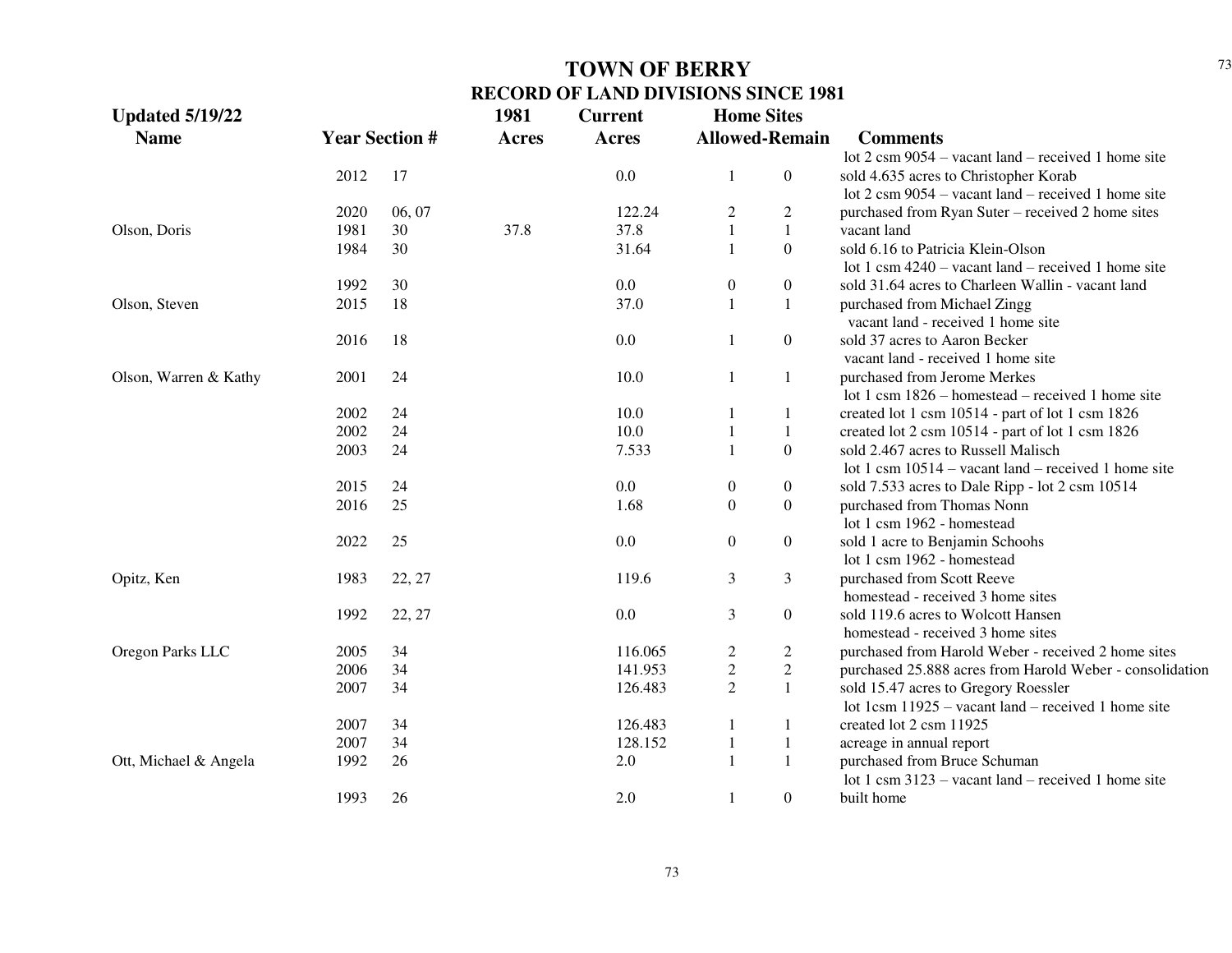# TOWN OF BERRY

## RECORD OF LAND DIVISIONS SINCE 1981

| Updated 5/19/22<br>Name | Year | Section # | 1981<br>Acres | Current<br>Acres | Home Sites<br>Allowed | -Remain | Comments |
|---|---|---|---|---|---|---|---|
| | | | | | | | lot 2 csm 9054 – vacant land – received 1 home site |
| | 2012 | 17 | | 0.0 | 1 | 0 | sold 4.635 acres to Christopher Korab |
| | | | | | | | lot 2 csm 9054 – vacant land – received 1 home site |
| | 2020 | 06, 07 | | 122.24 | 2 | 2 | purchased from Ryan Suter – received 2 home sites |
| Olson, Doris | 1981 | 30 | 37.8 | 37.8 | 1 | 1 | vacant land |
| | 1984 | 30 | | 31.64 | 1 | 0 | sold 6.16 to Patricia Klein-Olson |
| | | | | | | | lot 1 csm 4240 – vacant land – received 1 home site |
| | 1992 | 30 | | 0.0 | 0 | 0 | sold 31.64 acres to Charleen Wallin - vacant land |
| Olson, Steven | 2015 | 18 | | 37.0 | 1 | 1 | purchased from Michael Zingg |
| | | | | | | | vacant land - received 1 home site |
| | 2016 | 18 | | 0.0 | 1 | 0 | sold 37 acres to Aaron Becker |
| | | | | | | | vacant land - received 1 home site |
| Olson, Warren & Kathy | 2001 | 24 | | 10.0 | 1 | 1 | purchased from Jerome Merkes |
| | | | | | | | lot 1 csm 1826 – homestead – received 1 home site |
| | 2002 | 24 | | 10.0 | 1 | 1 | created lot 1 csm 10514 - part of lot 1 csm 1826 |
| | 2002 | 24 | | 10.0 | 1 | 1 | created lot 2 csm 10514 - part of lot 1 csm 1826 |
| | 2003 | 24 | | 7.533 | 1 | 0 | sold 2.467 acres to Russell Malisch |
| | | | | | | | lot 1 csm 10514 – vacant land – received 1 home site |
| | 2015 | 24 | | 0.0 | 0 | 0 | sold 7.533 acres to Dale Ripp - lot 2 csm 10514 |
| | 2016 | 25 | | 1.68 | 0 | 0 | purchased from Thomas Nonn |
| | | | | | | | lot 1 csm 1962 - homestead |
| | 2022 | 25 | | 0.0 | 0 | 0 | sold 1 acre to Benjamin Schoohs |
| | | | | | | | lot 1 csm 1962 - homestead |
| Opitz, Ken | 1983 | 22, 27 | | 119.6 | 3 | 3 | purchased from Scott Reeve |
| | | | | | | | homestead - received 3 home sites |
| | 1992 | 22, 27 | | 0.0 | 3 | 0 | sold 119.6 acres to Wolcott Hansen |
| | | | | | | | homestead - received 3 home sites |
| Oregon Parks LLC | 2005 | 34 | | 116.065 | 2 | 2 | purchased from Harold Weber - received 2 home sites |
| | 2006 | 34 | | 141.953 | 2 | 2 | purchased 25.888 acres from Harold Weber - consolidation |
| | 2007 | 34 | | 126.483 | 2 | 1 | sold 15.47 acres to Gregory Roessler |
| | | | | | | | lot 1csm 11925 – vacant land – received 1 home site |
| | 2007 | 34 | | 126.483 | 1 | 1 | created lot 2 csm 11925 |
| | 2007 | 34 | | 128.152 | 1 | 1 | acreage in annual report |
| Ott, Michael & Angela | 1992 | 26 | | 2.0 | 1 | 1 | purchased from Bruce Schuman |
| | | | | | | | lot 1 csm 3123 – vacant land – received 1 home site |
| | 1993 | 26 | | 2.0 | 1 | 0 | built home |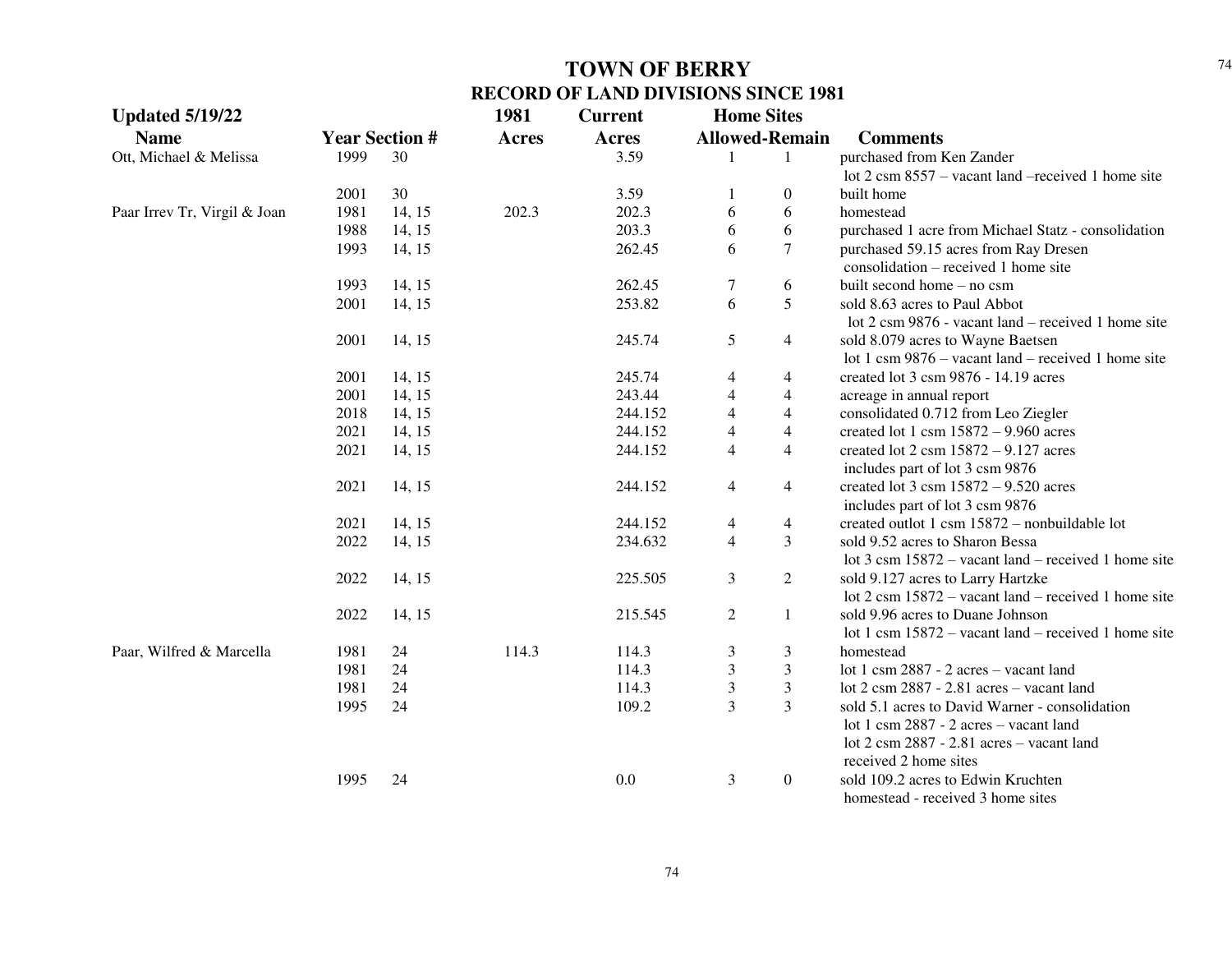# TOWN OF BERRY

## RECORD OF LAND DIVISIONS SINCE 1981

**Updated 5/19/22**

| Name | Year | Section # | 1981 Acres | Current Acres | Home Sites Allowed | Home Sites Remain | Comments |
|---|---|---|---|---|---|---|---|
| Ott, Michael & Melissa | 1999 | 30 | | 3.59 | 1 | 1 | purchased from Ken Zander<br>lot 2 csm 8557 – vacant land –received 1 home site |
| | 2001 | 30 | | 3.59 | 1 | 0 | built home |
| Paar Irrev Tr, Virgil & Joan | 1981 | 14, 15 | 202.3 | 202.3 | 6 | 6 | homestead |
| | 1988 | 14, 15 | | 203.3 | 6 | 6 | purchased 1 acre from Michael Statz - consolidation |
| | 1993 | 14, 15 | | 262.45 | 6 | 7 | purchased 59.15 acres from Ray Dresen<br>consolidation – received 1 home site |
| | 1993 | 14, 15 | | 262.45 | 7 | 6 | built second home – no csm |
| | 2001 | 14, 15 | | 253.82 | 6 | 5 | sold 8.63 acres to Paul Abbot<br>lot 2 csm 9876 - vacant land – received 1 home site |
| | 2001 | 14, 15 | | 245.74 | 5 | 4 | sold 8.079 acres to Wayne Baetsen<br>lot 1 csm 9876 – vacant land – received 1 home site |
| | 2001 | 14, 15 | | 245.74 | 4 | 4 | created lot 3 csm 9876 - 14.19 acres |
| | 2001 | 14, 15 | | 243.44 | 4 | 4 | acreage in annual report |
| | 2018 | 14, 15 | | 244.152 | 4 | 4 | consolidated 0.712 from Leo Ziegler |
| | 2021 | 14, 15 | | 244.152 | 4 | 4 | created lot 1 csm 15872 – 9.960 acres |
| | 2021 | 14, 15 | | 244.152 | 4 | 4 | created lot 2 csm 15872 – 9.127 acres<br>includes part of lot 3 csm 9876 |
| | 2021 | 14, 15 | | 244.152 | 4 | 4 | created lot 3 csm 15872 – 9.520 acres<br>includes part of lot 3 csm 9876 |
| | 2021 | 14, 15 | | 244.152 | 4 | 4 | created outlot 1 csm 15872 – nonbuildable lot |
| | 2022 | 14, 15 | | 234.632 | 4 | 3 | sold 9.52 acres to Sharon Bessa<br>lot 3 csm 15872 – vacant land – received 1 home site |
| | 2022 | 14, 15 | | 225.505 | 3 | 2 | sold 9.127 acres to Larry Hartzke<br>lot 2 csm 15872 – vacant land – received 1 home site |
| | 2022 | 14, 15 | | 215.545 | 2 | 1 | sold 9.96 acres to Duane Johnson<br>lot 1 csm 15872 – vacant land – received 1 home site |
| Paar, Wilfred & Marcella | 1981 | 24 | 114.3 | 114.3 | 3 | 3 | homestead |
| | 1981 | 24 | | 114.3 | 3 | 3 | lot 1 csm 2887 - 2 acres – vacant land |
| | 1981 | 24 | | 114.3 | 3 | 3 | lot 2 csm 2887 - 2.81 acres – vacant land |
| | 1995 | 24 | | 109.2 | 3 | 3 | sold 5.1 acres to David Warner - consolidation<br>lot 1 csm 2887 - 2 acres – vacant land<br>lot 2 csm 2887 - 2.81 acres – vacant land<br>received 2 home sites |
| | 1995 | 24 | | 0.0 | 3 | 0 | sold 109.2 acres to Edwin Kruchten<br>homestead - received 3 home sites |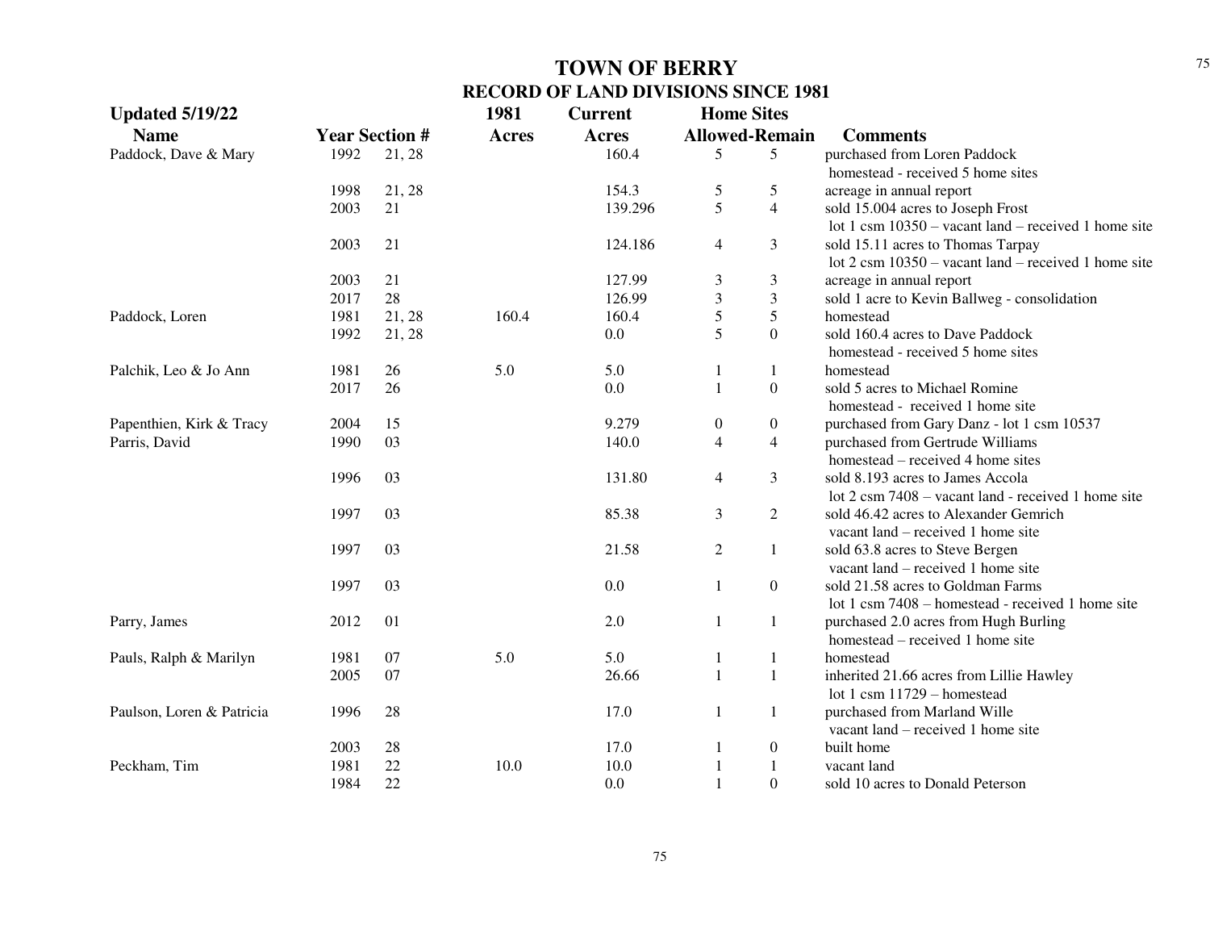# TOWN OF BERRY

## RECORD OF LAND DIVISIONS SINCE 1981

**Updated 5/19/22**

| Name | Year | Section # | 1981 Acres | Current Acres | Home Sites Allowed | Home Sites Remain | Comments |
|---|---|---|---|---|---|---|---|
| Paddock, Dave & Mary | 1992 | 21, 28 | | 160.4 | 5 | 5 | purchased from Loren Paddock homestead - received 5 home sites |
| | 1998 | 21, 28 | | 154.3 | 5 | 5 | acreage in annual report |
| | 2003 | 21 | | 139.296 | 5 | 4 | sold 15.004 acres to Joseph Frost lot 1 csm 10350 – vacant land – received 1 home site |
| | 2003 | 21 | | 124.186 | 4 | 3 | sold 15.11 acres to Thomas Tarpay lot 2 csm 10350 – vacant land – received 1 home site |
| | 2003 | 21 | | 127.99 | 3 | 3 | acreage in annual report |
| | 2017 | 28 | | 126.99 | 3 | 3 | sold 1 acre to Kevin Ballweg - consolidation |
| Paddock, Loren | 1981 | 21, 28 | 160.4 | 160.4 | 5 | 5 | homestead |
| | 1992 | 21, 28 | | 0.0 | 5 | 0 | sold 160.4 acres to Dave Paddock homestead - received 5 home sites |
| Palchik, Leo & Jo Ann | 1981 | 26 | 5.0 | 5.0 | 1 | 1 | homestead |
| | 2017 | 26 | | 0.0 | 1 | 0 | sold 5 acres to Michael Romine homestead - received 1 home site |
| Papenthien, Kirk & Tracy | 2004 | 15 | | 9.279 | 0 | 0 | purchased from Gary Danz - lot 1 csm 10537 |
| Parris, David | 1990 | 03 | | 140.0 | 4 | 4 | purchased from Gertrude Williams homestead – received 4 home sites |
| | 1996 | 03 | | 131.80 | 4 | 3 | sold 8.193 acres to James Accola lot 2 csm 7408 – vacant land - received 1 home site |
| | 1997 | 03 | | 85.38 | 3 | 2 | sold 46.42 acres to Alexander Gemrich vacant land – received 1 home site |
| | 1997 | 03 | | 21.58 | 2 | 1 | sold 63.8 acres to Steve Bergen vacant land – received 1 home site |
| | 1997 | 03 | | 0.0 | 1 | 0 | sold 21.58 acres to Goldman Farms lot 1 csm 7408 – homestead - received 1 home site |
| Parry, James | 2012 | 01 | | 2.0 | 1 | 1 | purchased 2.0 acres from Hugh Burling homestead – received 1 home site |
| Pauls, Ralph & Marilyn | 1981 | 07 | 5.0 | 5.0 | 1 | 1 | homestead |
| | 2005 | 07 | | 26.66 | 1 | 1 | inherited 21.66 acres from Lillie Hawley lot 1 csm 11729 – homestead |
| Paulson, Loren & Patricia | 1996 | 28 | | 17.0 | 1 | 1 | purchased from Marland Wille vacant land – received 1 home site |
| | 2003 | 28 | | 17.0 | 1 | 0 | built home |
| Peckham, Tim | 1981 | 22 | 10.0 | 10.0 | 1 | 1 | vacant land |
| | 1984 | 22 | | 0.0 | 1 | 0 | sold 10 acres to Donald Peterson |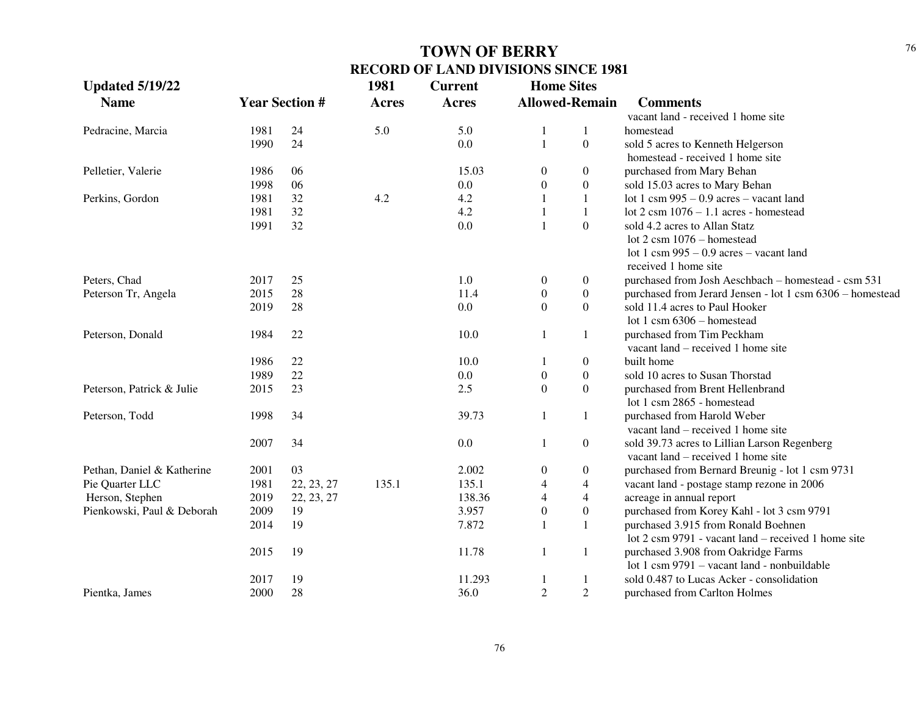# TOWN OF BERRY

## RECORD OF LAND DIVISIONS SINCE 1981

**Updated 5/19/22**

| Name | Year | Section # | 1981 Acres | Current Acres | Home Sites Allowed | Home Sites Remain | Comments |
|---|---|---|---|---|---|---|---|
| | | | | | | | vacant land - received 1 home site |
| Pedracine, Marcia | 1981 | 24 | 5.0 | 5.0 | 1 | 1 | homestead |
| | 1990 | 24 | | 0.0 | 1 | 0 | sold 5 acres to Kenneth Helgerson |
| | | | | | | | homestead - received 1 home site |
| Pelletier, Valerie | 1986 | 06 | | 15.03 | 0 | 0 | purchased from Mary Behan |
| | 1998 | 06 | | 0.0 | 0 | 0 | sold 15.03 acres to Mary Behan |
| Perkins, Gordon | 1981 | 32 | 4.2 | 4.2 | 1 | 1 | lot 1 csm 995 – 0.9 acres – vacant land |
| | 1981 | 32 | | 4.2 | 1 | 1 | lot 2 csm 1076 – 1.1 acres - homestead |
| | 1991 | 32 | | 0.0 | 1 | 0 | sold 4.2 acres to Allan Statz |
| | | | | | | | lot 2 csm 1076 – homestead |
| | | | | | | | lot 1 csm 995 – 0.9 acres – vacant land |
| | | | | | | | received 1 home site |
| Peters, Chad | 2017 | 25 | | 1.0 | 0 | 0 | purchased from Josh Aeschbach – homestead - csm 531 |
| Peterson Tr, Angela | 2015 | 28 | | 11.4 | 0 | 0 | purchased from Jerard Jensen - lot 1 csm 6306 – homestead |
| | 2019 | 28 | | 0.0 | 0 | 0 | sold 11.4 acres to Paul Hooker |
| | | | | | | | lot 1 csm 6306 – homestead |
| Peterson, Donald | 1984 | 22 | | 10.0 | 1 | 1 | purchased from Tim Peckham |
| | | | | | | | vacant land – received 1 home site |
| | 1986 | 22 | | 10.0 | 1 | 0 | built home |
| | 1989 | 22 | | 0.0 | 0 | 0 | sold 10 acres to Susan Thorstad |
| Peterson, Patrick & Julie | 2015 | 23 | | 2.5 | 0 | 0 | purchased from Brent Hellenbrand |
| | | | | | | | lot 1 csm 2865 - homestead |
| Peterson, Todd | 1998 | 34 | | 39.73 | 1 | 1 | purchased from Harold Weber |
| | | | | | | | vacant land – received 1 home site |
| | 2007 | 34 | | 0.0 | 1 | 0 | sold 39.73 acres to Lillian Larson Regenberg |
| | | | | | | | vacant land – received 1 home site |
| Pethan, Daniel & Katherine | 2001 | 03 | | 2.002 | 0 | 0 | purchased from Bernard Breunig - lot 1 csm 9731 |
| Pie Quarter LLC | 1981 | 22, 23, 27 | 135.1 | 135.1 | 4 | 4 | vacant land - postage stamp rezone in 2006 |
| Herson, Stephen | 2019 | 22, 23, 27 | | 138.36 | 4 | 4 | acreage in annual report |
| Pienkowski, Paul & Deborah | 2009 | 19 | | 3.957 | 0 | 0 | purchased from Korey Kahl - lot 3 csm 9791 |
| | 2014 | 19 | | 7.872 | 1 | 1 | purchased 3.915 from Ronald Boehnen |
| | | | | | | | lot 2 csm 9791 - vacant land – received 1 home site |
| | 2015 | 19 | | 11.78 | 1 | 1 | purchased 3.908 from Oakridge Farms |
| | | | | | | | lot 1 csm 9791 – vacant land - nonbuildable |
| | 2017 | 19 | | 11.293 | 1 | 1 | sold 0.487 to Lucas Acker - consolidation |
| Pientka, James | 2000 | 28 | | 36.0 | 2 | 2 | purchased from Carlton Holmes |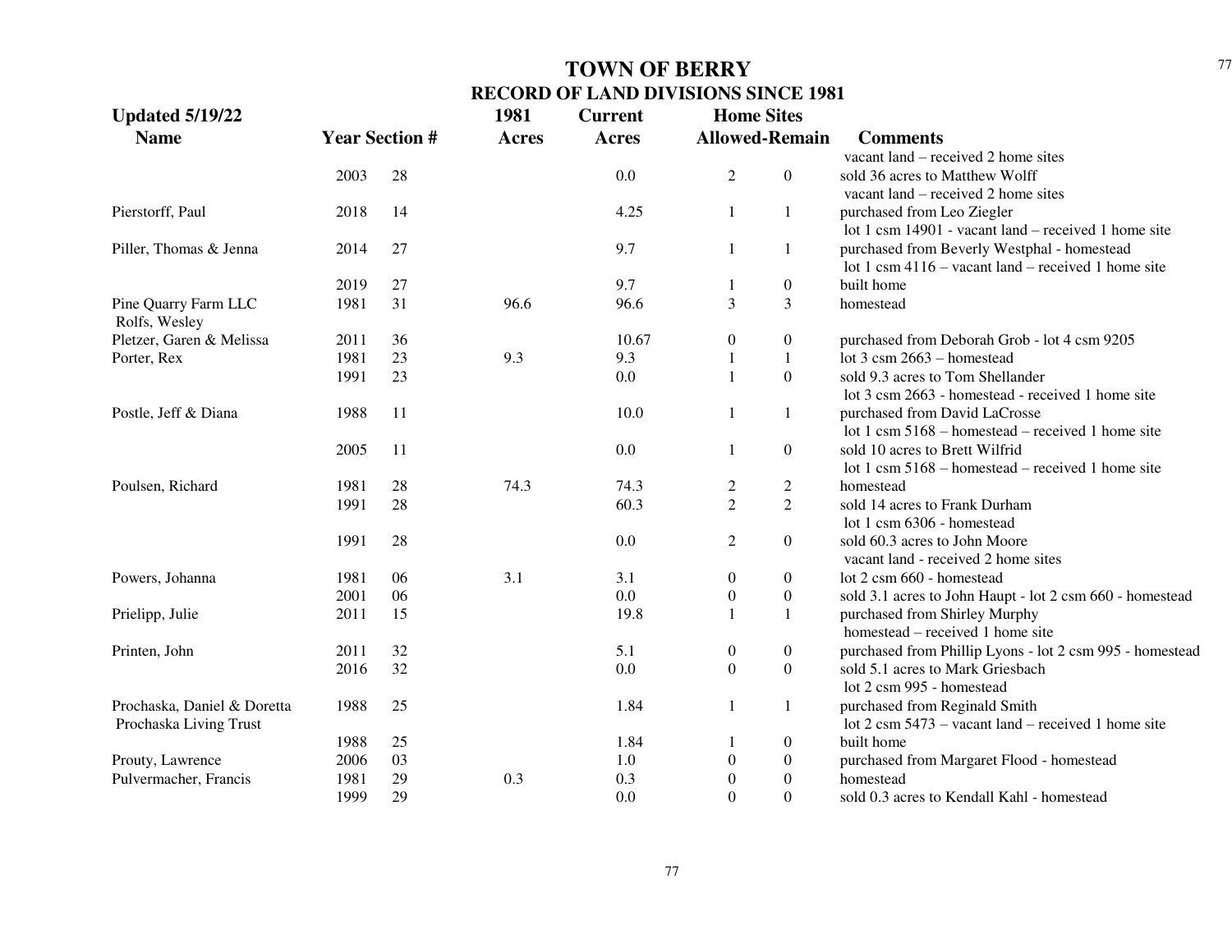# TOWN OF BERRY
## RECORD OF LAND DIVISIONS SINCE 1981

**Updated 5/19/22**

| Name | Year | Section # | 1981 Acres | Current Acres | Home Sites Allowed | Home Sites Remain | Comments |
|---|---|---|---|---|---|---|---|
| | | | | | | | vacant land – received 2 home sites |
| | 2003 | 28 | | 0.0 | 2 | 0 | sold 36 acres to Matthew Wolff vacant land – received 2 home sites |
| Pierstorff, Paul | 2018 | 14 | | 4.25 | 1 | 1 | purchased from Leo Ziegler lot 1 csm 14901 - vacant land – received 1 home site |
| Piller, Thomas & Jenna | 2014 | 27 | | 9.7 | 1 | 1 | purchased from Beverly Westphal - homestead lot 1 csm 4116 – vacant land – received 1 home site |
| | 2019 | 27 | | 9.7 | 1 | 0 | built home |
| Pine Quarry Farm LLC Rolfs, Wesley | 1981 | 31 | 96.6 | 96.6 | 3 | 3 | homestead |
| Pletzer, Garen & Melissa | 2011 | 36 | | 10.67 | 0 | 0 | purchased from Deborah Grob - lot 4 csm 9205 |
| Porter, Rex | 1981 | 23 | 9.3 | 9.3 | 1 | 1 | lot 3 csm 2663 – homestead |
| | 1991 | 23 | | 0.0 | 1 | 0 | sold 9.3 acres to Tom Shellander lot 3 csm 2663 - homestead - received 1 home site |
| Postle, Jeff & Diana | 1988 | 11 | | 10.0 | 1 | 1 | purchased from David LaCrosse lot 1 csm 5168 – homestead – received 1 home site |
| | 2005 | 11 | | 0.0 | 1 | 0 | sold 10 acres to Brett Wilfrid lot 1 csm 5168 – homestead – received 1 home site |
| Poulsen, Richard | 1981 | 28 | 74.3 | 74.3 | 2 | 2 | homestead |
| | 1991 | 28 | | 60.3 | 2 | 2 | sold 14 acres to Frank Durham lot 1 csm 6306 - homestead |
| | 1991 | 28 | | 0.0 | 2 | 0 | sold 60.3 acres to John Moore vacant land - received 2 home sites |
| Powers, Johanna | 1981 | 06 | 3.1 | 3.1 | 0 | 0 | lot 2 csm 660 - homestead |
| | 2001 | 06 | | 0.0 | 0 | 0 | sold 3.1 acres to John Haupt - lot 2 csm 660 - homestead |
| Prielipp, Julie | 2011 | 15 | | 19.8 | 1 | 1 | purchased from Shirley Murphy homestead – received 1 home site |
| Printen, John | 2011 | 32 | | 5.1 | 0 | 0 | purchased from Phillip Lyons - lot 2 csm 995 - homestead |
| | 2016 | 32 | | 0.0 | 0 | 0 | sold 5.1 acres to Mark Griesbach lot 2 csm 995 - homestead |
| Prochaska, Daniel & Doretta Prochaska Living Trust | 1988 | 25 | | 1.84 | 1 | 1 | purchased from Reginald Smith lot 2 csm 5473 – vacant land – received 1 home site |
| | 1988 | 25 | | 1.84 | 1 | 0 | built home |
| Prouty, Lawrence | 2006 | 03 | | 1.0 | 0 | 0 | purchased from Margaret Flood - homestead |
| Pulvermacher, Francis | 1981 | 29 | 0.3 | 0.3 | 0 | 0 | homestead |
| | 1999 | 29 | | 0.0 | 0 | 0 | sold 0.3 acres to Kendall Kahl - homestead |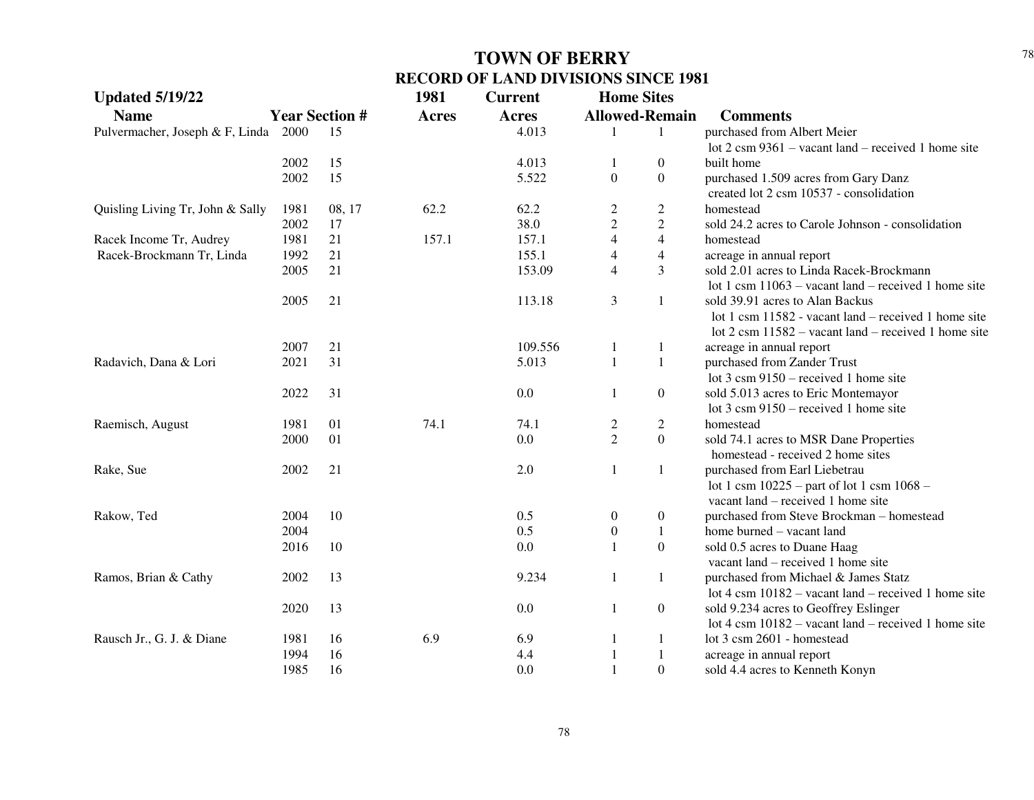# TOWN OF BERRY

## RECORD OF LAND DIVISIONS SINCE 1981

**Updated 5/19/22**

| Name | Year | Section # | 1981 Acres | Current Acres | Home Sites Allowed | Home Sites Remain | Comments |
|---|---|---|---|---|---|---|---|
| Pulvermacher, Joseph & F, Linda | 2000 | 15 | | 4.013 | 1 | 1 | purchased from Albert Meier lot 2 csm 9361 – vacant land – received 1 home site |
| | 2002 | 15 | | 4.013 | 1 | 0 | built home |
| | 2002 | 15 | | 5.522 | 0 | 0 | purchased 1.509 acres from Gary Danz created lot 2 csm 10537 - consolidation |
| Quisling Living Tr, John & Sally | 1981 | 08, 17 | 62.2 | 62.2 | 2 | 2 | homestead |
| | 2002 | 17 | | 38.0 | 2 | 2 | sold 24.2 acres to Carole Johnson - consolidation |
| Racek Income Tr, Audrey | 1981 | 21 | 157.1 | 157.1 | 4 | 4 | homestead |
| Racek-Brockmann Tr, Linda | 1992 | 21 | | 155.1 | 4 | 4 | acreage in annual report |
| | 2005 | 21 | | 153.09 | 4 | 3 | sold 2.01 acres to Linda Racek-Brockmann lot 1 csm 11063 – vacant land – received 1 home site |
| | 2005 | 21 | | 113.18 | 3 | 1 | sold 39.91 acres to Alan Backus lot 1 csm 11582 - vacant land – received 1 home site lot 2 csm 11582 – vacant land – received 1 home site |
| | 2007 | 21 | | 109.556 | 1 | 1 | acreage in annual report |
| Radavich, Dana & Lori | 2021 | 31 | | 5.013 | 1 | 1 | purchased from Zander Trust lot 3 csm 9150 – received 1 home site |
| | 2022 | 31 | | 0.0 | 1 | 0 | sold 5.013 acres to Eric Montemayor lot 3 csm 9150 – received 1 home site |
| Raemisch, August | 1981 | 01 | 74.1 | 74.1 | 2 | 2 | homestead |
| | 2000 | 01 | | 0.0 | 2 | 0 | sold 74.1 acres to MSR Dane Properties homestead - received 2 home sites |
| Rake, Sue | 2002 | 21 | | 2.0 | 1 | 1 | purchased from Earl Liebetrau lot 1 csm 10225 – part of lot 1 csm 1068 – vacant land – received 1 home site |
| Rakow, Ted | 2004 | 10 | | 0.5 | 0 | 0 | purchased from Steve Brockman – homestead |
| | 2004 | | | 0.5 | 0 | 1 | home burned – vacant land |
| | 2016 | 10 | | 0.0 | 1 | 0 | sold 0.5 acres to Duane Haag vacant land – received 1 home site |
| Ramos, Brian & Cathy | 2002 | 13 | | 9.234 | 1 | 1 | purchased from Michael & James Statz lot 4 csm 10182 – vacant land – received 1 home site |
| | 2020 | 13 | | 0.0 | 1 | 0 | sold 9.234 acres to Geoffrey Eslinger lot 4 csm 10182 – vacant land – received 1 home site |
| Rausch Jr., G. J. & Diane | 1981 | 16 | 6.9 | 6.9 | 1 | 1 | lot 3 csm 2601 - homestead |
| | 1994 | 16 | | 4.4 | 1 | 1 | acreage in annual report |
| | 1985 | 16 | | 0.0 | 1 | 0 | sold 4.4 acres to Kenneth Konyn |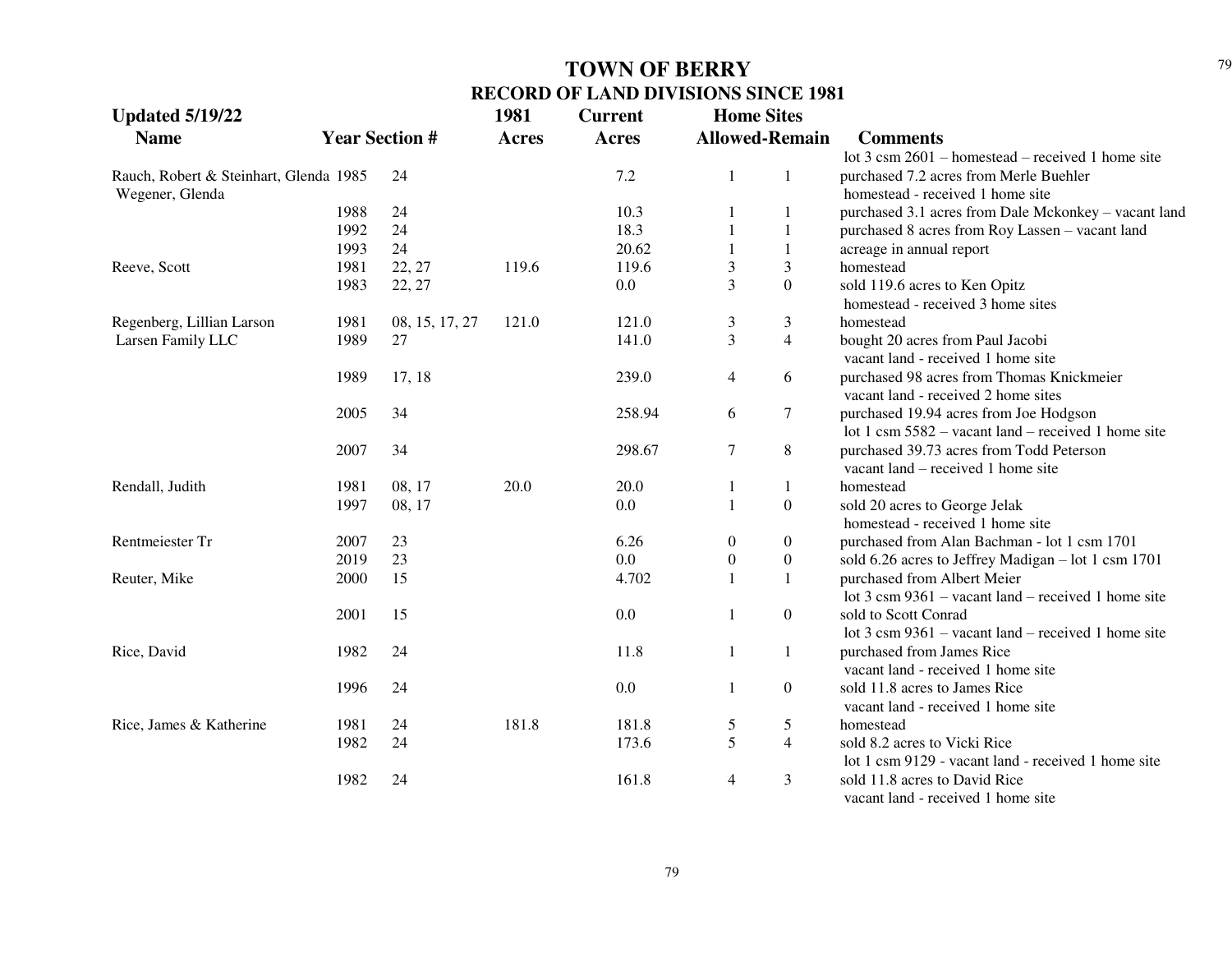# TOWN OF BERRY

## RECORD OF LAND DIVISIONS SINCE 1981

| Updated 5/19/22 | | | 1981 | Current | Home Sites | | |
|---|---|---|---|---|---|---|---|
| Name | Year | Section # | Acres | Acres | Allowed | Remain | Comments |
| | | | | | | | lot 3 csm 2601 – homestead – received 1 home site |
| Rauch, Robert & Steinhart, Glenda | 1985 | 24 | | 7.2 | 1 | 1 | purchased 7.2 acres from Merle Buehler |
| Wegener, Glenda | | | | | | | homestead - received 1 home site |
| | 1988 | 24 | | 10.3 | 1 | 1 | purchased 3.1 acres from Dale Mckonkey – vacant land |
| | 1992 | 24 | | 18.3 | 1 | 1 | purchased 8 acres from Roy Lassen – vacant land |
| | 1993 | 24 | | 20.62 | 1 | 1 | acreage in annual report |
| Reeve, Scott | 1981 | 22, 27 | 119.6 | 119.6 | 3 | 3 | homestead |
| | 1983 | 22, 27 | | 0.0 | 3 | 0 | sold 119.6 acres to Ken Opitz |
| | | | | | | | homestead - received 3 home sites |
| Regenberg, Lillian Larson | 1981 | 08, 15, 17, 27 | 121.0 | 121.0 | 3 | 3 | homestead |
| Larsen Family LLC | 1989 | 27 | | 141.0 | 3 | 4 | bought 20 acres from Paul Jacobi |
| | | | | | | | vacant land - received 1 home site |
| | 1989 | 17, 18 | | 239.0 | 4 | 6 | purchased 98 acres from Thomas Knickmeier |
| | | | | | | | vacant land - received 2 home sites |
| | 2005 | 34 | | 258.94 | 6 | 7 | purchased 19.94 acres from Joe Hodgson |
| | | | | | | | lot 1 csm 5582 – vacant land – received 1 home site |
| | 2007 | 34 | | 298.67 | 7 | 8 | purchased 39.73 acres from Todd Peterson |
| | | | | | | | vacant land – received 1 home site |
| Rendall, Judith | 1981 | 08, 17 | 20.0 | 20.0 | 1 | 1 | homestead |
| | 1997 | 08, 17 | | 0.0 | 1 | 0 | sold 20 acres to George Jelak |
| | | | | | | | homestead - received 1 home site |
| Rentmeiester Tr | 2007 | 23 | | 6.26 | 0 | 0 | purchased from Alan Bachman - lot 1 csm 1701 |
| | 2019 | 23 | | 0.0 | 0 | 0 | sold 6.26 acres to Jeffrey Madigan – lot 1 csm 1701 |
| Reuter, Mike | 2000 | 15 | | 4.702 | 1 | 1 | purchased from Albert Meier |
| | | | | | | | lot 3 csm 9361 – vacant land – received 1 home site |
| | 2001 | 15 | | 0.0 | 1 | 0 | sold to Scott Conrad |
| | | | | | | | lot 3 csm 9361 – vacant land – received 1 home site |
| Rice, David | 1982 | 24 | | 11.8 | 1 | 1 | purchased from James Rice |
| | | | | | | | vacant land - received 1 home site |
| | 1996 | 24 | | 0.0 | 1 | 0 | sold 11.8 acres to James Rice |
| | | | | | | | vacant land - received 1 home site |
| Rice, James & Katherine | 1981 | 24 | 181.8 | 181.8 | 5 | 5 | homestead |
| | 1982 | 24 | | 173.6 | 5 | 4 | sold 8.2 acres to Vicki Rice |
| | | | | | | | lot 1 csm 9129 - vacant land - received 1 home site |
| | 1982 | 24 | | 161.8 | 4 | 3 | sold 11.8 acres to David Rice |
| | | | | | | | vacant land - received 1 home site |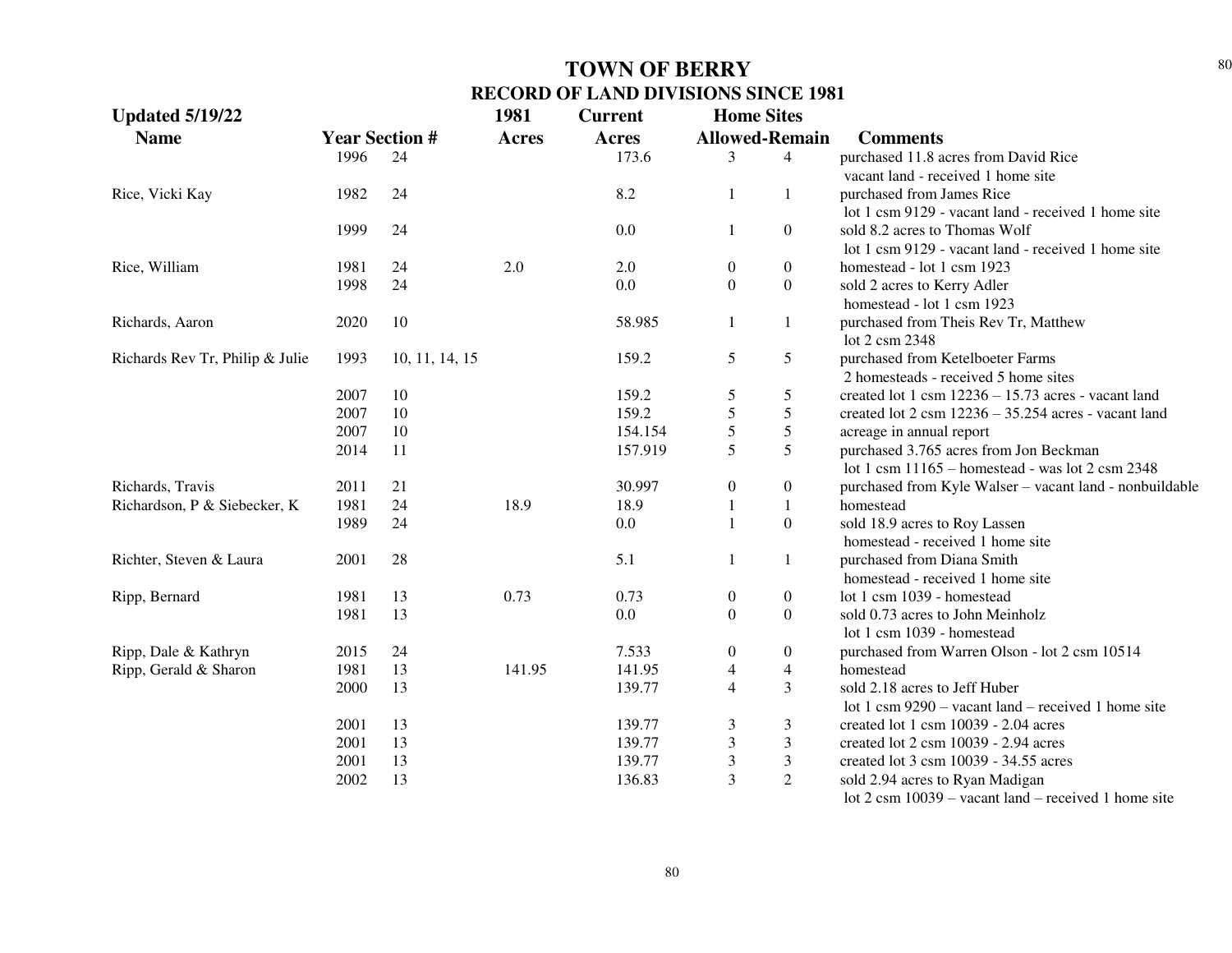# TOWN OF BERRY
## RECORD OF LAND DIVISIONS SINCE 1981

| Updated 5/19/22 Name | Year | Section # | 1981 Acres | Current Acres | Home Sites Allowed | Home Sites Remain | Comments |
|---|---|---|---|---|---|---|---|
| | 1996 | 24 | | 173.6 | 3 | 4 | purchased 11.8 acres from David Rice vacant land - received 1 home site |
| Rice, Vicki Kay | 1982 | 24 | | 8.2 | 1 | 1 | purchased from James Rice lot 1 csm 9129 - vacant land - received 1 home site |
| | 1999 | 24 | | 0.0 | 1 | 0 | sold 8.2 acres to Thomas Wolf lot 1 csm 9129 - vacant land - received 1 home site |
| Rice, William | 1981 | 24 | 2.0 | 2.0 | 0 | 0 | homestead - lot 1 csm 1923 |
| | 1998 | 24 | | 0.0 | 0 | 0 | sold 2 acres to Kerry Adler homestead - lot 1 csm 1923 |
| Richards, Aaron | 2020 | 10 | | 58.985 | 1 | 1 | purchased from Theis Rev Tr, Matthew lot 2 csm 2348 |
| Richards Rev Tr, Philip & Julie | 1993 | 10, 11, 14, 15 | | 159.2 | 5 | 5 | purchased from Ketelboeter Farms 2 homesteads - received 5 home sites |
| | 2007 | 10 | | 159.2 | 5 | 5 | created lot 1 csm 12236 – 15.73 acres - vacant land |
| | 2007 | 10 | | 159.2 | 5 | 5 | created lot 2 csm 12236 – 35.254 acres - vacant land |
| | 2007 | 10 | | 154.154 | 5 | 5 | acreage in annual report |
| | 2014 | 11 | | 157.919 | 5 | 5 | purchased 3.765 acres from Jon Beckman lot 1 csm 11165 – homestead - was lot 2 csm 2348 |
| Richards, Travis | 2011 | 21 | | 30.997 | 0 | 0 | purchased from Kyle Walser – vacant land - nonbuildable |
| Richardson, P & Siebecker, K | 1981 | 24 | 18.9 | 18.9 | 1 | 1 | homestead |
| | 1989 | 24 | | 0.0 | 1 | 0 | sold 18.9 acres to Roy Lassen homestead - received 1 home site |
| Richter, Steven & Laura | 2001 | 28 | | 5.1 | 1 | 1 | purchased from Diana Smith homestead - received 1 home site |
| Ripp, Bernard | 1981 | 13 | 0.73 | 0.73 | 0 | 0 | lot 1 csm 1039 - homestead |
| | 1981 | 13 | | 0.0 | 0 | 0 | sold 0.73 acres to John Meinholz lot 1 csm 1039 - homestead |
| Ripp, Dale & Kathryn | 2015 | 24 | | 7.533 | 0 | 0 | purchased from Warren Olson - lot 2 csm 10514 |
| Ripp, Gerald & Sharon | 1981 | 13 | 141.95 | 141.95 | 4 | 4 | homestead |
| | 2000 | 13 | | 139.77 | 4 | 3 | sold 2.18 acres to Jeff Huber lot 1 csm 9290 – vacant land – received 1 home site |
| | 2001 | 13 | | 139.77 | 3 | 3 | created lot 1 csm 10039 - 2.04 acres |
| | 2001 | 13 | | 139.77 | 3 | 3 | created lot 2 csm 10039 - 2.94 acres |
| | 2001 | 13 | | 139.77 | 3 | 3 | created lot 3 csm 10039 - 34.55 acres |
| | 2002 | 13 | | 136.83 | 3 | 2 | sold 2.94 acres to Ryan Madigan lot 2 csm 10039 – vacant land – received 1 home site |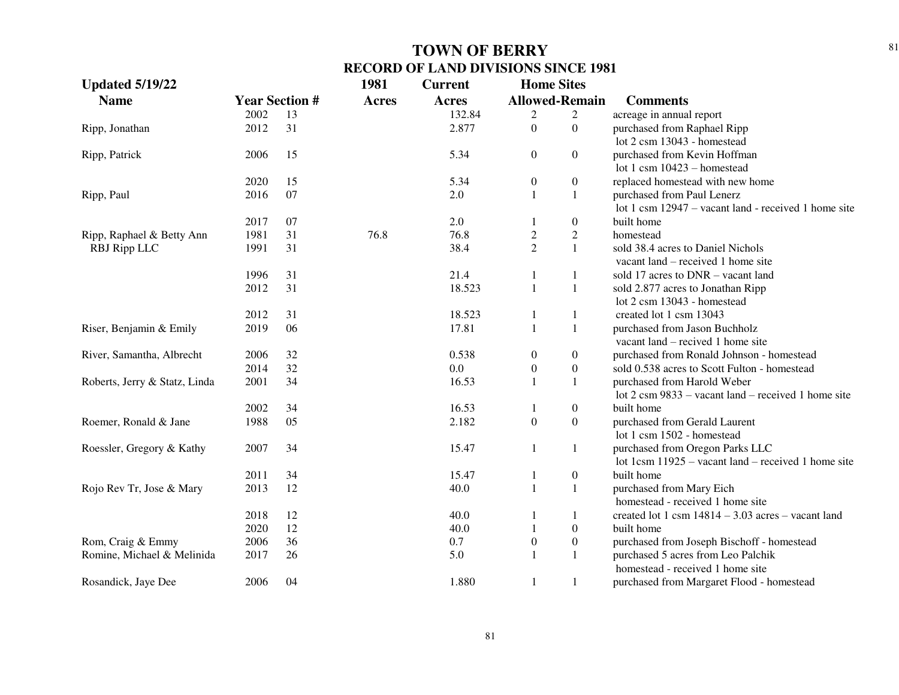# TOWN OF BERRY

## RECORD OF LAND DIVISIONS SINCE 1981

**Updated 5/19/22**

| Name | Year | Section # | 1981 Acres | Current Acres | Home Sites Allowed | Home Sites Remain | Comments |
|---|---|---|---|---|---|---|---|
| | 2002 | 13 | | 132.84 | 2 | 2 | acreage in annual report |
| Ripp, Jonathan | 2012 | 31 | | 2.877 | 0 | 0 | purchased from Raphael Ripp lot 2 csm 13043 - homestead |
| Ripp, Patrick | 2006 | 15 | | 5.34 | 0 | 0 | purchased from Kevin Hoffman lot 1 csm 10423 – homestead |
| | 2020 | 15 | | 5.34 | 0 | 0 | replaced homestead with new home |
| Ripp, Paul | 2016 | 07 | | 2.0 | 1 | 1 | purchased from Paul Lenerz lot 1 csm 12947 – vacant land - received 1 home site |
| | 2017 | 07 | | 2.0 | 1 | 0 | built home |
| Ripp, Raphael & Betty Ann | 1981 | 31 | 76.8 | 76.8 | 2 | 2 | homestead |
| RBJ Ripp LLC | 1991 | 31 | | 38.4 | 2 | 1 | sold 38.4 acres to Daniel Nichols vacant land – received 1 home site |
| | 1996 | 31 | | 21.4 | 1 | 1 | sold 17 acres to DNR – vacant land |
| | 2012 | 31 | | 18.523 | 1 | 1 | sold 2.877 acres to Jonathan Ripp lot 2 csm 13043 - homestead |
| | 2012 | 31 | | 18.523 | 1 | 1 | created lot 1 csm 13043 |
| Riser, Benjamin & Emily | 2019 | 06 | | 17.81 | 1 | 1 | purchased from Jason Buchholz vacant land – recived 1 home site |
| River, Samantha, Albrecht | 2006 | 32 | | 0.538 | 0 | 0 | purchased from Ronald Johnson - homestead |
| | 2014 | 32 | | 0.0 | 0 | 0 | sold 0.538 acres to Scott Fulton - homestead |
| Roberts, Jerry & Statz, Linda | 2001 | 34 | | 16.53 | 1 | 1 | purchased from Harold Weber lot 2 csm 9833 – vacant land – received 1 home site |
| | 2002 | 34 | | 16.53 | 1 | 0 | built home |
| Roemer, Ronald & Jane | 1988 | 05 | | 2.182 | 0 | 0 | purchased from Gerald Laurent lot 1 csm 1502 - homestead |
| Roessler, Gregory & Kathy | 2007 | 34 | | 15.47 | 1 | 1 | purchased from Oregon Parks LLC lot 1csm 11925 – vacant land – received 1 home site |
| | 2011 | 34 | | 15.47 | 1 | 0 | built home |
| Rojo Rev Tr, Jose & Mary | 2013 | 12 | | 40.0 | 1 | 1 | purchased from Mary Eich homestead - received 1 home site |
| | 2018 | 12 | | 40.0 | 1 | 1 | created lot 1 csm 14814 – 3.03 acres – vacant land |
| | 2020 | 12 | | 40.0 | 1 | 0 | built home |
| Rom, Craig & Emmy | 2006 | 36 | | 0.7 | 0 | 0 | purchased from Joseph Bischoff - homestead |
| Romine, Michael & Melinida | 2017 | 26 | | 5.0 | 1 | 1 | purchased 5 acres from Leo Palchik homestead - received 1 home site |
| Rosandick, Jaye Dee | 2006 | 04 | | 1.880 | 1 | 1 | purchased from Margaret Flood - homestead |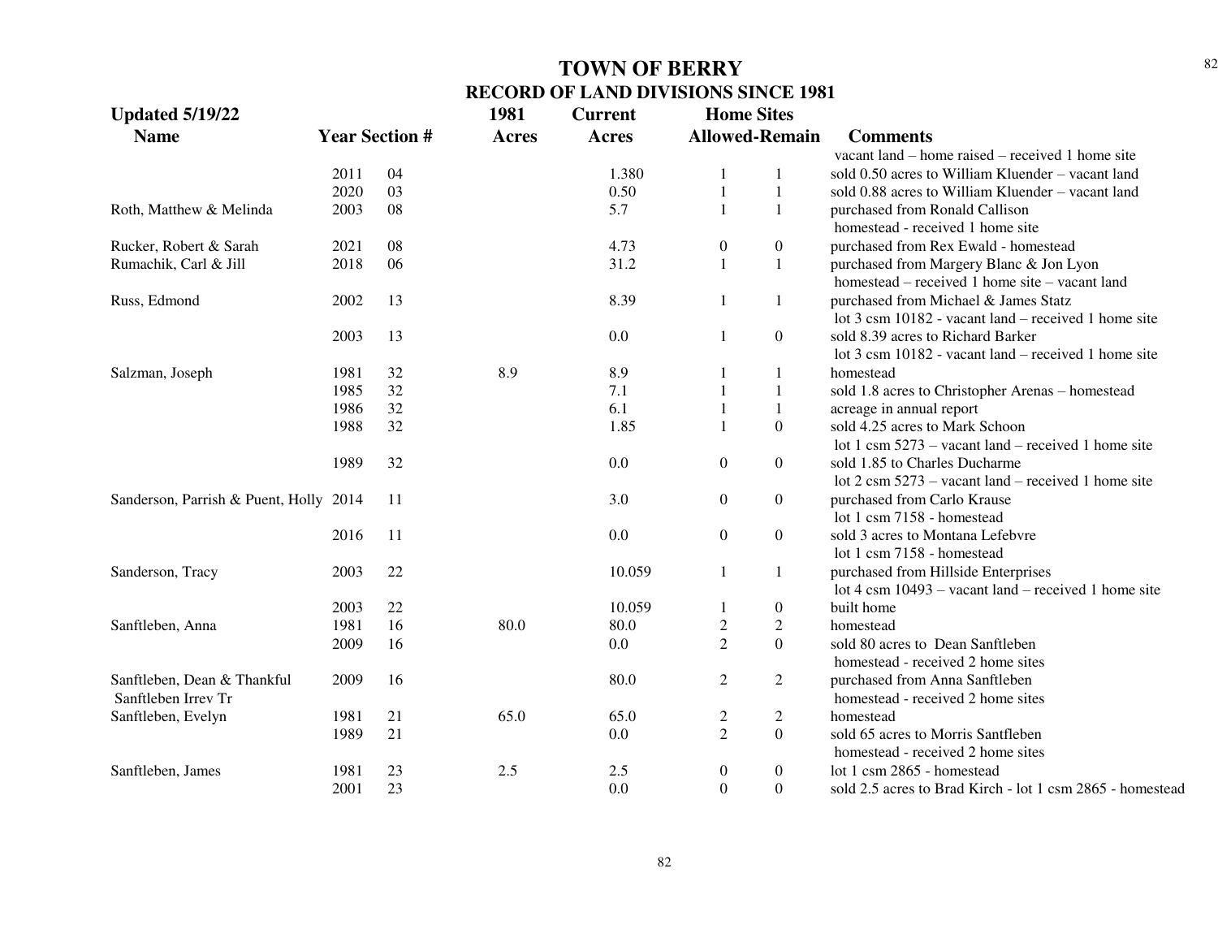# TOWN OF BERRY

## RECORD OF LAND DIVISIONS SINCE 1981

| Updated 5/19/22 Name | Year | Section # | 1981 Acres | Current Acres | Home Sites Allowed | Home Sites Remain | Comments |
|---|---|---|---|---|---|---|---|
| | | | | | | | vacant land – home raised – received 1 home site |
| | 2011 | 04 | | 1.380 | 1 | 1 | sold 0.50 acres to William Kluender – vacant land |
| | 2020 | 03 | | 0.50 | 1 | 1 | sold 0.88 acres to William Kluender – vacant land |
| Roth, Matthew & Melinda | 2003 | 08 | | 5.7 | 1 | 1 | purchased from Ronald Callison homestead - received 1 home site |
| Rucker, Robert & Sarah | 2021 | 08 | | 4.73 | 0 | 0 | purchased from Rex Ewald - homestead |
| Rumachik, Carl & Jill | 2018 | 06 | | 31.2 | 1 | 1 | purchased from Margery Blanc & Jon Lyon homestead – received 1 home site – vacant land |
| Russ, Edmond | 2002 | 13 | | 8.39 | 1 | 1 | purchased from Michael & James Statz lot 3 csm 10182 - vacant land – received 1 home site |
| | 2003 | 13 | | 0.0 | 1 | 0 | sold 8.39 acres to Richard Barker lot 3 csm 10182 - vacant land – received 1 home site |
| Salzman, Joseph | 1981 | 32 | 8.9 | 8.9 | 1 | 1 | homestead |
| | 1985 | 32 | | 7.1 | 1 | 1 | sold 1.8 acres to Christopher Arenas – homestead |
| | 1986 | 32 | | 6.1 | 1 | 1 | acreage in annual report |
| | 1988 | 32 | | 1.85 | 1 | 0 | sold 4.25 acres to Mark Schoon lot 1 csm 5273 – vacant land – received 1 home site |
| | 1989 | 32 | | 0.0 | 0 | 0 | sold 1.85 to Charles Ducharme lot 2 csm 5273 – vacant land – received 1 home site |
| Sanderson, Parrish & Puent, Holly | 2014 | 11 | | 3.0 | 0 | 0 | purchased from Carlo Krause lot 1 csm 7158 - homestead |
| | 2016 | 11 | | 0.0 | 0 | 0 | sold 3 acres to Montana Lefebvre lot 1 csm 7158 - homestead |
| Sanderson, Tracy | 2003 | 22 | | 10.059 | 1 | 1 | purchased from Hillside Enterprises lot 4 csm 10493 – vacant land – received 1 home site |
| | 2003 | 22 | | 10.059 | 1 | 0 | built home |
| Sanftleben, Anna | 1981 | 16 | 80.0 | 80.0 | 2 | 2 | homestead |
| | 2009 | 16 | | 0.0 | 2 | 0 | sold 80 acres to Dean Sanftleben homestead - received 2 home sites |
| Sanftleben, Dean & Thankful Sanftleben Irrev Tr | 2009 | 16 | | 80.0 | 2 | 2 | purchased from Anna Sanftleben homestead - received 2 home sites |
| Sanftleben, Evelyn | 1981 | 21 | 65.0 | 65.0 | 2 | 2 | homestead |
| | 1989 | 21 | | 0.0 | 2 | 0 | sold 65 acres to Morris Santfleben homestead - received 2 home sites |
| Sanftleben, James | 1981 | 23 | 2.5 | 2.5 | 0 | 0 | lot 1 csm 2865 - homestead |
| | 2001 | 23 | | 0.0 | 0 | 0 | sold 2.5 acres to Brad Kirch - lot 1 csm 2865 - homestead |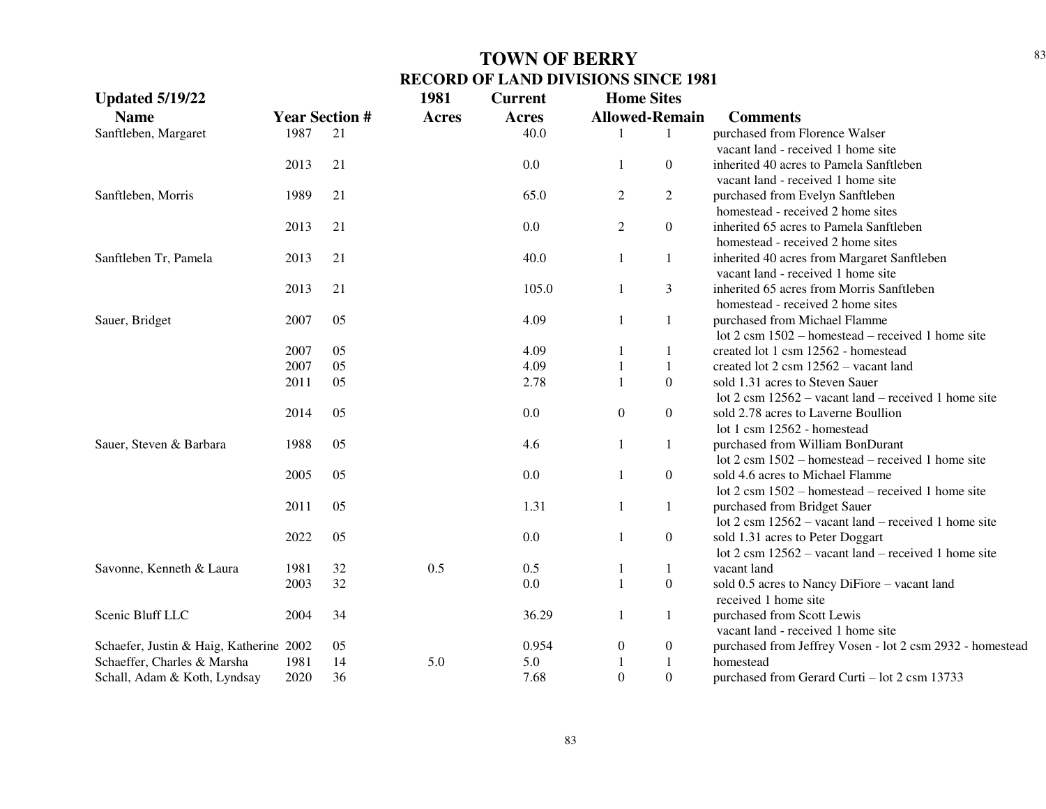# TOWN OF BERRY
## RECORD OF LAND DIVISIONS SINCE 1981

Updated 5/19/22

| Name | Year | Section # | 1981 Acres | Current Acres | Home Sites Allowed | Home Sites Remain | Comments |
|---|---|---|---|---|---|---|---|
| Sanftleben, Margaret | 1987 | 21 | | 40.0 | 1 | 1 | purchased from Florence Walser vacant land - received 1 home site |
| | 2013 | 21 | | 0.0 | 1 | 0 | inherited 40 acres to Pamela Sanftleben vacant land - received 1 home site |
| Sanftleben, Morris | 1989 | 21 | | 65.0 | 2 | 2 | purchased from Evelyn Sanftleben homestead - received 2 home sites |
| | 2013 | 21 | | 0.0 | 2 | 0 | inherited 65 acres to Pamela Sanftleben homestead - received 2 home sites |
| Sanftleben Tr, Pamela | 2013 | 21 | | 40.0 | 1 | 1 | inherited 40 acres from Margaret Sanftleben vacant land - received 1 home site |
| | 2013 | 21 | | 105.0 | 1 | 3 | inherited 65 acres from Morris Sanftleben homestead - received 2 home sites |
| Sauer, Bridget | 2007 | 05 | | 4.09 | 1 | 1 | purchased from Michael Flamme lot 2 csm 1502 – homestead – received 1 home site |
| | 2007 | 05 | | 4.09 | 1 | 1 | created lot 1 csm 12562 - homestead |
| | 2007 | 05 | | 4.09 | 1 | 1 | created lot 2 csm 12562 – vacant land |
| | 2011 | 05 | | 2.78 | 1 | 0 | sold 1.31 acres to Steven Sauer lot 2 csm 12562 – vacant land – received 1 home site |
| | 2014 | 05 | | 0.0 | 0 | 0 | sold 2.78 acres to Laverne Boullion lot 1 csm 12562 - homestead |
| Sauer, Steven & Barbara | 1988 | 05 | | 4.6 | 1 | 1 | purchased from William BonDurant lot 2 csm 1502 – homestead – received 1 home site |
| | 2005 | 05 | | 0.0 | 1 | 0 | sold 4.6 acres to Michael Flamme lot 2 csm 1502 – homestead – received 1 home site |
| | 2011 | 05 | | 1.31 | 1 | 1 | purchased from Bridget Sauer lot 2 csm 12562 – vacant land – received 1 home site |
| | 2022 | 05 | | 0.0 | 1 | 0 | sold 1.31 acres to Peter Doggart lot 2 csm 12562 – vacant land – received 1 home site |
| Savonne, Kenneth & Laura | 1981 | 32 | 0.5 | 0.5 | 1 | 1 | vacant land |
| | 2003 | 32 | | 0.0 | 1 | 0 | sold 0.5 acres to Nancy DiFiore – vacant land received 1 home site |
| Scenic Bluff LLC | 2004 | 34 | | 36.29 | 1 | 1 | purchased from Scott Lewis vacant land - received 1 home site |
| Schaefer, Justin & Haig, Katherine | 2002 | 05 | | 0.954 | 0 | 0 | purchased from Jeffrey Vosen - lot 2 csm 2932 - homestead |
| Schaeffer, Charles & Marsha | 1981 | 14 | 5.0 | 5.0 | 1 | 1 | homestead |
| Schall, Adam & Koth, Lyndsay | 2020 | 36 | | 7.68 | 0 | 0 | purchased from Gerard Curti – lot 2 csm 13733 |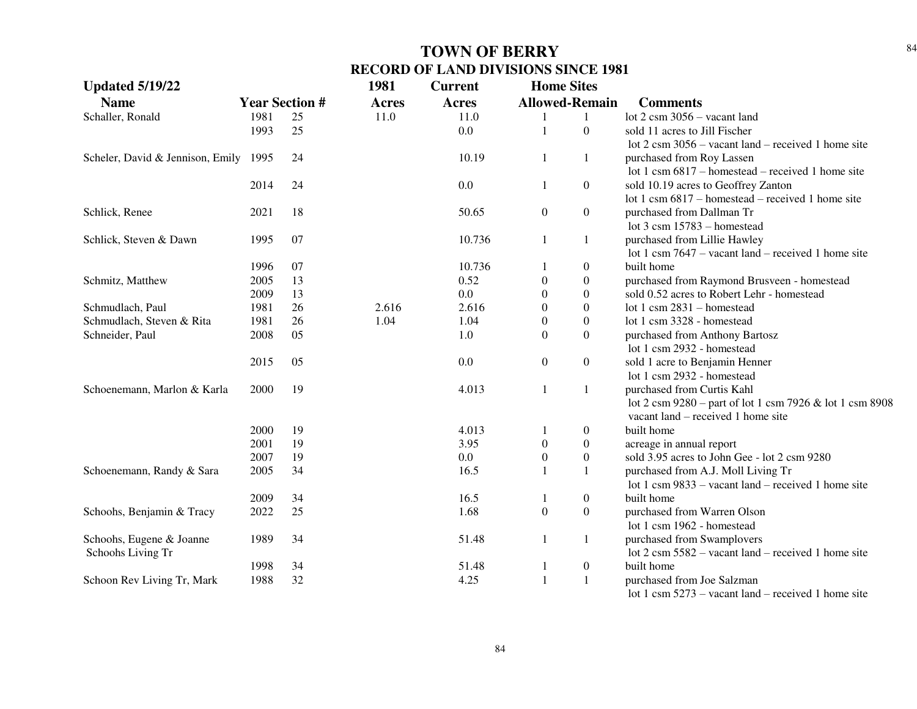# TOWN OF BERRY

## RECORD OF LAND DIVISIONS SINCE 1981

| Updated 5/19/22 | | | 1981 | Current | Home Sites | | |
|---|---|---|---|---|---|---|---|
| Name | Year | Section # | Acres | Acres | Allowed | Remain | Comments |
| Schaller, Ronald | 1981 | 25 | 11.0 | 11.0 | 1 | 1 | lot 2 csm 3056 – vacant land |
| | 1993 | 25 | | 0.0 | 1 | 0 | sold 11 acres to Jill Fischer lot 2 csm 3056 – vacant land – received 1 home site |
| Scheler, David & Jennison, Emily | 1995 | 24 | | 10.19 | 1 | 1 | purchased from Roy Lassen lot 1 csm 6817 – homestead – received 1 home site |
| | 2014 | 24 | | 0.0 | 1 | 0 | sold 10.19 acres to Geoffrey Zanton lot 1 csm 6817 – homestead – received 1 home site |
| Schlick, Renee | 2021 | 18 | | 50.65 | 0 | 0 | purchased from Dallman Tr lot 3 csm 15783 – homestead |
| Schlick, Steven & Dawn | 1995 | 07 | | 10.736 | 1 | 1 | purchased from Lillie Hawley lot 1 csm 7647 – vacant land – received 1 home site |
| | 1996 | 07 | | 10.736 | 1 | 0 | built home |
| Schmitz, Matthew | 2005 | 13 | | 0.52 | 0 | 0 | purchased from Raymond Brusveen - homestead |
| | 2009 | 13 | | 0.0 | 0 | 0 | sold 0.52 acres to Robert Lehr - homestead |
| Schmudlach, Paul | 1981 | 26 | 2.616 | 2.616 | 0 | 0 | lot 1 csm 2831 – homestead |
| Schmudlach, Steven & Rita | 1981 | 26 | 1.04 | 1.04 | 0 | 0 | lot 1 csm 3328 - homestead |
| Schneider, Paul | 2008 | 05 | | 1.0 | 0 | 0 | purchased from Anthony Bartosz lot 1 csm 2932 - homestead |
| | 2015 | 05 | | 0.0 | 0 | 0 | sold 1 acre to Benjamin Henner lot 1 csm 2932 - homestead |
| Schoenemann, Marlon & Karla | 2000 | 19 | | 4.013 | 1 | 1 | purchased from Curtis Kahl lot 2 csm 9280 – part of lot 1 csm 7926 & lot 1 csm 8908 vacant land – received 1 home site |
| | 2000 | 19 | | 4.013 | 1 | 0 | built home |
| | 2001 | 19 | | 3.95 | 0 | 0 | acreage in annual report |
| | 2007 | 19 | | 0.0 | 0 | 0 | sold 3.95 acres to John Gee - lot 2 csm 9280 |
| Schoenemann, Randy & Sara | 2005 | 34 | | 16.5 | 1 | 1 | purchased from A.J. Moll Living Tr lot 1 csm 9833 – vacant land – received 1 home site |
| | 2009 | 34 | | 16.5 | 1 | 0 | built home |
| Schoohs, Benjamin & Tracy | 2022 | 25 | | 1.68 | 0 | 0 | purchased from Warren Olson lot 1 csm 1962 - homestead |
| Schoohs, Eugene & Joanne Schoohs Living Tr | 1989 | 34 | | 51.48 | 1 | 1 | purchased from Swamplovers lot 2 csm 5582 – vacant land – received 1 home site |
| | 1998 | 34 | | 51.48 | 1 | 0 | built home |
| Schoon Rev Living Tr, Mark | 1988 | 32 | | 4.25 | 1 | 1 | purchased from Joe Salzman lot 1 csm 5273 – vacant land – received 1 home site |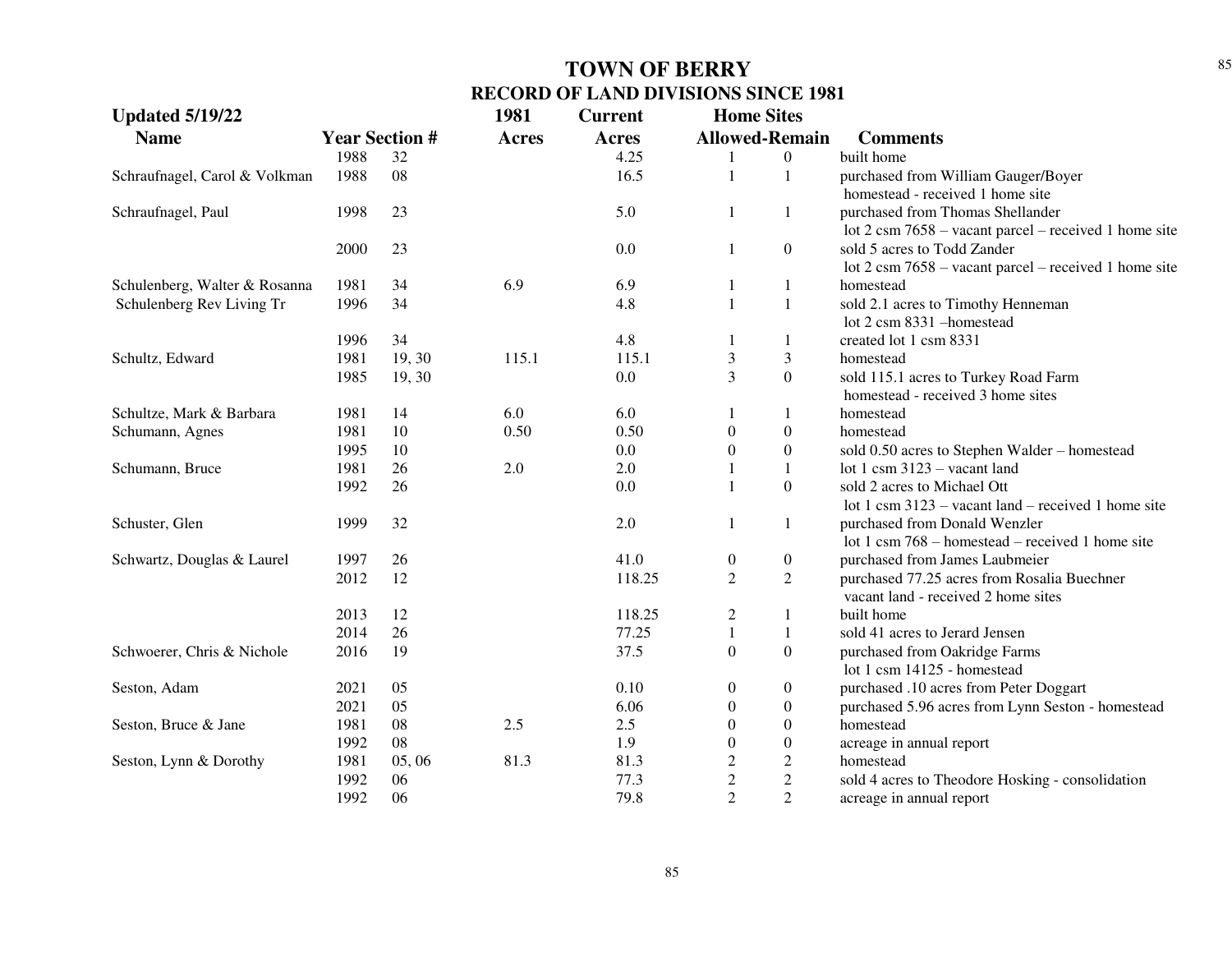# TOWN OF BERRY

## RECORD OF LAND DIVISIONS SINCE 1981

**Updated 5/19/22**

| Name | Year | Section # | 1981 Acres | Current Acres | Home Sites Allowed | Home Sites Remain | Comments |
|---|---|---|---|---|---|---|---|
| | 1988 | 32 | | 4.25 | 1 | 0 | built home |
| Schraufnagel, Carol & Volkman | 1988 | 08 | | 16.5 | 1 | 1 | purchased from William Gauger/Boyer homestead - received 1 home site |
| Schraufnagel, Paul | 1998 | 23 | | 5.0 | 1 | 1 | purchased from Thomas Shellander lot 2 csm 7658 – vacant parcel – received 1 home site |
| | 2000 | 23 | | 0.0 | 1 | 0 | sold 5 acres to Todd Zander lot 2 csm 7658 – vacant parcel – received 1 home site |
| Schulenberg, Walter & Rosanna | 1981 | 34 | 6.9 | 6.9 | 1 | 1 | homestead |
| Schulenberg Rev Living Tr | 1996 | 34 | | 4.8 | 1 | 1 | sold 2.1 acres to Timothy Henneman lot 2 csm 8331 –homestead |
| | 1996 | 34 | | 4.8 | 1 | 1 | created lot 1 csm 8331 |
| Schultz, Edward | 1981 | 19, 30 | 115.1 | 115.1 | 3 | 3 | homestead |
| | 1985 | 19, 30 | | 0.0 | 3 | 0 | sold 115.1 acres to Turkey Road Farm homestead - received 3 home sites |
| Schultze, Mark & Barbara | 1981 | 14 | 6.0 | 6.0 | 1 | 1 | homestead |
| Schumann, Agnes | 1981 | 10 | 0.50 | 0.50 | 0 | 0 | homestead |
| | 1995 | 10 | | 0.0 | 0 | 0 | sold 0.50 acres to Stephen Walder – homestead |
| Schumann, Bruce | 1981 | 26 | 2.0 | 2.0 | 1 | 1 | lot 1 csm 3123 – vacant land |
| | 1992 | 26 | | 0.0 | 1 | 0 | sold 2 acres to Michael Ott lot 1 csm 3123 – vacant land – received 1 home site |
| Schuster, Glen | 1999 | 32 | | 2.0 | 1 | 1 | purchased from Donald Wenzler lot 1 csm 768 – homestead – received 1 home site |
| Schwartz, Douglas & Laurel | 1997 | 26 | | 41.0 | 0 | 0 | purchased from James Laubmeier |
| | 2012 | 12 | | 118.25 | 2 | 2 | purchased 77.25 acres from Rosalia Buechner vacant land - received 2 home sites |
| | 2013 | 12 | | 118.25 | 2 | 1 | built home |
| | 2014 | 26 | | 77.25 | 1 | 1 | sold 41 acres to Jerard Jensen |
| Schwoerer, Chris & Nichole | 2016 | 19 | | 37.5 | 0 | 0 | purchased from Oakridge Farms lot 1 csm 14125 - homestead |
| Seston, Adam | 2021 | 05 | | 0.10 | 0 | 0 | purchased .10 acres from Peter Doggart |
| | 2021 | 05 | | 6.06 | 0 | 0 | purchased 5.96 acres from Lynn Seston - homestead |
| Seston, Bruce & Jane | 1981 | 08 | 2.5 | 2.5 | 0 | 0 | homestead |
| | 1992 | 08 | | 1.9 | 0 | 0 | acreage in annual report |
| Seston, Lynn & Dorothy | 1981 | 05, 06 | 81.3 | 81.3 | 2 | 2 | homestead |
| | 1992 | 06 | | 77.3 | 2 | 2 | sold 4 acres to Theodore Hosking - consolidation |
| | 1992 | 06 | | 79.8 | 2 | 2 | acreage in annual report |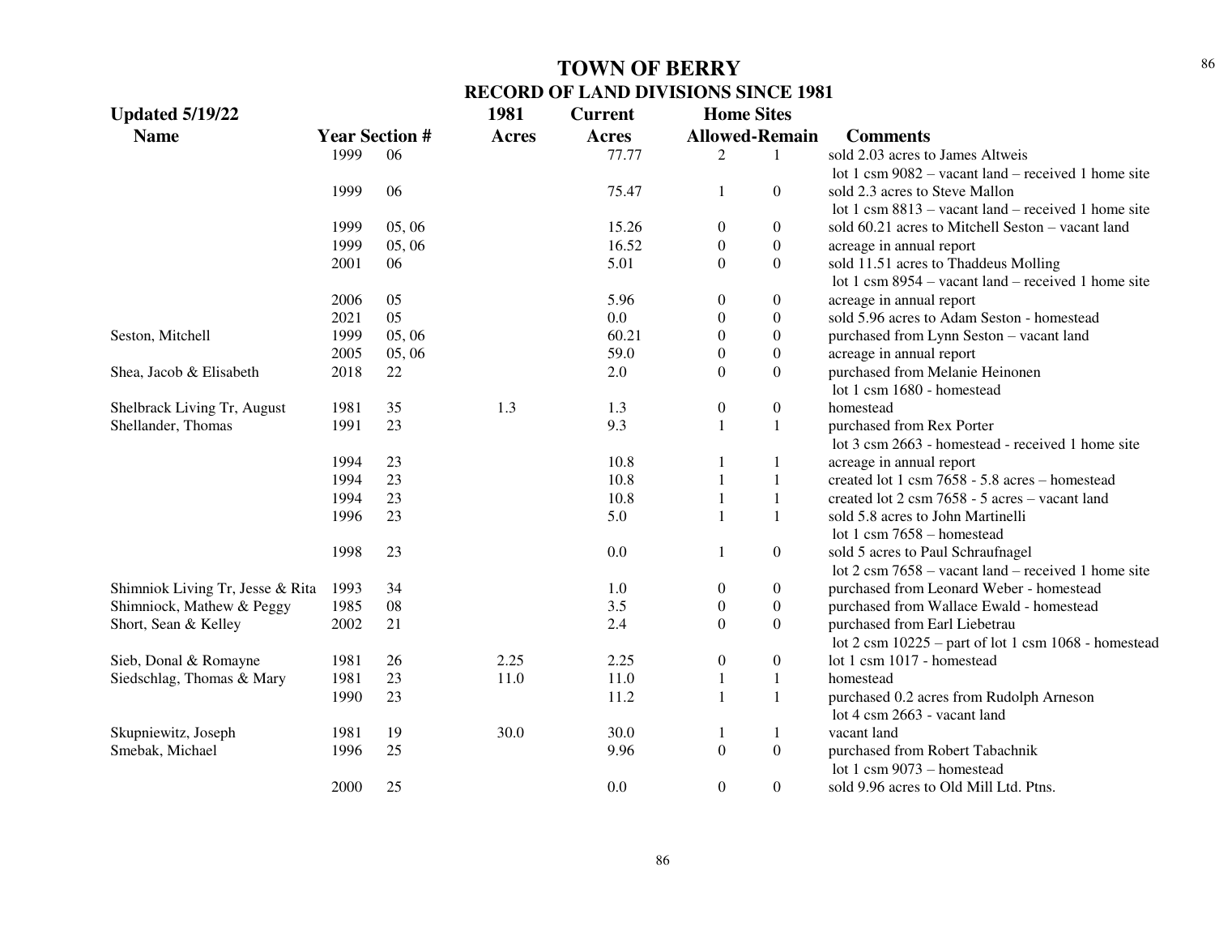# TOWN OF BERRY

## RECORD OF LAND DIVISIONS SINCE 1981

**Updated 5/19/22**

| Name | Year | Section # | 1981 Acres | Current Acres | Home Sites Allowed | Home Sites Remain | Comments |
|---|---|---|---|---|---|---|---|
| | 1999 | 06 | | 77.77 | 2 | 1 | sold 2.03 acres to James Altweis<br>lot 1 csm 9082 – vacant land – received 1 home site |
| | 1999 | 06 | | 75.47 | 1 | 0 | sold 2.3 acres to Steve Mallon<br>lot 1 csm 8813 – vacant land – received 1 home site |
| | 1999 | 05, 06 | | 15.26 | 0 | 0 | sold 60.21 acres to Mitchell Seston – vacant land |
| | 1999 | 05, 06 | | 16.52 | 0 | 0 | acreage in annual report |
| | 2001 | 06 | | 5.01 | 0 | 0 | sold 11.51 acres to Thaddeus Molling<br>lot 1 csm 8954 – vacant land – received 1 home site |
| | 2006 | 05 | | 5.96 | 0 | 0 | acreage in annual report |
| | 2021 | 05 | | 0.0 | 0 | 0 | sold 5.96 acres to Adam Seston - homestead |
| Seston, Mitchell | 1999 | 05, 06 | | 60.21 | 0 | 0 | purchased from Lynn Seston – vacant land |
| | 2005 | 05, 06 | | 59.0 | 0 | 0 | acreage in annual report |
| Shea, Jacob & Elisabeth | 2018 | 22 | | 2.0 | 0 | 0 | purchased from Melanie Heinonen<br>lot 1 csm 1680 - homestead |
| Shelbrack Living Tr, August | 1981 | 35 | 1.3 | 1.3 | 0 | 0 | homestead |
| Shellander, Thomas | 1991 | 23 | | 9.3 | 1 | 1 | purchased from Rex Porter<br>lot 3 csm 2663 - homestead - received 1 home site |
| | 1994 | 23 | | 10.8 | 1 | 1 | acreage in annual report |
| | 1994 | 23 | | 10.8 | 1 | 1 | created lot 1 csm 7658 - 5.8 acres – homestead |
| | 1994 | 23 | | 10.8 | 1 | 1 | created lot 2 csm 7658 - 5 acres – vacant land |
| | 1996 | 23 | | 5.0 | 1 | 1 | sold 5.8 acres to John Martinelli<br>lot 1 csm 7658 – homestead |
| | 1998 | 23 | | 0.0 | 1 | 0 | sold 5 acres to Paul Schraufnagel<br>lot 2 csm 7658 – vacant land – received 1 home site |
| Shimniok Living Tr, Jesse & Rita | 1993 | 34 | | 1.0 | 0 | 0 | purchased from Leonard Weber - homestead |
| Shimniock, Mathew & Peggy | 1985 | 08 | | 3.5 | 0 | 0 | purchased from Wallace Ewald - homestead |
| Short, Sean & Kelley | 2002 | 21 | | 2.4 | 0 | 0 | purchased from Earl Liebetrau<br>lot 2 csm 10225 – part of lot 1 csm 1068 - homestead |
| Sieb, Donal & Romayne | 1981 | 26 | 2.25 | 2.25 | 0 | 0 | lot 1 csm 1017 - homestead |
| Siedschlag, Thomas & Mary | 1981 | 23 | 11.0 | 11.0 | 1 | 1 | homestead |
| | 1990 | 23 | | 11.2 | 1 | 1 | purchased 0.2 acres from Rudolph Arneson<br>lot 4 csm 2663 - vacant land |
| Skupniewitz, Joseph | 1981 | 19 | 30.0 | 30.0 | 1 | 1 | vacant land |
| Smebak, Michael | 1996 | 25 | | 9.96 | 0 | 0 | purchased from Robert Tabachnik<br>lot 1 csm 9073 – homestead |
| | 2000 | 25 | | 0.0 | 0 | 0 | sold 9.96 acres to Old Mill Ltd. Ptns. |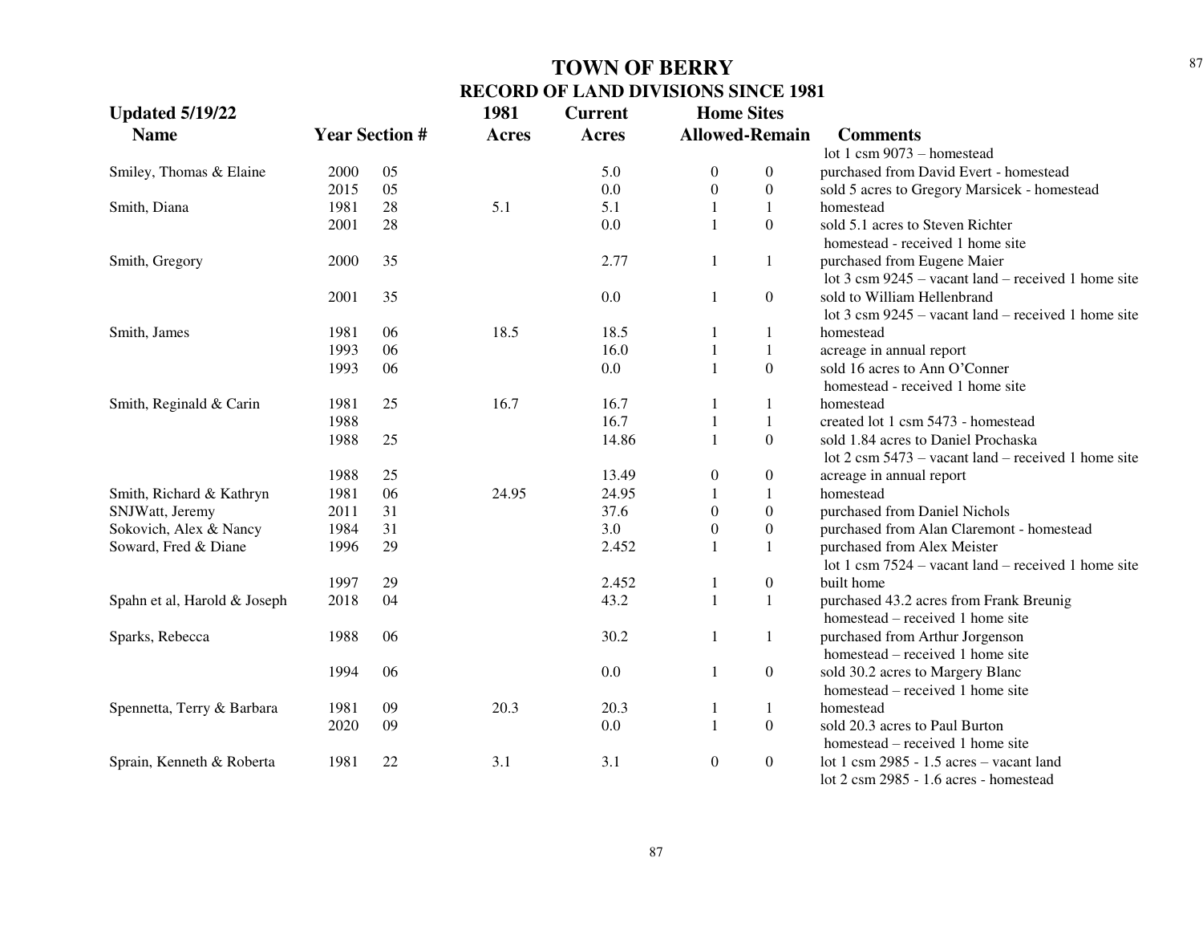# TOWN OF BERRY
## RECORD OF LAND DIVISIONS SINCE 1981

| Updated 5/19/22 Name | Year | Section # | 1981 Acres | Current Acres | Home Sites Allowed | Home Sites Remain | Comments |
|---|---|---|---|---|---|---|---|
| | | | | | | | lot 1 csm 9073 – homestead |
| Smiley, Thomas & Elaine | 2000 | 05 | | 5.0 | 0 | 0 | purchased from David Evert - homestead |
| | 2015 | 05 | | 0.0 | 0 | 0 | sold 5 acres to Gregory Marsicek - homestead |
| Smith, Diana | 1981 | 28 | 5.1 | 5.1 | 1 | 1 | homestead |
| | 2001 | 28 | | 0.0 | 1 | 0 | sold 5.1 acres to Steven Richter homestead - received 1 home site |
| Smith, Gregory | 2000 | 35 | | 2.77 | 1 | 1 | purchased from Eugene Maier lot 3 csm 9245 – vacant land – received 1 home site |
| | 2001 | 35 | | 0.0 | 1 | 0 | sold to William Hellenbrand lot 3 csm 9245 – vacant land – received 1 home site |
| Smith, James | 1981 | 06 | 18.5 | 18.5 | 1 | 1 | homestead |
| | 1993 | 06 | | 16.0 | 1 | 1 | acreage in annual report |
| | 1993 | 06 | | 0.0 | 1 | 0 | sold 16 acres to Ann O'Conner homestead - received 1 home site |
| Smith, Reginald & Carin | 1981 | 25 | 16.7 | 16.7 | 1 | 1 | homestead |
| | 1988 | | | 16.7 | 1 | 1 | created lot 1 csm 5473 - homestead |
| | 1988 | 25 | | 14.86 | 1 | 0 | sold 1.84 acres to Daniel Prochaska lot 2 csm 5473 – vacant land – received 1 home site |
| | 1988 | 25 | | 13.49 | 0 | 0 | acreage in annual report |
| Smith, Richard & Kathryn | 1981 | 06 | 24.95 | 24.95 | 1 | 1 | homestead |
| SNJWatt, Jeremy | 2011 | 31 | | 37.6 | 0 | 0 | purchased from Daniel Nichols |
| Sokovich, Alex & Nancy | 1984 | 31 | | 3.0 | 0 | 0 | purchased from Alan Claremont - homestead |
| Soward, Fred & Diane | 1996 | 29 | | 2.452 | 1 | 1 | purchased from Alex Meister lot 1 csm 7524 – vacant land – received 1 home site |
| | 1997 | 29 | | 2.452 | 1 | 0 | built home |
| Spahn et al, Harold & Joseph | 2018 | 04 | | 43.2 | 1 | 1 | purchased 43.2 acres from Frank Breunig homestead – received 1 home site |
| Sparks, Rebecca | 1988 | 06 | | 30.2 | 1 | 1 | purchased from Arthur Jorgenson homestead – received 1 home site |
| | 1994 | 06 | | 0.0 | 1 | 0 | sold 30.2 acres to Margery Blanc homestead – received 1 home site |
| Spennetta, Terry & Barbara | 1981 | 09 | 20.3 | 20.3 | 1 | 1 | homestead |
| | 2020 | 09 | | 0.0 | 1 | 0 | sold 20.3 acres to Paul Burton homestead – received 1 home site |
| Sprain, Kenneth & Roberta | 1981 | 22 | 3.1 | 3.1 | 0 | 0 | lot 1 csm 2985 - 1.5 acres – vacant land lot 2 csm 2985 - 1.6 acres - homestead |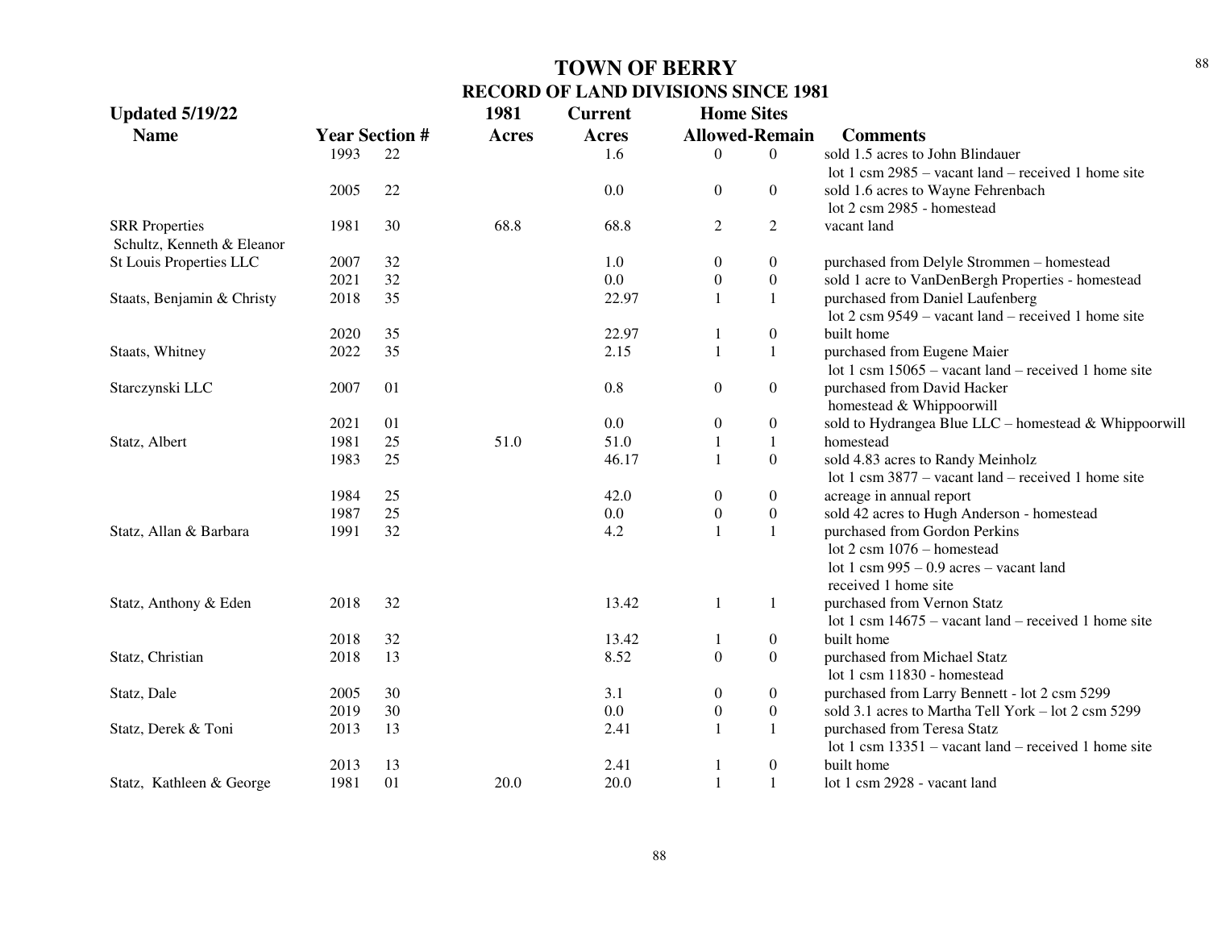# TOWN OF BERRY
## RECORD OF LAND DIVISIONS SINCE 1981

**Updated 5/19/22**

| Name | Year | Section # | 1981 Acres | Current Acres | Home Sites Allowed | Home Sites Remain | Comments |
|---|---|---|---|---|---|---|---|
| | 1993 | 22 | | 1.6 | 0 | 0 | sold 1.5 acres to John Blindauer<br>lot 1 csm 2985 – vacant land – received 1 home site |
| | 2005 | 22 | | 0.0 | 0 | 0 | sold 1.6 acres to Wayne Fehrenbach<br>lot 2 csm 2985 - homestead |
| SRR Properties<br>Schultz, Kenneth & Eleanor | 1981 | 30 | 68.8 | 68.8 | 2 | 2 | vacant land |
| St Louis Properties LLC | 2007 | 32 | | 1.0 | 0 | 0 | purchased from Delyle Strommen – homestead |
| | 2021 | 32 | | 0.0 | 0 | 0 | sold 1 acre to VanDenBergh Properties - homestead |
| Staats, Benjamin & Christy | 2018 | 35 | | 22.97 | 1 | 1 | purchased from Daniel Laufenberg<br>lot 2 csm 9549 – vacant land – received 1 home site |
| | 2020 | 35 | | 22.97 | 1 | 0 | built home |
| Staats, Whitney | 2022 | 35 | | 2.15 | 1 | 1 | purchased from Eugene Maier<br>lot 1 csm 15065 – vacant land – received 1 home site |
| Starczynski LLC | 2007 | 01 | | 0.8 | 0 | 0 | purchased from David Hacker<br>homestead & Whippoorwill |
| | 2021 | 01 | | 0.0 | 0 | 0 | sold to Hydrangea Blue LLC – homestead & Whippoorwill |
| Statz, Albert | 1981 | 25 | 51.0 | 51.0 | 1 | 1 | homestead |
| | 1983 | 25 | | 46.17 | 1 | 0 | sold 4.83 acres to Randy Meinholz<br>lot 1 csm 3877 – vacant land – received 1 home site |
| | 1984 | 25 | | 42.0 | 0 | 0 | acreage in annual report |
| | 1987 | 25 | | 0.0 | 0 | 0 | sold 42 acres to Hugh Anderson - homestead |
| Statz, Allan & Barbara | 1991 | 32 | | 4.2 | 1 | 1 | purchased from Gordon Perkins<br>lot 2 csm 1076 – homestead<br>lot 1 csm 995 – 0.9 acres – vacant land<br>received 1 home site |
| Statz, Anthony & Eden | 2018 | 32 | | 13.42 | 1 | 1 | purchased from Vernon Statz<br>lot 1 csm 14675 – vacant land – received 1 home site |
| | 2018 | 32 | | 13.42 | 1 | 0 | built home |
| Statz, Christian | 2018 | 13 | | 8.52 | 0 | 0 | purchased from Michael Statz<br>lot 1 csm 11830 - homestead |
| Statz, Dale | 2005 | 30 | | 3.1 | 0 | 0 | purchased from Larry Bennett - lot 2 csm 5299 |
| | 2019 | 30 | | 0.0 | 0 | 0 | sold 3.1 acres to Martha Tell York – lot 2 csm 5299 |
| Statz, Derek & Toni | 2013 | 13 | | 2.41 | 1 | 1 | purchased from Teresa Statz<br>lot 1 csm 13351 – vacant land – received 1 home site |
| | 2013 | 13 | | 2.41 | 1 | 0 | built home |
| Statz, Kathleen & George | 1981 | 01 | 20.0 | 20.0 | 1 | 1 | lot 1 csm 2928 - vacant land |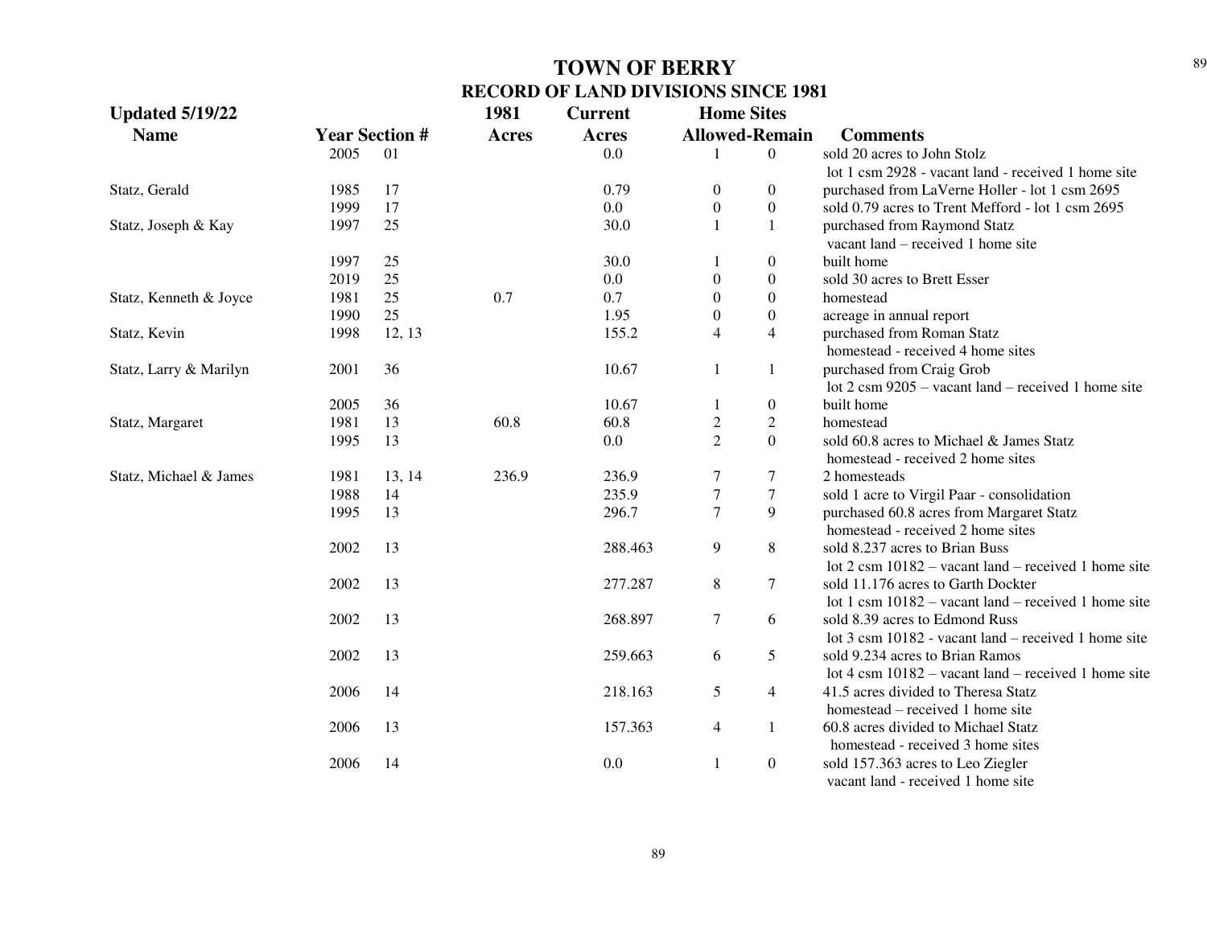# TOWN OF BERRY

## RECORD OF LAND DIVISIONS SINCE 1981

**Updated 5/19/22**

| Name | Year | Section # | 1981 Acres | Current Acres | Home Sites Allowed | Home Sites Remain | Comments |
|---|---|---|---|---|---|---|---|
| | 2005 | 01 | | 0.0 | 1 | 0 | sold 20 acres to John Stolz lot 1 csm 2928 - vacant land - received 1 home site |
| Statz, Gerald | 1985 | 17 | | 0.79 | 0 | 0 | purchased from LaVerne Holler - lot 1 csm 2695 |
| | 1999 | 17 | | 0.0 | 0 | 0 | sold 0.79 acres to Trent Mefford - lot 1 csm 2695 |
| Statz, Joseph & Kay | 1997 | 25 | | 30.0 | 1 | 1 | purchased from Raymond Statz vacant land – received 1 home site |
| | 1997 | 25 | | 30.0 | 1 | 0 | built home |
| | 2019 | 25 | | 0.0 | 0 | 0 | sold 30 acres to Brett Esser |
| Statz, Kenneth & Joyce | 1981 | 25 | 0.7 | 0.7 | 0 | 0 | homestead |
| | 1990 | 25 | | 1.95 | 0 | 0 | acreage in annual report |
| Statz, Kevin | 1998 | 12, 13 | | 155.2 | 4 | 4 | purchased from Roman Statz homestead - received 4 home sites |
| Statz, Larry & Marilyn | 2001 | 36 | | 10.67 | 1 | 1 | purchased from Craig Grob lot 2 csm 9205 – vacant land – received 1 home site |
| | 2005 | 36 | | 10.67 | 1 | 0 | built home |
| Statz, Margaret | 1981 | 13 | 60.8 | 60.8 | 2 | 2 | homestead |
| | 1995 | 13 | | 0.0 | 2 | 0 | sold 60.8 acres to Michael & James Statz homestead - received 2 home sites |
| Statz, Michael & James | 1981 | 13, 14 | 236.9 | 236.9 | 7 | 7 | 2 homesteads |
| | 1988 | 14 | | 235.9 | 7 | 7 | sold 1 acre to Virgil Paar - consolidation |
| | 1995 | 13 | | 296.7 | 7 | 9 | purchased 60.8 acres from Margaret Statz homestead - received 2 home sites |
| | 2002 | 13 | | 288.463 | 9 | 8 | sold 8.237 acres to Brian Buss lot 2 csm 10182 – vacant land – received 1 home site |
| | 2002 | 13 | | 277.287 | 8 | 7 | sold 11.176 acres to Garth Dockter lot 1 csm 10182 – vacant land – received 1 home site |
| | 2002 | 13 | | 268.897 | 7 | 6 | sold 8.39 acres to Edmond Russ lot 3 csm 10182 - vacant land – received 1 home site |
| | 2002 | 13 | | 259.663 | 6 | 5 | sold 9.234 acres to Brian Ramos lot 4 csm 10182 – vacant land – received 1 home site |
| | 2006 | 14 | | 218.163 | 5 | 4 | 41.5 acres divided to Theresa Statz homestead – received 1 home site |
| | 2006 | 13 | | 157.363 | 4 | 1 | 60.8 acres divided to Michael Statz homestead - received 3 home sites |
| | 2006 | 14 | | 0.0 | 1 | 0 | sold 157.363 acres to Leo Ziegler vacant land - received 1 home site |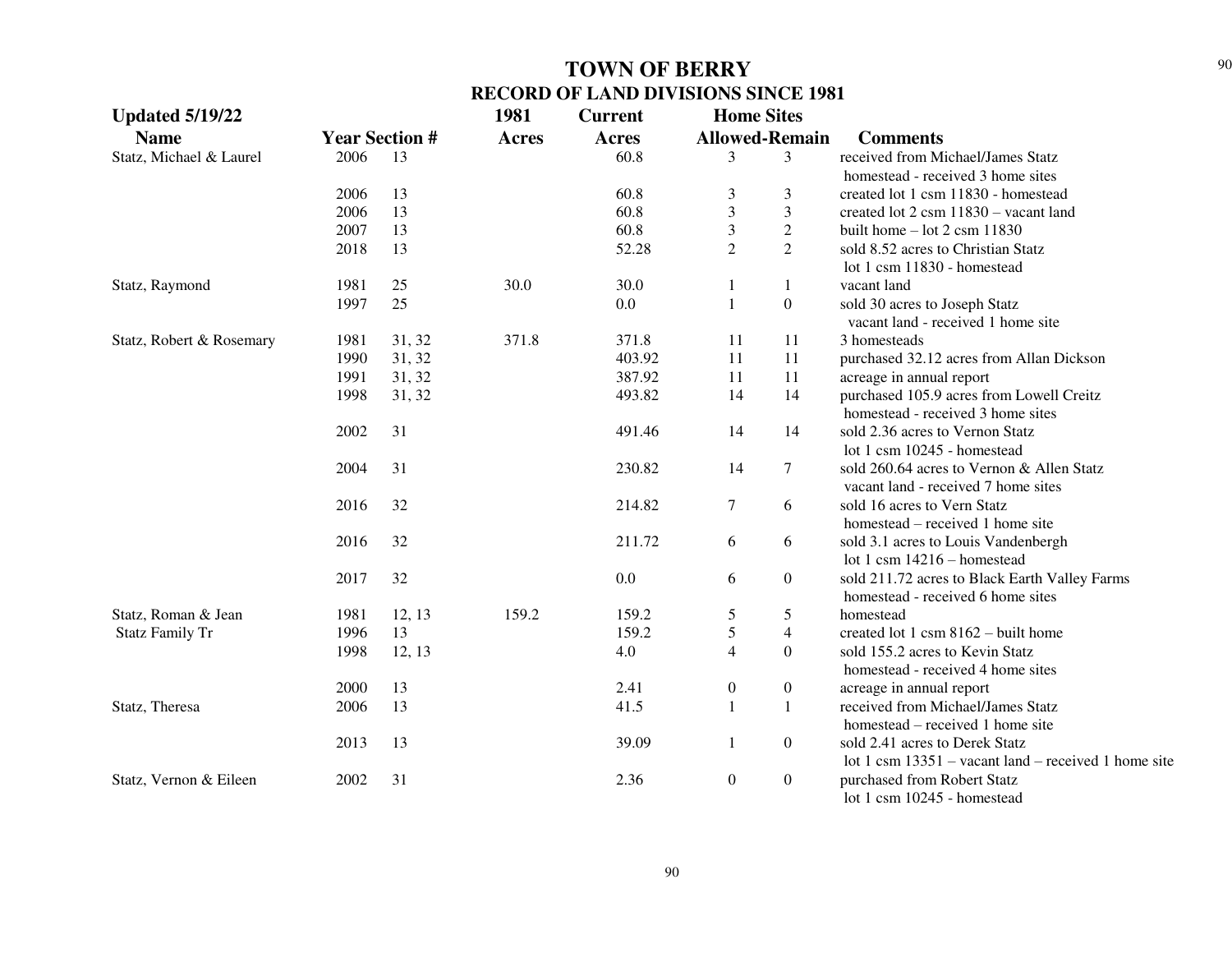# TOWN OF BERRY

## RECORD OF LAND DIVISIONS SINCE 1981

| Updated 5/19/22 Name | Year | Section # | 1981 Acres | Current Acres | Home Sites Allowed | Home Sites Remain | Comments |
|---|---|---|---|---|---|---|---|
| Statz, Michael & Laurel | 2006 | 13 | | 60.8 | 3 | 3 | received from Michael/James Statz homestead - received 3 home sites |
| | 2006 | 13 | | 60.8 | 3 | 3 | created lot 1 csm 11830 - homestead |
| | 2006 | 13 | | 60.8 | 3 | 3 | created lot 2 csm 11830 – vacant land |
| | 2007 | 13 | | 60.8 | 3 | 2 | built home – lot 2 csm 11830 |
| | 2018 | 13 | | 52.28 | 2 | 2 | sold 8.52 acres to Christian Statz lot 1 csm 11830 - homestead |
| Statz, Raymond | 1981 | 25 | 30.0 | 30.0 | 1 | 1 | vacant land |
| | 1997 | 25 | | 0.0 | 1 | 0 | sold 30 acres to Joseph Statz vacant land - received 1 home site |
| Statz, Robert & Rosemary | 1981 | 31, 32 | 371.8 | 371.8 | 11 | 11 | 3 homesteads |
| | 1990 | 31, 32 | | 403.92 | 11 | 11 | purchased 32.12 acres from Allan Dickson |
| | 1991 | 31, 32 | | 387.92 | 11 | 11 | acreage in annual report |
| | 1998 | 31, 32 | | 493.82 | 14 | 14 | purchased 105.9 acres from Lowell Creitz homestead - received 3 home sites |
| | 2002 | 31 | | 491.46 | 14 | 14 | sold 2.36 acres to Vernon Statz lot 1 csm 10245 - homestead |
| | 2004 | 31 | | 230.82 | 14 | 7 | sold 260.64 acres to Vernon & Allen Statz vacant land - received 7 home sites |
| | 2016 | 32 | | 214.82 | 7 | 6 | sold 16 acres to Vern Statz homestead – received 1 home site |
| | 2016 | 32 | | 211.72 | 6 | 6 | sold 3.1 acres to Louis Vandenbergh lot 1 csm 14216 – homestead |
| | 2017 | 32 | | 0.0 | 6 | 0 | sold 211.72 acres to Black Earth Valley Farms homestead - received 6 home sites |
| Statz, Roman & Jean | 1981 | 12, 13 | 159.2 | 159.2 | 5 | 5 | homestead |
| Statz Family Tr | 1996 | 13 | | 159.2 | 5 | 4 | created lot 1 csm 8162 – built home |
| | 1998 | 12, 13 | | 4.0 | 4 | 0 | sold 155.2 acres to Kevin Statz homestead - received 4 home sites |
| | 2000 | 13 | | 2.41 | 0 | 0 | acreage in annual report |
| Statz, Theresa | 2006 | 13 | | 41.5 | 1 | 1 | received from Michael/James Statz homestead – received 1 home site |
| | 2013 | 13 | | 39.09 | 1 | 0 | sold 2.41 acres to Derek Statz lot 1 csm 13351 – vacant land – received 1 home site |
| Statz, Vernon & Eileen | 2002 | 31 | | 2.36 | 0 | 0 | purchased from Robert Statz lot 1 csm 10245 - homestead |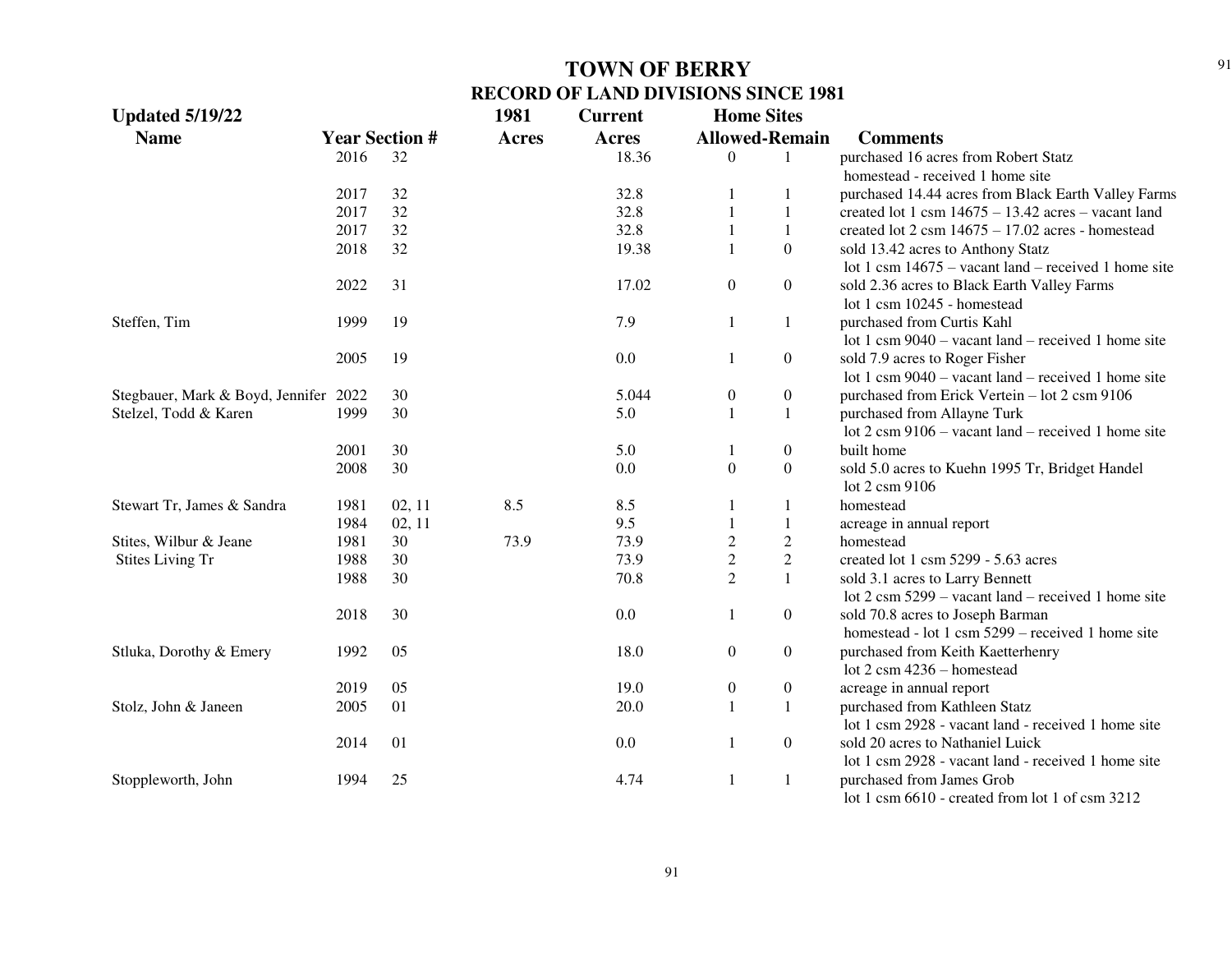# TOWN OF BERRY
## RECORD OF LAND DIVISIONS SINCE 1981

| Updated 5/19/22 | | | 1981 | Current | Home Sites | | |
|---|---|---|---|---|---|---|---|
| Name | Year | Section # | Acres | Acres | Allowed | Remain | Comments |
| | 2016 | 32 | | 18.36 | 0 | 1 | purchased 16 acres from Robert Statz homestead - received 1 home site |
| | 2017 | 32 | | 32.8 | 1 | 1 | purchased 14.44 acres from Black Earth Valley Farms |
| | 2017 | 32 | | 32.8 | 1 | 1 | created lot 1 csm 14675 – 13.42 acres – vacant land |
| | 2017 | 32 | | 32.8 | 1 | 1 | created lot 2 csm 14675 – 17.02 acres - homestead |
| | 2018 | 32 | | 19.38 | 1 | 0 | sold 13.42 acres to Anthony Statz lot 1 csm 14675 – vacant land – received 1 home site |
| | 2022 | 31 | | 17.02 | 0 | 0 | sold 2.36 acres to Black Earth Valley Farms lot 1 csm 10245 - homestead |
| Steffen, Tim | 1999 | 19 | | 7.9 | 1 | 1 | purchased from Curtis Kahl lot 1 csm 9040 – vacant land – received 1 home site |
| | 2005 | 19 | | 0.0 | 1 | 0 | sold 7.9 acres to Roger Fisher lot 1 csm 9040 – vacant land – received 1 home site |
| Stegbauer, Mark & Boyd, Jennifer | 2022 | 30 | | 5.044 | 0 | 0 | purchased from Erick Vertein – lot 2 csm 9106 |
| Stelzel, Todd & Karen | 1999 | 30 | | 5.0 | 1 | 1 | purchased from Allayne Turk lot 2 csm 9106 – vacant land – received 1 home site |
| | 2001 | 30 | | 5.0 | 1 | 0 | built home |
| | 2008 | 30 | | 0.0 | 0 | 0 | sold 5.0 acres to Kuehn 1995 Tr, Bridget Handel lot 2 csm 9106 |
| Stewart Tr, James & Sandra | 1981 | 02, 11 | 8.5 | 8.5 | 1 | 1 | homestead |
| | 1984 | 02, 11 | | 9.5 | 1 | 1 | acreage in annual report |
| Stites, Wilbur & Jeane | 1981 | 30 | 73.9 | 73.9 | 2 | 2 | homestead |
| Stites Living Tr | 1988 | 30 | | 73.9 | 2 | 2 | created lot 1 csm 5299 - 5.63 acres |
| | 1988 | 30 | | 70.8 | 2 | 1 | sold 3.1 acres to Larry Bennett lot 2 csm 5299 – vacant land – received 1 home site |
| | 2018 | 30 | | 0.0 | 1 | 0 | sold 70.8 acres to Joseph Barman homestead - lot 1 csm 5299 – received 1 home site |
| Stluka, Dorothy & Emery | 1992 | 05 | | 18.0 | 0 | 0 | purchased from Keith Kaetterhenry lot 2 csm 4236 – homestead |
| | 2019 | 05 | | 19.0 | 0 | 0 | acreage in annual report |
| Stolz, John & Janeen | 2005 | 01 | | 20.0 | 1 | 1 | purchased from Kathleen Statz lot 1 csm 2928 - vacant land - received 1 home site |
| | 2014 | 01 | | 0.0 | 1 | 0 | sold 20 acres to Nathaniel Luick lot 1 csm 2928 - vacant land - received 1 home site |
| Stoppleworth, John | 1994 | 25 | | 4.74 | 1 | 1 | purchased from James Grob lot 1 csm 6610 - created from lot 1 of csm 3212 |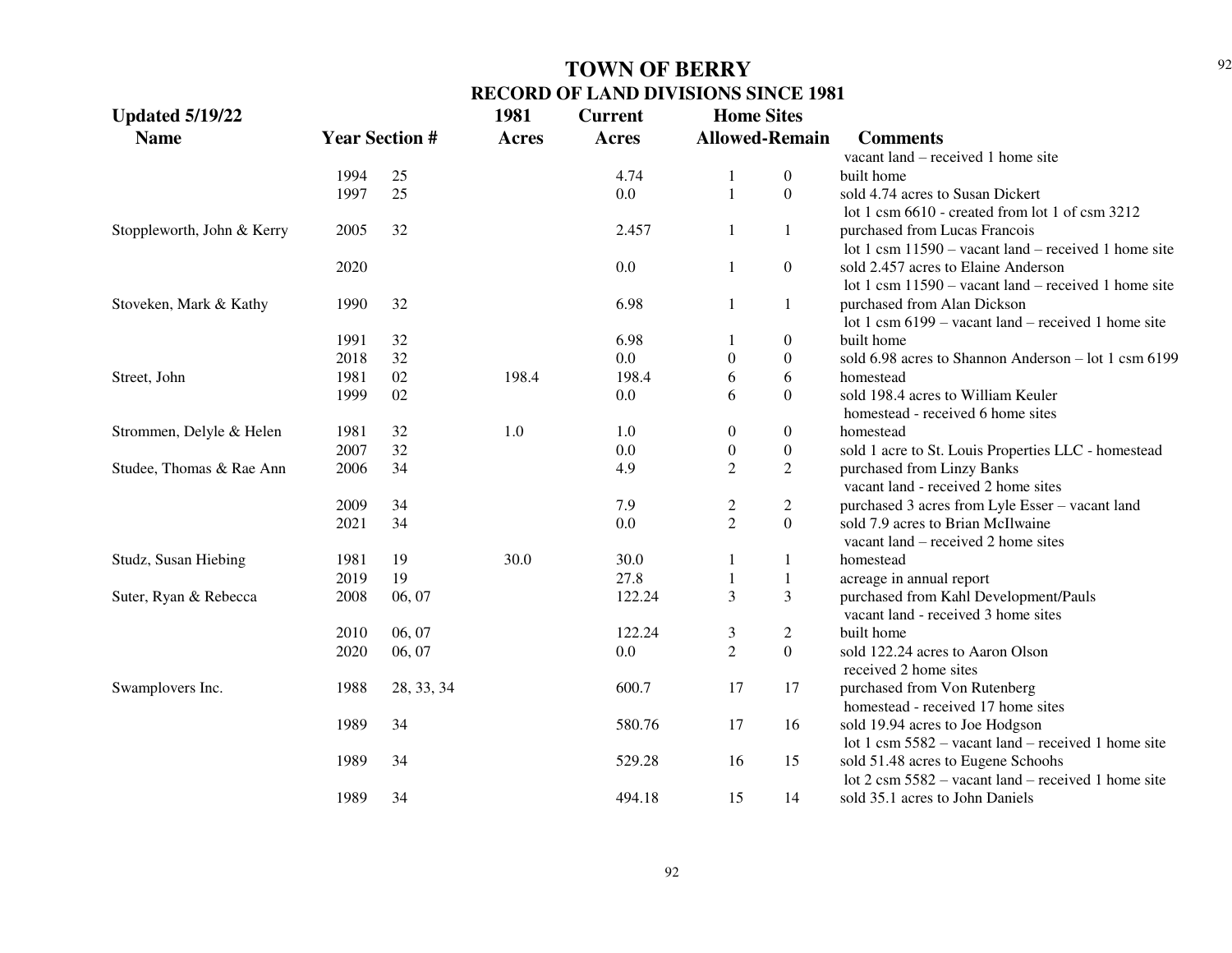# TOWN OF BERRY
## RECORD OF LAND DIVISIONS SINCE 1981

**Updated 5/19/22**

| Name | Year | Section # | 1981 Acres | Current Acres | Home Sites Allowed | Home Sites Remain | Comments |
|---|---|---|---|---|---|---|---|
| | | | | | | | vacant land – received 1 home site |
| | 1994 | 25 | | 4.74 | 1 | 0 | built home |
| | 1997 | 25 | | 0.0 | 1 | 0 | sold 4.74 acres to Susan Dickert |
| | | | | | | | lot 1 csm 6610 - created from lot 1 of csm 3212 |
| Stoppleworth, John & Kerry | 2005 | 32 | | 2.457 | 1 | 1 | purchased from Lucas Francois |
| | | | | | | | lot 1 csm 11590 – vacant land – received 1 home site |
| | 2020 | | | 0.0 | 1 | 0 | sold 2.457 acres to Elaine Anderson |
| | | | | | | | lot 1 csm 11590 – vacant land – received 1 home site |
| Stoveken, Mark & Kathy | 1990 | 32 | | 6.98 | 1 | 1 | purchased from Alan Dickson |
| | | | | | | | lot 1 csm 6199 – vacant land – received 1 home site |
| | 1991 | 32 | | 6.98 | 1 | 0 | built home |
| | 2018 | 32 | | 0.0 | 0 | 0 | sold 6.98 acres to Shannon Anderson – lot 1 csm 6199 |
| Street, John | 1981 | 02 | 198.4 | 198.4 | 6 | 6 | homestead |
| | 1999 | 02 | | 0.0 | 6 | 0 | sold 198.4 acres to William Keuler |
| | | | | | | | homestead - received 6 home sites |
| Strommen, Delyle & Helen | 1981 | 32 | 1.0 | 1.0 | 0 | 0 | homestead |
| | 2007 | 32 | | 0.0 | 0 | 0 | sold 1 acre to St. Louis Properties LLC - homestead |
| Studee, Thomas & Rae Ann | 2006 | 34 | | 4.9 | 2 | 2 | purchased from Linzy Banks |
| | | | | | | | vacant land - received 2 home sites |
| | 2009 | 34 | | 7.9 | 2 | 2 | purchased 3 acres from Lyle Esser – vacant land |
| | 2021 | 34 | | 0.0 | 2 | 0 | sold 7.9 acres to Brian McIlwaine |
| | | | | | | | vacant land – received 2 home sites |
| Studz, Susan Hiebing | 1981 | 19 | 30.0 | 30.0 | 1 | 1 | homestead |
| | 2019 | 19 | | 27.8 | 1 | 1 | acreage in annual report |
| Suter, Ryan & Rebecca | 2008 | 06, 07 | | 122.24 | 3 | 3 | purchased from Kahl Development/Pauls |
| | | | | | | | vacant land - received 3 home sites |
| | 2010 | 06, 07 | | 122.24 | 3 | 2 | built home |
| | 2020 | 06, 07 | | 0.0 | 2 | 0 | sold 122.24 acres to Aaron Olson |
| | | | | | | | received 2 home sites |
| Swamplovers Inc. | 1988 | 28, 33, 34 | | 600.7 | 17 | 17 | purchased from Von Rutenberg |
| | | | | | | | homestead - received 17 home sites |
| | 1989 | 34 | | 580.76 | 17 | 16 | sold 19.94 acres to Joe Hodgson |
| | | | | | | | lot 1 csm 5582 – vacant land – received 1 home site |
| | 1989 | 34 | | 529.28 | 16 | 15 | sold 51.48 acres to Eugene Schoohs |
| | | | | | | | lot 2 csm 5582 – vacant land – received 1 home site |
| | 1989 | 34 | | 494.18 | 15 | 14 | sold 35.1 acres to John Daniels |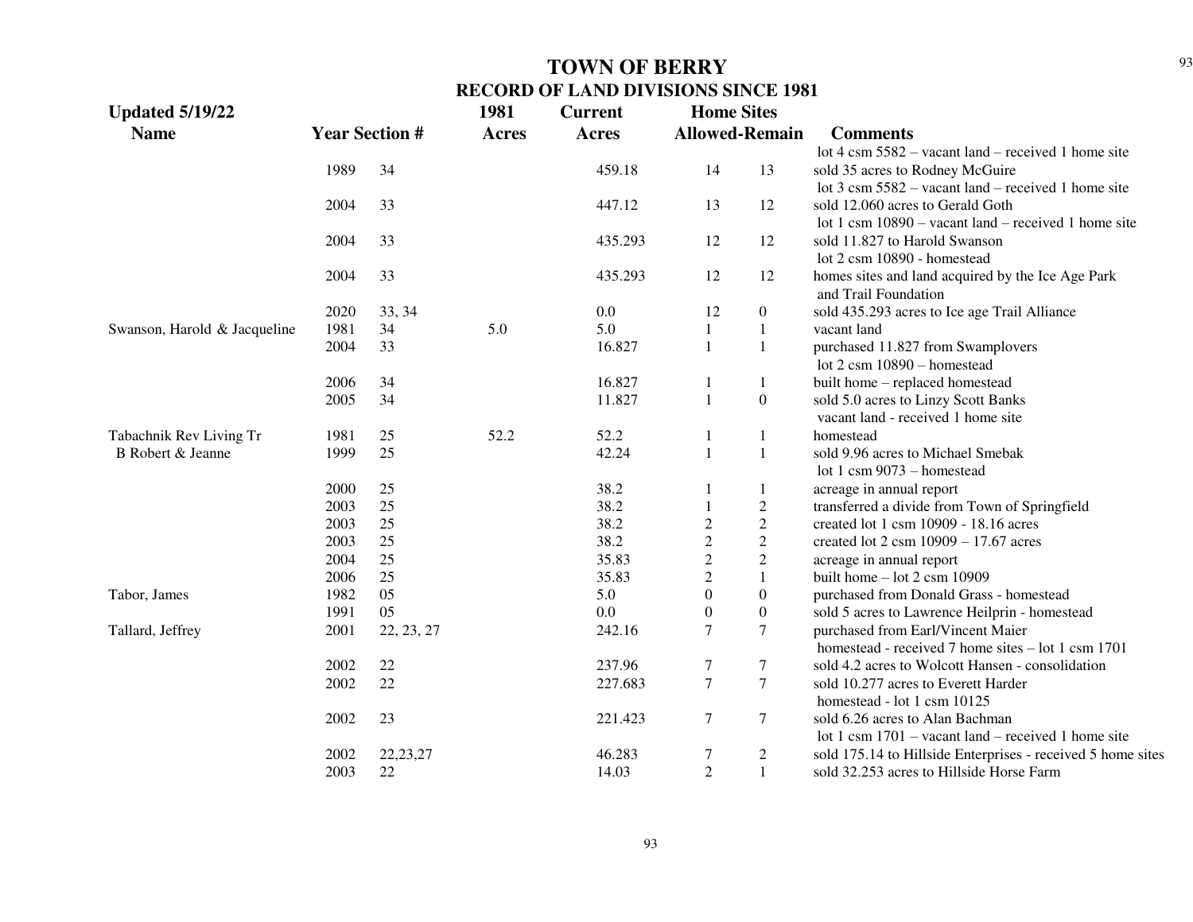# TOWN OF BERRY

## RECORD OF LAND DIVISIONS SINCE 1981

**Updated 5/19/22**

| Name | Year | Section # | 1981 Acres | Current Acres | Home Sites Allowed | Home Sites Remain | Comments |
|---|---|---|---|---|---|---|---|
| | | | | | | | lot 4 csm 5582 – vacant land – received 1 home site |
| | 1989 | 34 | | 459.18 | 14 | 13 | sold 35 acres to Rodney McGuire |
| | | | | | | | lot 3 csm 5582 – vacant land – received 1 home site |
| | 2004 | 33 | | 447.12 | 13 | 12 | sold 12.060 acres to Gerald Goth |
| | | | | | | | lot 1 csm 10890 – vacant land – received 1 home site |
| | 2004 | 33 | | 435.293 | 12 | 12 | sold 11.827 to Harold Swanson |
| | | | | | | | lot 2 csm 10890 - homestead |
| | 2004 | 33 | | 435.293 | 12 | 12 | homes sites and land acquired by the Ice Age Park and Trail Foundation |
| | 2020 | 33, 34 | | 0.0 | 12 | 0 | sold 435.293 acres to Ice age Trail Alliance |
| Swanson, Harold & Jacqueline | 1981 | 34 | 5.0 | 5.0 | 1 | 1 | vacant land |
| | 2004 | 33 | | 16.827 | 1 | 1 | purchased 11.827 from Swamplovers |
| | | | | | | | lot 2 csm 10890 – homestead |
| | 2006 | 34 | | 16.827 | 1 | 1 | built home – replaced homestead |
| | 2005 | 34 | | 11.827 | 1 | 0 | sold 5.0 acres to Linzy Scott Banks |
| | | | | | | | vacant land - received 1 home site |
| Tabachnik Rev Living Tr | 1981 | 25 | 52.2 | 52.2 | 1 | 1 | homestead |
| B Robert & Jeanne | 1999 | 25 | | 42.24 | 1 | 1 | sold 9.96 acres to Michael Smebak |
| | | | | | | | lot 1 csm 9073 – homestead |
| | 2000 | 25 | | 38.2 | 1 | 1 | acreage in annual report |
| | 2003 | 25 | | 38.2 | 1 | 2 | transferred a divide from Town of Springfield |
| | 2003 | 25 | | 38.2 | 2 | 2 | created lot 1 csm 10909 - 18.16 acres |
| | 2003 | 25 | | 38.2 | 2 | 2 | created lot 2 csm 10909 – 17.67 acres |
| | 2004 | 25 | | 35.83 | 2 | 2 | acreage in annual report |
| | 2006 | 25 | | 35.83 | 2 | 1 | built home – lot 2 csm 10909 |
| Tabor, James | 1982 | 05 | | 5.0 | 0 | 0 | purchased from Donald Grass - homestead |
| | 1991 | 05 | | 0.0 | 0 | 0 | sold 5 acres to Lawrence Heilprin - homestead |
| Tallard, Jeffrey | 2001 | 22, 23, 27 | | 242.16 | 7 | 7 | purchased from Earl/Vincent Maier |
| | | | | | | | homestead - received 7 home sites – lot 1 csm 1701 |
| | 2002 | 22 | | 237.96 | 7 | 7 | sold 4.2 acres to Wolcott Hansen - consolidation |
| | 2002 | 22 | | 227.683 | 7 | 7 | sold 10.277 acres to Everett Harder |
| | | | | | | | homestead - lot 1 csm 10125 |
| | 2002 | 23 | | 221.423 | 7 | 7 | sold 6.26 acres to Alan Bachman |
| | | | | | | | lot 1 csm 1701 – vacant land – received 1 home site |
| | 2002 | 22,23,27 | | 46.283 | 7 | 2 | sold 175.14 to Hillside Enterprises - received 5 home sites |
| | 2003 | 22 | | 14.03 | 2 | 1 | sold 32.253 acres to Hillside Horse Farm |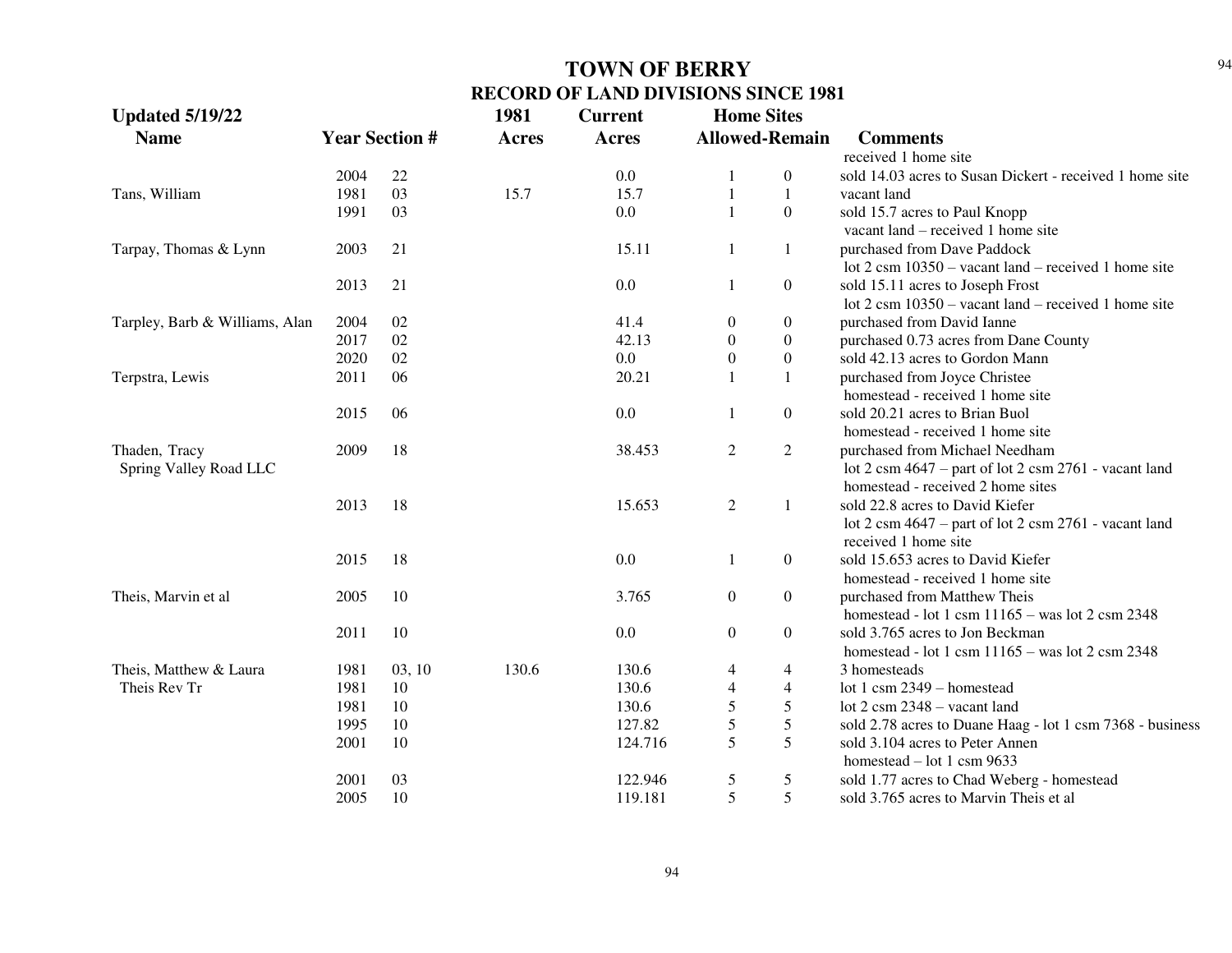# TOWN OF BERRY

## RECORD OF LAND DIVISIONS SINCE 1981

| Updated 5/19/22<br>Name | Year | Section # | 1981<br>Acres | Current<br>Acres | Home Sites<br>Allowed | -Remain | Comments |
|---|---|---|---|---|---|---|---|
| | | | | | | | received 1 home site |
| | 2004 | 22 | | 0.0 | 1 | 0 | sold 14.03 acres to Susan Dickert - received 1 home site |
| Tans, William | 1981 | 03 | 15.7 | 15.7 | 1 | 1 | vacant land |
| | 1991 | 03 | | 0.0 | 1 | 0 | sold 15.7 acres to Paul Knopp<br>vacant land – received 1 home site |
| Tarpay, Thomas & Lynn | 2003 | 21 | | 15.11 | 1 | 1 | purchased from Dave Paddock<br>lot 2 csm 10350 – vacant land – received 1 home site |
| | 2013 | 21 | | 0.0 | 1 | 0 | sold 15.11 acres to Joseph Frost<br>lot 2 csm 10350 – vacant land – received 1 home site |
| Tarpley, Barb & Williams, Alan | 2004 | 02 | | 41.4 | 0 | 0 | purchased from David Ianne |
| | 2017 | 02 | | 42.13 | 0 | 0 | purchased 0.73 acres from Dane County |
| | 2020 | 02 | | 0.0 | 0 | 0 | sold 42.13 acres to Gordon Mann |
| Terpstra, Lewis | 2011 | 06 | | 20.21 | 1 | 1 | purchased from Joyce Christee<br>homestead - received 1 home site |
| | 2015 | 06 | | 0.0 | 1 | 0 | sold 20.21 acres to Brian Buol<br>homestead - received 1 home site |
| Thaden, Tracy<br>Spring Valley Road LLC | 2009 | 18 | | 38.453 | 2 | 2 | purchased from Michael Needham<br>lot 2 csm 4647 – part of lot 2 csm 2761 - vacant land<br>homestead - received 2 home sites |
| | 2013 | 18 | | 15.653 | 2 | 1 | sold 22.8 acres to David Kiefer<br>lot 2 csm 4647 – part of lot 2 csm 2761 - vacant land<br>received 1 home site |
| | 2015 | 18 | | 0.0 | 1 | 0 | sold 15.653 acres to David Kiefer<br>homestead - received 1 home site |
| Theis, Marvin et al | 2005 | 10 | | 3.765 | 0 | 0 | purchased from Matthew Theis<br>homestead - lot 1 csm 11165 – was lot 2 csm 2348 |
| | 2011 | 10 | | 0.0 | 0 | 0 | sold 3.765 acres to Jon Beckman<br>homestead - lot 1 csm 11165 – was lot 2 csm 2348 |
| Theis, Matthew & Laura | 1981 | 03, 10 | 130.6 | 130.6 | 4 | 4 | 3 homesteads |
| Theis Rev Tr | 1981 | 10 | | 130.6 | 4 | 4 | lot 1 csm 2349 – homestead |
| | 1981 | 10 | | 130.6 | 5 | 5 | lot 2 csm 2348 – vacant land |
| | 1995 | 10 | | 127.82 | 5 | 5 | sold 2.78 acres to Duane Haag - lot 1 csm 7368 - business |
| | 2001 | 10 | | 124.716 | 5 | 5 | sold 3.104 acres to Peter Annen<br>homestead – lot 1 csm 9633 |
| | 2001 | 03 | | 122.946 | 5 | 5 | sold 1.77 acres to Chad Weberg - homestead |
| | 2005 | 10 | | 119.181 | 5 | 5 | sold 3.765 acres to Marvin Theis et al |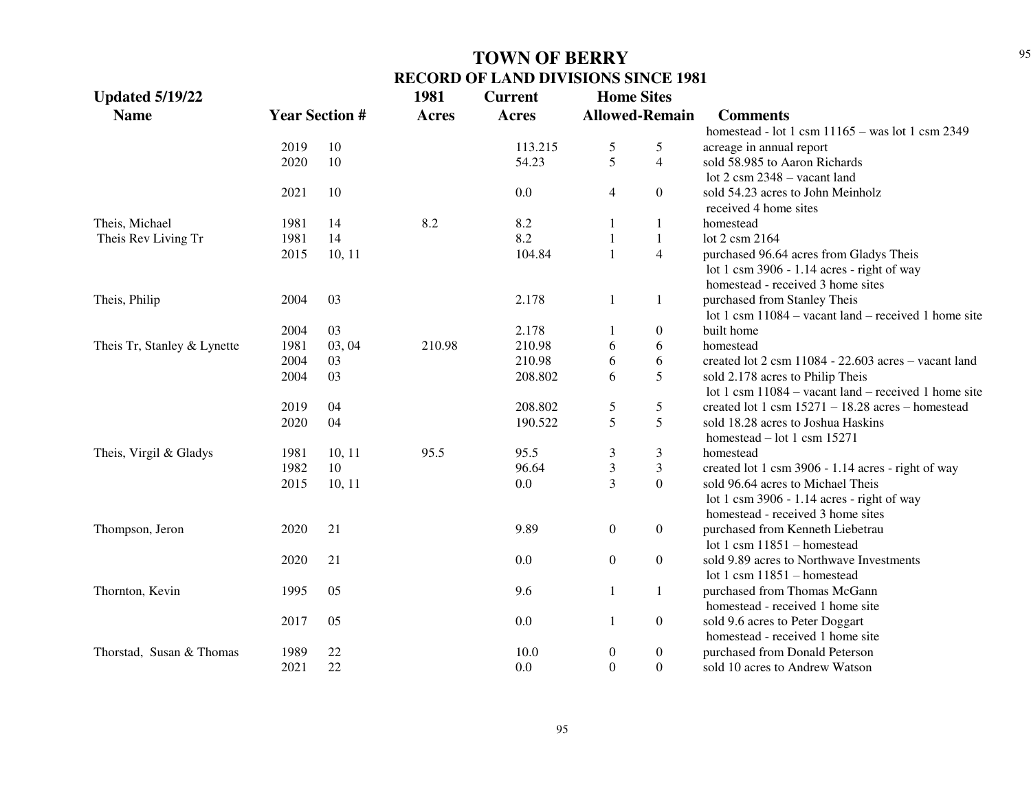# TOWN OF BERRY

## RECORD OF LAND DIVISIONS SINCE 1981

**Updated 5/19/22**

| Name | Year | Section # | 1981 Acres | Current Acres | Home Sites Allowed | Home Sites Remain | Comments |
|---|---|---|---|---|---|---|---|
| | | | | | | | homestead - lot 1 csm 11165 – was lot 1 csm 2349 |
| | 2019 | 10 | | 113.215 | 5 | 5 | acreage in annual report |
| | 2020 | 10 | | 54.23 | 5 | 4 | sold 58.985 to Aaron Richards<br>lot 2 csm 2348 – vacant land |
| | 2021 | 10 | | 0.0 | 4 | 0 | sold 54.23 acres to John Meinholz<br>received 4 home sites |
| Theis, Michael | 1981 | 14 | 8.2 | 8.2 | 1 | 1 | homestead |
| Theis Rev Living Tr | 1981 | 14 | | 8.2 | 1 | 1 | lot 2 csm 2164 |
| | 2015 | 10, 11 | | 104.84 | 1 | 4 | purchased 96.64 acres from Gladys Theis<br>lot 1 csm 3906 - 1.14 acres - right of way<br>homestead - received 3 home sites |
| Theis, Philip | 2004 | 03 | | 2.178 | 1 | 1 | purchased from Stanley Theis<br>lot 1 csm 11084 – vacant land – received 1 home site |
| | 2004 | 03 | | 2.178 | 1 | 0 | built home |
| Theis Tr, Stanley & Lynette | 1981 | 03, 04 | 210.98 | 210.98 | 6 | 6 | homestead |
| | 2004 | 03 | | 210.98 | 6 | 6 | created lot 2 csm 11084 - 22.603 acres – vacant land |
| | 2004 | 03 | | 208.802 | 6 | 5 | sold 2.178 acres to Philip Theis<br>lot 1 csm 11084 – vacant land – received 1 home site |
| | 2019 | 04 | | 208.802 | 5 | 5 | created lot 1 csm 15271 – 18.28 acres – homestead |
| | 2020 | 04 | | 190.522 | 5 | 5 | sold 18.28 acres to Joshua Haskins<br>homestead – lot 1 csm 15271 |
| Theis, Virgil & Gladys | 1981 | 10, 11 | 95.5 | 95.5 | 3 | 3 | homestead |
| | 1982 | 10 | | 96.64 | 3 | 3 | created lot 1 csm 3906 - 1.14 acres - right of way |
| | 2015 | 10, 11 | | 0.0 | 3 | 0 | sold 96.64 acres to Michael Theis<br>lot 1 csm 3906 - 1.14 acres - right of way<br>homestead - received 3 home sites |
| Thompson, Jeron | 2020 | 21 | | 9.89 | 0 | 0 | purchased from Kenneth Liebetrau<br>lot 1 csm 11851 – homestead |
| | 2020 | 21 | | 0.0 | 0 | 0 | sold 9.89 acres to Northwave Investments<br>lot 1 csm 11851 – homestead |
| Thornton, Kevin | 1995 | 05 | | 9.6 | 1 | 1 | purchased from Thomas McGann<br>homestead - received 1 home site |
| | 2017 | 05 | | 0.0 | 1 | 0 | sold 9.6 acres to Peter Doggart<br>homestead - received 1 home site |
| Thorstad, Susan & Thomas | 1989 | 22 | | 10.0 | 0 | 0 | purchased from Donald Peterson |
| | 2021 | 22 | | 0.0 | 0 | 0 | sold 10 acres to Andrew Watson |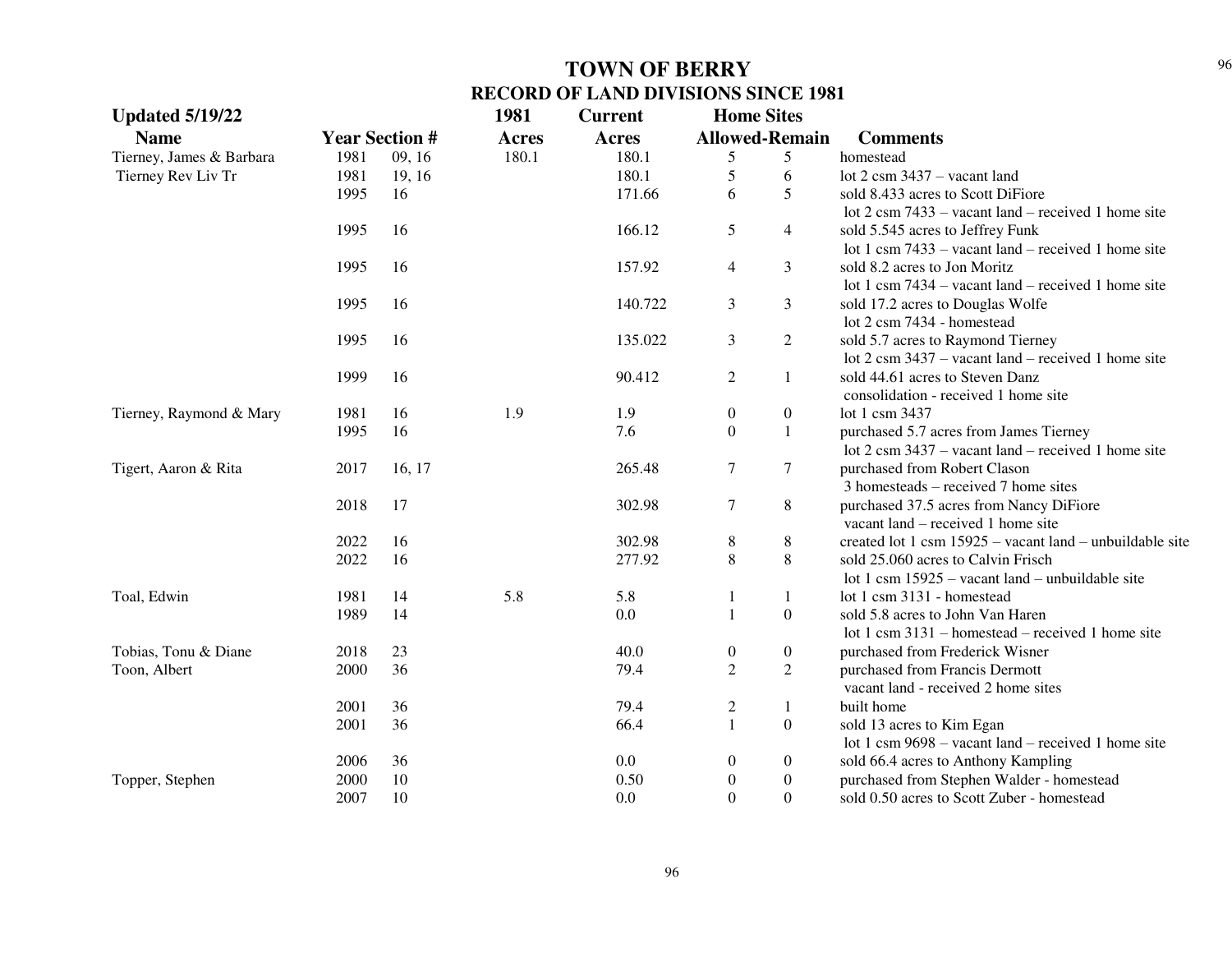# TOWN OF BERRY

## RECORD OF LAND DIVISIONS SINCE 1981

**Updated 5/19/22**

| Name | Year | Section # | 1981 Acres | Current Acres | Home Sites Allowed | Home Sites Remain | Comments |
|---|---|---|---|---|---|---|---|
| Tierney, James & Barbara | 1981 | 09, 16 | 180.1 | 180.1 | 5 | 5 | homestead |
| Tierney Rev Liv Tr | 1981 | 19, 16 | | 180.1 | 5 | 6 | lot 2 csm 3437 – vacant land |
| | 1995 | 16 | | 171.66 | 6 | 5 | sold 8.433 acres to Scott DiFiore lot 2 csm 7433 – vacant land – received 1 home site |
| | 1995 | 16 | | 166.12 | 5 | 4 | sold 5.545 acres to Jeffrey Funk lot 1 csm 7433 – vacant land – received 1 home site |
| | 1995 | 16 | | 157.92 | 4 | 3 | sold 8.2 acres to Jon Moritz lot 1 csm 7434 – vacant land – received 1 home site |
| | 1995 | 16 | | 140.722 | 3 | 3 | sold 17.2 acres to Douglas Wolfe lot 2 csm 7434 - homestead |
| | 1995 | 16 | | 135.022 | 3 | 2 | sold 5.7 acres to Raymond Tierney lot 2 csm 3437 – vacant land – received 1 home site |
| | 1999 | 16 | | 90.412 | 2 | 1 | sold 44.61 acres to Steven Danz consolidation - received 1 home site |
| Tierney, Raymond & Mary | 1981 | 16 | 1.9 | 1.9 | 0 | 0 | lot 1 csm 3437 |
| | 1995 | 16 | | 7.6 | 0 | 1 | purchased 5.7 acres from James Tierney lot 2 csm 3437 – vacant land – received 1 home site |
| Tigert, Aaron & Rita | 2017 | 16, 17 | | 265.48 | 7 | 7 | purchased from Robert Clason 3 homesteads – received 7 home sites |
| | 2018 | 17 | | 302.98 | 7 | 8 | purchased 37.5 acres from Nancy DiFiore vacant land – received 1 home site |
| | 2022 | 16 | | 302.98 | 8 | 8 | created lot 1 csm 15925 – vacant land – unbuildable site |
| | 2022 | 16 | | 277.92 | 8 | 8 | sold 25.060 acres to Calvin Frisch lot 1 csm 15925 – vacant land – unbuildable site |
| Toal, Edwin | 1981 | 14 | 5.8 | 5.8 | 1 | 1 | lot 1 csm 3131 - homestead |
| | 1989 | 14 | | 0.0 | 1 | 0 | sold 5.8 acres to John Van Haren lot 1 csm 3131 – homestead – received 1 home site |
| Tobias, Tonu & Diane | 2018 | 23 | | 40.0 | 0 | 0 | purchased from Frederick Wisner |
| Toon, Albert | 2000 | 36 | | 79.4 | 2 | 2 | purchased from Francis Dermott vacant land - received 2 home sites |
| | 2001 | 36 | | 79.4 | 2 | 1 | built home |
| | 2001 | 36 | | 66.4 | 1 | 0 | sold 13 acres to Kim Egan lot 1 csm 9698 – vacant land – received 1 home site |
| | 2006 | 36 | | 0.0 | 0 | 0 | sold 66.4 acres to Anthony Kampling |
| Topper, Stephen | 2000 | 10 | | 0.50 | 0 | 0 | purchased from Stephen Walder - homestead |
| | 2007 | 10 | | 0.0 | 0 | 0 | sold 0.50 acres to Scott Zuber - homestead |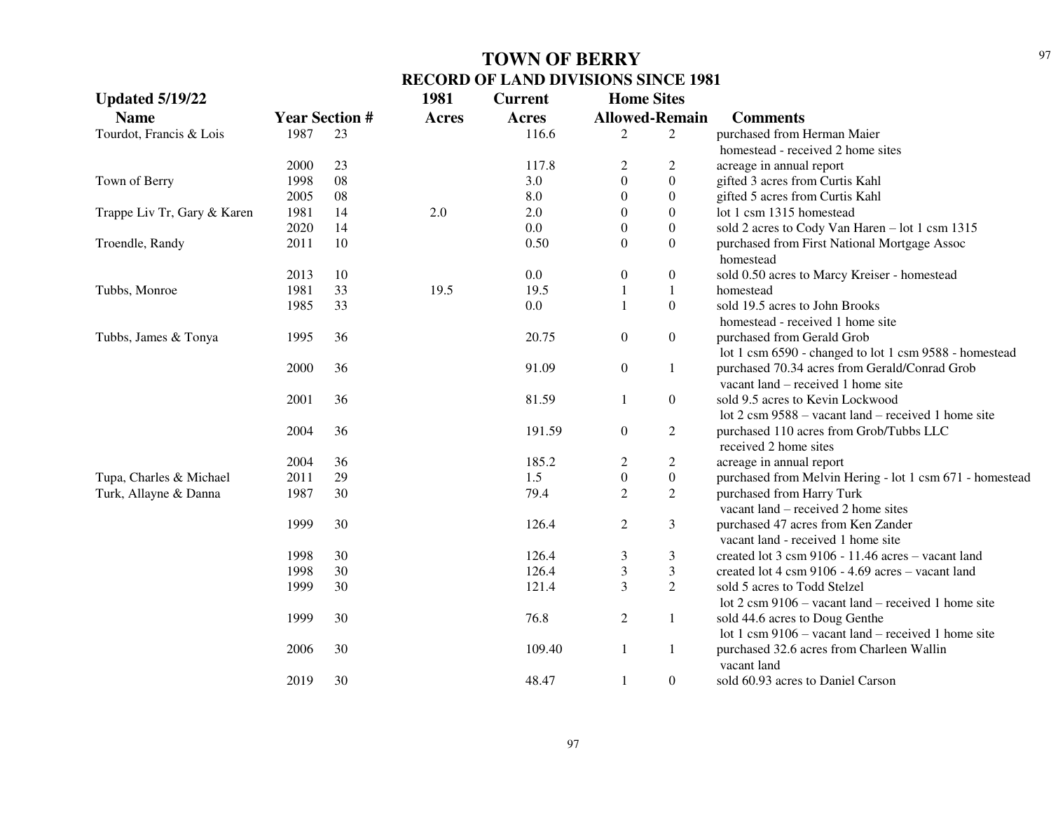# TOWN OF BERRY

## RECORD OF LAND DIVISIONS SINCE 1981

**Updated 5/19/22**

| Name | Year | Section # | 1981 Acres | Current Acres | Home Sites Allowed | Home Sites Remain | Comments |
|---|---|---|---|---|---|---|---|
| Tourdot, Francis & Lois | 1987 | 23 | | 116.6 | 2 | 2 | purchased from Herman Maier<br>homestead - received 2 home sites |
| | 2000 | 23 | | 117.8 | 2 | 2 | acreage in annual report |
| Town of Berry | 1998 | 08 | | 3.0 | 0 | 0 | gifted 3 acres from Curtis Kahl |
| | 2005 | 08 | | 8.0 | 0 | 0 | gifted 5 acres from Curtis Kahl |
| Trappe Liv Tr, Gary & Karen | 1981 | 14 | 2.0 | 2.0 | 0 | 0 | lot 1 csm 1315 homestead |
| | 2020 | 14 | | 0.0 | 0 | 0 | sold 2 acres to Cody Van Haren – lot 1 csm 1315 |
| Troendle, Randy | 2011 | 10 | | 0.50 | 0 | 0 | purchased from First National Mortgage Assoc<br>homestead |
| | 2013 | 10 | | 0.0 | 0 | 0 | sold 0.50 acres to Marcy Kreiser - homestead |
| Tubbs, Monroe | 1981 | 33 | 19.5 | 19.5 | 1 | 1 | homestead |
| | 1985 | 33 | | 0.0 | 1 | 0 | sold 19.5 acres to John Brooks<br>homestead - received 1 home site |
| Tubbs, James & Tonya | 1995 | 36 | | 20.75 | 0 | 0 | purchased from Gerald Grob<br>lot 1 csm 6590 - changed to lot 1 csm 9588 - homestead |
| | 2000 | 36 | | 91.09 | 0 | 1 | purchased 70.34 acres from Gerald/Conrad Grob<br>vacant land – received 1 home site |
| | 2001 | 36 | | 81.59 | 1 | 0 | sold 9.5 acres to Kevin Lockwood<br>lot 2 csm 9588 – vacant land – received 1 home site |
| | 2004 | 36 | | 191.59 | 0 | 2 | purchased 110 acres from Grob/Tubbs LLC<br>received 2 home sites |
| | 2004 | 36 | | 185.2 | 2 | 2 | acreage in annual report |
| Tupa, Charles & Michael | 2011 | 29 | | 1.5 | 0 | 0 | purchased from Melvin Hering - lot 1 csm 671 - homestead |
| Turk, Allayne & Danna | 1987 | 30 | | 79.4 | 2 | 2 | purchased from Harry Turk<br>vacant land – received 2 home sites |
| | 1999 | 30 | | 126.4 | 2 | 3 | purchased 47 acres from Ken Zander<br>vacant land - received 1 home site |
| | 1998 | 30 | | 126.4 | 3 | 3 | created lot 3 csm 9106 - 11.46 acres – vacant land |
| | 1998 | 30 | | 126.4 | 3 | 3 | created lot 4 csm 9106 - 4.69 acres – vacant land |
| | 1999 | 30 | | 121.4 | 3 | 2 | sold 5 acres to Todd Stelzel<br>lot 2 csm 9106 – vacant land – received 1 home site |
| | 1999 | 30 | | 76.8 | 2 | 1 | sold 44.6 acres to Doug Genthe<br>lot 1 csm 9106 – vacant land – received 1 home site |
| | 2006 | 30 | | 109.40 | 1 | 1 | purchased 32.6 acres from Charleen Wallin<br>vacant land |
| | 2019 | 30 | | 48.47 | 1 | 0 | sold 60.93 acres to Daniel Carson |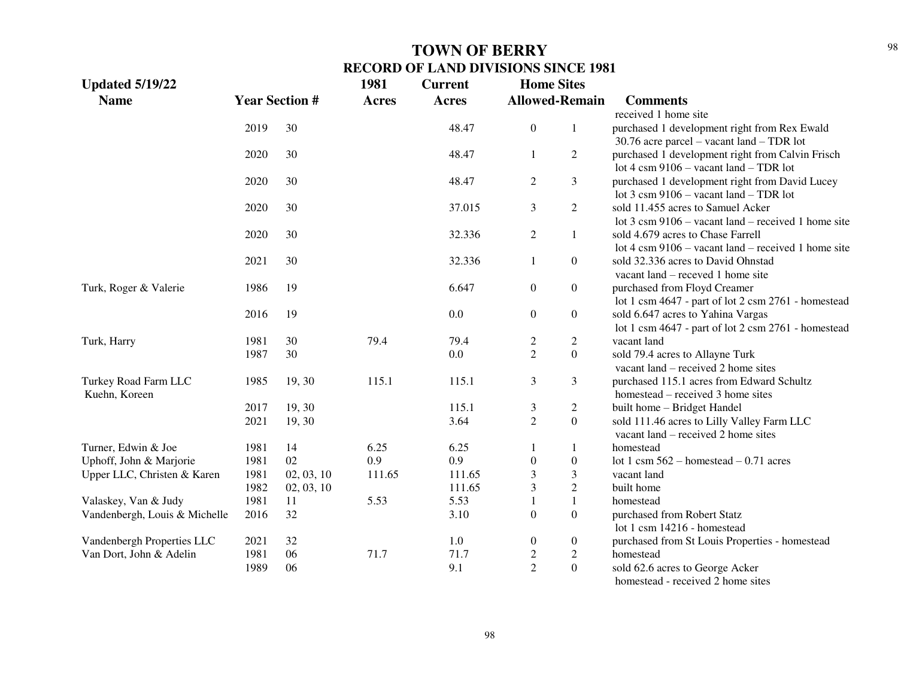# TOWN OF BERRY
## RECORD OF LAND DIVISIONS SINCE 1981

| Updated 5/19/22 Name | Year | Section # | 1981 Acres | Current Acres | Home Sites Allowed | Home Sites Remain | Comments |
|---|---|---|---|---|---|---|---|
| | | | | | | | received 1 home site |
| | 2019 | 30 | | 48.47 | 0 | 1 | purchased 1 development right from Rex Ewald 30.76 acre parcel – vacant land – TDR lot |
| | 2020 | 30 | | 48.47 | 1 | 2 | purchased 1 development right from Calvin Frisch lot 4 csm 9106 – vacant land – TDR lot |
| | 2020 | 30 | | 48.47 | 2 | 3 | purchased 1 development right from David Lucey lot 3 csm 9106 – vacant land – TDR lot |
| | 2020 | 30 | | 37.015 | 3 | 2 | sold 11.455 acres to Samuel Acker lot 3 csm 9106 – vacant land – received 1 home site |
| | 2020 | 30 | | 32.336 | 2 | 1 | sold 4.679 acres to Chase Farrell lot 4 csm 9106 – vacant land – received 1 home site |
| | 2021 | 30 | | 32.336 | 1 | 0 | sold 32.336 acres to David Ohnstad vacant land – receved 1 home site |
| Turk, Roger & Valerie | 1986 | 19 | | 6.647 | 0 | 0 | purchased from Floyd Creamer lot 1 csm 4647 - part of lot 2 csm 2761 - homestead |
| | 2016 | 19 | | 0.0 | 0 | 0 | sold 6.647 acres to Yahina Vargas lot 1 csm 4647 - part of lot 2 csm 2761 - homestead |
| Turk, Harry | 1981 | 30 | 79.4 | 79.4 | 2 | 2 | vacant land |
| | 1987 | 30 | | 0.0 | 2 | 0 | sold 79.4 acres to Allayne Turk vacant land – received 2 home sites |
| Turkey Road Farm LLC Kuehn, Koreen | 1985 | 19, 30 | 115.1 | 115.1 | 3 | 3 | purchased 115.1 acres from Edward Schultz homestead – received 3 home sites |
| | 2017 | 19, 30 | | 115.1 | 3 | 2 | built home – Bridget Handel |
| | 2021 | 19, 30 | | 3.64 | 2 | 0 | sold 111.46 acres to Lilly Valley Farm LLC vacant land – received 2 home sites |
| Turner, Edwin & Joe | 1981 | 14 | 6.25 | 6.25 | 1 | 1 | homestead |
| Uphoff, John & Marjorie | 1981 | 02 | 0.9 | 0.9 | 0 | 0 | lot 1 csm 562 – homestead – 0.71 acres |
| Upper LLC, Christen & Karen | 1981 | 02, 03, 10 | 111.65 | 111.65 | 3 | 3 | vacant land |
| | 1982 | 02, 03, 10 | | 111.65 | 3 | 2 | built home |
| Valaskey, Van & Judy | 1981 | 11 | 5.53 | 5.53 | 1 | 1 | homestead |
| Vandenbergh, Louis & Michelle | 2016 | 32 | | 3.10 | 0 | 0 | purchased from Robert Statz lot 1 csm 14216 - homestead |
| Vandenbergh Properties LLC | 2021 | 32 | | 1.0 | 0 | 0 | purchased from St Louis Properties - homestead |
| Van Dort, John & Adelin | 1981 | 06 | 71.7 | 71.7 | 2 | 2 | homestead |
| | 1989 | 06 | | 9.1 | 2 | 0 | sold 62.6 acres to George Acker homestead - received 2 home sites |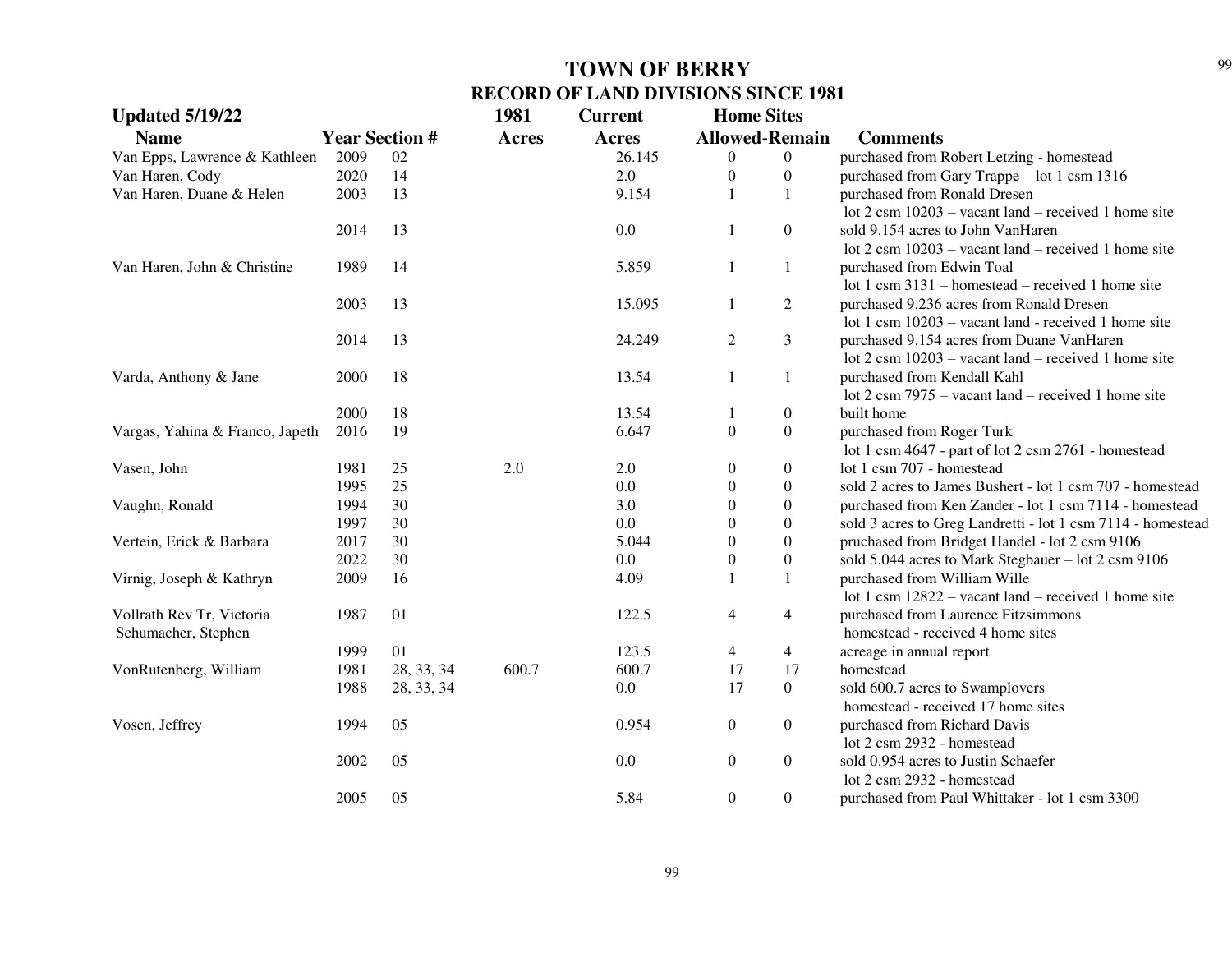# TOWN OF BERRY

## RECORD OF LAND DIVISIONS SINCE 1981

| Updated 5/19/22 | | | 1981 | Current | Home Sites | | |
|---|---|---|---|---|---|---|---|
| Name | Year | Section # | Acres | Acres | Allowed | Remain | Comments |
| Van Epps, Lawrence & Kathleen | 2009 | 02 | | 26.145 | 0 | 0 | purchased from Robert Letzing - homestead |
| Van Haren, Cody | 2020 | 14 | | 2.0 | 0 | 0 | purchased from Gary Trappe – lot 1 csm 1316 |
| Van Haren, Duane & Helen | 2003 | 13 | | 9.154 | 1 | 1 | purchased from Ronald Dresen<br>lot 2 csm 10203 – vacant land – received 1 home site |
| | 2014 | 13 | | 0.0 | 1 | 0 | sold 9.154 acres to John VanHaren<br>lot 2 csm 10203 – vacant land – received 1 home site |
| Van Haren, John & Christine | 1989 | 14 | | 5.859 | 1 | 1 | purchased from Edwin Toal<br>lot 1 csm 3131 – homestead – received 1 home site |
| | 2003 | 13 | | 15.095 | 1 | 2 | purchased 9.236 acres from Ronald Dresen<br>lot 1 csm 10203 – vacant land - received 1 home site |
| | 2014 | 13 | | 24.249 | 2 | 3 | purchased 9.154 acres from Duane VanHaren<br>lot 2 csm 10203 – vacant land – received 1 home site |
| Varda, Anthony & Jane | 2000 | 18 | | 13.54 | 1 | 1 | purchased from Kendall Kahl<br>lot 2 csm 7975 – vacant land – received 1 home site |
| | 2000 | 18 | | 13.54 | 1 | 0 | built home |
| Vargas, Yahina & Franco, Japeth | 2016 | 19 | | 6.647 | 0 | 0 | purchased from Roger Turk<br>lot 1 csm 4647 - part of lot 2 csm 2761 - homestead |
| Vasen, John | 1981 | 25 | 2.0 | 2.0 | 0 | 0 | lot 1 csm 707 - homestead |
| | 1995 | 25 | | 0.0 | 0 | 0 | sold 2 acres to James Bushert - lot 1 csm 707 - homestead |
| Vaughn, Ronald | 1994 | 30 | | 3.0 | 0 | 0 | purchased from Ken Zander - lot 1 csm 7114 - homestead |
| | 1997 | 30 | | 0.0 | 0 | 0 | sold 3 acres to Greg Landretti - lot 1 csm 7114 - homestead |
| Vertein, Erick & Barbara | 2017 | 30 | | 5.044 | 0 | 0 | pruchased from Bridget Handel - lot 2 csm 9106 |
| | 2022 | 30 | | 0.0 | 0 | 0 | sold 5.044 acres to Mark Stegbauer – lot 2 csm 9106 |
| Virnig, Joseph & Kathryn | 2009 | 16 | | 4.09 | 1 | 1 | purchased from William Wille<br>lot 1 csm 12822 – vacant land – received 1 home site |
| Vollrath Rev Tr, Victoria<br>Schumacher, Stephen | 1987 | 01 | | 122.5 | 4 | 4 | purchased from Laurence Fitzsimmons<br>homestead - received 4 home sites |
| | 1999 | 01 | | 123.5 | 4 | 4 | acreage in annual report |
| VonRutenberg, William | 1981 | 28, 33, 34 | 600.7 | 600.7 | 17 | 17 | homestead |
| | 1988 | 28, 33, 34 | | 0.0 | 17 | 0 | sold 600.7 acres to Swamplovers<br>homestead - received 17 home sites |
| Vosen, Jeffrey | 1994 | 05 | | 0.954 | 0 | 0 | purchased from Richard Davis<br>lot 2 csm 2932 - homestead |
| | 2002 | 05 | | 0.0 | 0 | 0 | sold 0.954 acres to Justin Schaefer<br>lot 2 csm 2932 - homestead |
| | 2005 | 05 | | 5.84 | 0 | 0 | purchased from Paul Whittaker - lot 1 csm 3300 |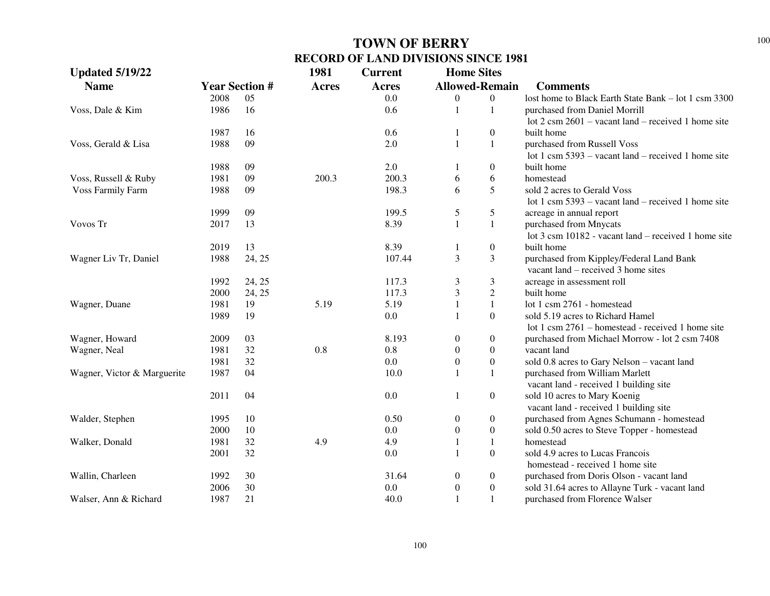# TOWN OF BERRY
## RECORD OF LAND DIVISIONS SINCE 1981

**Updated 5/19/22**

| Name | Year | Section # | 1981 Acres | Current Acres | Home Sites Allowed | Home Sites Remain | Comments |
|---|---|---|---|---|---|---|---|
| | 2008 | 05 | | 0.0 | 0 | 0 | lost home to Black Earth State Bank – lot 1 csm 3300 |
| Voss, Dale & Kim | 1986 | 16 | | 0.6 | 1 | 1 | purchased from Daniel Morrill<br>lot 2 csm 2601 – vacant land – received 1 home site |
| | 1987 | 16 | | 0.6 | 1 | 0 | built home |
| Voss, Gerald & Lisa | 1988 | 09 | | 2.0 | 1 | 1 | purchased from Russell Voss<br>lot 1 csm 5393 – vacant land – received 1 home site |
| | 1988 | 09 | | 2.0 | 1 | 0 | built home |
| Voss, Russell & Ruby | 1981 | 09 | 200.3 | 200.3 | 6 | 6 | homestead |
| Voss Farmily Farm | 1988 | 09 | | 198.3 | 6 | 5 | sold 2 acres to Gerald Voss<br>lot 1 csm 5393 – vacant land – received 1 home site |
| | 1999 | 09 | | 199.5 | 5 | 5 | acreage in annual report |
| Vovos Tr | 2017 | 13 | | 8.39 | 1 | 1 | purchased from Mnycats<br>lot 3 csm 10182 - vacant land – received 1 home site |
| | 2019 | 13 | | 8.39 | 1 | 0 | built home |
| Wagner Liv Tr, Daniel | 1988 | 24, 25 | | 107.44 | 3 | 3 | purchased from Kippley/Federal Land Bank<br>vacant land – received 3 home sites |
| | 1992 | 24, 25 | | 117.3 | 3 | 3 | acreage in assessment roll |
| | 2000 | 24, 25 | | 117.3 | 3 | 2 | built home |
| Wagner, Duane | 1981 | 19 | 5.19 | 5.19 | 1 | 1 | lot 1 csm 2761 - homestead |
| | 1989 | 19 | | 0.0 | 1 | 0 | sold 5.19 acres to Richard Hamel<br>lot 1 csm 2761 – homestead - received 1 home site |
| Wagner, Howard | 2009 | 03 | | 8.193 | 0 | 0 | purchased from Michael Morrow - lot 2 csm 7408 |
| Wagner, Neal | 1981 | 32 | 0.8 | 0.8 | 0 | 0 | vacant land |
| | 1981 | 32 | | 0.0 | 0 | 0 | sold 0.8 acres to Gary Nelson – vacant land |
| Wagner, Victor & Marguerite | 1987 | 04 | | 10.0 | 1 | 1 | purchased from William Marlett<br>vacant land - received 1 building site |
| | 2011 | 04 | | 0.0 | 1 | 0 | sold 10 acres to Mary Koenig<br>vacant land - received 1 building site |
| Walder, Stephen | 1995 | 10 | | 0.50 | 0 | 0 | purchased from Agnes Schumann - homestead |
| | 2000 | 10 | | 0.0 | 0 | 0 | sold 0.50 acres to Steve Topper - homestead |
| Walker, Donald | 1981 | 32 | 4.9 | 4.9 | 1 | 1 | homestead |
| | 2001 | 32 | | 0.0 | 1 | 0 | sold 4.9 acres to Lucas Francois<br>homestead - received 1 home site |
| Wallin, Charleen | 1992 | 30 | | 31.64 | 0 | 0 | purchased from Doris Olson - vacant land |
| | 2006 | 30 | | 0.0 | 0 | 0 | sold 31.64 acres to Allayne Turk - vacant land |
| Walser, Ann & Richard | 1987 | 21 | | 40.0 | 1 | 1 | purchased from Florence Walser |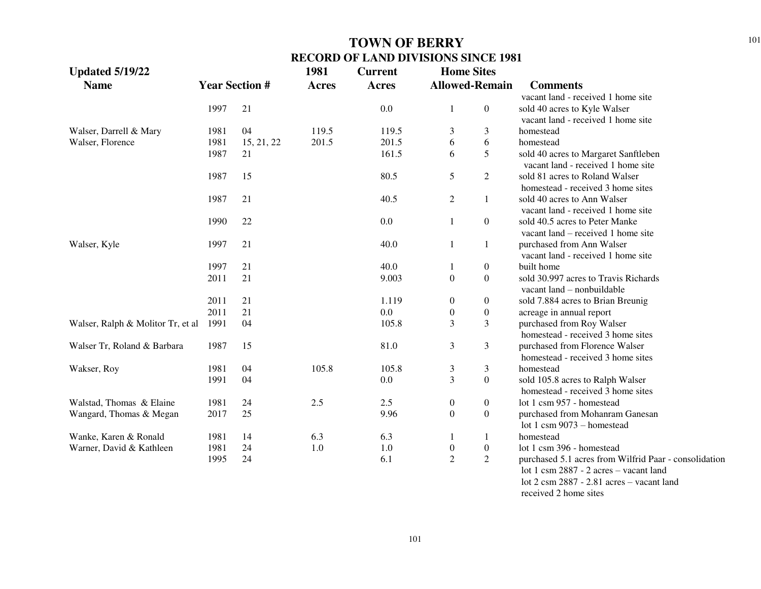# TOWN OF BERRY

## RECORD OF LAND DIVISIONS SINCE 1981

**Updated 5/19/22**

| Name | Year | Section # | 1981 Acres | Current Acres | Home Sites Allowed | Home Sites Remain | Comments |
|---|---|---|---|---|---|---|---|
| | | | | | | | vacant land - received 1 home site |
| | 1997 | 21 | | 0.0 | 1 | 0 | sold 40 acres to Kyle Walser<br>vacant land - received 1 home site |
| Walser, Darrell & Mary | 1981 | 04 | 119.5 | 119.5 | 3 | 3 | homestead |
| Walser, Florence | 1981 | 15, 21, 22 | 201.5 | 201.5 | 6 | 6 | homestead |
| | 1987 | 21 | | 161.5 | 6 | 5 | sold 40 acres to Margaret Sanftleben<br>vacant land - received 1 home site |
| | 1987 | 15 | | 80.5 | 5 | 2 | sold 81 acres to Roland Walser<br>homestead - received 3 home sites |
| | 1987 | 21 | | 40.5 | 2 | 1 | sold 40 acres to Ann Walser<br>vacant land - received 1 home site |
| | 1990 | 22 | | 0.0 | 1 | 0 | sold 40.5 acres to Peter Manke<br>vacant land – received 1 home site |
| Walser, Kyle | 1997 | 21 | | 40.0 | 1 | 1 | purchased from Ann Walser<br>vacant land - received 1 home site |
| | 1997 | 21 | | 40.0 | 1 | 0 | built home |
| | 2011 | 21 | | 9.003 | 0 | 0 | sold 30.997 acres to Travis Richards<br>vacant land – nonbuildable |
| | 2011 | 21 | | 1.119 | 0 | 0 | sold 7.884 acres to Brian Breunig |
| | 2011 | 21 | | 0.0 | 0 | 0 | acreage in annual report |
| Walser, Ralph & Molitor Tr, et al | 1991 | 04 | | 105.8 | 3 | 3 | purchased from Roy Walser<br>homestead - received 3 home sites |
| Walser Tr, Roland & Barbara | 1987 | 15 | | 81.0 | 3 | 3 | purchased from Florence Walser<br>homestead - received 3 home sites |
| Wakser, Roy | 1981 | 04 | 105.8 | 105.8 | 3 | 3 | homestead |
| | 1991 | 04 | | 0.0 | 3 | 0 | sold 105.8 acres to Ralph Walser<br>homestead - received 3 home sites |
| Walstad, Thomas & Elaine | 1981 | 24 | 2.5 | 2.5 | 0 | 0 | lot 1 csm 957 - homestead |
| Wangard, Thomas & Megan | 2017 | 25 | | 9.96 | 0 | 0 | purchased from Mohanram Ganesan<br>lot 1 csm 9073 – homestead |
| Wanke, Karen & Ronald | 1981 | 14 | 6.3 | 6.3 | 1 | 1 | homestead |
| Warner, David & Kathleen | 1981 | 24 | 1.0 | 1.0 | 0 | 0 | lot 1 csm 396 - homestead |
| | 1995 | 24 | | 6.1 | 2 | 2 | purchased 5.1 acres from Wilfrid Paar - consolidation<br>lot 1 csm 2887 - 2 acres – vacant land<br>lot 2 csm 2887 - 2.81 acres – vacant land<br>received 2 home sites |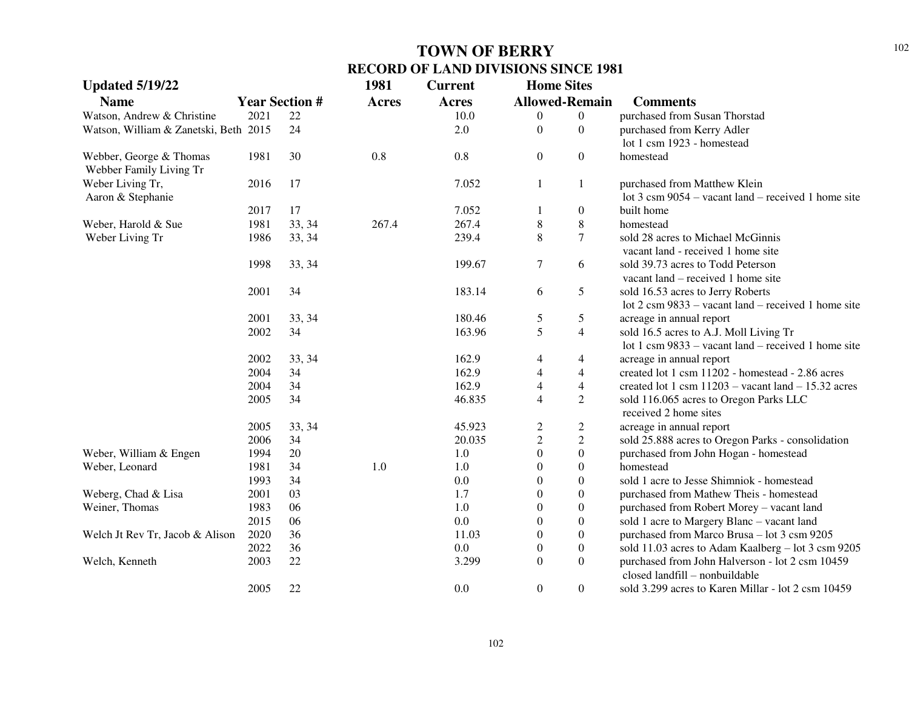# TOWN OF BERRY

## RECORD OF LAND DIVISIONS SINCE 1981

**Updated 5/19/22**

| Name | Year | Section # | 1981 Acres | Current Acres | Home Sites Allowed | Home Sites Remain | Comments |
|---|---|---|---|---|---|---|---|
| Watson, Andrew & Christine | 2021 | 22 | | 10.0 | 0 | 0 | purchased from Susan Thorstad |
| Watson, William & Zanetski, Beth | 2015 | 24 | | 2.0 | 0 | 0 | purchased from Kerry Adler lot 1 csm 1923 - homestead |
| Webber, George & Thomas Webber Family Living Tr | 1981 | 30 | 0.8 | 0.8 | 0 | 0 | homestead |
| Weber Living Tr, Aaron & Stephanie | 2016 | 17 | | 7.052 | 1 | 1 | purchased from Matthew Klein lot 3 csm 9054 – vacant land – received 1 home site |
| | 2017 | 17 | | 7.052 | 1 | 0 | built home |
| Weber, Harold & Sue | 1981 | 33, 34 | 267.4 | 267.4 | 8 | 8 | homestead |
| Weber Living Tr | 1986 | 33, 34 | | 239.4 | 8 | 7 | sold 28 acres to Michael McGinnis vacant land - received 1 home site |
| | 1998 | 33, 34 | | 199.67 | 7 | 6 | sold 39.73 acres to Todd Peterson vacant land – received 1 home site |
| | 2001 | 34 | | 183.14 | 6 | 5 | sold 16.53 acres to Jerry Roberts lot 2 csm 9833 – vacant land – received 1 home site |
| | 2001 | 33, 34 | | 180.46 | 5 | 5 | acreage in annual report |
| | 2002 | 34 | | 163.96 | 5 | 4 | sold 16.5 acres to A.J. Moll Living Tr lot 1 csm 9833 – vacant land – received 1 home site |
| | 2002 | 33, 34 | | 162.9 | 4 | 4 | acreage in annual report |
| | 2004 | 34 | | 162.9 | 4 | 4 | created lot 1 csm 11202 - homestead - 2.86 acres |
| | 2004 | 34 | | 162.9 | 4 | 4 | created lot 1 csm 11203 – vacant land – 15.32 acres |
| | 2005 | 34 | | 46.835 | 4 | 2 | sold 116.065 acres to Oregon Parks LLC received 2 home sites |
| | 2005 | 33, 34 | | 45.923 | 2 | 2 | acreage in annual report |
| | 2006 | 34 | | 20.035 | 2 | 2 | sold 25.888 acres to Oregon Parks - consolidation |
| Weber, William & Engen | 1994 | 20 | | 1.0 | 0 | 0 | purchased from John Hogan - homestead |
| Weber, Leonard | 1981 | 34 | 1.0 | 1.0 | 0 | 0 | homestead |
| | 1993 | 34 | | 0.0 | 0 | 0 | sold 1 acre to Jesse Shimniok - homestead |
| Weberg, Chad & Lisa | 2001 | 03 | | 1.7 | 0 | 0 | purchased from Mathew Theis - homestead |
| Weiner, Thomas | 1983 | 06 | | 1.0 | 0 | 0 | purchased from Robert Morey – vacant land |
| | 2015 | 06 | | 0.0 | 0 | 0 | sold 1 acre to Margery Blanc – vacant land |
| Welch Jt Rev Tr, Jacob & Alison | 2020 | 36 | | 11.03 | 0 | 0 | purchased from Marco Brusa – lot 3 csm 9205 |
| | 2022 | 36 | | 0.0 | 0 | 0 | sold 11.03 acres to Adam Kaalberg – lot 3 csm 9205 |
| Welch, Kenneth | 2003 | 22 | | 3.299 | 0 | 0 | purchased from John Halverson - lot 2 csm 10459 closed landfill – nonbuildable |
| | 2005 | 22 | | 0.0 | 0 | 0 | sold 3.299 acres to Karen Millar - lot 2 csm 10459 |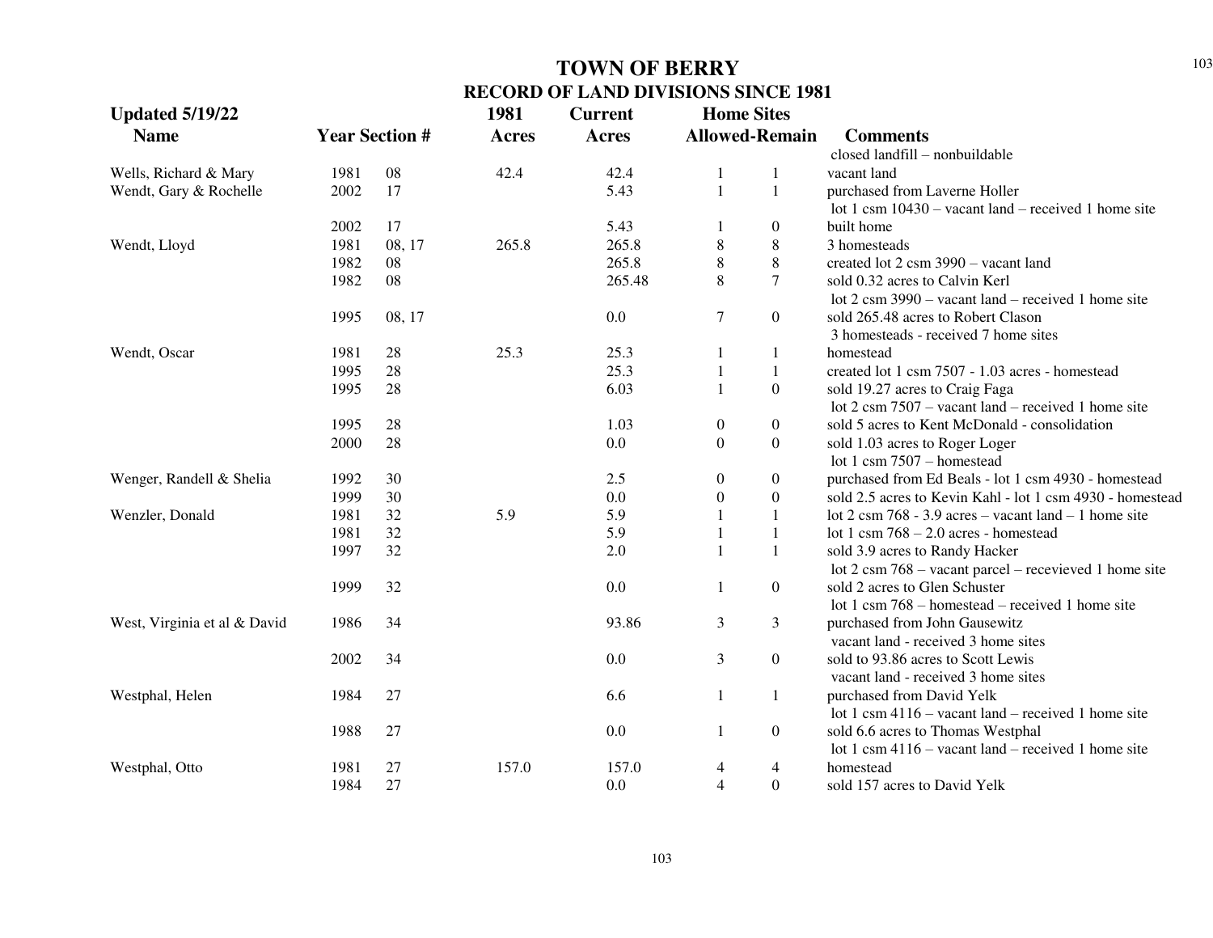# TOWN OF BERRY

## RECORD OF LAND DIVISIONS SINCE 1981

**Updated 5/19/22**

| Name | Year | Section # | 1981 Acres | Current Acres | Home Sites Allowed | Home Sites Remain | Comments |
|---|---|---|---|---|---|---|---|
| | | | | | | | closed landfill – nonbuildable |
| Wells, Richard & Mary | 1981 | 08 | 42.4 | 42.4 | 1 | 1 | vacant land |
| Wendt, Gary & Rochelle | 2002 | 17 | | 5.43 | 1 | 1 | purchased from Laverne Holler |
| | | | | | | | lot 1 csm 10430 – vacant land – received 1 home site |
| | 2002 | 17 | | 5.43 | 1 | 0 | built home |
| Wendt, Lloyd | 1981 | 08, 17 | 265.8 | 265.8 | 8 | 8 | 3 homesteads |
| | 1982 | 08 | | 265.8 | 8 | 8 | created lot 2 csm 3990 – vacant land |
| | 1982 | 08 | | 265.48 | 8 | 7 | sold 0.32 acres to Calvin Kerl |
| | | | | | | | lot 2 csm 3990 – vacant land – received 1 home site |
| | 1995 | 08, 17 | | 0.0 | 7 | 0 | sold 265.48 acres to Robert Clason |
| | | | | | | | 3 homesteads - received 7 home sites |
| Wendt, Oscar | 1981 | 28 | 25.3 | 25.3 | 1 | 1 | homestead |
| | 1995 | 28 | | 25.3 | 1 | 1 | created lot 1 csm 7507 - 1.03 acres - homestead |
| | 1995 | 28 | | 6.03 | 1 | 0 | sold 19.27 acres to Craig Faga |
| | | | | | | | lot 2 csm 7507 – vacant land – received 1 home site |
| | 1995 | 28 | | 1.03 | 0 | 0 | sold 5 acres to Kent McDonald - consolidation |
| | 2000 | 28 | | 0.0 | 0 | 0 | sold 1.03 acres to Roger Loger |
| | | | | | | | lot 1 csm 7507 – homestead |
| Wenger, Randell & Shelia | 1992 | 30 | | 2.5 | 0 | 0 | purchased from Ed Beals - lot 1 csm 4930 - homestead |
| | 1999 | 30 | | 0.0 | 0 | 0 | sold 2.5 acres to Kevin Kahl - lot 1 csm 4930 - homestead |
| Wenzler, Donald | 1981 | 32 | 5.9 | 5.9 | 1 | 1 | lot 2 csm 768 - 3.9 acres – vacant land – 1 home site |
| | 1981 | 32 | | 5.9 | 1 | 1 | lot 1 csm 768 – 2.0 acres - homestead |
| | 1997 | 32 | | 2.0 | 1 | 1 | sold 3.9 acres to Randy Hacker |
| | | | | | | | lot 2 csm 768 – vacant parcel – recevieved 1 home site |
| | 1999 | 32 | | 0.0 | 1 | 0 | sold 2 acres to Glen Schuster |
| | | | | | | | lot 1 csm 768 – homestead – received 1 home site |
| West, Virginia et al & David | 1986 | 34 | | 93.86 | 3 | 3 | purchased from John Gausewitz |
| | | | | | | | vacant land - received 3 home sites |
| | 2002 | 34 | | 0.0 | 3 | 0 | sold to 93.86 acres to Scott Lewis |
| | | | | | | | vacant land - received 3 home sites |
| Westphal, Helen | 1984 | 27 | | 6.6 | 1 | 1 | purchased from David Yelk |
| | | | | | | | lot 1 csm 4116 – vacant land – received 1 home site |
| | 1988 | 27 | | 0.0 | 1 | 0 | sold 6.6 acres to Thomas Westphal |
| | | | | | | | lot 1 csm 4116 – vacant land – received 1 home site |
| Westphal, Otto | 1981 | 27 | 157.0 | 157.0 | 4 | 4 | homestead |
| | 1984 | 27 | | 0.0 | 4 | 0 | sold 157 acres to David Yelk |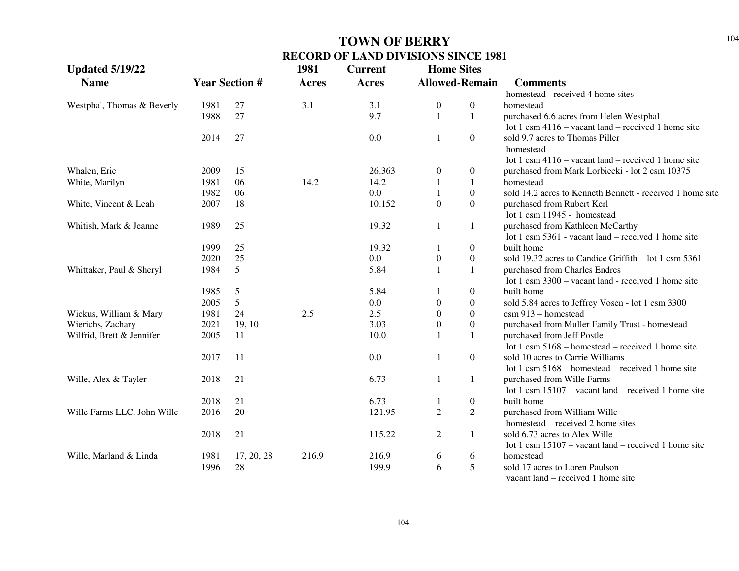# TOWN OF BERRY

## RECORD OF LAND DIVISIONS SINCE 1981

**Updated 5/19/22**

| Name | Year | Section # | 1981 Acres | Current Acres | Home Sites Allowed | Home Sites Remain | Comments |
|---|---|---|---|---|---|---|---|
| | | | | | | | homestead - received 4 home sites |
| Westphal, Thomas & Beverly | 1981 | 27 | 3.1 | 3.1 | 0 | 0 | homestead |
| | 1988 | 27 | | 9.7 | 1 | 1 | purchased 6.6 acres from Helen Westphal lot 1 csm 4116 – vacant land – received 1 home site |
| | 2014 | 27 | | 0.0 | 1 | 0 | sold 9.7 acres to Thomas Piller homestead lot 1 csm 4116 – vacant land – received 1 home site |
| Whalen, Eric | 2009 | 15 | | 26.363 | 0 | 0 | purchased from Mark Lorbiecki - lot 2 csm 10375 |
| White, Marilyn | 1981 | 06 | 14.2 | 14.2 | 1 | 1 | homestead |
| | 1982 | 06 | | 0.0 | 1 | 0 | sold 14.2 acres to Kenneth Bennett - received 1 home site |
| White, Vincent & Leah | 2007 | 18 | | 10.152 | 0 | 0 | purchased from Rubert Kerl lot 1 csm 11945 - homestead |
| Whitish, Mark & Jeanne | 1989 | 25 | | 19.32 | 1 | 1 | purchased from Kathleen McCarthy lot 1 csm 5361 - vacant land – received 1 home site |
| | 1999 | 25 | | 19.32 | 1 | 0 | built home |
| | 2020 | 25 | | 0.0 | 0 | 0 | sold 19.32 acres to Candice Griffith – lot 1 csm 5361 |
| Whittaker, Paul & Sheryl | 1984 | 5 | | 5.84 | 1 | 1 | purchased from Charles Endres lot 1 csm 3300 – vacant land - received 1 home site |
| | 1985 | 5 | | 5.84 | 1 | 0 | built home |
| | 2005 | 5 | | 0.0 | 0 | 0 | sold 5.84 acres to Jeffrey Vosen - lot 1 csm 3300 |
| Wickus, William & Mary | 1981 | 24 | 2.5 | 2.5 | 0 | 0 | csm 913 – homestead |
| Wierichs, Zachary | 2021 | 19, 10 | | 3.03 | 0 | 0 | purchased from Muller Family Trust - homestead |
| Wilfrid, Brett & Jennifer | 2005 | 11 | | 10.0 | 1 | 1 | purchased from Jeff Postle lot 1 csm 5168 – homestead – received 1 home site |
| | 2017 | 11 | | 0.0 | 1 | 0 | sold 10 acres to Carrie Williams lot 1 csm 5168 – homestead – received 1 home site |
| Wille, Alex & Tayler | 2018 | 21 | | 6.73 | 1 | 1 | purchased from Wille Farms lot 1 csm 15107 – vacant land – received 1 home site |
| | 2018 | 21 | | 6.73 | 1 | 0 | built home |
| Wille Farms LLC, John Wille | 2016 | 20 | | 121.95 | 2 | 2 | purchased from William Wille homestead – received 2 home sites |
| | 2018 | 21 | | 115.22 | 2 | 1 | sold 6.73 acres to Alex Wille lot 1 csm 15107 – vacant land – received 1 home site |
| Wille, Marland & Linda | 1981 | 17, 20, 28 | 216.9 | 216.9 | 6 | 6 | homestead |
| | 1996 | 28 | | 199.9 | 6 | 5 | sold 17 acres to Loren Paulson vacant land – received 1 home site |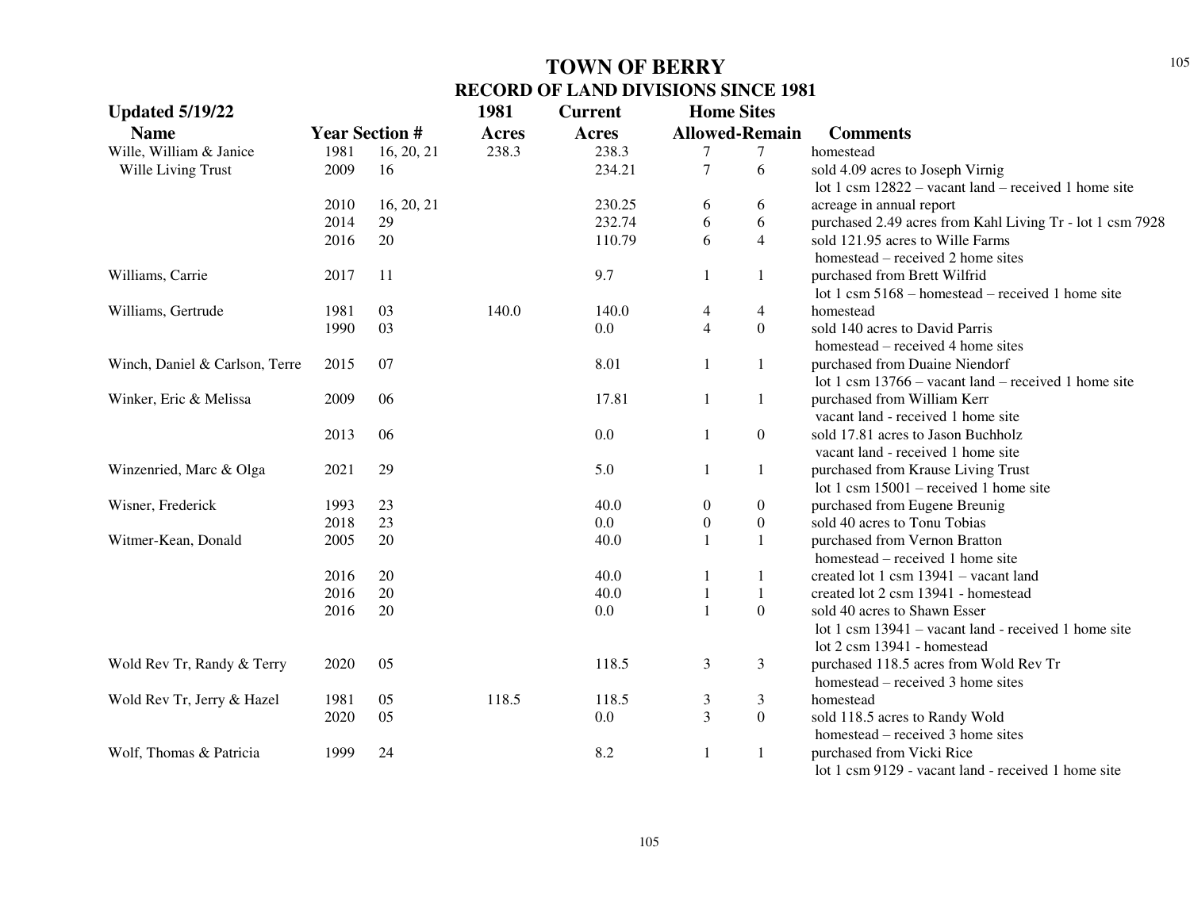# TOWN OF BERRY

## RECORD OF LAND DIVISIONS SINCE 1981

**Updated 5/19/22**

| Name | Year | Section # | 1981 Acres | Current Acres | Home Sites Allowed | Home Sites Remain | Comments |
|---|---|---|---|---|---|---|---|
| Wille, William & Janice | 1981 | 16, 20, 21 | 238.3 | 238.3 | 7 | 7 | homestead |
| Wille Living Trust | 2009 | 16 | | 234.21 | 7 | 6 | sold 4.09 acres to Joseph Virnig |
| | | | | | | | lot 1 csm 12822 – vacant land – received 1 home site |
| | 2010 | 16, 20, 21 | | 230.25 | 6 | 6 | acreage in annual report |
| | 2014 | 29 | | 232.74 | 6 | 6 | purchased 2.49 acres from Kahl Living Tr - lot 1 csm 7928 |
| | 2016 | 20 | | 110.79 | 6 | 4 | sold 121.95 acres to Wille Farms |
| | | | | | | | homestead – received 2 home sites |
| Williams, Carrie | 2017 | 11 | | 9.7 | 1 | 1 | purchased from Brett Wilfrid |
| | | | | | | | lot 1 csm 5168 – homestead – received 1 home site |
| Williams, Gertrude | 1981 | 03 | 140.0 | 140.0 | 4 | 4 | homestead |
| | 1990 | 03 | | 0.0 | 4 | 0 | sold 140 acres to David Parris |
| | | | | | | | homestead – received 4 home sites |
| Winch, Daniel & Carlson, Terre | 2015 | 07 | | 8.01 | 1 | 1 | purchased from Duaine Niendorf |
| | | | | | | | lot 1 csm 13766 – vacant land – received 1 home site |
| Winker, Eric & Melissa | 2009 | 06 | | 17.81 | 1 | 1 | purchased from William Kerr |
| | | | | | | | vacant land - received 1 home site |
| | 2013 | 06 | | 0.0 | 1 | 0 | sold 17.81 acres to Jason Buchholz |
| | | | | | | | vacant land - received 1 home site |
| Winzenried, Marc & Olga | 2021 | 29 | | 5.0 | 1 | 1 | purchased from Krause Living Trust |
| | | | | | | | lot 1 csm 15001 – received 1 home site |
| Wisner, Frederick | 1993 | 23 | | 40.0 | 0 | 0 | purchased from Eugene Breunig |
| | 2018 | 23 | | 0.0 | 0 | 0 | sold 40 acres to Tonu Tobias |
| Witmer-Kean, Donald | 2005 | 20 | | 40.0 | 1 | 1 | purchased from Vernon Bratton |
| | | | | | | | homestead – received 1 home site |
| | 2016 | 20 | | 40.0 | 1 | 1 | created lot 1 csm 13941 – vacant land |
| | 2016 | 20 | | 40.0 | 1 | 1 | created lot 2 csm 13941 - homestead |
| | 2016 | 20 | | 0.0 | 1 | 0 | sold 40 acres to Shawn Esser |
| | | | | | | | lot 1 csm 13941 – vacant land - received 1 home site |
| | | | | | | | lot 2 csm 13941 - homestead |
| Wold Rev Tr, Randy & Terry | 2020 | 05 | | 118.5 | 3 | 3 | purchased 118.5 acres from Wold Rev Tr |
| | | | | | | | homestead – received 3 home sites |
| Wold Rev Tr, Jerry & Hazel | 1981 | 05 | 118.5 | 118.5 | 3 | 3 | homestead |
| | 2020 | 05 | | 0.0 | 3 | 0 | sold 118.5 acres to Randy Wold |
| | | | | | | | homestead – received 3 home sites |
| Wolf, Thomas & Patricia | 1999 | 24 | | 8.2 | 1 | 1 | purchased from Vicki Rice |
| | | | | | | | lot 1 csm 9129 - vacant land - received 1 home site |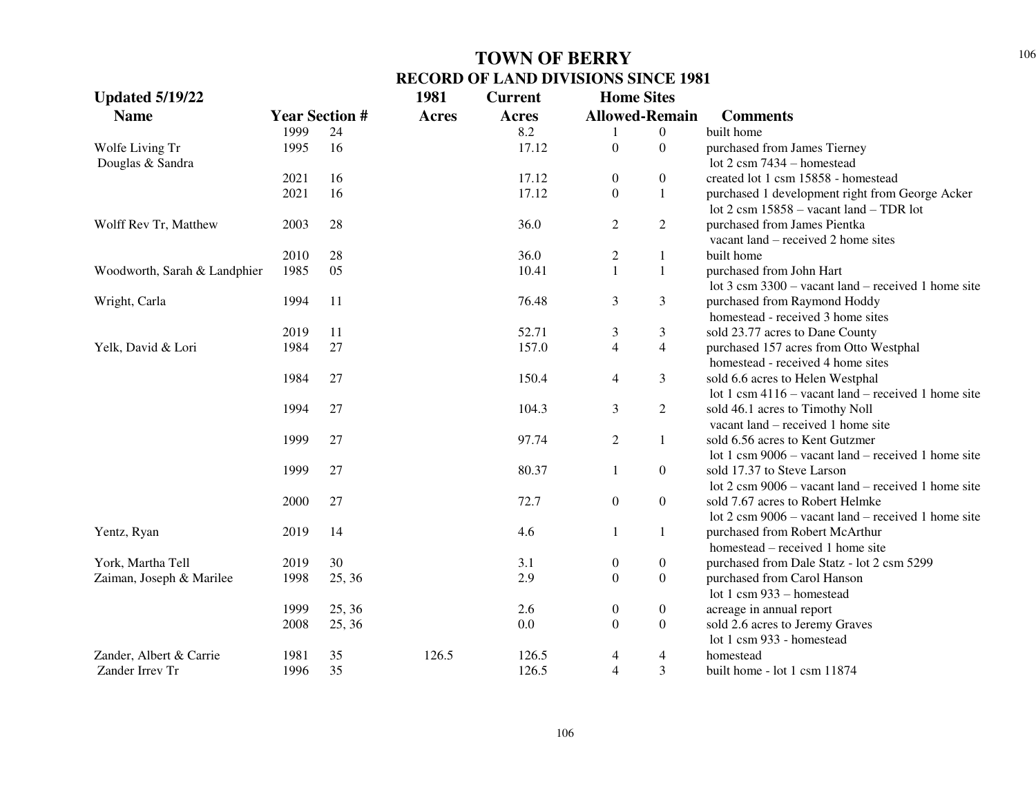# TOWN OF BERRY
## RECORD OF LAND DIVISIONS SINCE 1981

**Updated 5/19/22**

| Name | Year | Section # | 1981 Acres | Current Acres | Home Sites Allowed | Home Sites Remain | Comments |
|---|---|---|---|---|---|---|---|
| | 1999 | 24 | | 8.2 | 1 | 0 | built home |
| Wolfe Living Tr Douglas & Sandra | 1995 | 16 | | 17.12 | 0 | 0 | purchased from James Tierney lot 2 csm 7434 – homestead |
| | 2021 | 16 | | 17.12 | 0 | 0 | created lot 1 csm 15858 - homestead |
| | 2021 | 16 | | 17.12 | 0 | 1 | purchased 1 development right from George Acker lot 2 csm 15858 – vacant land – TDR lot |
| Wolff Rev Tr, Matthew | 2003 | 28 | | 36.0 | 2 | 2 | purchased from James Pientka vacant land – received 2 home sites |
| | 2010 | 28 | | 36.0 | 2 | 1 | built home |
| Woodworth, Sarah & Landphier | 1985 | 05 | | 10.41 | 1 | 1 | purchased from John Hart lot 3 csm 3300 – vacant land – received 1 home site |
| Wright, Carla | 1994 | 11 | | 76.48 | 3 | 3 | purchased from Raymond Hoddy homestead - received 3 home sites |
| | 2019 | 11 | | 52.71 | 3 | 3 | sold 23.77 acres to Dane County |
| Yelk, David & Lori | 1984 | 27 | | 157.0 | 4 | 4 | purchased 157 acres from Otto Westphal homestead - received 4 home sites |
| | 1984 | 27 | | 150.4 | 4 | 3 | sold 6.6 acres to Helen Westphal lot 1 csm 4116 – vacant land – received 1 home site |
| | 1994 | 27 | | 104.3 | 3 | 2 | sold 46.1 acres to Timothy Noll vacant land – received 1 home site |
| | 1999 | 27 | | 97.74 | 2 | 1 | sold 6.56 acres to Kent Gutzmer lot 1 csm 9006 – vacant land – received 1 home site |
| | 1999 | 27 | | 80.37 | 1 | 0 | sold 17.37 to Steve Larson lot 2 csm 9006 – vacant land – received 1 home site |
| | 2000 | 27 | | 72.7 | 0 | 0 | sold 7.67 acres to Robert Helmke lot 2 csm 9006 – vacant land – received 1 home site |
| Yentz, Ryan | 2019 | 14 | | 4.6 | 1 | 1 | purchased from Robert McArthur homestead – received 1 home site |
| York, Martha Tell | 2019 | 30 | | 3.1 | 0 | 0 | purchased from Dale Statz - lot 2 csm 5299 |
| Zaiman, Joseph & Marilee | 1998 | 25, 36 | | 2.9 | 0 | 0 | purchased from Carol Hanson lot 1 csm 933 – homestead |
| | 1999 | 25, 36 | | 2.6 | 0 | 0 | acreage in annual report |
| | 2008 | 25, 36 | | 0.0 | 0 | 0 | sold 2.6 acres to Jeremy Graves lot 1 csm 933 - homestead |
| Zander, Albert & Carrie | 1981 | 35 | 126.5 | 126.5 | 4 | 4 | homestead |
| Zander Irrev Tr | 1996 | 35 | | 126.5 | 4 | 3 | built home - lot 1 csm 11874 |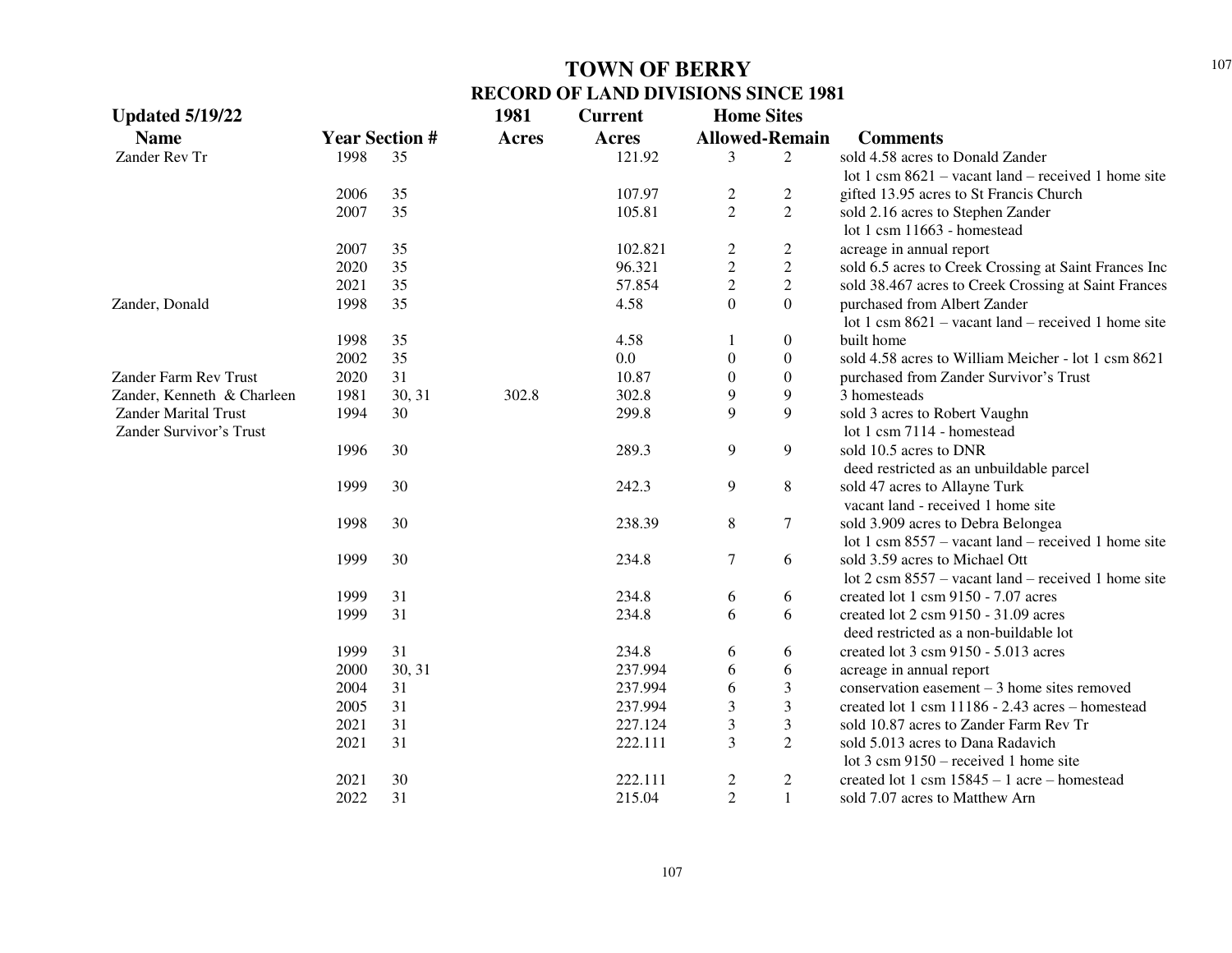# TOWN OF BERRY

## RECORD OF LAND DIVISIONS SINCE 1981

**Updated 5/19/22**

| Name | Year | Section # | 1981 Acres | Current Acres | Home Sites Allowed | Home Sites Remain | Comments |
|---|---|---|---|---|---|---|---|
| Zander Rev Tr | 1998 | 35 | | 121.92 | 3 | 2 | sold 4.58 acres to Donald Zander |
| | | | | | | | lot 1 csm 8621 – vacant land – received 1 home site |
| | 2006 | 35 | | 107.97 | 2 | 2 | gifted 13.95 acres to St Francis Church |
| | 2007 | 35 | | 105.81 | 2 | 2 | sold 2.16 acres to Stephen Zander |
| | | | | | | | lot 1 csm 11663 - homestead |
| | 2007 | 35 | | 102.821 | 2 | 2 | acreage in annual report |
| | 2020 | 35 | | 96.321 | 2 | 2 | sold 6.5 acres to Creek Crossing at Saint Frances Inc |
| | 2021 | 35 | | 57.854 | 2 | 2 | sold 38.467 acres to Creek Crossing at Saint Frances |
| Zander, Donald | 1998 | 35 | | 4.58 | 0 | 0 | purchased from Albert Zander |
| | | | | | | | lot 1 csm 8621 – vacant land – received 1 home site |
| | 1998 | 35 | | 4.58 | 1 | 0 | built home |
| | 2002 | 35 | | 0.0 | 0 | 0 | sold 4.58 acres to William Meicher - lot 1 csm 8621 |
| Zander Farm Rev Trust | 2020 | 31 | | 10.87 | 0 | 0 | purchased from Zander Survivor's Trust |
| Zander, Kenneth & Charleen | 1981 | 30, 31 | 302.8 | 302.8 | 9 | 9 | 3 homesteads |
| Zander Marital Trust | 1994 | 30 | | 299.8 | 9 | 9 | sold 3 acres to Robert Vaughn |
| Zander Survivor's Trust | | | | | | | lot 1 csm 7114 - homestead |
| | 1996 | 30 | | 289.3 | 9 | 9 | sold 10.5 acres to DNR |
| | | | | | | | deed restricted as an unbuildable parcel |
| | 1999 | 30 | | 242.3 | 9 | 8 | sold 47 acres to Allayne Turk |
| | | | | | | | vacant land - received 1 home site |
| | 1998 | 30 | | 238.39 | 8 | 7 | sold 3.909 acres to Debra Belongea |
| | | | | | | | lot 1 csm 8557 – vacant land – received 1 home site |
| | 1999 | 30 | | 234.8 | 7 | 6 | sold 3.59 acres to Michael Ott |
| | | | | | | | lot 2 csm 8557 – vacant land – received 1 home site |
| | 1999 | 31 | | 234.8 | 6 | 6 | created lot 1 csm 9150 - 7.07 acres |
| | 1999 | 31 | | 234.8 | 6 | 6 | created lot 2 csm 9150 - 31.09 acres |
| | | | | | | | deed restricted as a non-buildable lot |
| | 1999 | 31 | | 234.8 | 6 | 6 | created lot 3 csm 9150 - 5.013 acres |
| | 2000 | 30, 31 | | 237.994 | 6 | 6 | acreage in annual report |
| | 2004 | 31 | | 237.994 | 6 | 3 | conservation easement – 3 home sites removed |
| | 2005 | 31 | | 237.994 | 3 | 3 | created lot 1 csm 11186 - 2.43 acres – homestead |
| | 2021 | 31 | | 227.124 | 3 | 3 | sold 10.87 acres to Zander Farm Rev Tr |
| | 2021 | 31 | | 222.111 | 3 | 2 | sold 5.013 acres to Dana Radavich |
| | | | | | | | lot 3 csm 9150 – received 1 home site |
| | 2021 | 30 | | 222.111 | 2 | 2 | created lot 1 csm 15845 – 1 acre – homestead |
| | 2022 | 31 | | 215.04 | 2 | 1 | sold 7.07 acres to Matthew Arn |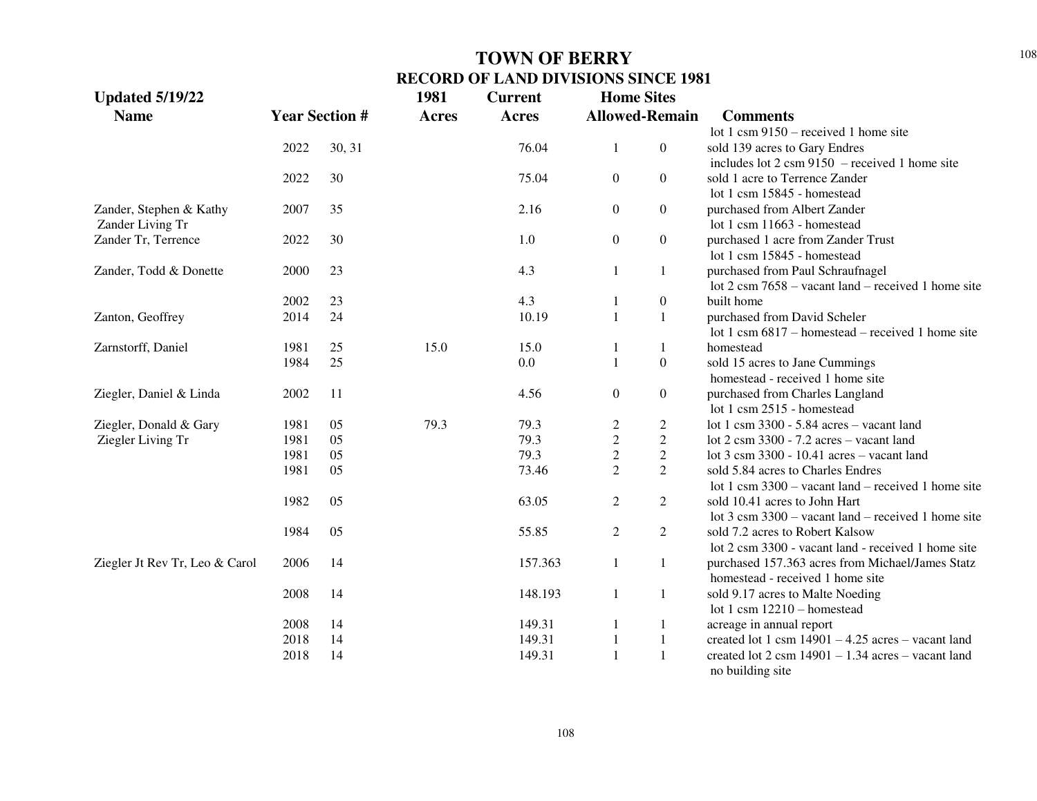# TOWN OF BERRY

## RECORD OF LAND DIVISIONS SINCE 1981

| Updated 5/19/22 Name | Year | Section # | 1981 Acres | Current Acres | Home Sites Allowed | Home Sites Remain | Comments |
|---|---|---|---|---|---|---|---|
| | | | | | | | lot 1 csm 9150 – received 1 home site |
| | 2022 | 30, 31 | | 76.04 | 1 | 0 | sold 139 acres to Gary Endres |
| | | | | | | | includes lot 2 csm 9150 – received 1 home site |
| | 2022 | 30 | | 75.04 | 0 | 0 | sold 1 acre to Terrence Zander |
| | | | | | | | lot 1 csm 15845 - homestead |
| Zander, Stephen & Kathy | 2007 | 35 | | 2.16 | 0 | 0 | purchased from Albert Zander |
| Zander Living Tr | | | | | | | lot 1 csm 11663 - homestead |
| Zander Tr, Terrence | 2022 | 30 | | 1.0 | 0 | 0 | purchased 1 acre from Zander Trust |
| | | | | | | | lot 1 csm 15845 - homestead |
| Zander, Todd & Donette | 2000 | 23 | | 4.3 | 1 | 1 | purchased from Paul Schraufnagel |
| | | | | | | | lot 2 csm 7658 – vacant land – received 1 home site |
| | 2002 | 23 | | 4.3 | 1 | 0 | built home |
| Zanton, Geoffrey | 2014 | 24 | | 10.19 | 1 | 1 | purchased from David Scheler |
| | | | | | | | lot 1 csm 6817 – homestead – received 1 home site |
| Zarnstorff, Daniel | 1981 | 25 | 15.0 | 15.0 | 1 | 1 | homestead |
| | 1984 | 25 | | 0.0 | 1 | 0 | sold 15 acres to Jane Cummings |
| | | | | | | | homestead - received 1 home site |
| Ziegler, Daniel & Linda | 2002 | 11 | | 4.56 | 0 | 0 | purchased from Charles Langland |
| | | | | | | | lot 1 csm 2515 - homestead |
| Ziegler, Donald & Gary | 1981 | 05 | 79.3 | 79.3 | 2 | 2 | lot 1 csm 3300 - 5.84 acres – vacant land |
| Ziegler Living Tr | 1981 | 05 | | 79.3 | 2 | 2 | lot 2 csm 3300 - 7.2 acres – vacant land |
| | 1981 | 05 | | 79.3 | 2 | 2 | lot 3 csm 3300 - 10.41 acres – vacant land |
| | 1981 | 05 | | 73.46 | 2 | 2 | sold 5.84 acres to Charles Endres |
| | | | | | | | lot 1 csm 3300 – vacant land – received 1 home site |
| | 1982 | 05 | | 63.05 | 2 | 2 | sold 10.41 acres to John Hart |
| | | | | | | | lot 3 csm 3300 – vacant land – received 1 home site |
| | 1984 | 05 | | 55.85 | 2 | 2 | sold 7.2 acres to Robert Kalsow |
| | | | | | | | lot 2 csm 3300 - vacant land - received 1 home site |
| Ziegler Jt Rev Tr, Leo & Carol | 2006 | 14 | | 157.363 | 1 | 1 | purchased 157.363 acres from Michael/James Statz |
| | | | | | | | homestead - received 1 home site |
| | 2008 | 14 | | 148.193 | 1 | 1 | sold 9.17 acres to Malte Noeding |
| | | | | | | | lot 1 csm 12210 – homestead |
| | 2008 | 14 | | 149.31 | 1 | 1 | acreage in annual report |
| | 2018 | 14 | | 149.31 | 1 | 1 | created lot 1 csm 14901 – 4.25 acres – vacant land |
| | 2018 | 14 | | 149.31 | 1 | 1 | created lot 2 csm 14901 – 1.34 acres – vacant land |
| | | | | | | | no building site |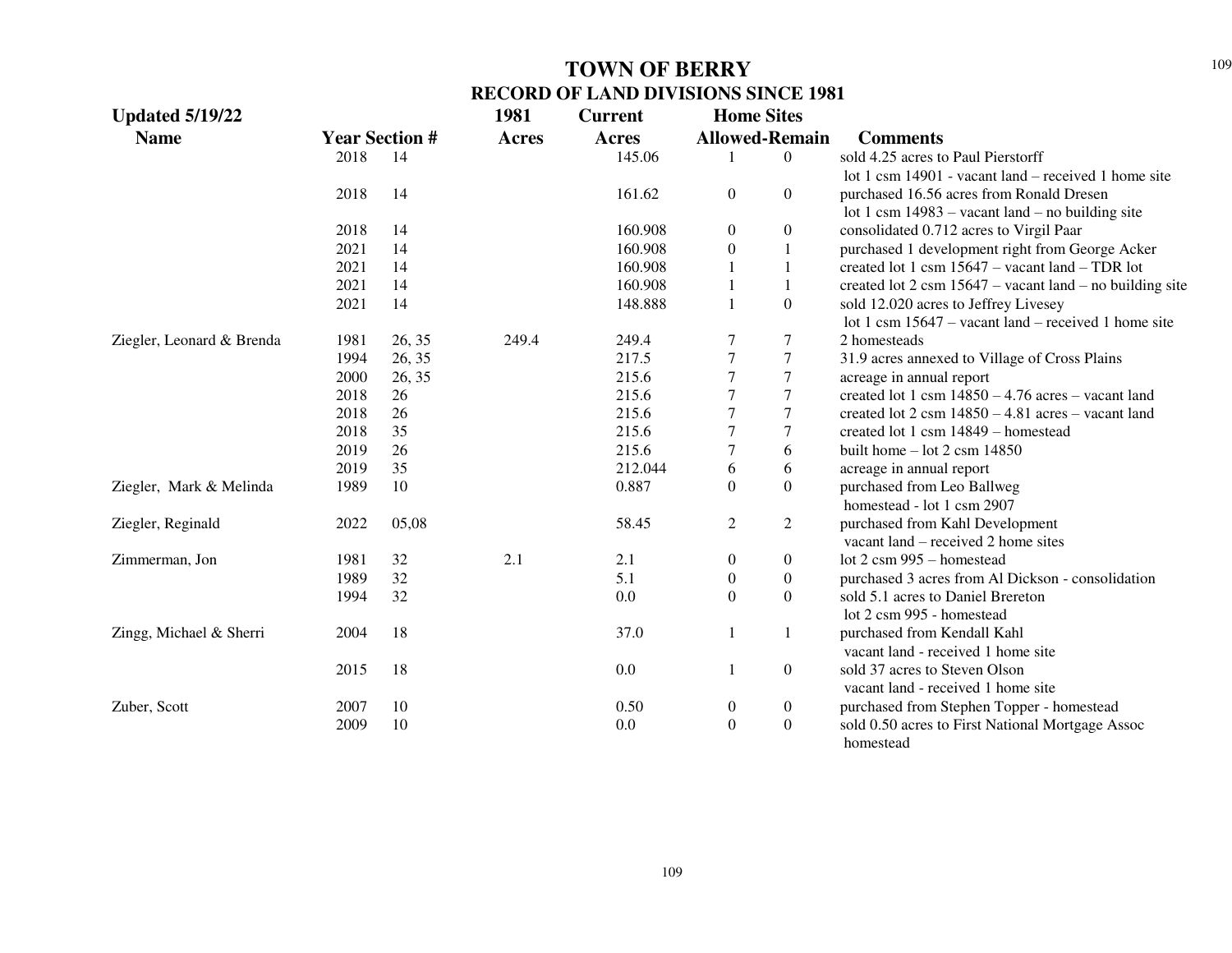# TOWN OF BERRY

## RECORD OF LAND DIVISIONS SINCE 1981

**Updated 5/19/22**

| Name | Year | Section # | 1981 Acres | Current Acres | Home Sites Allowed | Home Sites Remain | Comments |
|---|---|---|---|---|---|---|---|
| | 2018 | 14 | | 145.06 | 1 | 0 | sold 4.25 acres to Paul Pierstorff<br>lot 1 csm 14901 - vacant land – received 1 home site |
| | 2018 | 14 | | 161.62 | 0 | 0 | purchased 16.56 acres from Ronald Dresen<br>lot 1 csm 14983 – vacant land – no building site |
| | 2018 | 14 | | 160.908 | 0 | 0 | consolidated 0.712 acres to Virgil Paar |
| | 2021 | 14 | | 160.908 | 0 | 1 | purchased 1 development right from George Acker |
| | 2021 | 14 | | 160.908 | 1 | 1 | created lot 1 csm 15647 – vacant land – TDR lot |
| | 2021 | 14 | | 160.908 | 1 | 1 | created lot 2 csm 15647 – vacant land – no building site |
| | 2021 | 14 | | 148.888 | 1 | 0 | sold 12.020 acres to Jeffrey Livesey<br>lot 1 csm 15647 – vacant land – received 1 home site |
| Ziegler, Leonard & Brenda | 1981 | 26, 35 | 249.4 | 249.4 | 7 | 7 | 2 homesteads |
| | 1994 | 26, 35 | | 217.5 | 7 | 7 | 31.9 acres annexed to Village of Cross Plains |
| | 2000 | 26, 35 | | 215.6 | 7 | 7 | acreage in annual report |
| | 2018 | 26 | | 215.6 | 7 | 7 | created lot 1 csm 14850 – 4.76 acres – vacant land |
| | 2018 | 26 | | 215.6 | 7 | 7 | created lot 2 csm 14850 – 4.81 acres – vacant land |
| | 2018 | 35 | | 215.6 | 7 | 7 | created lot 1 csm 14849 – homestead |
| | 2019 | 26 | | 215.6 | 7 | 6 | built home – lot 2 csm 14850 |
| | 2019 | 35 | | 212.044 | 6 | 6 | acreage in annual report |
| Ziegler, Mark & Melinda | 1989 | 10 | | 0.887 | 0 | 0 | purchased from Leo Ballweg<br>homestead - lot 1 csm 2907 |
| Ziegler, Reginald | 2022 | 05,08 | | 58.45 | 2 | 2 | purchased from Kahl Development<br>vacant land – received 2 home sites |
| Zimmerman, Jon | 1981 | 32 | 2.1 | 2.1 | 0 | 0 | lot 2 csm 995 – homestead |
| | 1989 | 32 | | 5.1 | 0 | 0 | purchased 3 acres from Al Dickson - consolidation |
| | 1994 | 32 | | 0.0 | 0 | 0 | sold 5.1 acres to Daniel Brereton<br>lot 2 csm 995 - homestead |
| Zingg, Michael & Sherri | 2004 | 18 | | 37.0 | 1 | 1 | purchased from Kendall Kahl<br>vacant land - received 1 home site |
| | 2015 | 18 | | 0.0 | 1 | 0 | sold 37 acres to Steven Olson<br>vacant land - received 1 home site |
| Zuber, Scott | 2007 | 10 | | 0.50 | 0 | 0 | purchased from Stephen Topper - homestead |
| | 2009 | 10 | | 0.0 | 0 | 0 | sold 0.50 acres to First National Mortgage Assoc<br>homestead |